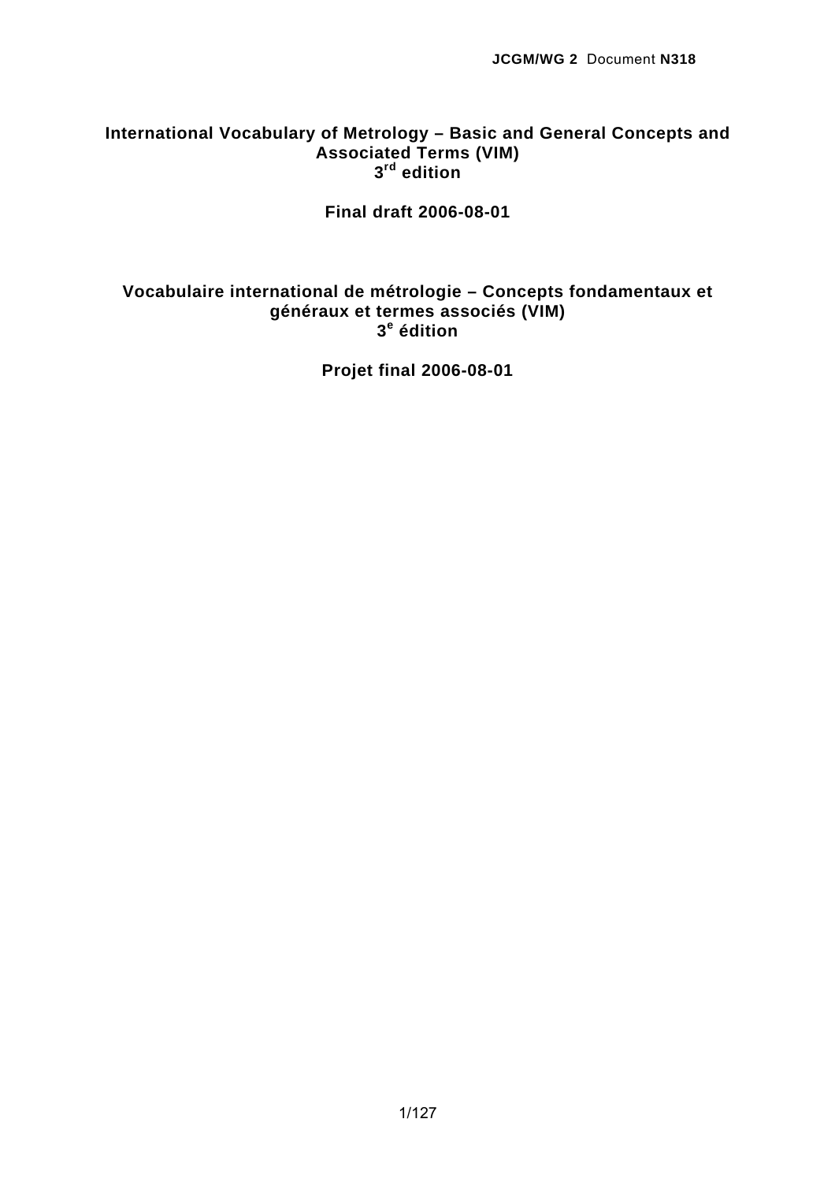**JCGM/WG 2** Document **N318**

# International Vocabulary of Metrology – Basic and General Concepts and Associated Terms (VIM)

**3rd edition**

**Final draft 2006-08-01**

# Vocabulaire international de métrologie – Concepts fondamentaux et généraux et termes associés (VIM)

**3e édition**

**Projet final 2006-08-01**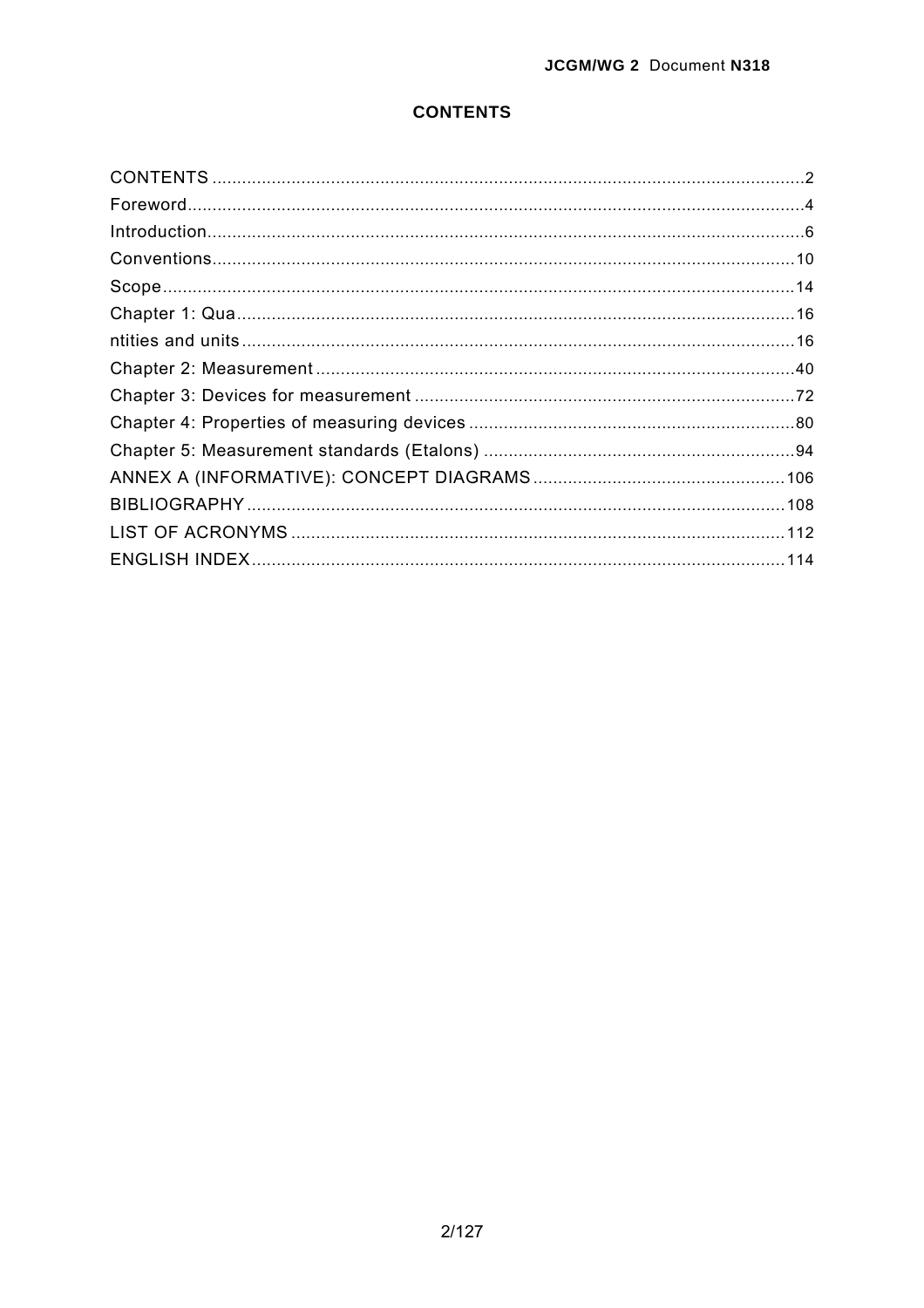# CONTENTS

CONTENTS ........................................................................................................................2
Foreword...........................................................................................................................4
Introduction.......................................................................................................................6
Conventions.....................................................................................................................10
Scope...............................................................................................................................14
Chapter 1: Qua................................................................................................................16
ntities and units...............................................................................................................16
Chapter 2: Measurement ................................................................................................40
Chapter 3: Devices for measurement ............................................................................72
Chapter 4: Properties of measuring devices ..................................................................80
Chapter 5: Measurement standards (Etalons) ...............................................................94
ANNEX A (INFORMATIVE): CONCEPT DIAGRAMS ...................................................106
BIBLIOGRAPHY ............................................................................................................108
LIST OF ACRONYMS ...................................................................................................112
ENGLISH INDEX...........................................................................................................114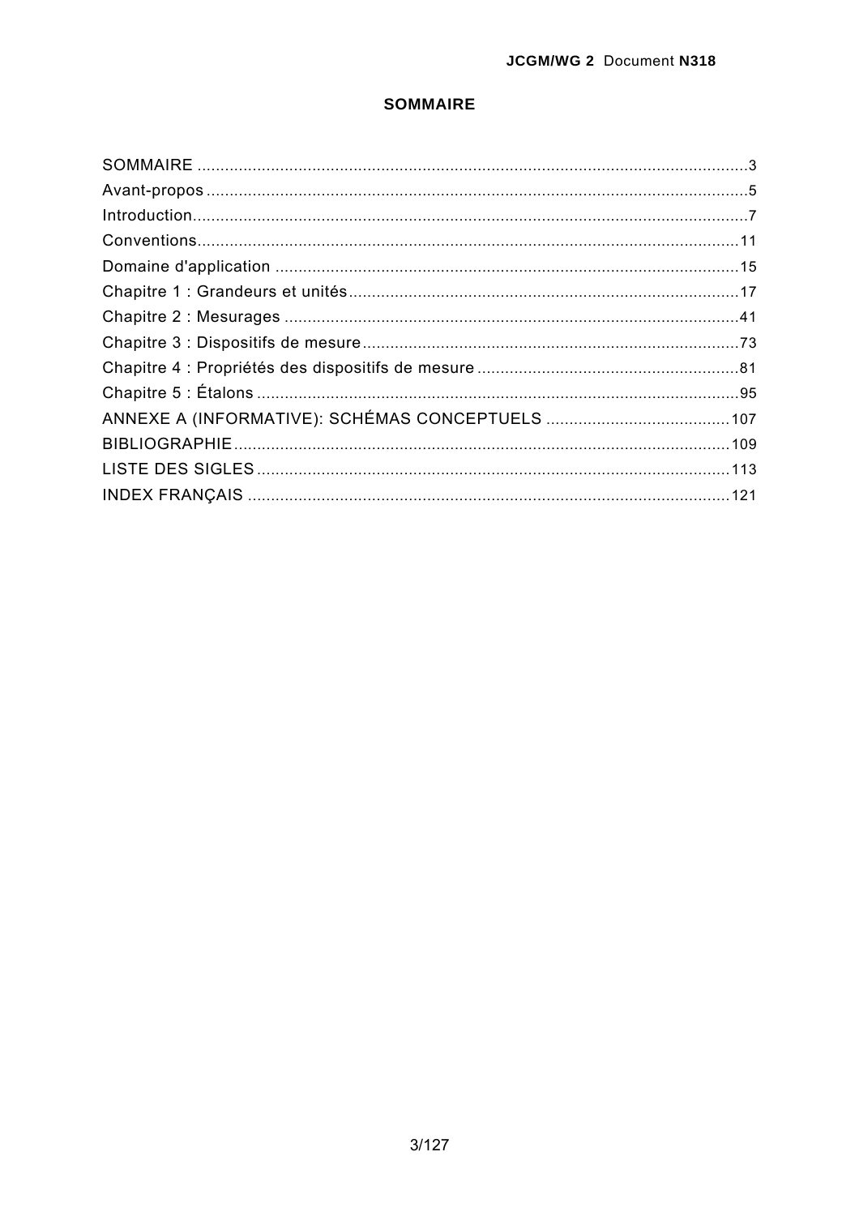# SOMMAIRE

SOMMAIRE ....................................................................................................................3
Avant-propos ..................................................................................................................5
Introduction....................................................................................................................7
Conventions..................................................................................................................11
Domaine d'application ..................................................................................................15
Chapitre 1 : Grandeurs et unités....................................................................................17
Chapitre 2 : Mesurages .................................................................................................41
Chapitre 3 : Dispositifs de mesure.................................................................................73
Chapitre 4 : Propriétés des dispositifs de mesure .........................................................81
Chapitre 5 : Étalons .......................................................................................................95
ANNEXE A (INFORMATIVE): SCHÉMAS CONCEPTUELS .........................................107
BIBLIOGRAPHIE...........................................................................................................109
LISTE DES SIGLES.......................................................................................................113
INDEX FRANÇAIS ........................................................................................................121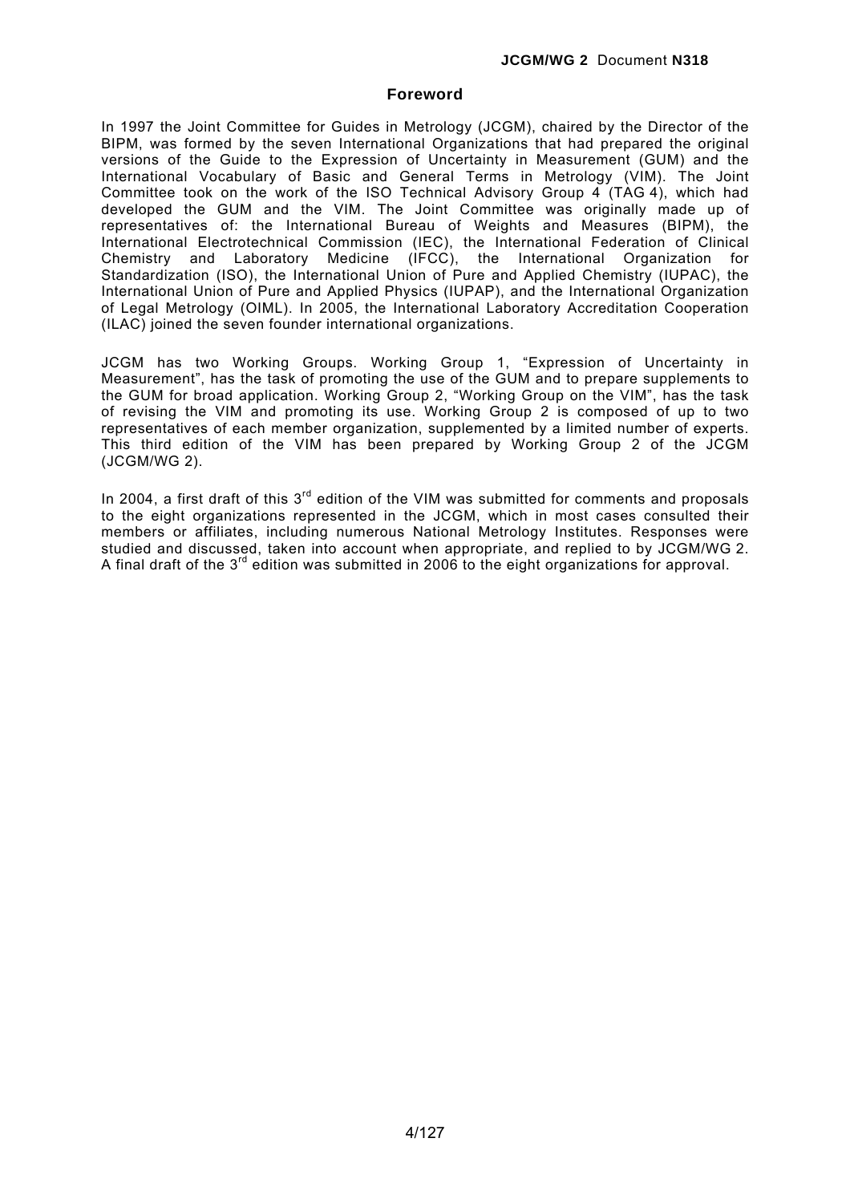## Foreword

In 1997 the Joint Committee for Guides in Metrology (JCGM), chaired by the Director of the BIPM, was formed by the seven International Organizations that had prepared the original versions of the Guide to the Expression of Uncertainty in Measurement (GUM) and the International Vocabulary of Basic and General Terms in Metrology (VIM). The Joint Committee took on the work of the ISO Technical Advisory Group 4 (TAG 4), which had developed the GUM and the VIM. The Joint Committee was originally made up of representatives of: the International Bureau of Weights and Measures (BIPM), the International Electrotechnical Commission (IEC), the International Federation of Clinical Chemistry and Laboratory Medicine (IFCC), the International Organization for Standardization (ISO), the International Union of Pure and Applied Chemistry (IUPAC), the International Union of Pure and Applied Physics (IUPAP), and the International Organization of Legal Metrology (OIML). In 2005, the International Laboratory Accreditation Cooperation (ILAC) joined the seven founder international organizations.

JCGM has two Working Groups. Working Group 1, “Expression of Uncertainty in Measurement”, has the task of promoting the use of the GUM and to prepare supplements to the GUM for broad application. Working Group 2, “Working Group on the VIM”, has the task of revising the VIM and promoting its use. Working Group 2 is composed of up to two representatives of each member organization, supplemented by a limited number of experts. This third edition of the VIM has been prepared by Working Group 2 of the JCGM (JCGM/WG 2).

In 2004, a first draft of this 3rd edition of the VIM was submitted for comments and proposals to the eight organizations represented in the JCGM, which in most cases consulted their members or affiliates, including numerous National Metrology Institutes. Responses were studied and discussed, taken into account when appropriate, and replied to by JCGM/WG 2. A final draft of the 3rd edition was submitted in 2006 to the eight organizations for approval.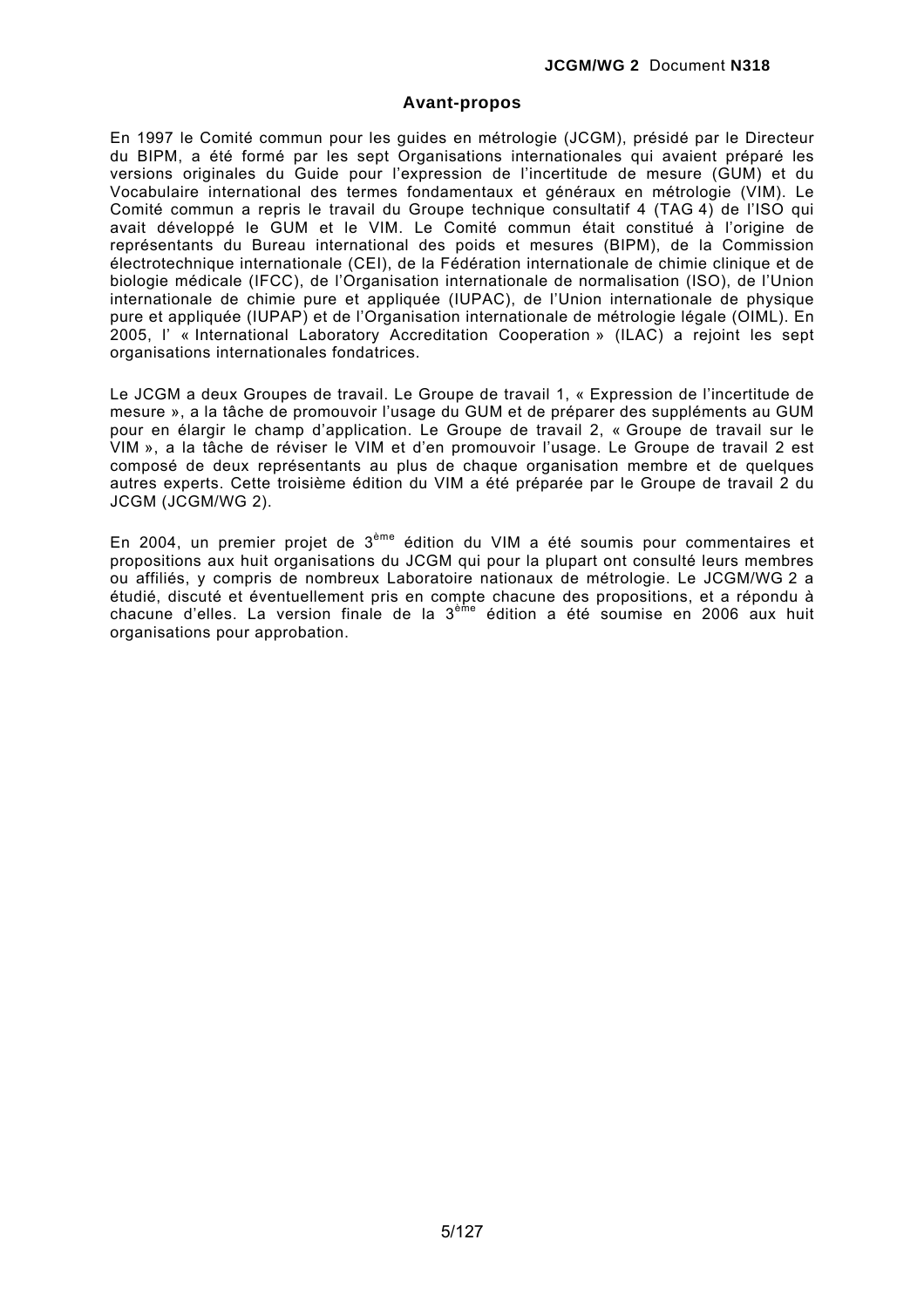## Avant-propos

En 1997 le Comité commun pour les guides en métrologie (JCGM), présidé par le Directeur du BIPM, a été formé par les sept Organisations internationales qui avaient préparé les versions originales du Guide pour l'expression de l'incertitude de mesure (GUM) et du Vocabulaire international des termes fondamentaux et généraux en métrologie (VIM). Le Comité commun a repris le travail du Groupe technique consultatif 4 (TAG 4) de l'ISO qui avait développé le GUM et le VIM. Le Comité commun était constitué à l'origine de représentants du Bureau international des poids et mesures (BIPM), de la Commission électrotechnique internationale (CEI), de la Fédération internationale de chimie clinique et de biologie médicale (IFCC), de l'Organisation internationale de normalisation (ISO), de l'Union internationale de chimie pure et appliquée (IUPAC), de l'Union internationale de physique pure et appliquée (IUPAP) et de l'Organisation internationale de métrologie légale (OIML). En 2005, l' « International Laboratory Accreditation Cooperation » (ILAC) a rejoint les sept organisations internationales fondatrices.

Le JCGM a deux Groupes de travail. Le Groupe de travail 1, « Expression de l'incertitude de mesure », a la tâche de promouvoir l'usage du GUM et de préparer des suppléments au GUM pour en élargir le champ d'application. Le Groupe de travail 2, « Groupe de travail sur le VIM », a la tâche de réviser le VIM et d'en promouvoir l'usage. Le Groupe de travail 2 est composé de deux représentants au plus de chaque organisation membre et de quelques autres experts. Cette troisième édition du VIM a été préparée par le Groupe de travail 2 du JCGM (JCGM/WG 2).

En 2004, un premier projet de 3ème édition du VIM a été soumis pour commentaires et propositions aux huit organisations du JCGM qui pour la plupart ont consulté leurs membres ou affiliés, y compris de nombreux Laboratoire nationaux de métrologie. Le JCGM/WG 2 a étudié, discuté et éventuellement pris en compte chacune des propositions, et a répondu à chacune d'elles. La version finale de la 3ème édition a été soumise en 2006 aux huit organisations pour approbation.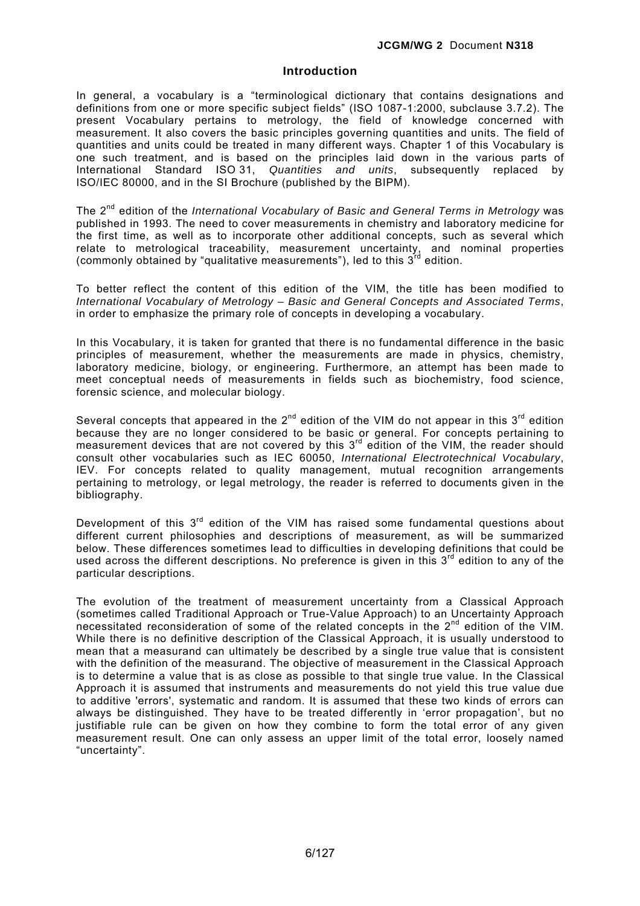## Introduction

In general, a vocabulary is a “terminological dictionary that contains designations and definitions from one or more specific subject fields” (ISO 1087-1:2000, subclause 3.7.2). The present Vocabulary pertains to metrology, the field of knowledge concerned with measurement. It also covers the basic principles governing quantities and units. The field of quantities and units could be treated in many different ways. Chapter 1 of this Vocabulary is one such treatment, and is based on the principles laid down in the various parts of International Standard ISO 31, *Quantities and units*, subsequently replaced by ISO/IEC 80000, and in the SI Brochure (published by the BIPM).

The 2nd edition of the *International Vocabulary of Basic and General Terms in Metrology* was published in 1993. The need to cover measurements in chemistry and laboratory medicine for the first time, as well as to incorporate other additional concepts, such as several which relate to metrological traceability, measurement uncertainty, and nominal properties (commonly obtained by “qualitative measurements”), led to this 3rd edition.

To better reflect the content of this edition of the VIM, the title has been modified to *International Vocabulary of Metrology – Basic and General Concepts and Associated Terms*, in order to emphasize the primary role of concepts in developing a vocabulary.

In this Vocabulary, it is taken for granted that there is no fundamental difference in the basic principles of measurement, whether the measurements are made in physics, chemistry, laboratory medicine, biology, or engineering. Furthermore, an attempt has been made to meet conceptual needs of measurements in fields such as biochemistry, food science, forensic science, and molecular biology.

Several concepts that appeared in the 2nd edition of the VIM do not appear in this 3rd edition because they are no longer considered to be basic or general. For concepts pertaining to measurement devices that are not covered by this 3rd edition of the VIM, the reader should consult other vocabularies such as IEC 60050, *International Electrotechnical Vocabulary*, IEV. For concepts related to quality management, mutual recognition arrangements pertaining to metrology, or legal metrology, the reader is referred to documents given in the bibliography.

Development of this 3rd edition of the VIM has raised some fundamental questions about different current philosophies and descriptions of measurement, as will be summarized below. These differences sometimes lead to difficulties in developing definitions that could be used across the different descriptions. No preference is given in this 3rd edition to any of the particular descriptions.

The evolution of the treatment of measurement uncertainty from a Classical Approach (sometimes called Traditional Approach or True-Value Approach) to an Uncertainty Approach necessitated reconsideration of some of the related concepts in the 2nd edition of the VIM. While there is no definitive description of the Classical Approach, it is usually understood to mean that a measurand can ultimately be described by a single true value that is consistent with the definition of the measurand. The objective of measurement in the Classical Approach is to determine a value that is as close as possible to that single true value. In the Classical Approach it is assumed that instruments and measurements do not yield this true value due to additive 'errors', systematic and random. It is assumed that these two kinds of errors can always be distinguished. They have to be treated differently in ‘error propagation’, but no justifiable rule can be given on how they combine to form the total error of any given measurement result. One can only assess an upper limit of the total error, loosely named “uncertainty”.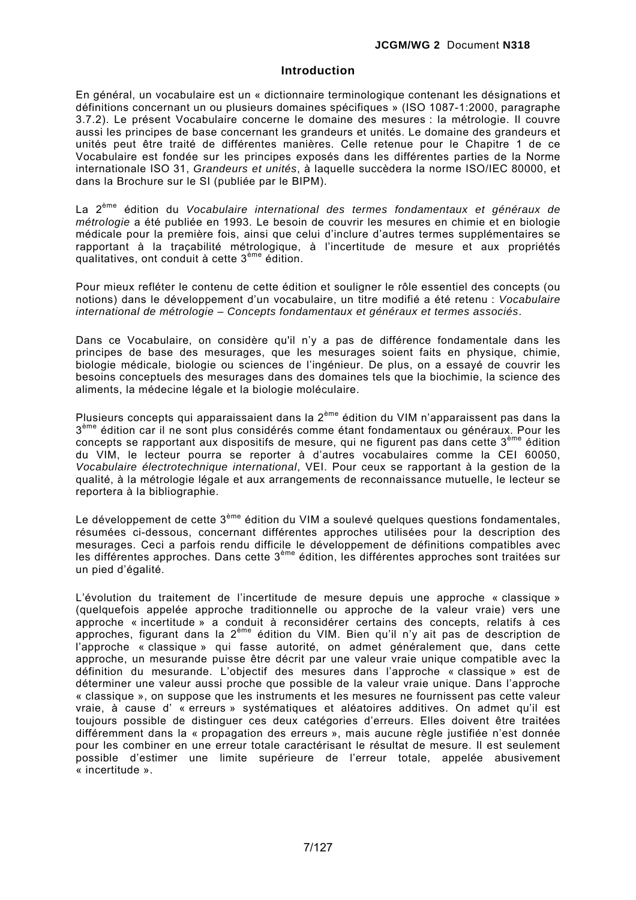## Introduction

En général, un vocabulaire est un « dictionnaire terminologique contenant les désignations et définitions concernant un ou plusieurs domaines spécifiques » (ISO 1087-1:2000, paragraphe 3.7.2). Le présent Vocabulaire concerne le domaine des mesures : la métrologie. Il couvre aussi les principes de base concernant les grandeurs et unités. Le domaine des grandeurs et unités peut être traité de différentes manières. Celle retenue pour le Chapitre 1 de ce Vocabulaire est fondée sur les principes exposés dans les différentes parties de la Norme internationale ISO 31, *Grandeurs et unités*, à laquelle succèdera la norme ISO/IEC 80000, et dans la Brochure sur le SI (publiée par le BIPM).

La 2ème édition du *Vocabulaire international des termes fondamentaux et généraux de métrologie* a été publiée en 1993. Le besoin de couvrir les mesures en chimie et en biologie médicale pour la première fois, ainsi que celui d'inclure d'autres termes supplémentaires se rapportant à la traçabilité métrologique, à l'incertitude de mesure et aux propriétés qualitatives, ont conduit à cette 3ème édition.

Pour mieux refléter le contenu de cette édition et souligner le rôle essentiel des concepts (ou notions) dans le développement d'un vocabulaire, un titre modifié a été retenu : *Vocabulaire international de métrologie – Concepts fondamentaux et généraux et termes associés*.

Dans ce Vocabulaire, on considère qu'il n'y a pas de différence fondamentale dans les principes de base des mesurages, que les mesurages soient faits en physique, chimie, biologie médicale, biologie ou sciences de l'ingénieur. De plus, on a essayé de couvrir les besoins conceptuels des mesurages dans des domaines tels que la biochimie, la science des aliments, la médecine légale et la biologie moléculaire.

Plusieurs concepts qui apparaissaient dans la 2ème édition du VIM n'apparaissent pas dans la 3ème édition car il ne sont plus considérés comme étant fondamentaux ou généraux. Pour les concepts se rapportant aux dispositifs de mesure, qui ne figurent pas dans cette 3ème édition du VIM, le lecteur pourra se reporter à d'autres vocabulaires comme la CEI 60050, *Vocabulaire électrotechnique international*, VEI. Pour ceux se rapportant à la gestion de la qualité, à la métrologie légale et aux arrangements de reconnaissance mutuelle, le lecteur se reportera à la bibliographie.

Le développement de cette 3ème édition du VIM a soulevé quelques questions fondamentales, résumées ci-dessous, concernant différentes approches utilisées pour la description des mesurages. Ceci a parfois rendu difficile le développement de définitions compatibles avec les différentes approches. Dans cette 3ème édition, les différentes approches sont traitées sur un pied d'égalité.

L'évolution du traitement de l'incertitude de mesure depuis une approche « classique » (quelquefois appelée approche traditionnelle ou approche de la valeur vraie) vers une approche « incertitude » a conduit à reconsidérer certains des concepts, relatifs à ces approches, figurant dans la 2ème édition du VIM. Bien qu'il n'y ait pas de description de l'approche « classique » qui fasse autorité, on admet généralement que, dans cette approche, un mesurande puisse être décrit par une valeur vraie unique compatible avec la définition du mesurande. L'objectif des mesures dans l'approche « classique » est de déterminer une valeur aussi proche que possible de la valeur vraie unique. Dans l'approche « classique », on suppose que les instruments et les mesures ne fournissent pas cette valeur vraie, à cause d' « erreurs » systématiques et aléatoires additives. On admet qu'il est toujours possible de distinguer ces deux catégories d'erreurs. Elles doivent être traitées différemment dans la « propagation des erreurs », mais aucune règle justifiée n'est donnée pour les combiner en une erreur totale caractérisant le résultat de mesure. Il est seulement possible d'estimer une limite supérieure de l'erreur totale, appelée abusivement « incertitude ».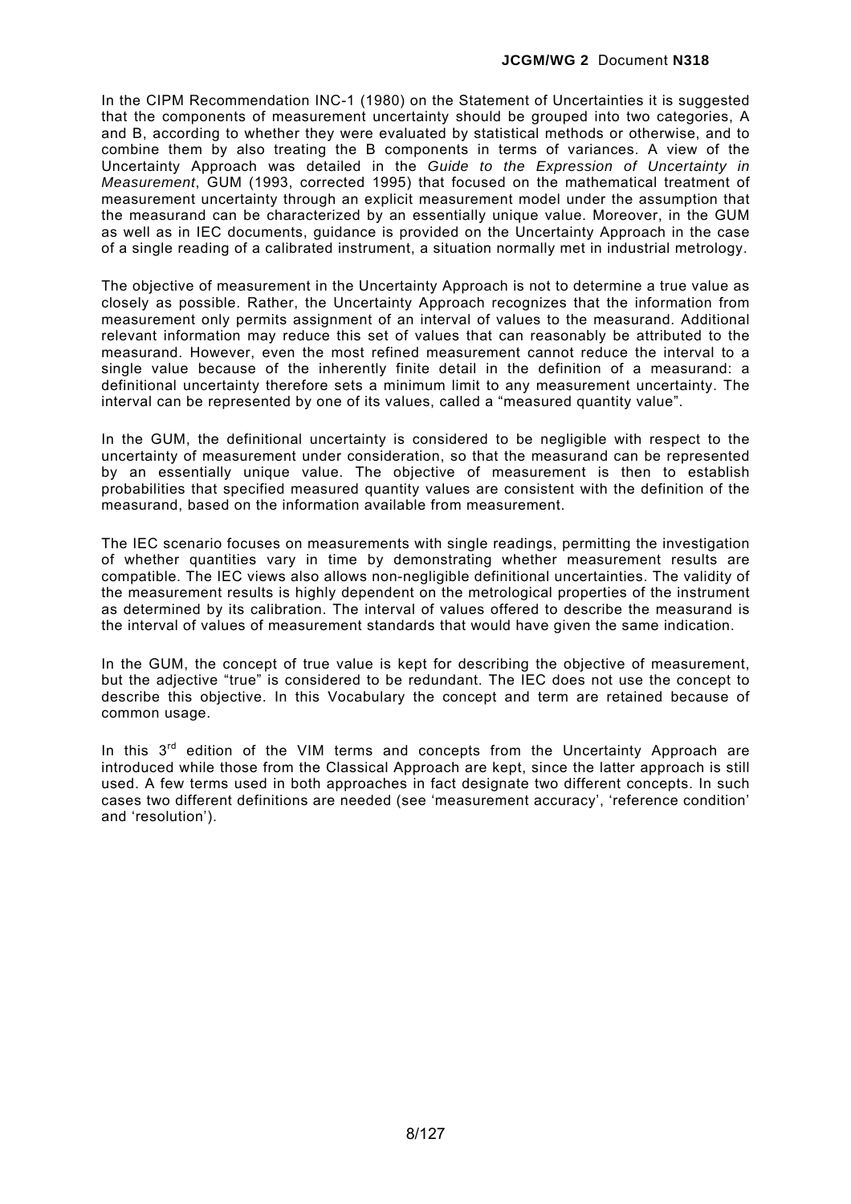In the CIPM Recommendation INC-1 (1980) on the Statement of Uncertainties it is suggested that the components of measurement uncertainty should be grouped into two categories, A and B, according to whether they were evaluated by statistical methods or otherwise, and to combine them by also treating the B components in terms of variances. A view of the Uncertainty Approach was detailed in the *Guide to the Expression of Uncertainty in Measurement*, GUM (1993, corrected 1995) that focused on the mathematical treatment of measurement uncertainty through an explicit measurement model under the assumption that the measurand can be characterized by an essentially unique value. Moreover, in the GUM as well as in IEC documents, guidance is provided on the Uncertainty Approach in the case of a single reading of a calibrated instrument, a situation normally met in industrial metrology.

The objective of measurement in the Uncertainty Approach is not to determine a true value as closely as possible. Rather, the Uncertainty Approach recognizes that the information from measurement only permits assignment of an interval of values to the measurand. Additional relevant information may reduce this set of values that can reasonably be attributed to the measurand. However, even the most refined measurement cannot reduce the interval to a single value because of the inherently finite detail in the definition of a measurand: a definitional uncertainty therefore sets a minimum limit to any measurement uncertainty. The interval can be represented by one of its values, called a "measured quantity value".

In the GUM, the definitional uncertainty is considered to be negligible with respect to the uncertainty of measurement under consideration, so that the measurand can be represented by an essentially unique value. The objective of measurement is then to establish probabilities that specified measured quantity values are consistent with the definition of the measurand, based on the information available from measurement.

The IEC scenario focuses on measurements with single readings, permitting the investigation of whether quantities vary in time by demonstrating whether measurement results are compatible. The IEC views also allows non-negligible definitional uncertainties. The validity of the measurement results is highly dependent on the metrological properties of the instrument as determined by its calibration. The interval of values offered to describe the measurand is the interval of values of measurement standards that would have given the same indication.

In the GUM, the concept of true value is kept for describing the objective of measurement, but the adjective "true" is considered to be redundant. The IEC does not use the concept to describe this objective. In this Vocabulary the concept and term are retained because of common usage.

In this 3rd edition of the VIM terms and concepts from the Uncertainty Approach are introduced while those from the Classical Approach are kept, since the latter approach is still used. A few terms used in both approaches in fact designate two different concepts. In such cases two different definitions are needed (see 'measurement accuracy', 'reference condition' and 'resolution').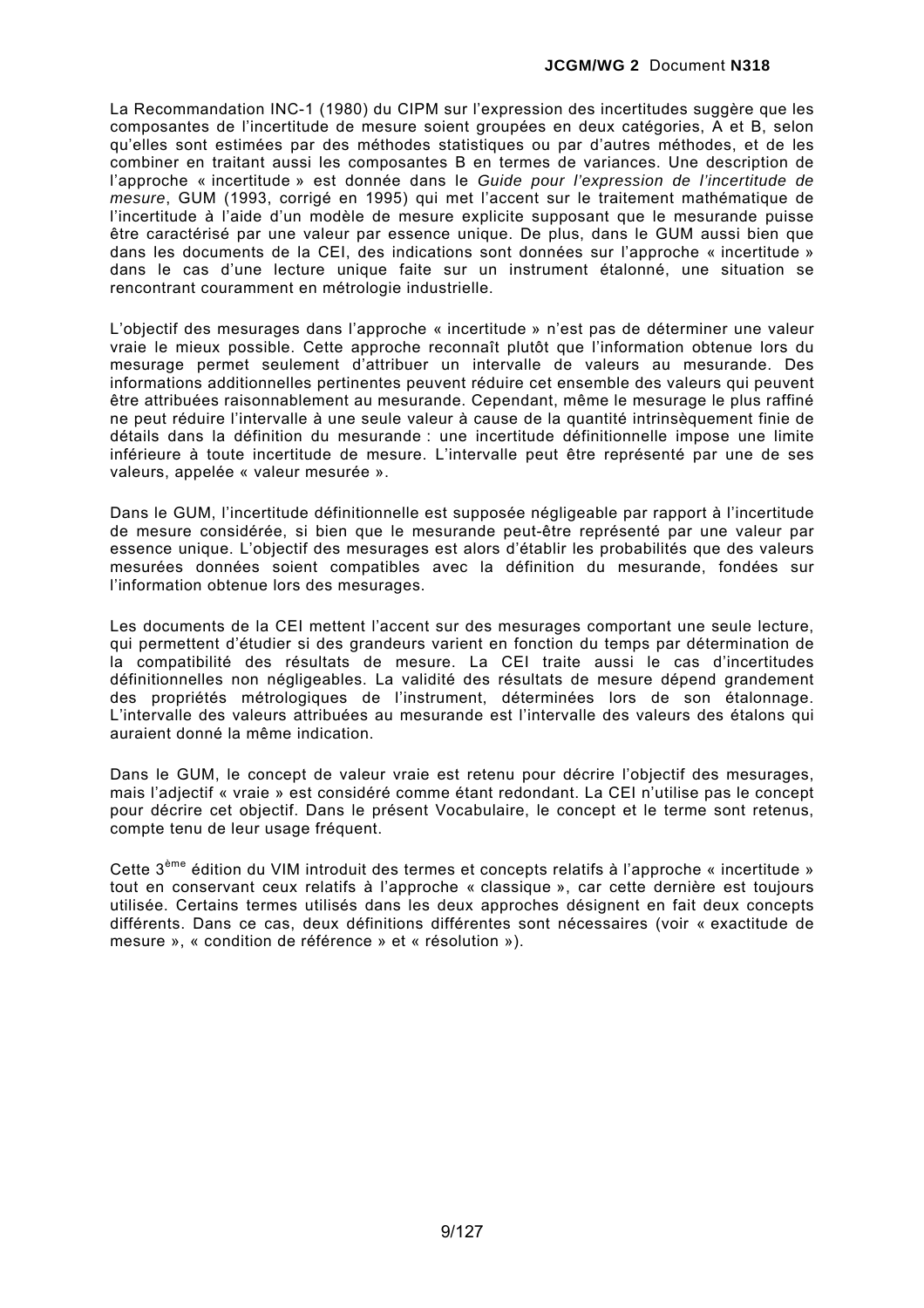La Recommandation INC-1 (1980) du CIPM sur l'expression des incertitudes suggère que les composantes de l'incertitude de mesure soient groupées en deux catégories, A et B, selon qu'elles sont estimées par des méthodes statistiques ou par d'autres méthodes, et de les combiner en traitant aussi les composantes B en termes de variances. Une description de l'approche « incertitude » est donnée dans le *Guide pour l'expression de l'incertitude de mesure*, GUM (1993, corrigé en 1995) qui met l'accent sur le traitement mathématique de l'incertitude à l'aide d'un modèle de mesure explicite supposant que le mesurande puisse être caractérisé par une valeur par essence unique. De plus, dans le GUM aussi bien que dans les documents de la CEI, des indications sont données sur l'approche « incertitude » dans le cas d'une lecture unique faite sur un instrument étalonné, une situation se rencontrant couramment en métrologie industrielle.

L'objectif des mesurages dans l'approche « incertitude » n'est pas de déterminer une valeur vraie le mieux possible. Cette approche reconnaît plutôt que l'information obtenue lors du mesurage permet seulement d'attribuer un intervalle de valeurs au mesurande. Des informations additionnelles pertinentes peuvent réduire cet ensemble des valeurs qui peuvent être attribuées raisonnablement au mesurande. Cependant, même le mesurage le plus raffiné ne peut réduire l'intervalle à une seule valeur à cause de la quantité intrinsèquement finie de détails dans la définition du mesurande : une incertitude définitionnelle impose une limite inférieure à toute incertitude de mesure. L'intervalle peut être représenté par une de ses valeurs, appelée « valeur mesurée ».

Dans le GUM, l'incertitude définitionnelle est supposée négligeable par rapport à l'incertitude de mesure considérée, si bien que le mesurande peut-être représenté par une valeur par essence unique. L'objectif des mesurages est alors d'établir les probabilités que des valeurs mesurées données soient compatibles avec la définition du mesurande, fondées sur l'information obtenue lors des mesurages.

Les documents de la CEI mettent l'accent sur des mesurages comportant une seule lecture, qui permettent d'étudier si des grandeurs varient en fonction du temps par détermination de la compatibilité des résultats de mesure. La CEI traite aussi le cas d'incertitudes définitionnelles non négligeables. La validité des résultats de mesure dépend grandement des propriétés métrologiques de l'instrument, déterminées lors de son étalonnage. L'intervalle des valeurs attribuées au mesurande est l'intervalle des valeurs des étalons qui auraient donné la même indication.

Dans le GUM, le concept de valeur vraie est retenu pour décrire l'objectif des mesurages, mais l'adjectif « vraie » est considéré comme étant redondant. La CEI n'utilise pas le concept pour décrire cet objectif. Dans le présent Vocabulaire, le concept et le terme sont retenus, compte tenu de leur usage fréquent.

Cette 3ème édition du VIM introduit des termes et concepts relatifs à l'approche « incertitude » tout en conservant ceux relatifs à l'approche « classique », car cette dernière est toujours utilisée. Certains termes utilisés dans les deux approches désignent en fait deux concepts différents. Dans ce cas, deux définitions différentes sont nécessaires (voir « exactitude de mesure », « condition de référence » et « résolution »).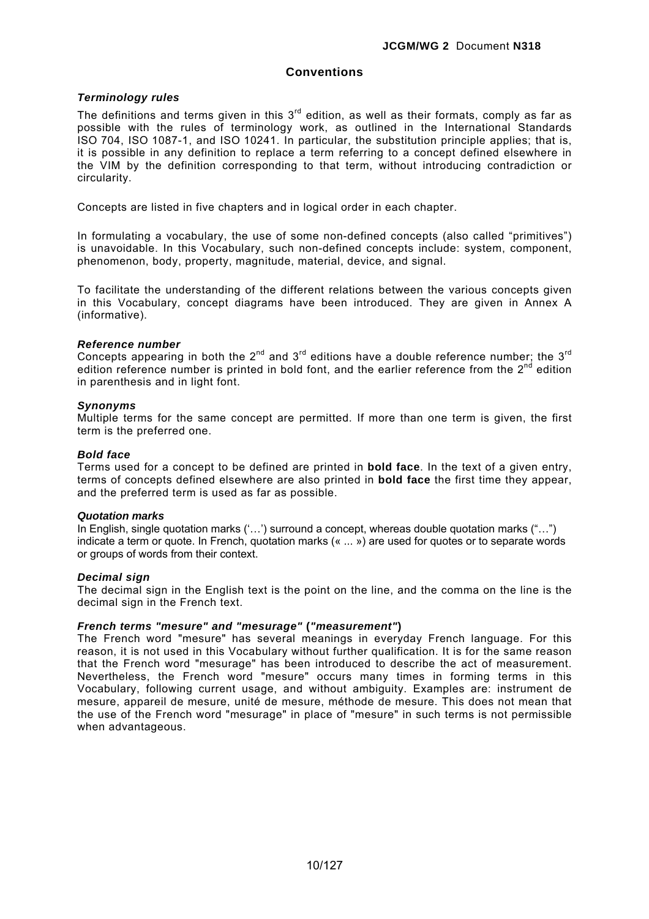## Conventions

### *Terminology rules*

The definitions and terms given in this 3rd edition, as well as their formats, comply as far as possible with the rules of terminology work, as outlined in the International Standards ISO 704, ISO 1087-1, and ISO 10241. In particular, the substitution principle applies; that is, it is possible in any definition to replace a term referring to a concept defined elsewhere in the VIM by the definition corresponding to that term, without introducing contradiction or circularity.

Concepts are listed in five chapters and in logical order in each chapter.

In formulating a vocabulary, the use of some non-defined concepts (also called "primitives") is unavoidable. In this Vocabulary, such non-defined concepts include: system, component, phenomenon, body, property, magnitude, material, device, and signal.

To facilitate the understanding of the different relations between the various concepts given in this Vocabulary, concept diagrams have been introduced. They are given in Annex A (informative).

### *Reference number*

Concepts appearing in both the 2nd and 3rd editions have a double reference number; the 3rd edition reference number is printed in bold font, and the earlier reference from the 2nd edition in parenthesis and in light font.

### *Synonyms*

Multiple terms for the same concept are permitted. If more than one term is given, the first term is the preferred one.

### *Bold face*

Terms used for a concept to be defined are printed in **bold face**. In the text of a given entry, terms of concepts defined elsewhere are also printed in **bold face** the first time they appear, and the preferred term is used as far as possible.

### *Quotation marks*

In English, single quotation marks ('…') surround a concept, whereas double quotation marks ("…") indicate a term or quote. In French, quotation marks (« ... ») are used for quotes or to separate words or groups of words from their context.

### *Decimal sign*

The decimal sign in the English text is the point on the line, and the comma on the line is the decimal sign in the French text.

### *French terms "mesure" and "mesurage"* **(*"measurement"*)**

The French word "mesure" has several meanings in everyday French language. For this reason, it is not used in this Vocabulary without further qualification. It is for the same reason that the French word "mesurage" has been introduced to describe the act of measurement. Nevertheless, the French word "mesure" occurs many times in forming terms in this Vocabulary, following current usage, and without ambiguity. Examples are: instrument de mesure, appareil de mesure, unité de mesure, méthode de mesure. This does not mean that the use of the French word "mesurage" in place of "mesure" in such terms is not permissible when advantageous.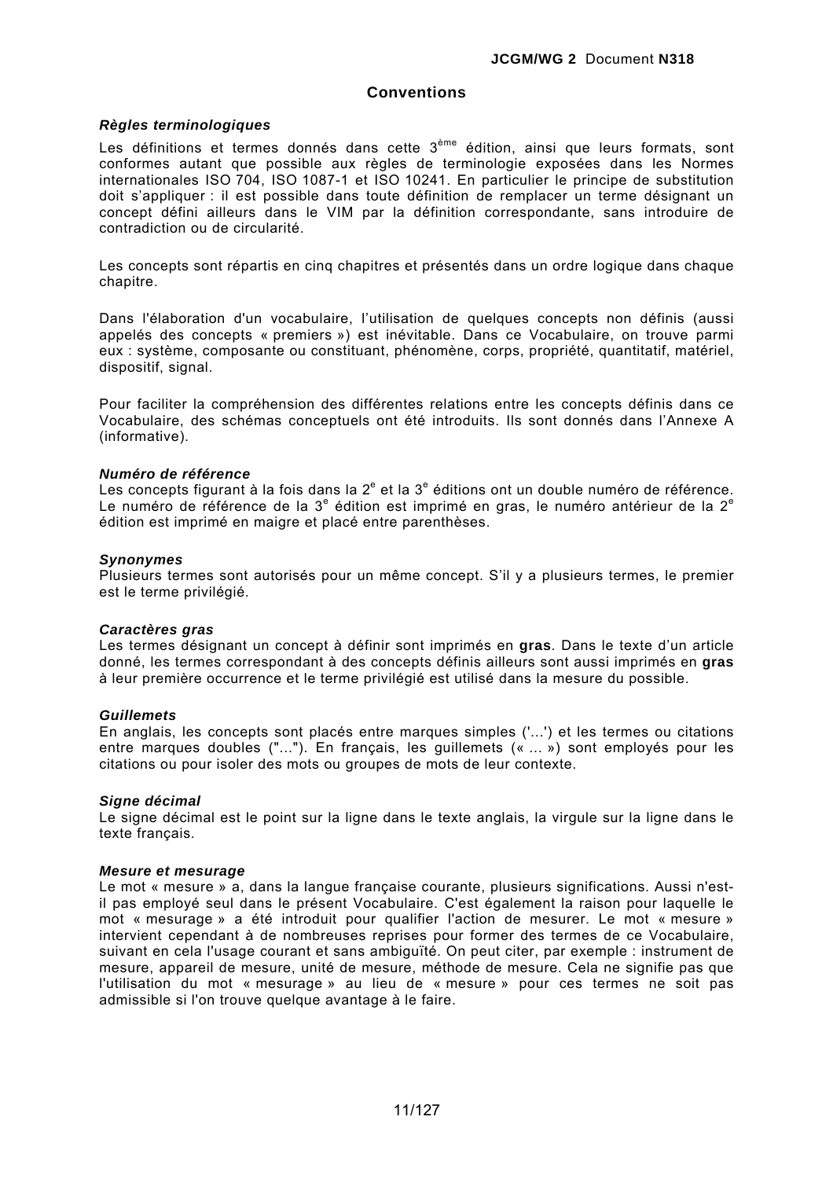## Conventions

### *Règles terminologiques*

Les définitions et termes donnés dans cette 3ème édition, ainsi que leurs formats, sont conformes autant que possible aux règles de terminologie exposées dans les Normes internationales ISO 704, ISO 1087-1 et ISO 10241. En particulier le principe de substitution doit s'appliquer : il est possible dans toute définition de remplacer un terme désignant un concept défini ailleurs dans le VIM par la définition correspondante, sans introduire de contradiction ou de circularité.

Les concepts sont répartis en cinq chapitres et présentés dans un ordre logique dans chaque chapitre.

Dans l'élaboration d'un vocabulaire, l'utilisation de quelques concepts non définis (aussi appelés des concepts « premiers ») est inévitable. Dans ce Vocabulaire, on trouve parmi eux : système, composante ou constituant, phénomène, corps, propriété, quantitatif, matériel, dispositif, signal.

Pour faciliter la compréhension des différentes relations entre les concepts définis dans ce Vocabulaire, des schémas conceptuels ont été introduits. Ils sont donnés dans l'Annexe A (informative).

### *Numéro de référence*

Les concepts figurant à la fois dans la 2e et la 3e éditions ont un double numéro de référence. Le numéro de référence de la 3e édition est imprimé en gras, le numéro antérieur de la 2e édition est imprimé en maigre et placé entre parenthèses.

### *Synonymes*

Plusieurs termes sont autorisés pour un même concept. S'il y a plusieurs termes, le premier est le terme privilégié.

### *Caractères gras*

Les termes désignant un concept à définir sont imprimés en **gras**. Dans le texte d'un article donné, les termes correspondant à des concepts définis ailleurs sont aussi imprimés en **gras** à leur première occurrence et le terme privilégié est utilisé dans la mesure du possible.

### *Guillemets*

En anglais, les concepts sont placés entre marques simples ('...') et les termes ou citations entre marques doubles ("..."). En français, les guillemets (« ... ») sont employés pour les citations ou pour isoler des mots ou groupes de mots de leur contexte.

### *Signe décimal*

Le signe décimal est le point sur la ligne dans le texte anglais, la virgule sur la ligne dans le texte français.

### *Mesure et mesurage*

Le mot « mesure » a, dans la langue française courante, plusieurs significations. Aussi n'est-il pas employé seul dans le présent Vocabulaire. C'est également la raison pour laquelle le mot « mesurage » a été introduit pour qualifier l'action de mesurer. Le mot « mesure » intervient cependant à de nombreuses reprises pour former des termes de ce Vocabulaire, suivant en cela l'usage courant et sans ambiguïté. On peut citer, par exemple : instrument de mesure, appareil de mesure, unité de mesure, méthode de mesure. Cela ne signifie pas que l'utilisation du mot « mesurage » au lieu de « mesure » pour ces termes ne soit pas admissible si l'on trouve quelque avantage à le faire.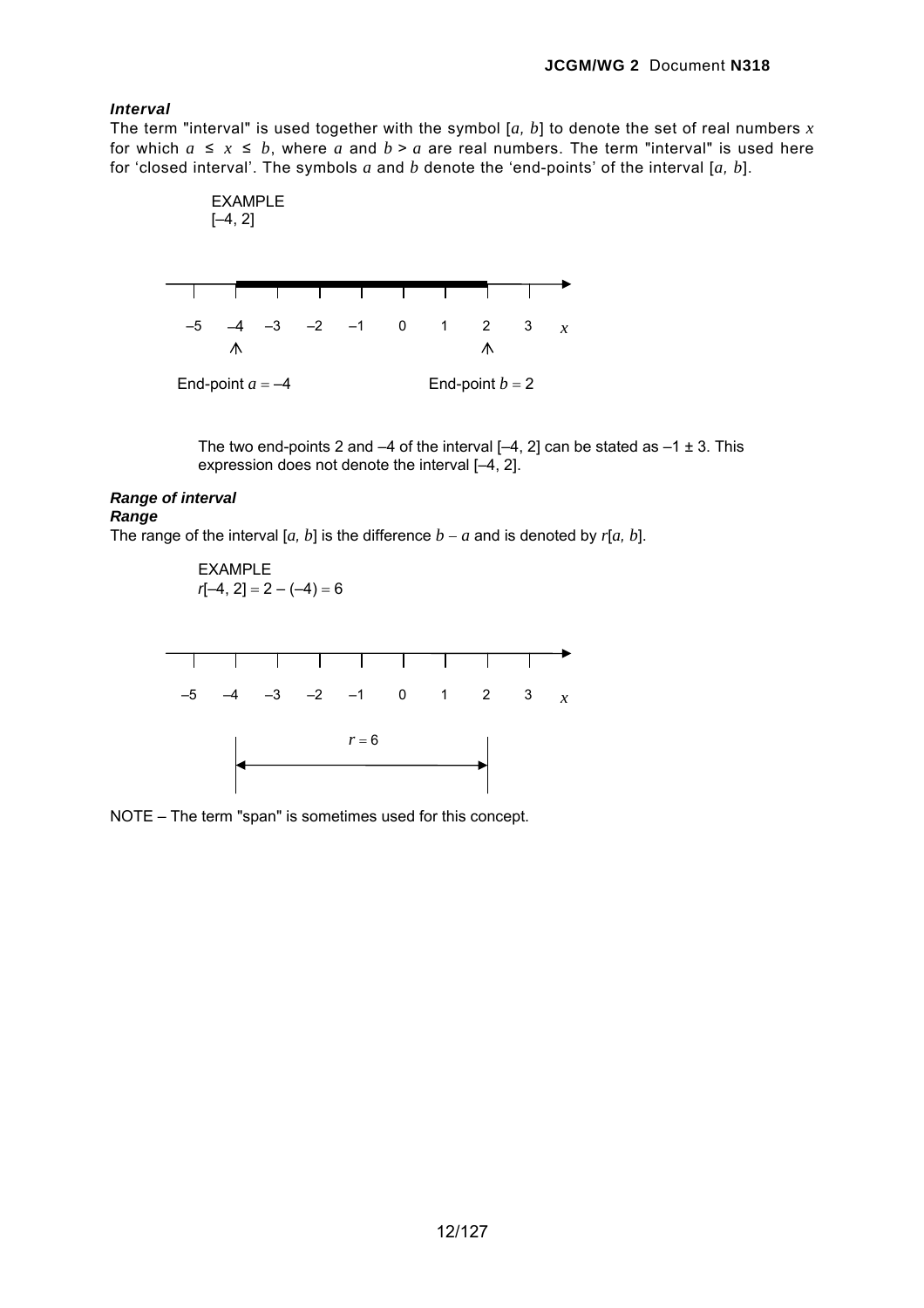***Interval***

The term "interval" is used together with the symbol $[a, b]$ to denote the set of real numbers $x$ for which $a \leq x \leq b$, where $a$ and $b > a$ are real numbers. The term "interval" is used here for 'closed interval'. The symbols $a$ and $b$ denote the 'end-points' of the interval $[a, b]$.

EXAMPLE
[–4, 2]

–5 –4 –3 –2 –1 0 1 2 3 $x$

End-point $a = –4$ End-point $b = 2$

The two end-points 2 and –4 of the interval [–4, 2] can be stated as –1 ± 3. This expression does not denote the interval [–4, 2].

***Range of interval***
***Range***

The range of the interval $[a, b]$ is the difference $b - a$ and is denoted by $r[a, b]$.

EXAMPLE
$r[–4, 2] = 2 – (–4) = 6$

–5 –4 –3 –2 –1 0 1 2 3 $x$

$r = 6$

NOTE – The term "span" is sometimes used for this concept.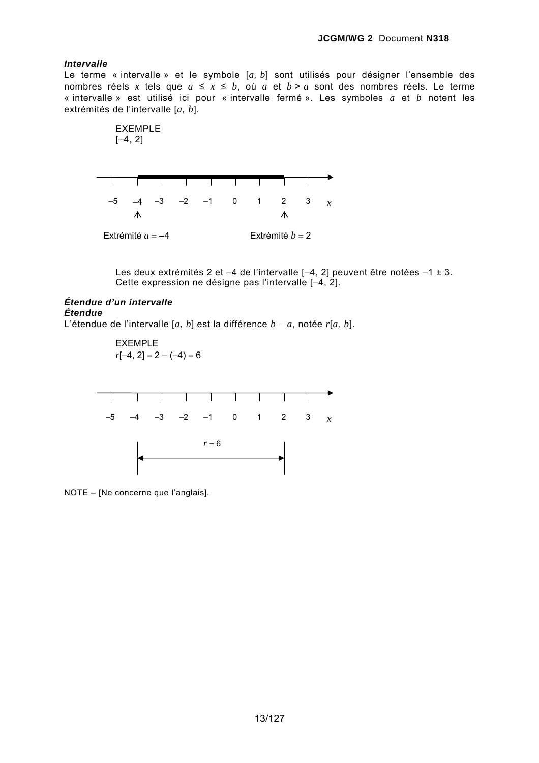***Intervalle***

Le terme « intervalle » et le symbole $[a, b]$ sont utilisés pour désigner l'ensemble des nombres réels $x$ tels que $a \leq x \leq b$, où $a$ et $b > a$ sont des nombres réels. Le terme « intervalle » est utilisé ici pour « intervalle fermé ». Les symboles $a$ et $b$ notent les extrémités de l'intervalle $[a, b]$.

EXEMPLE
[–4, 2]

–5 –4 –3 –2 –1 0 1 2 3 $x$

Extrémité $a = –4$ Extrémité $b = 2$

Les deux extrémités 2 et –4 de l'intervalle [–4, 2] peuvent être notées –1 ± 3. Cette expression ne désigne pas l'intervalle [–4, 2].

***Étendue d'un intervalle***
***Étendue***

L'étendue de l'intervalle $[a, b]$ est la différence $b - a$, notée $r[a, b]$.

EXEMPLE
$r[–4, 2] = 2 – (–4) = 6$

–5 –4 –3 –2 –1 0 1 2 3 $x$

$r = 6$

NOTE – [Ne concerne que l'anglais].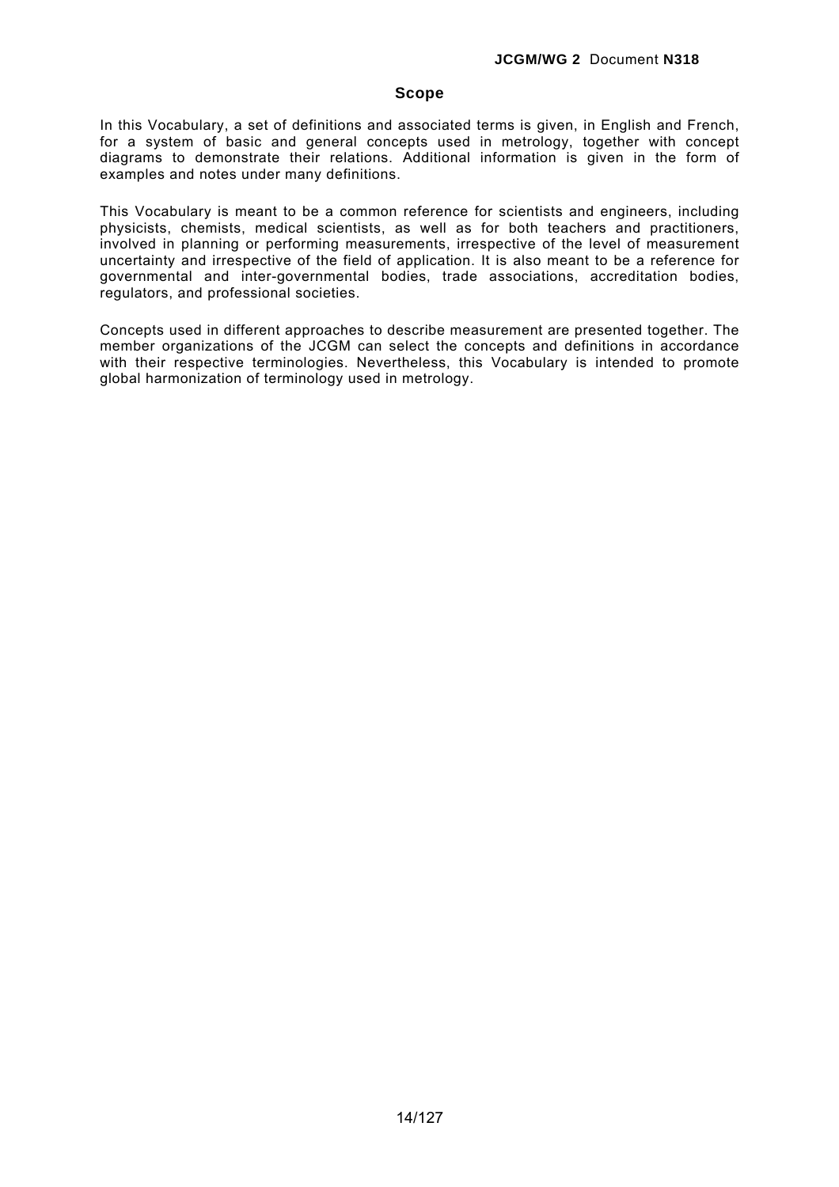## Scope

In this Vocabulary, a set of definitions and associated terms is given, in English and French, for a system of basic and general concepts used in metrology, together with concept diagrams to demonstrate their relations. Additional information is given in the form of examples and notes under many definitions.

This Vocabulary is meant to be a common reference for scientists and engineers, including physicists, chemists, medical scientists, as well as for both teachers and practitioners, involved in planning or performing measurements, irrespective of the level of measurement uncertainty and irrespective of the field of application. It is also meant to be a reference for governmental and inter-governmental bodies, trade associations, accreditation bodies, regulators, and professional societies.

Concepts used in different approaches to describe measurement are presented together. The member organizations of the JCGM can select the concepts and definitions in accordance with their respective terminologies. Nevertheless, this Vocabulary is intended to promote global harmonization of terminology used in metrology.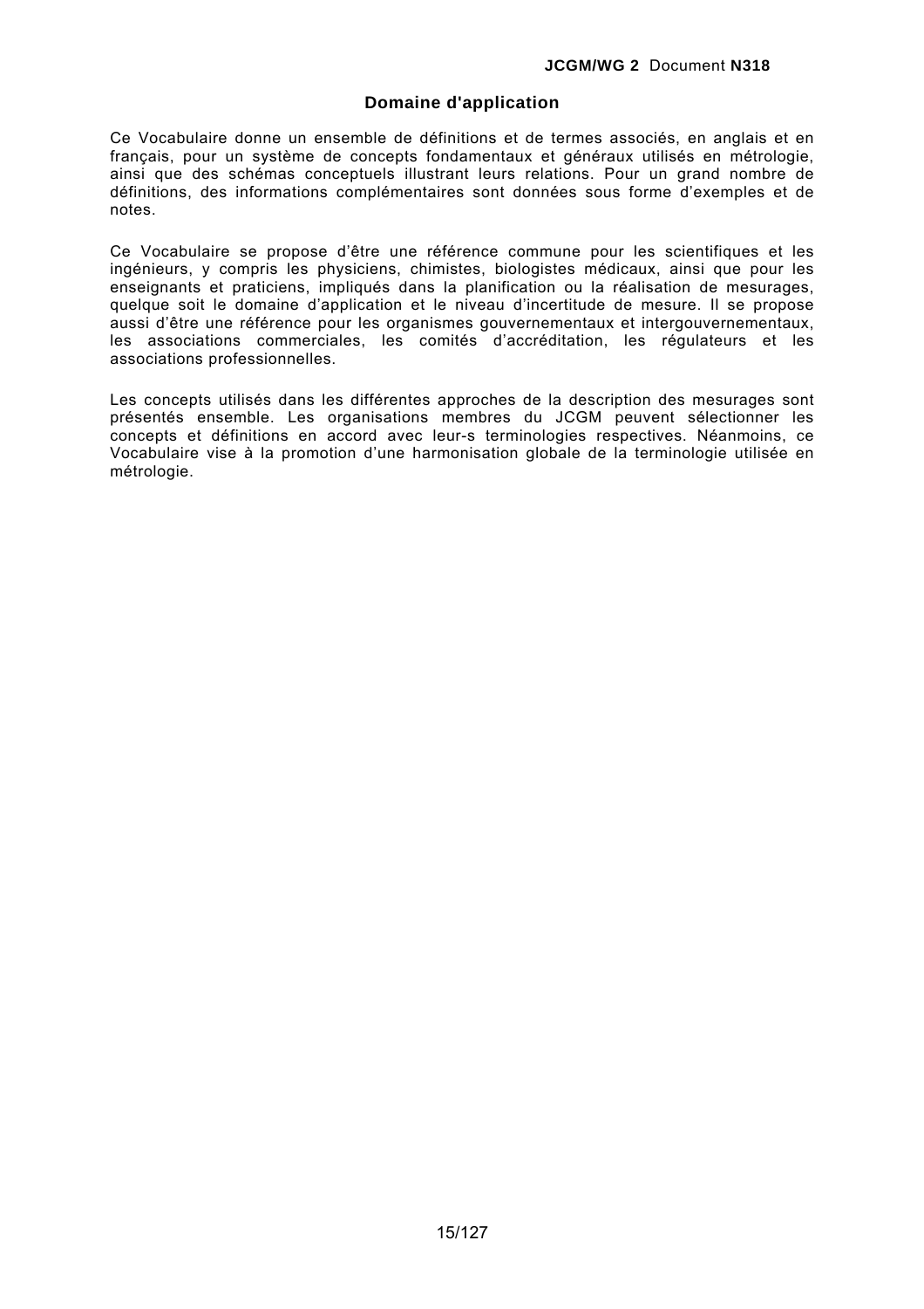## Domaine d'application

Ce Vocabulaire donne un ensemble de définitions et de termes associés, en anglais et en français, pour un système de concepts fondamentaux et généraux utilisés en métrologie, ainsi que des schémas conceptuels illustrant leurs relations. Pour un grand nombre de définitions, des informations complémentaires sont données sous forme d'exemples et de notes.

Ce Vocabulaire se propose d'être une référence commune pour les scientifiques et les ingénieurs, y compris les physiciens, chimistes, biologistes médicaux, ainsi que pour les enseignants et praticiens, impliqués dans la planification ou la réalisation de mesurages, quelque soit le domaine d'application et le niveau d'incertitude de mesure. Il se propose aussi d'être une référence pour les organismes gouvernementaux et intergouvernementaux, les associations commerciales, les comités d'accréditation, les régulateurs et les associations professionnelles.

Les concepts utilisés dans les différentes approches de la description des mesurages sont présentés ensemble. Les organisations membres du JCGM peuvent sélectionner les concepts et définitions en accord avec leur-s terminologies respectives. Néanmoins, ce Vocabulaire vise à la promotion d'une harmonisation globale de la terminologie utilisée en métrologie.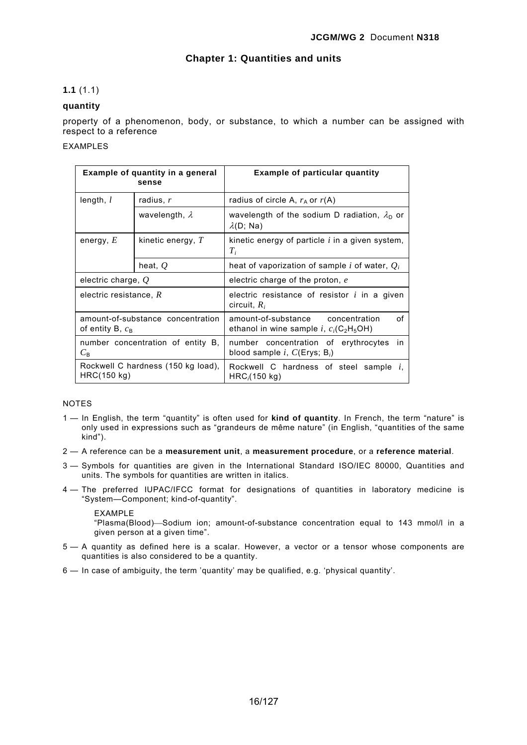# Chapter 1: Quantities and units

**1.1** (1.1)

**quantity**

property of a phenomenon, body, or substance, to which a number can be assigned with respect to a reference

EXAMPLES

| Example of quantity in a general sense | | Example of particular quantity |
|---|---|---|
| length, $l$ | radius, $r$ | radius of circle A, $r_A$ or $r$(A) |
| | wavelength, $\lambda$ | wavelength of the sodium D radiation, $\lambda_D$ or $\lambda$(D; Na) |
| energy, $E$ | kinetic energy, $T$ | kinetic energy of particle $i$ in a given system, $T_i$ |
| | heat, $Q$ | heat of vaporization of sample $i$ of water, $Q_i$ |
| electric charge, $Q$ | | electric charge of the proton, $e$ |
| electric resistance, $R$ | | electric resistance of resistor $i$ in a given circuit, $R_i$ |
| amount-of-substance concentration of entity B, $c_B$ | | amount-of-substance concentration of ethanol in wine sample $i$, $c_i(C_2H_5OH)$ |
| number concentration of entity B, $C_B$ | | number concentration of erythrocytes in blood sample $i$, $C$(Erys; $B_i$) |
| Rockwell C hardness (150 kg load), HRC(150 kg) | | Rockwell C hardness of steel sample $i$, $HRC_i$(150 kg) |

NOTES

1 — In English, the term “quantity” is often used for **kind of quantity**. In French, the term “nature” is only used in expressions such as “grandeurs de même nature” (in English, “quantities of the same kind”).

2 — A reference can be a **measurement unit**, a **measurement procedure**, or a **reference material**.

3 — Symbols for quantities are given in the International Standard ISO/IEC 80000, Quantities and units. The symbols for quantities are written in italics.

4 — The preferred IUPAC/IFCC format for designations of quantities in laboratory medicine is “System—Component; kind-of-quantity”.

> EXAMPLE
> “Plasma(Blood)—Sodium ion; amount-of-substance concentration equal to 143 mmol/l in a given person at a given time”.

5 — A quantity as defined here is a scalar. However, a vector or a tensor whose components are quantities is also considered to be a quantity.

6 — In case of ambiguity, the term 'quantity' may be qualified, e.g. ‘physical quantity’.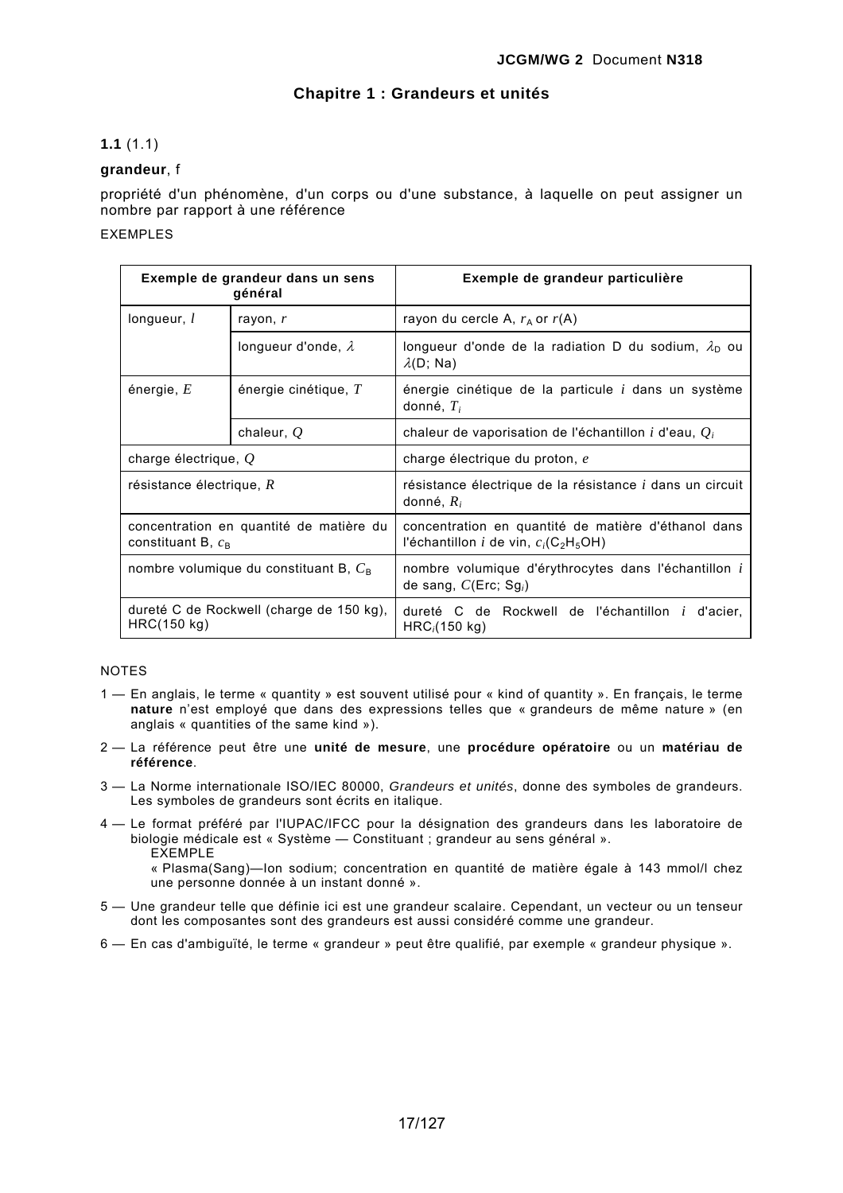## Chapitre 1 : Grandeurs et unités

**1.1** (1.1)

**grandeur**, f

propriété d'un phénomène, d'un corps ou d'une substance, à laquelle on peut assigner un nombre par rapport à une référence

EXEMPLES

| Exemple de grandeur dans un sens général | | Exemple de grandeur particulière |
|---|---|---|
| longueur, $l$ | rayon, $r$ | rayon du cercle A, $r_A$ or $r$(A) |
| | longueur d'onde, $\lambda$ | longueur d'onde de la radiation D du sodium, $\lambda_D$ ou $\lambda$(D; Na) |
| énergie, $E$ | énergie cinétique, $T$ | énergie cinétique de la particule $i$ dans un système donné, $T_i$ |
| | chaleur, $Q$ | chaleur de vaporisation de l'échantillon $i$ d'eau, $Q_i$ |
| charge électrique, $Q$ | | charge électrique du proton, $e$ |
| résistance électrique, $R$ | | résistance électrique de la résistance $i$ dans un circuit donné, $R_i$ |
| concentration en quantité de matière du constituant B, $c_B$ | | concentration en quantité de matière d'éthanol dans l'échantillon $i$ de vin, $c_i(C_2H_5OH)$ |
| nombre volumique du constituant B, $C_B$ | | nombre volumique d'érythrocytes dans l'échantillon $i$ de sang, $C(\mathrm{Erc}; \mathrm{Sg}_i)$ |
| dureté C de Rockwell (charge de 150 kg), HRC(150 kg) | | dureté C de Rockwell de l'échantillon $i$ d'acier, $\mathrm{HRC}_i$(150 kg) |

NOTES

1 — En anglais, le terme « quantity » est souvent utilisé pour « kind of quantity ». En français, le terme **nature** n'est employé que dans des expressions telles que « grandeurs de même nature » (en anglais « quantities of the same kind »).

2 — La référence peut être une **unité de mesure**, une **procédure opératoire** ou un **matériau de référence**.

3 — La Norme internationale ISO/IEC 80000, *Grandeurs et unités*, donne des symboles de grandeurs. Les symboles de grandeurs sont écrits en italique.

4 — Le format préféré par l'IUPAC/IFCC pour la désignation des grandeurs dans les laboratoire de biologie médicale est « Système — Constituant ; grandeur au sens général ».
EXEMPLE
« Plasma(Sang)—Ion sodium; concentration en quantité de matière égale à 143 mmol/l chez une personne donnée à un instant donné ».

5 — Une grandeur telle que définie ici est une grandeur scalaire. Cependant, un vecteur ou un tenseur dont les composantes sont des grandeurs est aussi considéré comme une grandeur.

6 — En cas d'ambiguïté, le terme « grandeur » peut être qualifié, par exemple « grandeur physique ».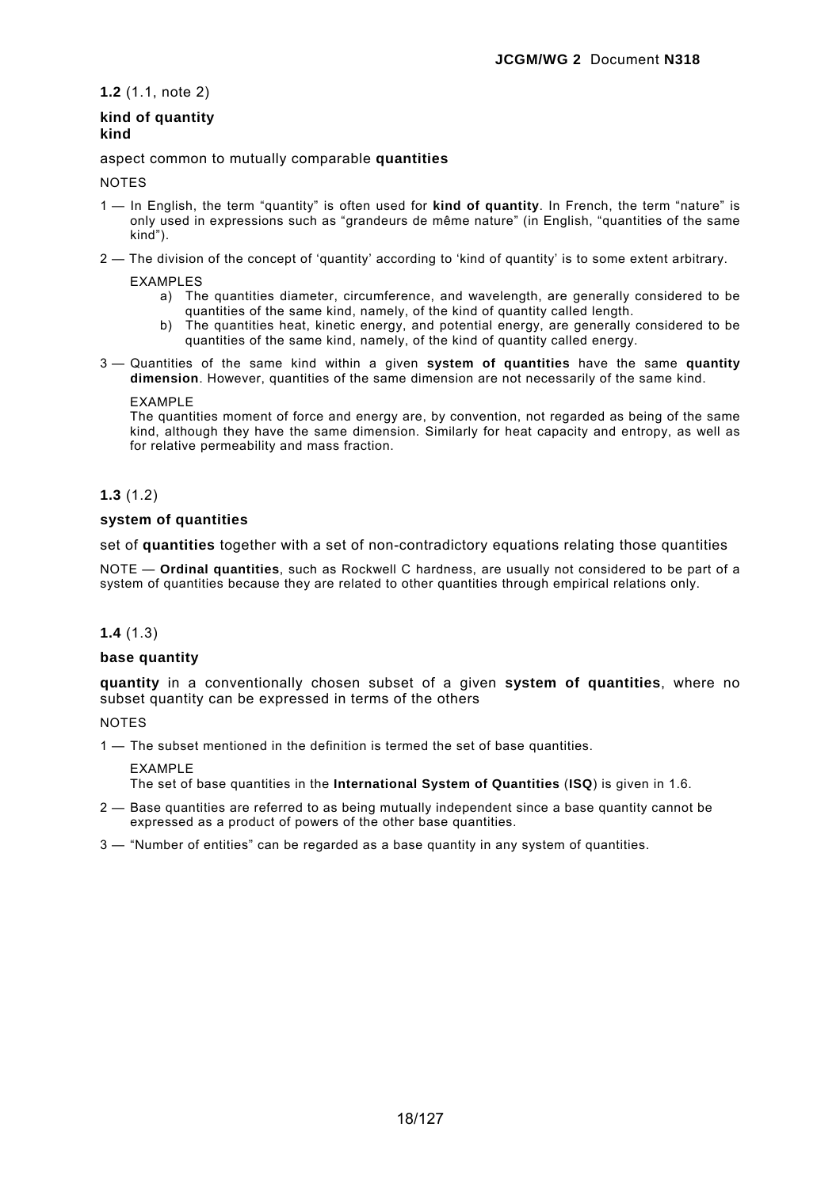**1.2** (1.1, note 2)

**kind of quantity**
**kind**

aspect common to mutually comparable **quantities**

NOTES

1 — In English, the term "quantity" is often used for **kind of quantity**. In French, the term "nature" is only used in expressions such as "grandeurs de même nature" (in English, "quantities of the same kind").

2 — The division of the concept of 'quantity' according to 'kind of quantity' is to some extent arbitrary.

EXAMPLES

a) The quantities diameter, circumference, and wavelength, are generally considered to be quantities of the same kind, namely, of the kind of quantity called length.

b) The quantities heat, kinetic energy, and potential energy, are generally considered to be quantities of the same kind, namely, of the kind of quantity called energy.

3 — Quantities of the same kind within a given **system of quantities** have the same **quantity dimension**. However, quantities of the same dimension are not necessarily of the same kind.

EXAMPLE
The quantities moment of force and energy are, by convention, not regarded as being of the same kind, although they have the same dimension. Similarly for heat capacity and entropy, as well as for relative permeability and mass fraction.

**1.3** (1.2)

**system of quantities**

set of **quantities** together with a set of non-contradictory equations relating those quantities

NOTE — **Ordinal quantities**, such as Rockwell C hardness, are usually not considered to be part of a system of quantities because they are related to other quantities through empirical relations only.

**1.4** (1.3)

**base quantity**

**quantity** in a conventionally chosen subset of a given **system of quantities**, where no subset quantity can be expressed in terms of the others

NOTES

1 — The subset mentioned in the definition is termed the set of base quantities.

EXAMPLE
The set of base quantities in the **International System of Quantities** (**ISQ**) is given in 1.6.

2 — Base quantities are referred to as being mutually independent since a base quantity cannot be expressed as a product of powers of the other base quantities.

3 — "Number of entities" can be regarded as a base quantity in any system of quantities.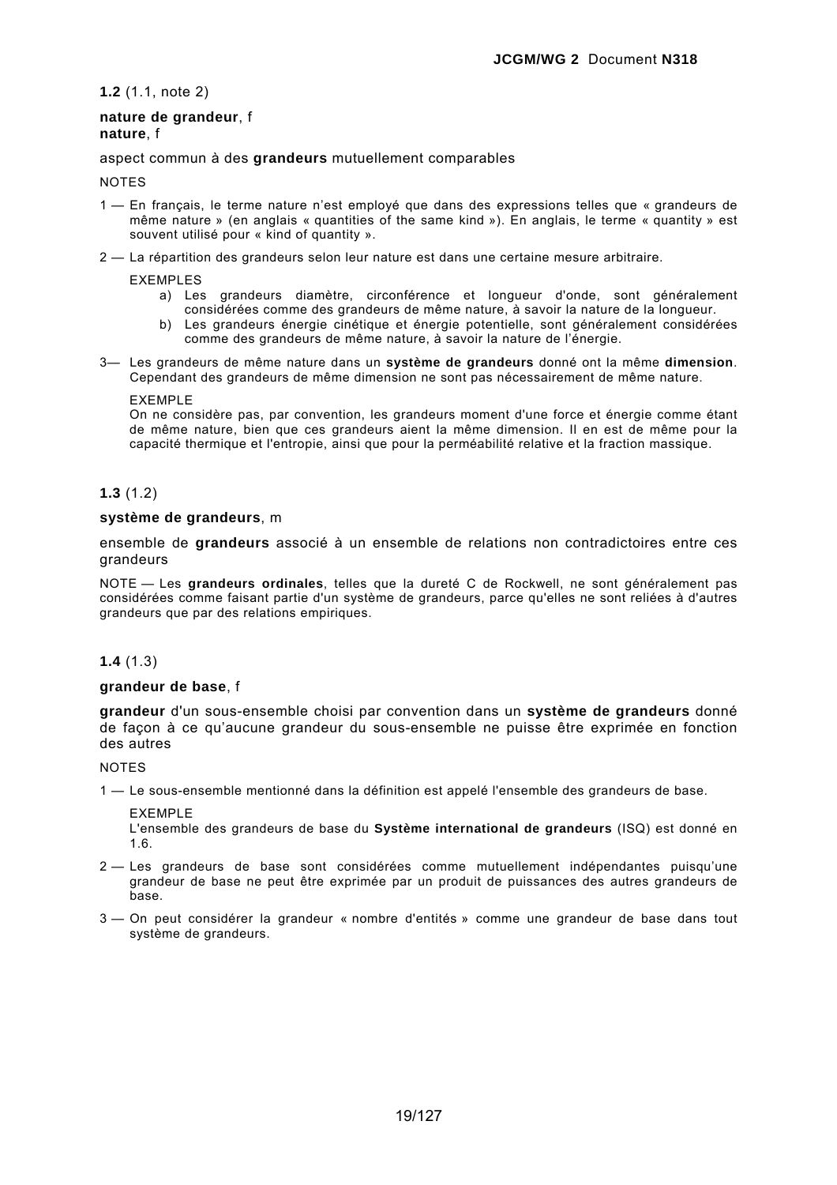**1.2** (1.1, note 2)

**nature de grandeur**, f
**nature**, f

aspect commun à des **grandeurs** mutuellement comparables

NOTES

1 — En français, le terme nature n'est employé que dans des expressions telles que « grandeurs de même nature » (en anglais « quantities of the same kind »). En anglais, le terme « quantity » est souvent utilisé pour « kind of quantity ».

2 — La répartition des grandeurs selon leur nature est dans une certaine mesure arbitraire.

EXEMPLES

a) Les grandeurs diamètre, circonférence et longueur d'onde, sont généralement considérées comme des grandeurs de même nature, à savoir la nature de la longueur.
b) Les grandeurs énergie cinétique et énergie potentielle, sont généralement considérées comme des grandeurs de même nature, à savoir la nature de l'énergie.

3— Les grandeurs de même nature dans un **système de grandeurs** donné ont la même **dimension**. Cependant des grandeurs de même dimension ne sont pas nécessairement de même nature.

EXEMPLE
On ne considère pas, par convention, les grandeurs moment d'une force et énergie comme étant de même nature, bien que ces grandeurs aient la même dimension. Il en est de même pour la capacité thermique et l'entropie, ainsi que pour la perméabilité relative et la fraction massique.

**1.3** (1.2)

**système de grandeurs**, m

ensemble de **grandeurs** associé à un ensemble de relations non contradictoires entre ces grandeurs

NOTE — Les **grandeurs ordinales**, telles que la dureté C de Rockwell, ne sont généralement pas considérées comme faisant partie d'un système de grandeurs, parce qu'elles ne sont reliées à d'autres grandeurs que par des relations empiriques.

**1.4** (1.3)

**grandeur de base**, f

**grandeur** d'un sous-ensemble choisi par convention dans un **système de grandeurs** donné de façon à ce qu'aucune grandeur du sous-ensemble ne puisse être exprimée en fonction des autres

NOTES

1 — Le sous-ensemble mentionné dans la définition est appelé l'ensemble des grandeurs de base.

EXEMPLE
L'ensemble des grandeurs de base du **Système international de grandeurs** (ISQ) est donné en 1.6.

2 — Les grandeurs de base sont considérées comme mutuellement indépendantes puisqu'une grandeur de base ne peut être exprimée par un produit de puissances des autres grandeurs de base.

3 — On peut considérer la grandeur « nombre d'entités » comme une grandeur de base dans tout système de grandeurs.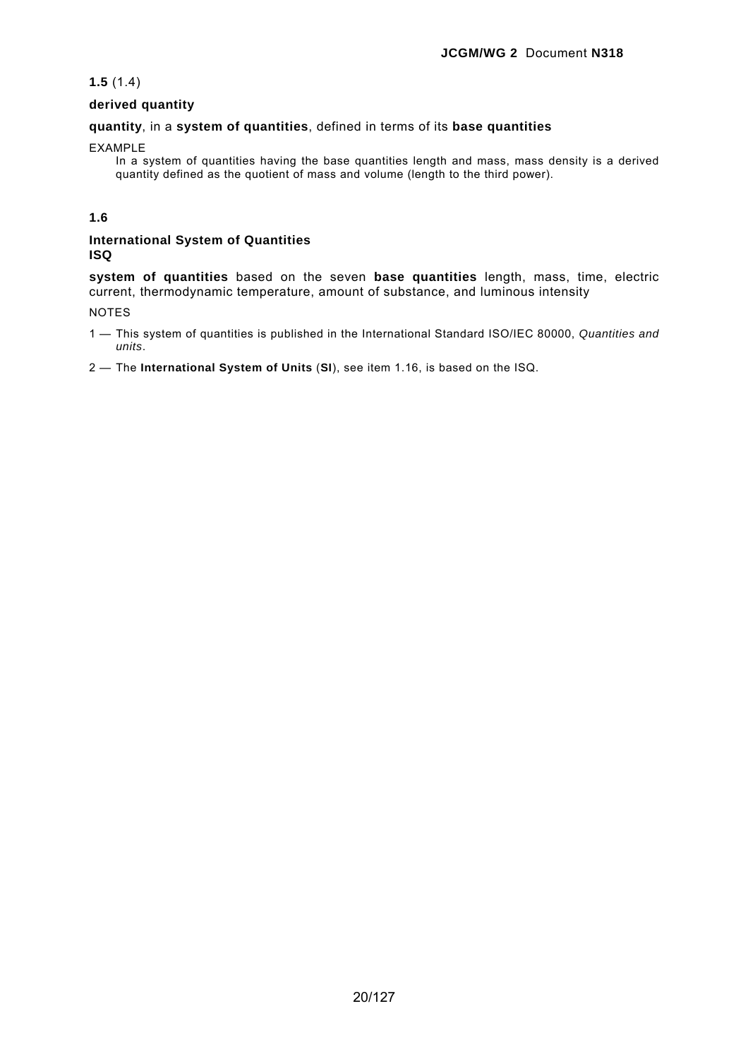**1.5** (1.4)

**derived quantity**

**quantity**, in a **system of quantities**, defined in terms of its **base quantities**

EXAMPLE

In a system of quantities having the base quantities length and mass, mass density is a derived quantity defined as the quotient of mass and volume (length to the third power).

**1.6**

**International System of Quantities**
**ISQ**

**system of quantities** based on the seven **base quantities** length, mass, time, electric current, thermodynamic temperature, amount of substance, and luminous intensity

NOTES

1 — This system of quantities is published in the International Standard ISO/IEC 80000, *Quantities and units*.

2 — The **International System of Units** (**SI**), see item 1.16, is based on the ISQ.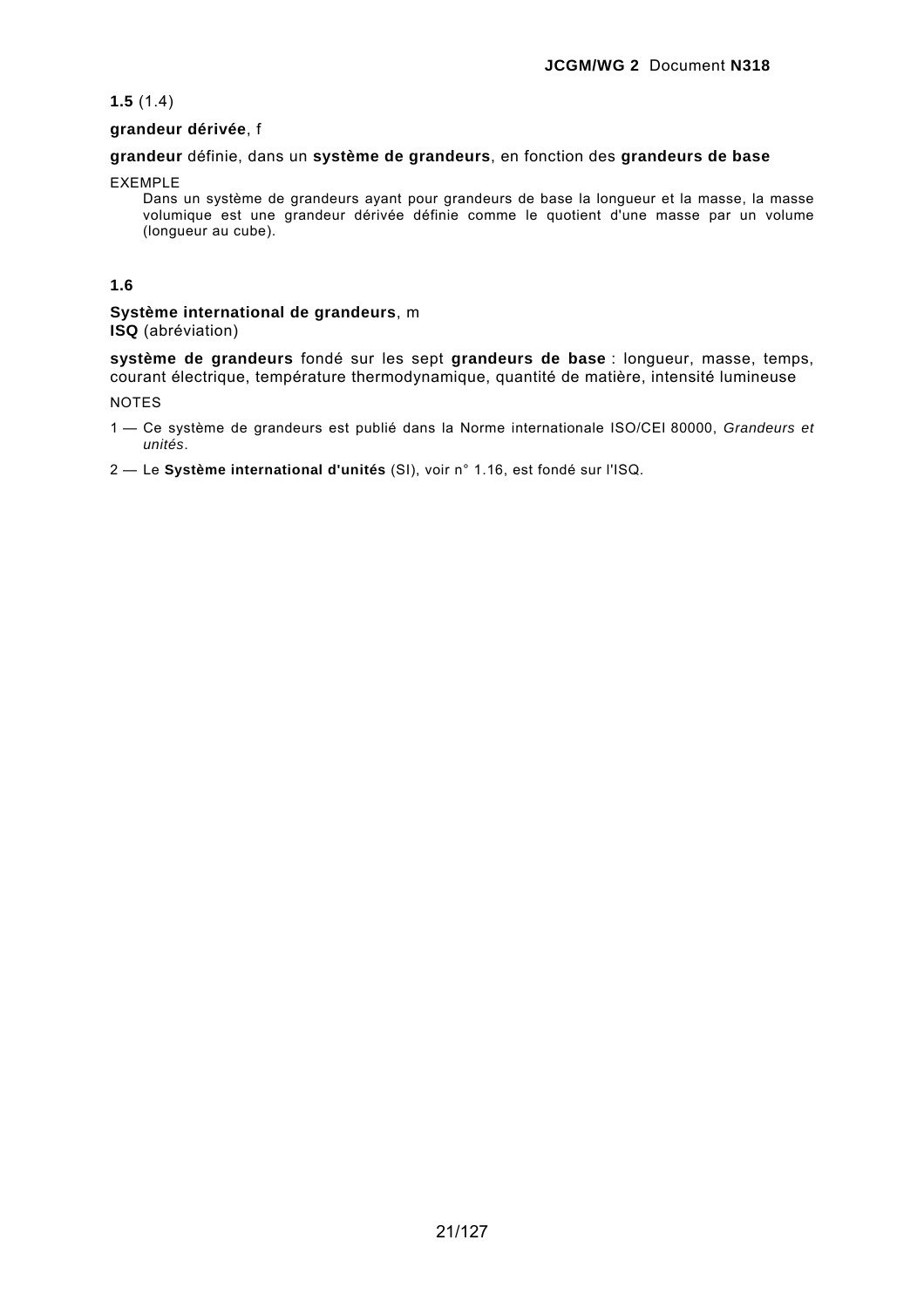**1.5** (1.4)

**grandeur dérivée**, f

**grandeur** définie, dans un **système de grandeurs**, en fonction des **grandeurs de base**

EXEMPLE

Dans un système de grandeurs ayant pour grandeurs de base la longueur et la masse, la masse volumique est une grandeur dérivée définie comme le quotient d'une masse par un volume (longueur au cube).

**1.6**

**Système international de grandeurs**, m
**ISQ** (abréviation)

**système de grandeurs** fondé sur les sept **grandeurs de base** : longueur, masse, temps, courant électrique, température thermodynamique, quantité de matière, intensité lumineuse

NOTES

1 — Ce système de grandeurs est publié dans la Norme internationale ISO/CEI 80000, *Grandeurs et unités*.

2 — Le **Système international d'unités** (SI), voir n° 1.16, est fondé sur l'ISQ.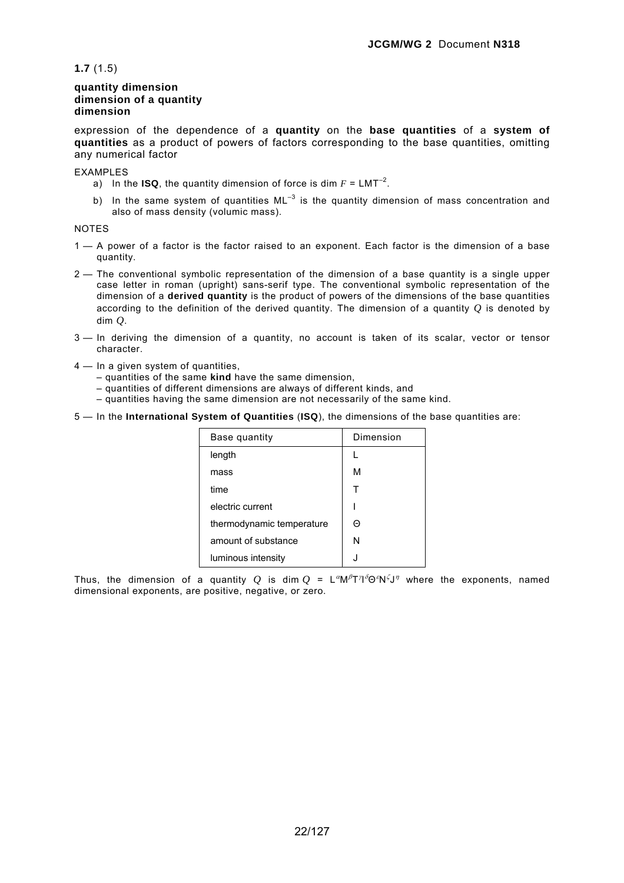**1.7** (1.5)

**quantity dimension**
**dimension of a quantity**
**dimension**

expression of the dependence of a **quantity** on the **base quantities** of a **system of quantities** as a product of powers of factors corresponding to the base quantities, omitting any numerical factor

EXAMPLES

a) In the **ISQ**, the quantity dimension of force is dim $F$ = $\mathsf{LMT}^{-2}$.

b) In the same system of quantities $\mathsf{ML}^{-3}$ is the quantity dimension of mass concentration and also of mass density (volumic mass).

NOTES

1 — A power of a factor is the factor raised to an exponent. Each factor is the dimension of a base quantity.

2 — The conventional symbolic representation of the dimension of a base quantity is a single upper case letter in roman (upright) sans-serif type. The conventional symbolic representation of the dimension of a **derived quantity** is the product of powers of the dimensions of the base quantities according to the definition of the derived quantity. The dimension of a quantity $Q$ is denoted by dim $Q$.

3 — In deriving the dimension of a quantity, no account is taken of its scalar, vector or tensor character.

4 — In a given system of quantities,
– quantities of the same **kind** have the same dimension,
– quantities of different dimensions are always of different kinds, and
– quantities having the same dimension are not necessarily of the same kind.

5 — In the **International System of Quantities** (**ISQ**), the dimensions of the base quantities are:

| Base quantity | Dimension |
|---|---|
| length | L |
| mass | M |
| time | T |
| electric current | I |
| thermodynamic temperature | Θ |
| amount of substance | N |
| luminous intensity | J |

Thus, the dimension of a quantity $Q$ is dim $Q$ = $\mathsf{L}^{\alpha}\mathsf{M}^{\beta}\mathsf{T}^{\gamma}\mathsf{I}^{\delta}\Theta^{\varepsilon}\mathsf{N}^{\zeta}\mathsf{J}^{\eta}$ where the exponents, named dimensional exponents, are positive, negative, or zero.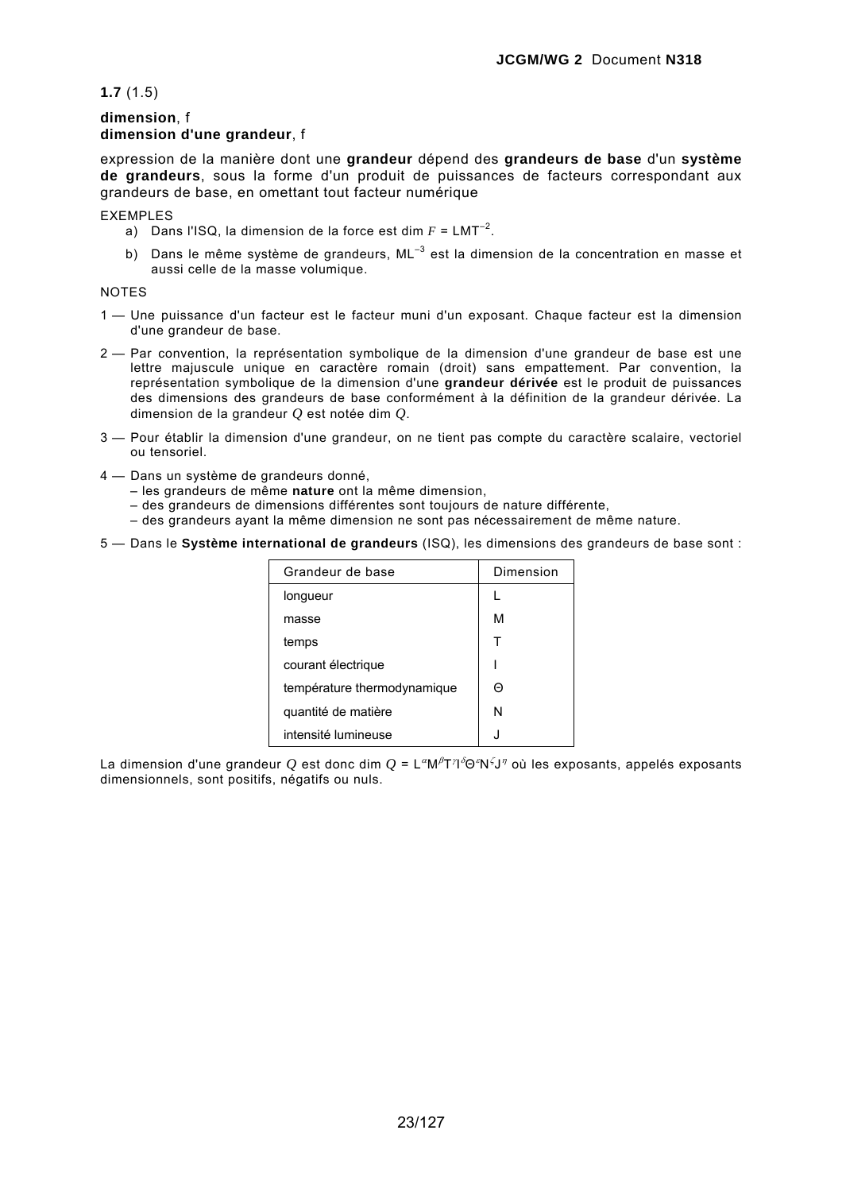**1.7** (1.5)

**dimension**, f
**dimension d'une grandeur**, f

expression de la manière dont une **grandeur** dépend des **grandeurs de base** d'un **système de grandeurs**, sous la forme d'un produit de puissances de facteurs correspondant aux grandeurs de base, en omettant tout facteur numérique

EXEMPLES

a) Dans l'ISQ, la dimension de la force est dim $F$ = $\mathrm{LMT}^{-2}$.

b) Dans le même système de grandeurs, $\mathrm{ML}^{-3}$ est la dimension de la concentration en masse et aussi celle de la masse volumique.

NOTES

1 — Une puissance d'un facteur est le facteur muni d'un exposant. Chaque facteur est la dimension d'une grandeur de base.

2 — Par convention, la représentation symbolique de la dimension d'une grandeur de base est une lettre majuscule unique en caractère romain (droit) sans empattement. Par convention, la représentation symbolique de la dimension d'une **grandeur dérivée** est le produit de puissances des dimensions des grandeurs de base conformément à la définition de la grandeur dérivée. La dimension de la grandeur $Q$ est notée dim $Q$.

3 — Pour établir la dimension d'une grandeur, on ne tient pas compte du caractère scalaire, vectoriel ou tensoriel.

4 — Dans un système de grandeurs donné,
– les grandeurs de même **nature** ont la même dimension,
– des grandeurs de dimensions différentes sont toujours de nature différente,
– des grandeurs ayant la même dimension ne sont pas nécessairement de même nature.

5 — Dans le **Système international de grandeurs** (ISQ), les dimensions des grandeurs de base sont :

| Grandeur de base | Dimension |
|---|---|
| longueur | L |
| masse | M |
| temps | T |
| courant électrique | I |
| température thermodynamique | Θ |
| quantité de matière | N |
| intensité lumineuse | J |

La dimension d'une grandeur $Q$ est donc dim $Q$ = $\mathrm{L}^{\alpha}\mathrm{M}^{\beta}\mathrm{T}^{\gamma}\mathrm{I}^{\delta}\Theta^{\varepsilon}\mathrm{N}^{\zeta}\mathrm{J}^{\eta}$ où les exposants, appelés exposants dimensionnels, sont positifs, négatifs ou nuls.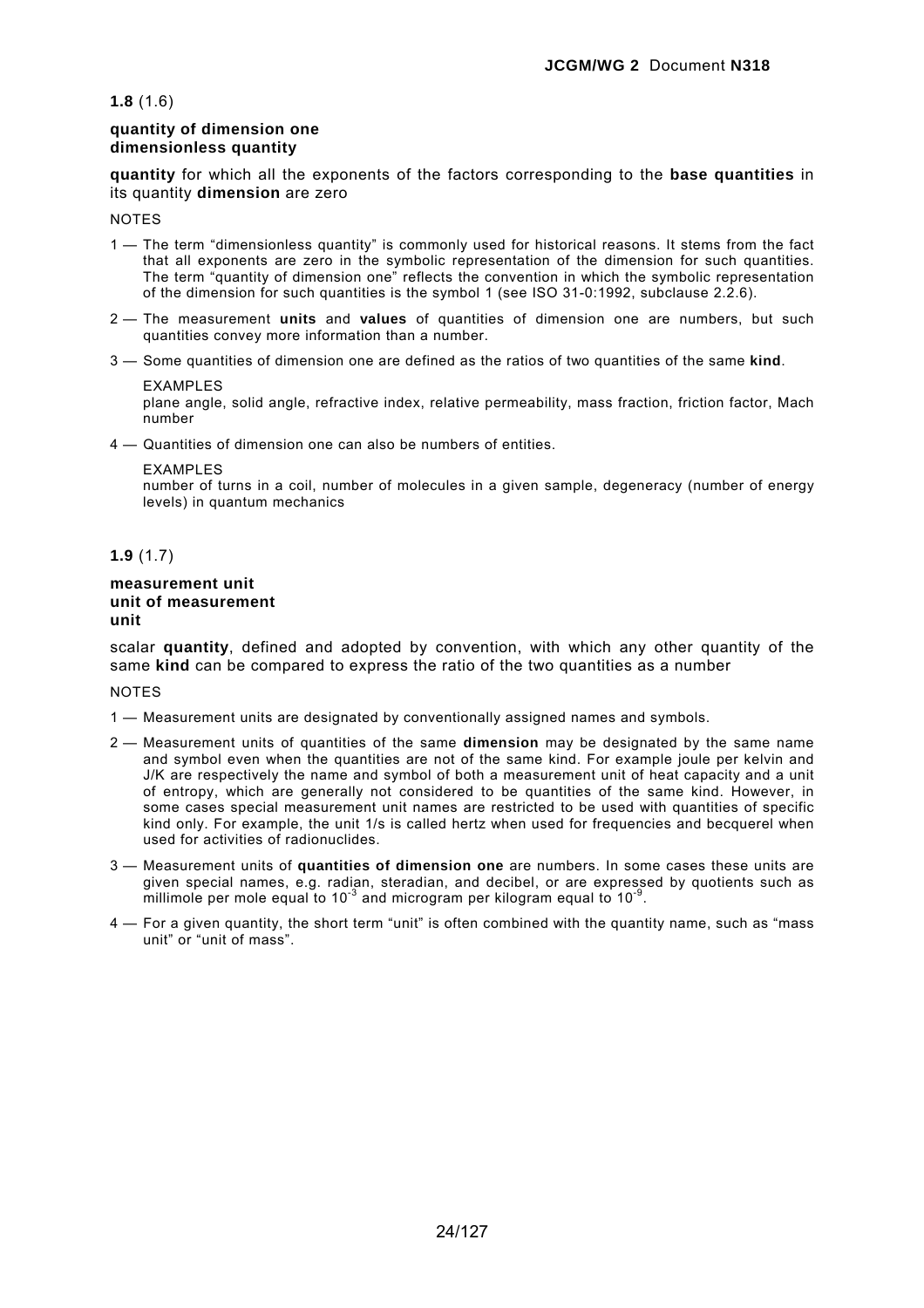**1.8** (1.6)

**quantity of dimension one**
**dimensionless quantity**

**quantity** for which all the exponents of the factors corresponding to the **base quantities** in its quantity **dimension** are zero

NOTES

1 — The term "dimensionless quantity" is commonly used for historical reasons. It stems from the fact that all exponents are zero in the symbolic representation of the dimension for such quantities. The term "quantity of dimension one" reflects the convention in which the symbolic representation of the dimension for such quantities is the symbol 1 (see ISO 31-0:1992, subclause 2.2.6).

2 — The measurement **units** and **values** of quantities of dimension one are numbers, but such quantities convey more information than a number.

3 — Some quantities of dimension one are defined as the ratios of two quantities of the same **kind**.

EXAMPLES
plane angle, solid angle, refractive index, relative permeability, mass fraction, friction factor, Mach number

4 — Quantities of dimension one can also be numbers of entities.

EXAMPLES
number of turns in a coil, number of molecules in a given sample, degeneracy (number of energy levels) in quantum mechanics

**1.9** (1.7)

**measurement unit**
**unit of measurement**
**unit**

scalar **quantity**, defined and adopted by convention, with which any other quantity of the same **kind** can be compared to express the ratio of the two quantities as a number

NOTES

1 — Measurement units are designated by conventionally assigned names and symbols.

2 — Measurement units of quantities of the same **dimension** may be designated by the same name and symbol even when the quantities are not of the same kind. For example joule per kelvin and J/K are respectively the name and symbol of both a measurement unit of heat capacity and a unit of entropy, which are generally not considered to be quantities of the same kind. However, in some cases special measurement unit names are restricted to be used with quantities of specific kind only. For example, the unit 1/s is called hertz when used for frequencies and becquerel when used for activities of radionuclides.

3 — Measurement units of **quantities of dimension one** are numbers. In some cases these units are given special names, e.g. radian, steradian, and decibel, or are expressed by quotients such as millimole per mole equal to $10^{-3}$ and microgram per kilogram equal to $10^{-9}$.

4 — For a given quantity, the short term "unit" is often combined with the quantity name, such as "mass unit" or "unit of mass".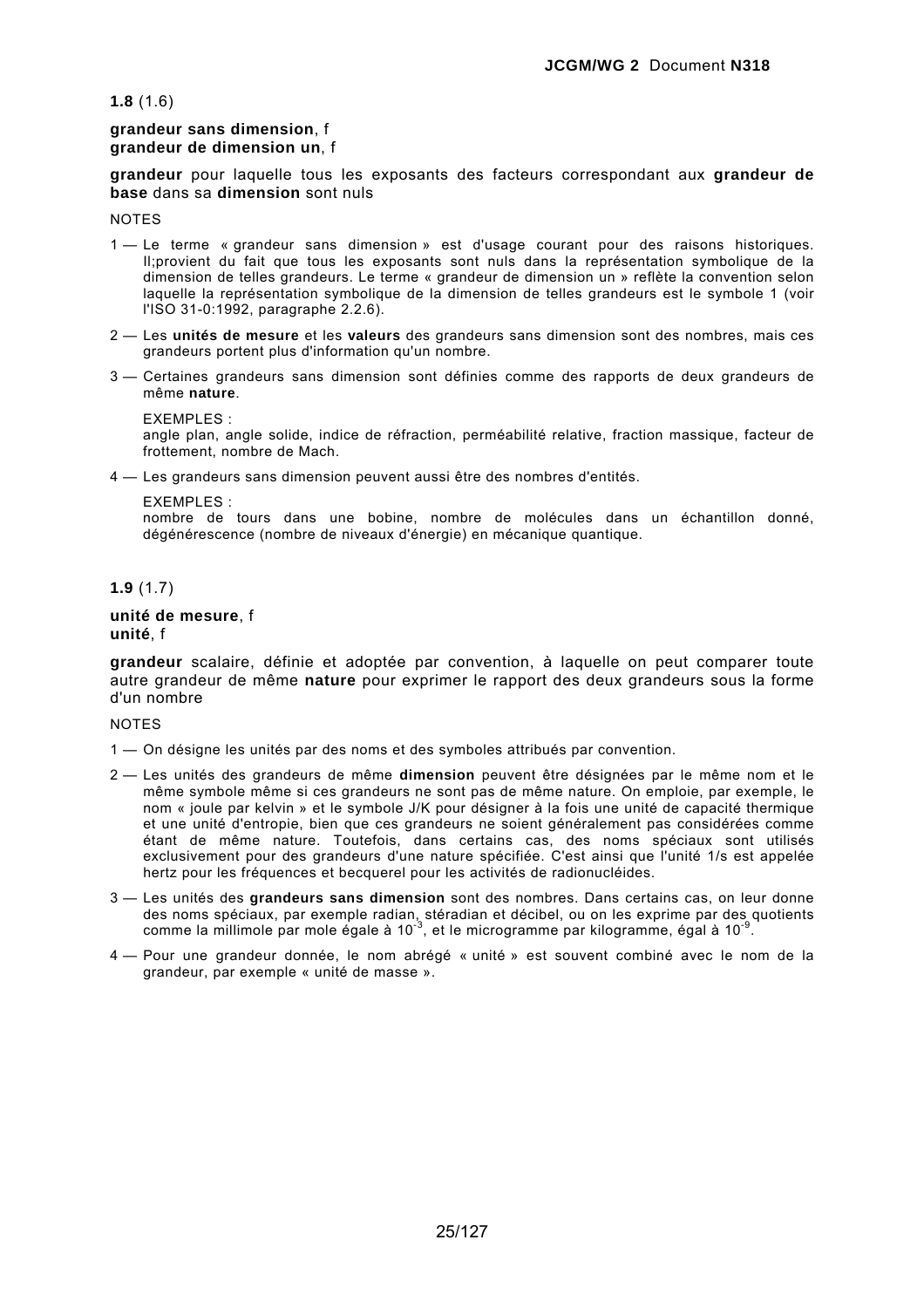**1.8** (1.6)

**grandeur sans dimension**, f
**grandeur de dimension un**, f

**grandeur** pour laquelle tous les exposants des facteurs correspondant aux **grandeur de base** dans sa **dimension** sont nuls

NOTES

1 — Le terme « grandeur sans dimension » est d'usage courant pour des raisons historiques. Il;provient du fait que tous les exposants sont nuls dans la représentation symbolique de la dimension de telles grandeurs. Le terme « grandeur de dimension un » reflète la convention selon laquelle la représentation symbolique de la dimension de telles grandeurs est le symbole 1 (voir l'ISO 31-0:1992, paragraphe 2.2.6).

2 — Les **unités de mesure** et les **valeurs** des grandeurs sans dimension sont des nombres, mais ces grandeurs portent plus d'information qu'un nombre.

3 — Certaines grandeurs sans dimension sont définies comme des rapports de deux grandeurs de même **nature**.

EXEMPLES :
angle plan, angle solide, indice de réfraction, perméabilité relative, fraction massique, facteur de frottement, nombre de Mach.

4 — Les grandeurs sans dimension peuvent aussi être des nombres d'entités.

EXEMPLES :
nombre de tours dans une bobine, nombre de molécules dans un échantillon donné, dégénérescence (nombre de niveaux d'énergie) en mécanique quantique.

**1.9** (1.7)

**unité de mesure**, f
**unité**, f

**grandeur** scalaire, définie et adoptée par convention, à laquelle on peut comparer toute autre grandeur de même **nature** pour exprimer le rapport des deux grandeurs sous la forme d'un nombre

NOTES

1 — On désigne les unités par des noms et des symboles attribués par convention.

2 — Les unités des grandeurs de même **dimension** peuvent être désignées par le même nom et le même symbole même si ces grandeurs ne sont pas de même nature. On emploie, par exemple, le nom « joule par kelvin » et le symbole J/K pour désigner à la fois une unité de capacité thermique et une unité d'entropie, bien que ces grandeurs ne soient généralement pas considérées comme étant de même nature. Toutefois, dans certains cas, des noms spéciaux sont utilisés exclusivement pour des grandeurs d'une nature spécifiée. C'est ainsi que l'unité 1/s est appelée hertz pour les fréquences et becquerel pour les activités de radionucléides.

3 — Les unités des **grandeurs sans dimension** sont des nombres. Dans certains cas, on leur donne des noms spéciaux, par exemple radian, stéradian et décibel, ou on les exprime par des quotients comme la millimole par mole égale à $10^{-3}$, et le microgramme par kilogramme, égal à $10^{-9}$.

4 — Pour une grandeur donnée, le nom abrégé « unité » est souvent combiné avec le nom de la grandeur, par exemple « unité de masse ».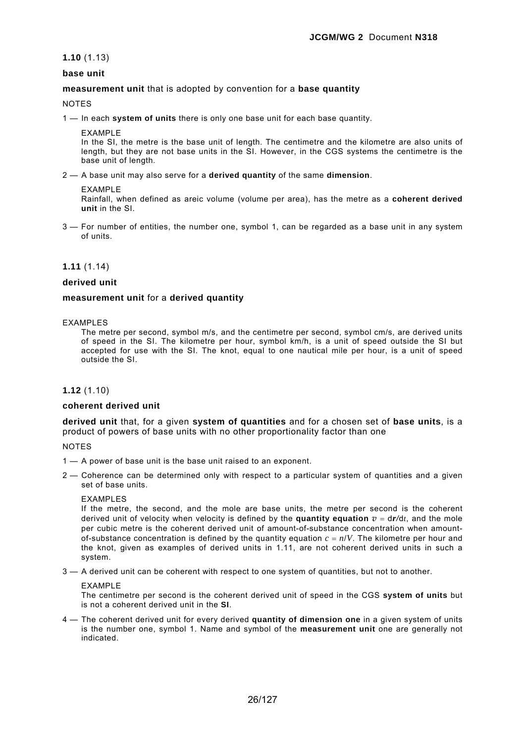**1.10** (1.13)

**base unit**

**measurement unit** that is adopted by convention for a **base quantity**

NOTES

1 — In each **system of units** there is only one base unit for each base quantity.

EXAMPLE
In the SI, the metre is the base unit of length. The centimetre and the kilometre are also units of length, but they are not base units in the SI. However, in the CGS systems the centimetre is the base unit of length.

2 — A base unit may also serve for a **derived quantity** of the same **dimension**.

EXAMPLE
Rainfall, when defined as areic volume (volume per area), has the metre as a **coherent derived unit** in the SI.

3 — For number of entities, the number one, symbol 1, can be regarded as a base unit in any system of units.

**1.11** (1.14)

**derived unit**

**measurement unit** for a **derived quantity**

EXAMPLES
The metre per second, symbol m/s, and the centimetre per second, symbol cm/s, are derived units of speed in the SI. The kilometre per hour, symbol km/h, is a unit of speed outside the SI but accepted for use with the SI. The knot, equal to one nautical mile per hour, is a unit of speed outside the SI.

**1.12** (1.10)

**coherent derived unit**

**derived unit** that, for a given **system of quantities** and for a chosen set of **base units**, is a product of powers of base units with no other proportionality factor than one

NOTES

1 — A power of base unit is the base unit raised to an exponent.

2 — Coherence can be determined only with respect to a particular system of quantities and a given set of base units.

EXAMPLES
If the metre, the second, and the mole are base units, the metre per second is the coherent derived unit of velocity when velocity is defined by the **quantity equation** $v = \mathrm{d}\boldsymbol{r}/\mathrm{d}t$, and the mole per cubic metre is the coherent derived unit of amount-of-substance concentration when amount-of-substance concentration is defined by the quantity equation $c = n/V$. The kilometre per hour and the knot, given as examples of derived units in 1.11, are not coherent derived units in such a system.

3 — A derived unit can be coherent with respect to one system of quantities, but not to another.

EXAMPLE
The centimetre per second is the coherent derived unit of speed in the CGS **system of units** but is not a coherent derived unit in the **SI**.

4 — The coherent derived unit for every derived **quantity of dimension one** in a given system of units is the number one, symbol 1. Name and symbol of the **measurement unit** one are generally not indicated.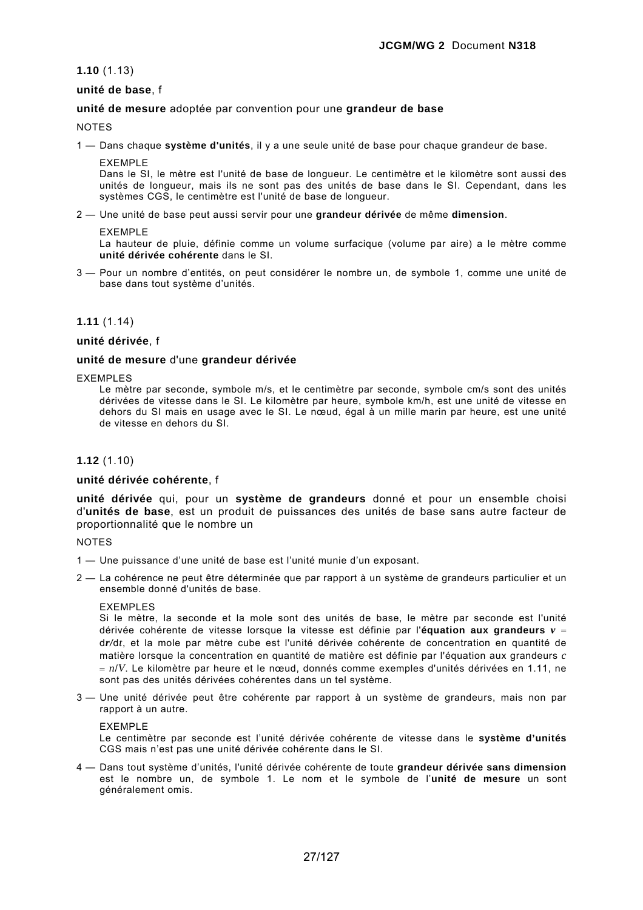**1.10** (1.13)

**unité de base**, f

**unité de mesure** adoptée par convention pour une **grandeur de base**

NOTES

1 — Dans chaque **système d'unités**, il y a une seule unité de base pour chaque grandeur de base.

EXEMPLE
Dans le SI, le mètre est l'unité de base de longueur. Le centimètre et le kilomètre sont aussi des unités de longueur, mais ils ne sont pas des unités de base dans le SI. Cependant, dans les systèmes CGS, le centimètre est l'unité de base de longueur.

2 — Une unité de base peut aussi servir pour une **grandeur dérivée** de même **dimension**.

EXEMPLE
La hauteur de pluie, définie comme un volume surfacique (volume par aire) a le mètre comme **unité dérivée cohérente** dans le SI.

3 — Pour un nombre d'entités, on peut considérer le nombre un, de symbole 1, comme une unité de base dans tout système d'unités.

**1.11** (1.14)

**unité dérivée**, f

**unité de mesure** d'une **grandeur dérivée**

EXEMPLES
Le mètre par seconde, symbole m/s, et le centimètre par seconde, symbole cm/s sont des unités dérivées de vitesse dans le SI. Le kilomètre par heure, symbole km/h, est une unité de vitesse en dehors du SI mais en usage avec le SI. Le nœud, égal à un mille marin par heure, est une unité de vitesse en dehors du SI.

**1.12** (1.10)

**unité dérivée cohérente**, f

**unité dérivée** qui, pour un **système de grandeurs** donné et pour un ensemble choisi d'**unités de base**, est un produit de puissances des unités de base sans autre facteur de proportionnalité que le nombre un

NOTES

1 — Une puissance d'une unité de base est l'unité munie d'un exposant.

2 — La cohérence ne peut être déterminée que par rapport à un système de grandeurs particulier et un ensemble donné d'unités de base.

EXEMPLES
Si le mètre, la seconde et la mole sont des unités de base, le mètre par seconde est l'unité dérivée cohérente de vitesse lorsque la vitesse est définie par l'**équation aux grandeurs** $\boldsymbol{v} = \mathrm{d}\boldsymbol{r}/\mathrm{d}t$, et la mole par mètre cube est l'unité dérivée cohérente de concentration en quantité de matière lorsque la concentration en quantité de matière est définie par l'équation aux grandeurs $c = n/V$. Le kilomètre par heure et le nœud, donnés comme exemples d'unités dérivées en 1.11, ne sont pas des unités dérivées cohérentes dans un tel système.

3 — Une unité dérivée peut être cohérente par rapport à un système de grandeurs, mais non par rapport à un autre.

EXEMPLE
Le centimètre par seconde est l'unité dérivée cohérente de vitesse dans le **système d'unités** CGS mais n'est pas une unité dérivée cohérente dans le SI.

4 — Dans tout système d'unités, l'unité dérivée cohérente de toute **grandeur dérivée sans dimension** est le nombre un, de symbole 1. Le nom et le symbole de l'**unité de mesure** un sont généralement omis.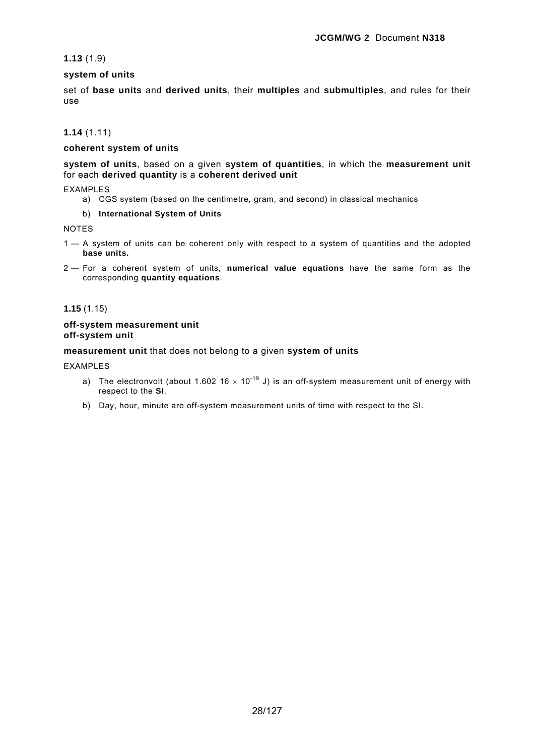**1.13** (1.9)

**system of units**

set of **base units** and **derived units**, their **multiples** and **submultiples**, and rules for their use

**1.14** (1.11)

**coherent system of units**

**system of units**, based on a given **system of quantities**, in which the **measurement unit** for each **derived quantity** is a **coherent derived unit**

EXAMPLES

a) CGS system (based on the centimetre, gram, and second) in classical mechanics

b) **International System of Units**

NOTES

1 — A system of units can be coherent only with respect to a system of quantities and the adopted **base units.**

2 — For a coherent system of units, **numerical value equations** have the same form as the corresponding **quantity equations**.

**1.15** (1.15)

**off-system measurement unit**
**off-system unit**

**measurement unit** that does not belong to a given **system of units**

EXAMPLES

a) The electronvolt (about $1.602\ 16 \times 10^{-19}$ J) is an off-system measurement unit of energy with respect to the **SI**.

b) Day, hour, minute are off-system measurement units of time with respect to the SI.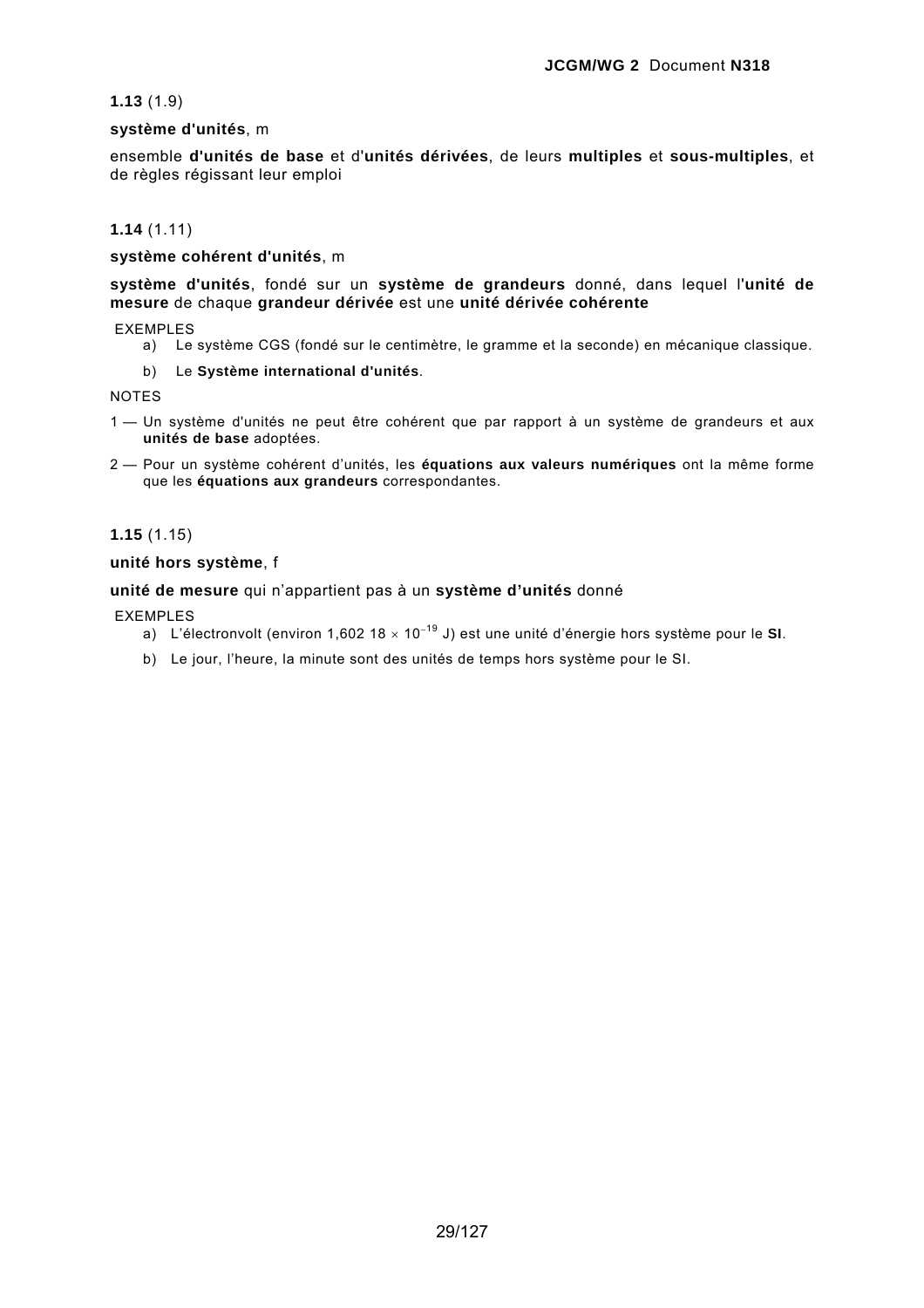**1.13** (1.9)

**système d'unités**, m

ensemble **d'unités de base** et d'**unités dérivées**, de leurs **multiples** et **sous-multiples**, et de règles régissant leur emploi

**1.14** (1.11)

**système cohérent d'unités**, m

**système d'unités**, fondé sur un **système de grandeurs** donné, dans lequel l'**unité de mesure** de chaque **grandeur dérivée** est une **unité dérivée cohérente**

EXEMPLES

a) Le système CGS (fondé sur le centimètre, le gramme et la seconde) en mécanique classique.

b) Le **Système international d'unités**.

NOTES

1 — Un système d'unités ne peut être cohérent que par rapport à un système de grandeurs et aux **unités de base** adoptées.

2 — Pour un système cohérent d'unités, les **équations aux valeurs numériques** ont la même forme que les **équations aux grandeurs** correspondantes.

**1.15** (1.15)

**unité hors système**, f

**unité de mesure** qui n'appartient pas à un **système d'unités** donné

EXEMPLES

a) L'électronvolt (environ $1{,}602\,18 \times 10^{-19}$ J) est une unité d'énergie hors système pour le **SI**.

b) Le jour, l'heure, la minute sont des unités de temps hors système pour le SI.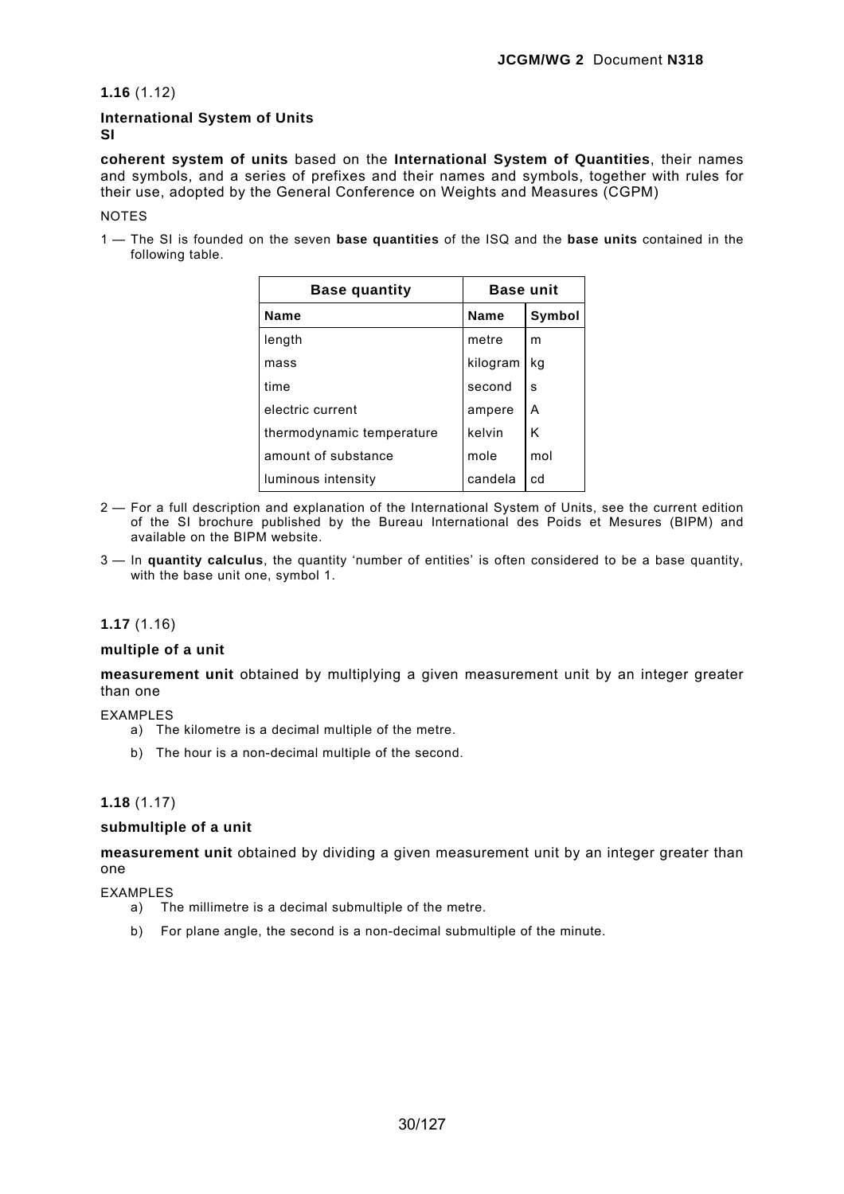**1.16** (1.12)

**International System of Units**
**SI**

**coherent system of units** based on the **International System of Quantities**, their names and symbols, and a series of prefixes and their names and symbols, together with rules for their use, adopted by the General Conference on Weights and Measures (CGPM)

NOTES

1 — The SI is founded on the seven **base quantities** of the ISQ and the **base units** contained in the following table.

| **Base quantity** | **Base unit** | |
|---|---|---|
| **Name** | **Name** | **Symbol** |
| length | metre | m |
| mass | kilogram | kg |
| time | second | s |
| electric current | ampere | A |
| thermodynamic temperature | kelvin | K |
| amount of substance | mole | mol |
| luminous intensity | candela | cd |

2 — For a full description and explanation of the International System of Units, see the current edition of the SI brochure published by the Bureau International des Poids et Mesures (BIPM) and available on the BIPM website.

3 — In **quantity calculus**, the quantity 'number of entities' is often considered to be a base quantity, with the base unit one, symbol 1.

**1.17** (1.16)

**multiple of a unit**

**measurement unit** obtained by multiplying a given measurement unit by an integer greater than one

EXAMPLES

a) The kilometre is a decimal multiple of the metre.

b) The hour is a non-decimal multiple of the second.

**1.18** (1.17)

**submultiple of a unit**

**measurement unit** obtained by dividing a given measurement unit by an integer greater than one

EXAMPLES

a) The millimetre is a decimal submultiple of the metre.

b) For plane angle, the second is a non-decimal submultiple of the minute.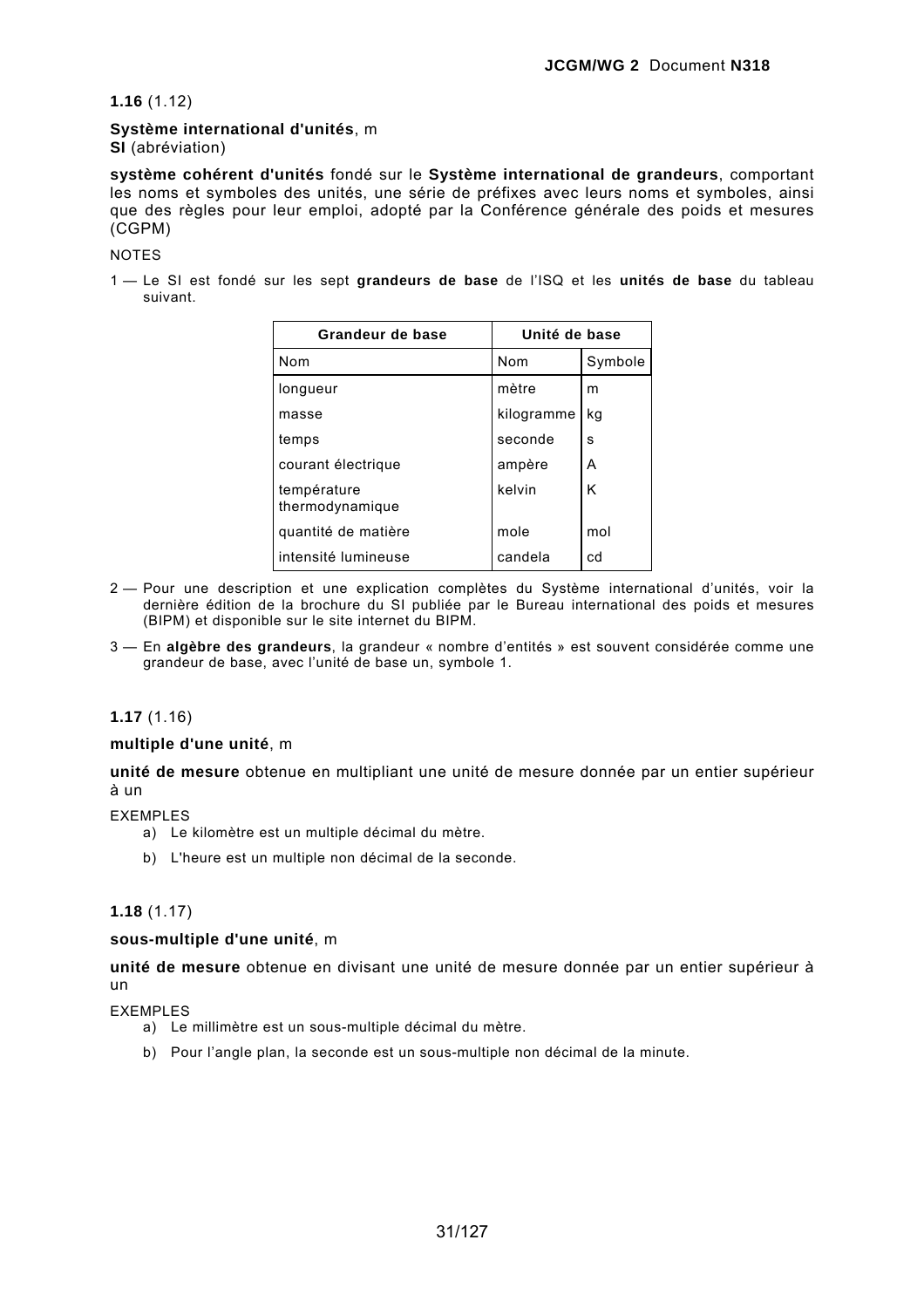**1.16** (1.12)

**Système international d'unités**, m
**SI** (abréviation)

**système cohérent d'unités** fondé sur le **Système international de grandeurs**, comportant les noms et symboles des unités, une série de préfixes avec leurs noms et symboles, ainsi que des règles pour leur emploi, adopté par la Conférence générale des poids et mesures (CGPM)

NOTES

1 — Le SI est fondé sur les sept **grandeurs de base** de l'ISQ et les **unités de base** du tableau suivant.

| **Grandeur de base** | **Unité de base** | |
|---|---|---|
| Nom | Nom | Symbole |
| longueur | mètre | m |
| masse | kilogramme | kg |
| temps | seconde | s |
| courant électrique | ampère | A |
| température thermodynamique | kelvin | K |
| quantité de matière | mole | mol |
| intensité lumineuse | candela | cd |

2 — Pour une description et une explication complètes du Système international d'unités, voir la dernière édition de la brochure du SI publiée par le Bureau international des poids et mesures (BIPM) et disponible sur le site internet du BIPM.

3 — En **algèbre des grandeurs**, la grandeur « nombre d'entités » est souvent considérée comme une grandeur de base, avec l'unité de base un, symbole 1.

**1.17** (1.16)

**multiple d'une unité**, m

**unité de mesure** obtenue en multipliant une unité de mesure donnée par un entier supérieur à un

EXEMPLES

a) Le kilomètre est un multiple décimal du mètre.

b) L'heure est un multiple non décimal de la seconde.

**1.18** (1.17)

**sous-multiple d'une unité**, m

**unité de mesure** obtenue en divisant une unité de mesure donnée par un entier supérieur à un

EXEMPLES

a) Le millimètre est un sous-multiple décimal du mètre.

b) Pour l'angle plan, la seconde est un sous-multiple non décimal de la minute.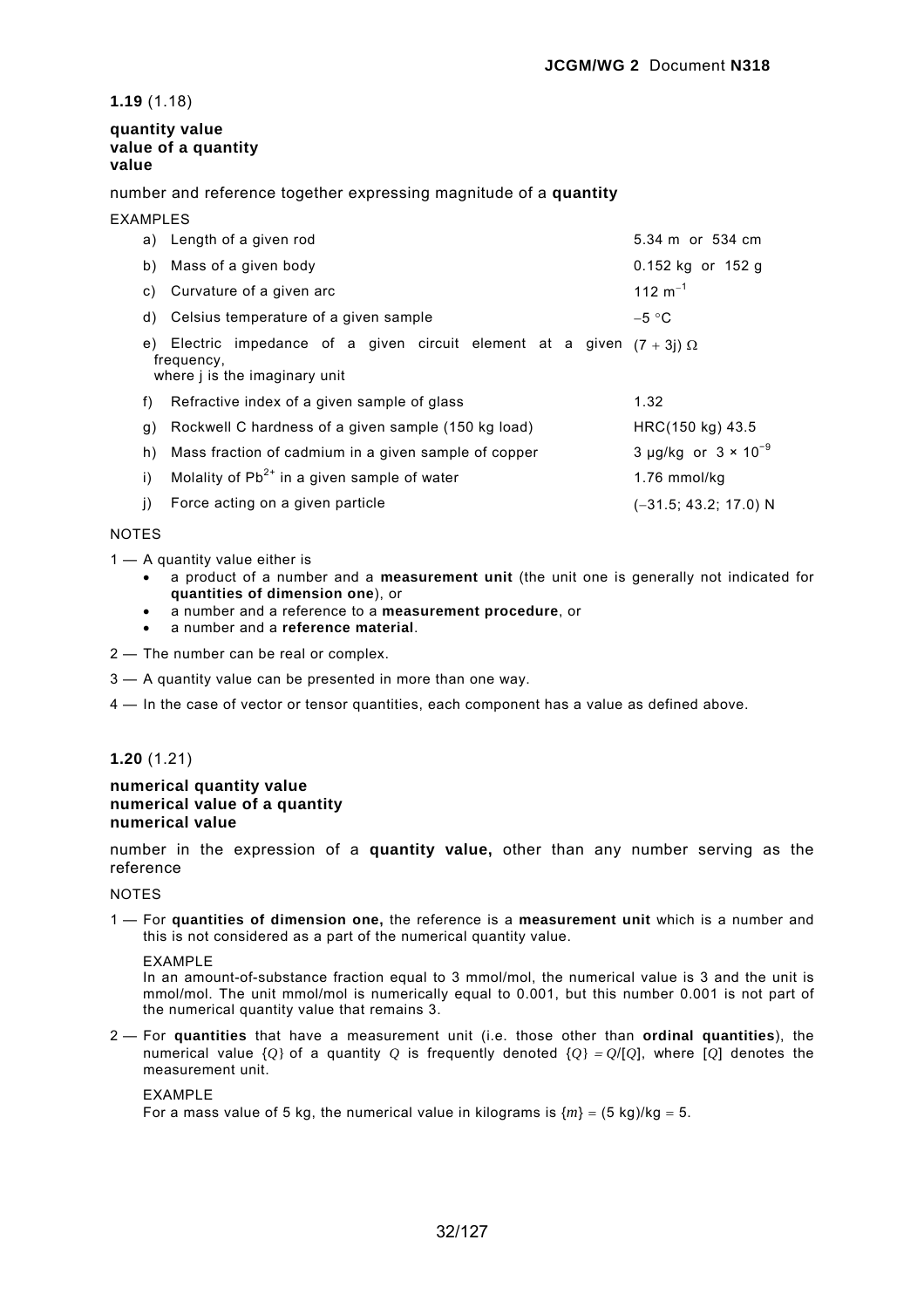**1.19** (1.18)

**quantity value**
**value of a quantity**
**value**

number and reference together expressing magnitude of a **quantity**

EXAMPLES

| | | |
|---|---|---|
| a) | Length of a given rod | 5.34 m or 534 cm |
| b) | Mass of a given body | 0.152 kg or 152 g |
| c) | Curvature of a given arc | 112 $m^{-1}$ |
| d) | Celsius temperature of a given sample | −5 °C |
| e) | Electric impedance of a given circuit element at a given frequency, where j is the imaginary unit | $(7 + 3j)\ \Omega$ |
| f) | Refractive index of a given sample of glass | 1.32 |
| g) | Rockwell C hardness of a given sample (150 kg load) | HRC(150 kg) 43.5 |
| h) | Mass fraction of cadmium in a given sample of copper | 3 µg/kg or $3 \times 10^{-9}$ |
| i) | Molality of $Pb^{2+}$ in a given sample of water | 1.76 mmol/kg |
| j) | Force acting on a given particle | (−31.5; 43.2; 17.0) N |

NOTES

1 — A quantity value either is

- a product of a number and a **measurement unit** (the unit one is generally not indicated for **quantities of dimension one**), or
- a number and a reference to a **measurement procedure**, or
- a number and a **reference material**.

2 — The number can be real or complex.

3 — A quantity value can be presented in more than one way.

4 — In the case of vector or tensor quantities, each component has a value as defined above.

**1.20** (1.21)

**numerical quantity value**
**numerical value of a quantity**
**numerical value**

number in the expression of a **quantity value,** other than any number serving as the reference

NOTES

1 — For **quantities of dimension one,** the reference is a **measurement unit** which is a number and this is not considered as a part of the numerical quantity value.

EXAMPLE
In an amount-of-substance fraction equal to 3 mmol/mol, the numerical value is 3 and the unit is mmol/mol. The unit mmol/mol is numerically equal to 0.001, but this number 0.001 is not part of the numerical quantity value that remains 3.

2 — For **quantities** that have a measurement unit (i.e. those other than **ordinal quantities**), the numerical value $\{Q\}$ of a quantity $Q$ is frequently denoted $\{Q\} = Q/[Q]$, where $[Q]$ denotes the measurement unit.

EXAMPLE
For a mass value of 5 kg, the numerical value in kilograms is $\{m\} = (5\ \text{kg})/\text{kg} = 5$.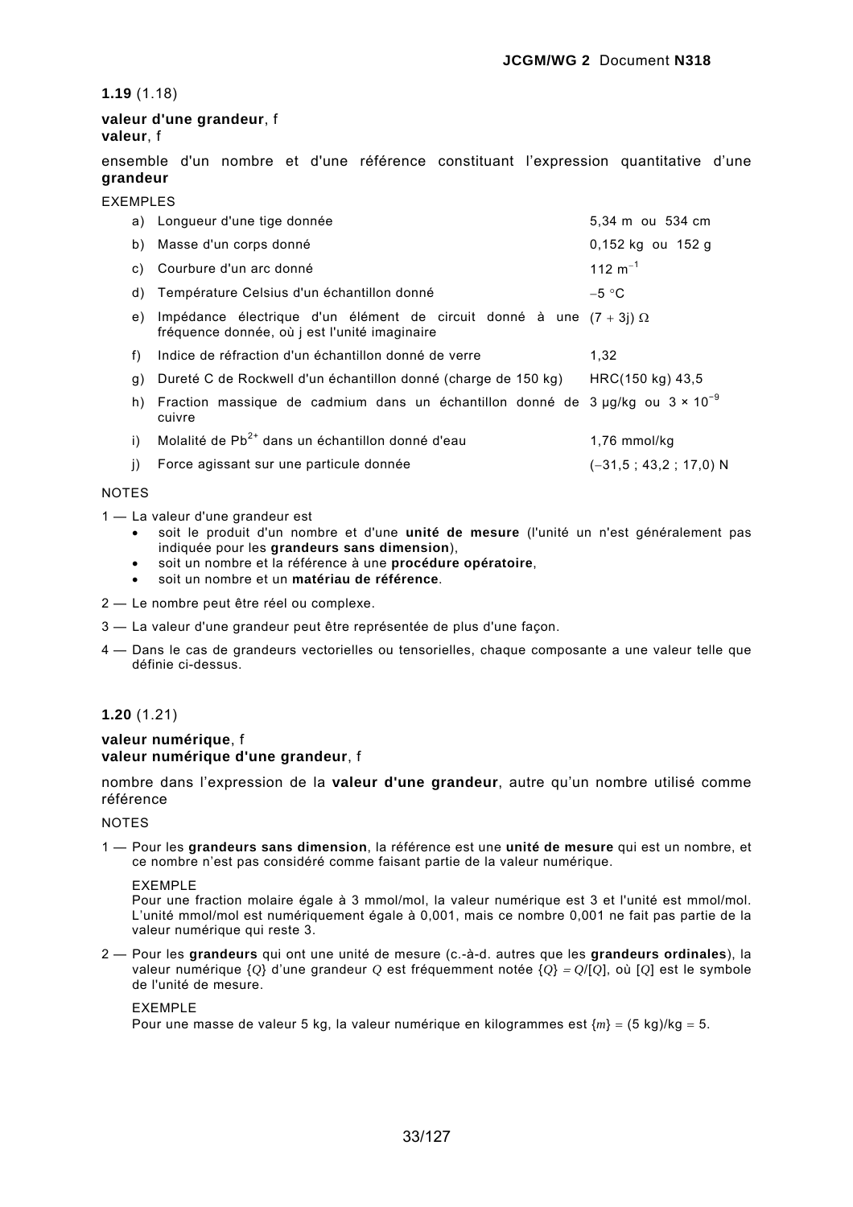**1.19** (1.18)

**valeur d'une grandeur**, f
**valeur**, f

ensemble d'un nombre et d'une référence constituant l'expression quantitative d'une **grandeur**

EXEMPLES

| | | |
|---|---|---|
| a) | Longueur d'une tige donnée | 5,34 m ou 534 cm |
| b) | Masse d'un corps donné | 0,152 kg ou 152 g |
| c) | Courbure d'un arc donné | 112 $m^{-1}$ |
| d) | Température Celsius d'un échantillon donné | −5 °C |
| e) | Impédance électrique d'un élément de circuit donné à une fréquence donnée, où j est l'unité imaginaire | (7 + 3j) Ω |
| f) | Indice de réfraction d'un échantillon donné de verre | 1,32 |
| g) | Dureté C de Rockwell d'un échantillon donné (charge de 150 kg) | HRC(150 kg) 43,5 |
| h) | Fraction massique de cadmium dans un échantillon donné de cuivre | 3 µg/kg ou $3 \times 10^{-9}$ |
| i) | Molalité de $Pb^{2+}$ dans un échantillon donné d'eau | 1,76 mmol/kg |
| j) | Force agissant sur une particule donnée | (−31,5 ; 43,2 ; 17,0) N |

NOTES

1 — La valeur d'une grandeur est
- soit le produit d'un nombre et d'une **unité de mesure** (l'unité un n'est généralement pas indiquée pour les **grandeurs sans dimension**),
- soit un nombre et la référence à une **procédure opératoire**,
- soit un nombre et un **matériau de référence**.

2 — Le nombre peut être réel ou complexe.

3 — La valeur d'une grandeur peut être représentée de plus d'une façon.

4 — Dans le cas de grandeurs vectorielles ou tensorielles, chaque composante a une valeur telle que définie ci-dessus.

**1.20** (1.21)

**valeur numérique**, f
**valeur numérique d'une grandeur**, f

nombre dans l'expression de la **valeur d'une grandeur**, autre qu'un nombre utilisé comme référence

NOTES

1 — Pour les **grandeurs sans dimension**, la référence est une **unité de mesure** qui est un nombre, et ce nombre n'est pas considéré comme faisant partie de la valeur numérique.

EXEMPLE
Pour une fraction molaire égale à 3 mmol/mol, la valeur numérique est 3 et l'unité est mmol/mol. L'unité mmol/mol est numériquement égale à 0,001, mais ce nombre 0,001 ne fait pas partie de la valeur numérique qui reste 3.

2 — Pour les **grandeurs** qui ont une unité de mesure (c.-à-d. autres que les **grandeurs ordinales**), la valeur numérique $\{Q\}$ d'une grandeur $Q$ est fréquemment notée $\{Q\} = Q/[Q]$, où $[Q]$ est le symbole de l'unité de mesure.

EXEMPLE
Pour une masse de valeur 5 kg, la valeur numérique en kilogrammes est $\{m\} = (5\ \text{kg})/\text{kg} = 5$.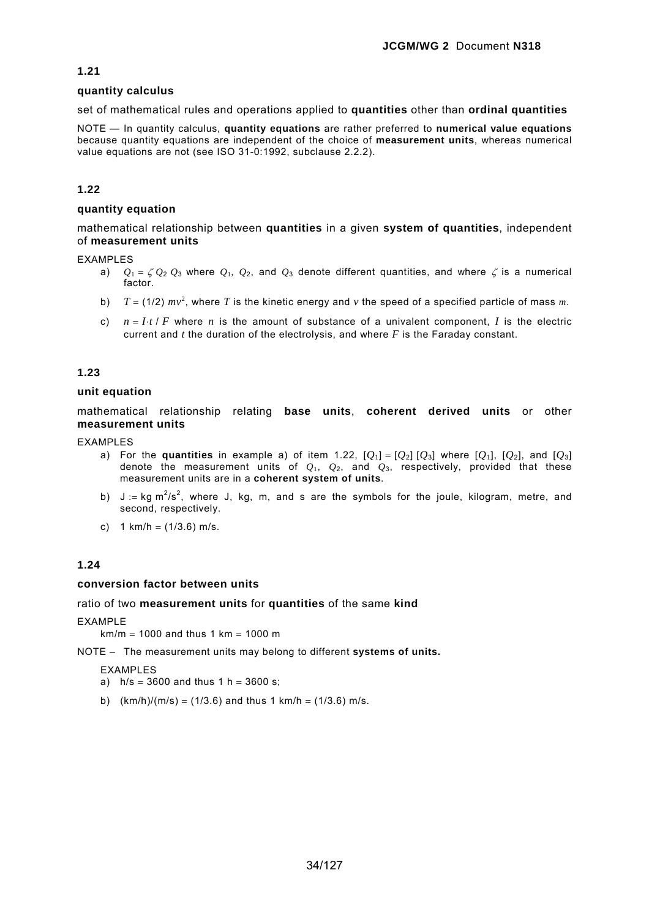### 1.21

**quantity calculus**

set of mathematical rules and operations applied to **quantities** other than **ordinal quantities**

NOTE — In quantity calculus, **quantity equations** are rather preferred to **numerical value equations** because quantity equations are independent of the choice of **measurement units**, whereas numerical value equations are not (see ISO 31-0:1992, subclause 2.2.2).

### 1.22

**quantity equation**

mathematical relationship between **quantities** in a given **system of quantities**, independent of **measurement units**

EXAMPLES

a) $Q_1 = \zeta\, Q_2\, Q_3$ where $Q_1$, $Q_2$, and $Q_3$ denote different quantities, and where $\zeta$ is a numerical factor.

b) $T = (1/2)\, mv^2$, where $T$ is the kinetic energy and $v$ the speed of a specified particle of mass $m$.

c) $n = I{\cdot}t \,/\, F$ where $n$ is the amount of substance of a univalent component, $I$ is the electric current and $t$ the duration of the electrolysis, and where $F$ is the Faraday constant.

### 1.23

**unit equation**

mathematical relationship relating **base units**, **coherent derived units** or other **measurement units**

EXAMPLES

a) For the **quantities** in example a) of item 1.22, $[Q_1] = [Q_2]\,[Q_3]$ where $[Q_1]$, $[Q_2]$, and $[Q_3]$ denote the measurement units of $Q_1$, $Q_2$, and $Q_3$, respectively, provided that these measurement units are in a **coherent system of units**.

b) $\mathrm{J} := \mathrm{kg\ m^2/s^2}$, where J, kg, m, and s are the symbols for the joule, kilogram, metre, and second, respectively.

c) 1 km/h = (1/3.6) m/s.

### 1.24

**conversion factor between units**

ratio of two **measurement units** for **quantities** of the same **kind**

EXAMPLE

km/m = 1000 and thus 1 km = 1000 m

NOTE – The measurement units may belong to different **systems of units.**

EXAMPLES

a) h/s = 3600 and thus 1 h = 3600 s;

b) (km/h)/(m/s) = (1/3.6) and thus 1 km/h = (1/3.6) m/s.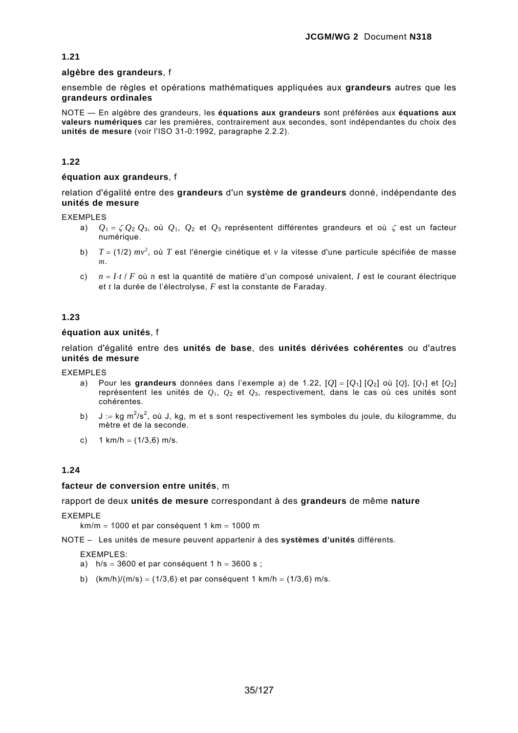### 1.21

**algèbre des grandeurs**, f

ensemble de règles et opérations mathématiques appliquées aux **grandeurs** autres que les **grandeurs ordinales**

NOTE — En algèbre des grandeurs, les **équations aux grandeurs** sont préférées aux **équations aux valeurs numériques** car les premières, contrairement aux secondes, sont indépendantes du choix des **unités de mesure** (voir l'ISO 31-0:1992, paragraphe 2.2.2).

### 1.22

**équation aux grandeurs**, f

relation d'égalité entre des **grandeurs** d'un **système de grandeurs** donné, indépendante des **unités de mesure**

EXEMPLES

a) $Q_1 = \zeta\, Q_2\, Q_3$, où $Q_1$, $Q_2$ et $Q_3$ représentent différentes grandeurs et où $\zeta$ est un facteur numérique.

b) $T = (1/2)\, mv^2$, où $T$ est l'énergie cinétique et $v$ la vitesse d'une particule spécifiée de masse $m$.

c) $n = I{\cdot}t / F$ où $n$ est la quantité de matière d'un composé univalent, $I$ est le courant électrique et $t$ la durée de l'électrolyse, $F$ est la constante de Faraday.

### 1.23

**équation aux unités**, f

relation d'égalité entre des **unités de base**, des **unités dérivées cohérentes** ou d'autres **unités de mesure**

EXEMPLES

a) Pour les **grandeurs** données dans l'exemple a) de 1.22, $[Q] = [Q_1]\,[Q_2]$ où $[Q]$, $[Q_1]$ et $[Q_2]$ représentent les unités de $Q_1$, $Q_2$ et $Q_3$, respectivement, dans le cas où ces unités sont cohérentes.

b) J := kg m$^2$/s$^2$, où J, kg, m et s sont respectivement les symboles du joule, du kilogramme, du mètre et de la seconde.

c) 1 km/h = (1/3,6) m/s.

### 1.24

**facteur de conversion entre unités**, m

rapport de deux **unités de mesure** correspondant à des **grandeurs** de même **nature**

EXEMPLE

km/m = 1000 et par conséquent 1 km = 1000 m

NOTE – Les unités de mesure peuvent appartenir à des **systèmes d'unités** différents.

EXEMPLES:

a) h/s = 3600 et par conséquent 1 h = 3600 s ;

b) (km/h)/(m/s) = (1/3,6) et par conséquent 1 km/h = (1/3,6) m/s.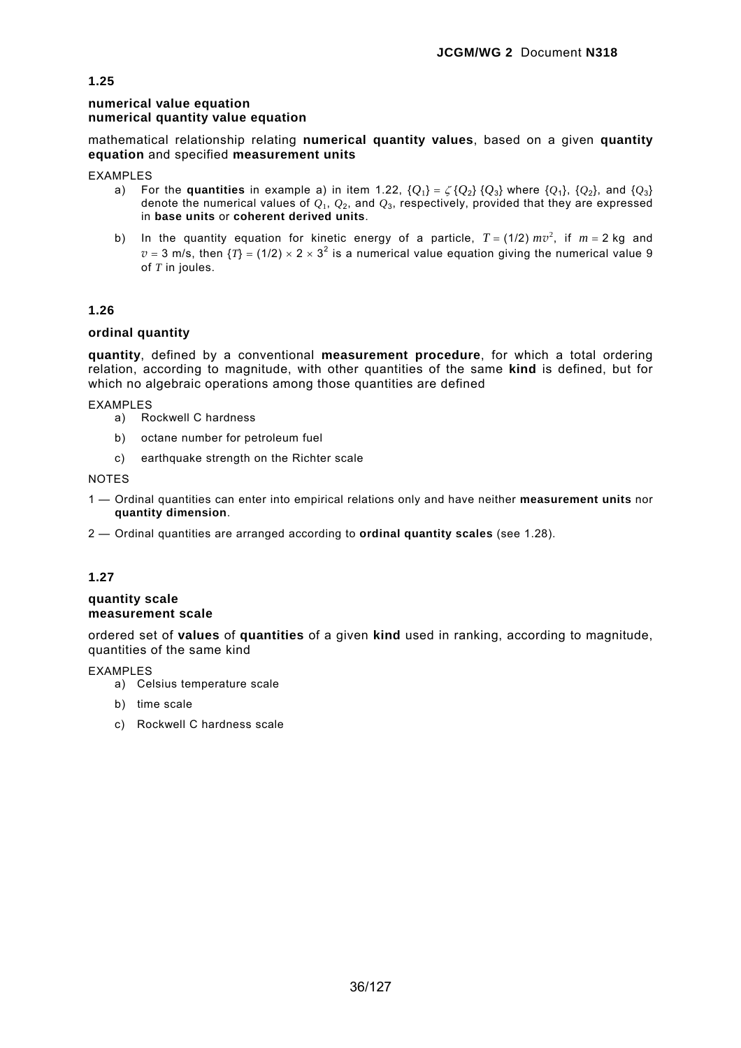**1.25**

**numerical value equation**
**numerical quantity value equation**

mathematical relationship relating **numerical quantity values**, based on a given **quantity equation** and specified **measurement units**

EXAMPLES

a) For the **quantities** in example a) in item 1.22, $\{Q_1\} = \zeta\{Q_2\}\{Q_3\}$ where $\{Q_1\}$, $\{Q_2\}$, and $\{Q_3\}$ denote the numerical values of $Q_1$, $Q_2$, and $Q_3$, respectively, provided that they are expressed in **base units** or **coherent derived units**.

b) In the quantity equation for kinetic energy of a particle, $T = (1/2)\,mv^2$, if $m = 2$ kg and $v = 3$ m/s, then $\{T\} = (1/2) \times 2 \times 3^2$ is a numerical value equation giving the numerical value 9 of $T$ in joules.

**1.26**

**ordinal quantity**

**quantity**, defined by a conventional **measurement procedure**, for which a total ordering relation, according to magnitude, with other quantities of the same **kind** is defined, but for which no algebraic operations among those quantities are defined

EXAMPLES

a) Rockwell C hardness

b) octane number for petroleum fuel

c) earthquake strength on the Richter scale

NOTES

1 — Ordinal quantities can enter into empirical relations only and have neither **measurement units** nor **quantity dimension**.

2 — Ordinal quantities are arranged according to **ordinal quantity scales** (see 1.28).

**1.27**

**quantity scale**
**measurement scale**

ordered set of **values** of **quantities** of a given **kind** used in ranking, according to magnitude, quantities of the same kind

EXAMPLES

a) Celsius temperature scale

b) time scale

c) Rockwell C hardness scale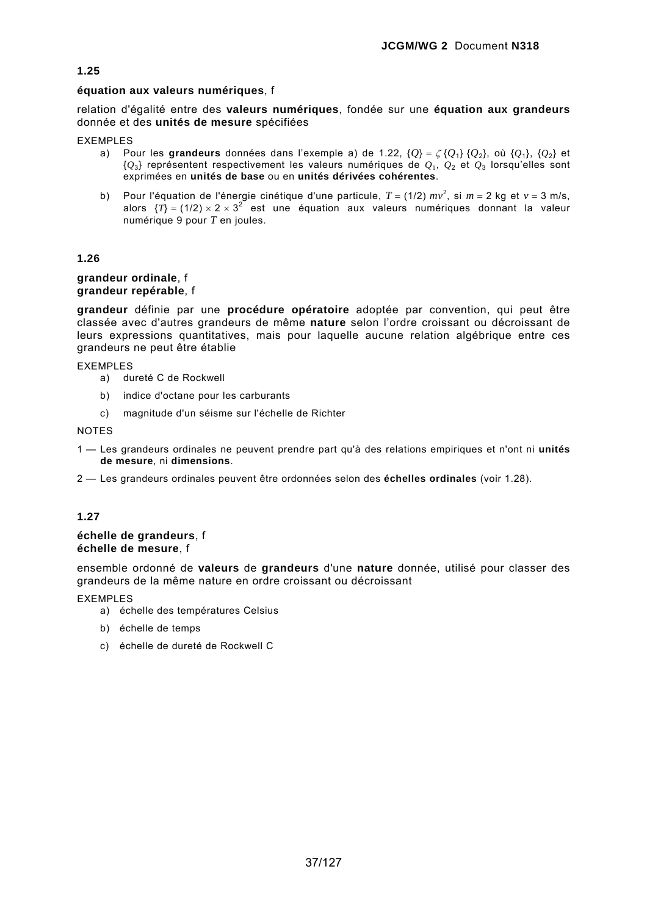## 1.25

**équation aux valeurs numériques**, f

relation d'égalité entre des **valeurs numériques**, fondée sur une **équation aux grandeurs** donnée et des **unités de mesure** spécifiées

EXEMPLES

a) Pour les **grandeurs** données dans l'exemple a) de 1.22, $\{Q\} = \zeta\,\{Q_1\}\,\{Q_2\}$, où $\{Q_1\}$, $\{Q_2\}$ et $\{Q_3\}$ représentent respectivement les valeurs numériques de $Q_1$, $Q_2$ et $Q_3$ lorsqu'elles sont exprimées en **unités de base** ou en **unités dérivées cohérentes**.

b) Pour l'équation de l'énergie cinétique d'une particule, $T = (1/2)\,mv^2$, si $m = 2$ kg et $v = 3$ m/s, alors $\{T\} = (1/2) \times 2 \times 3^2$ est une équation aux valeurs numériques donnant la valeur numérique 9 pour $T$ en joules.

## 1.26

**grandeur ordinale**, f
**grandeur repérable**, f

**grandeur** définie par une **procédure opératoire** adoptée par convention, qui peut être classée avec d'autres grandeurs de même **nature** selon l'ordre croissant ou décroissant de leurs expressions quantitatives, mais pour laquelle aucune relation algébrique entre ces grandeurs ne peut être établie

EXEMPLES

a) dureté C de Rockwell

b) indice d'octane pour les carburants

c) magnitude d'un séisme sur l'échelle de Richter

NOTES

1 — Les grandeurs ordinales ne peuvent prendre part qu'à des relations empiriques et n'ont ni **unités de mesure**, ni **dimensions**.

2 — Les grandeurs ordinales peuvent être ordonnées selon des **échelles ordinales** (voir 1.28).

## 1.27

**échelle de grandeurs**, f
**échelle de mesure**, f

ensemble ordonné de **valeurs** de **grandeurs** d'une **nature** donnée, utilisé pour classer des grandeurs de la même nature en ordre croissant ou décroissant

EXEMPLES

a) échelle des températures Celsius

b) échelle de temps

c) échelle de dureté de Rockwell C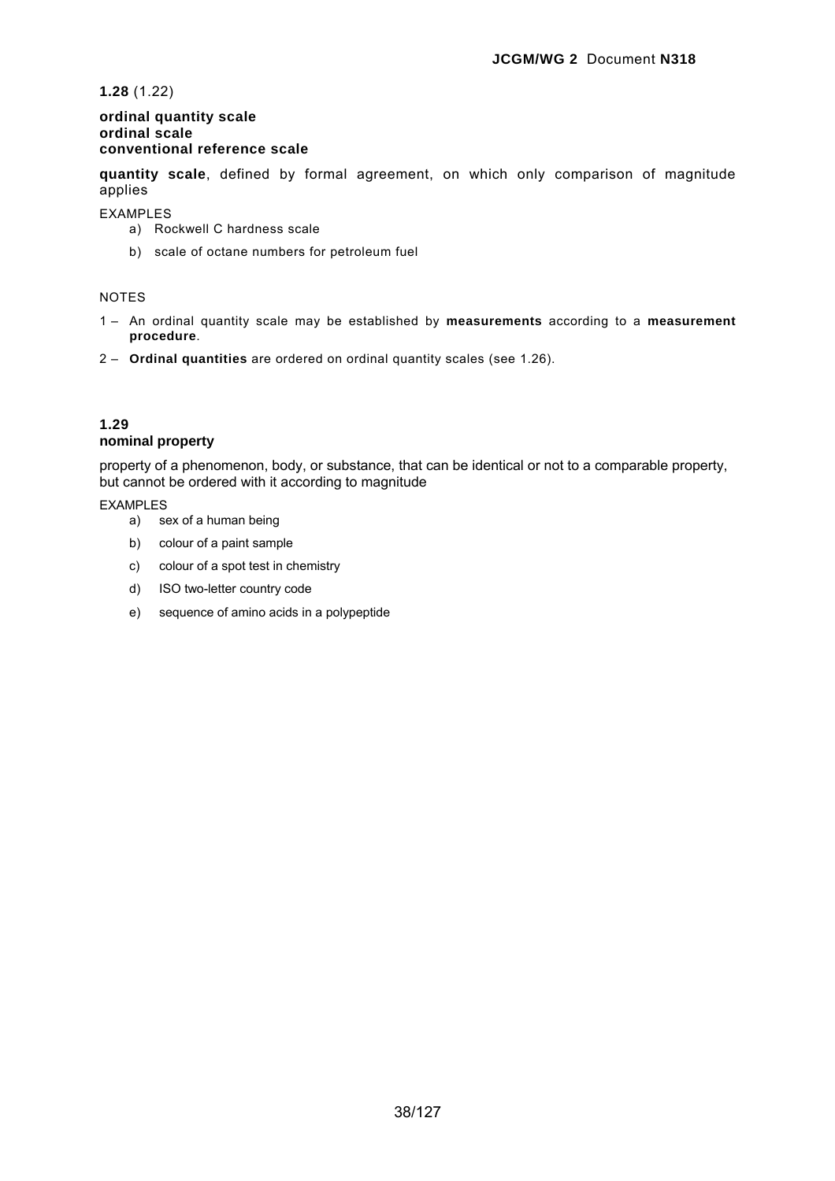**1.28** (1.22)

**ordinal quantity scale**
**ordinal scale**
**conventional reference scale**

**quantity scale**, defined by formal agreement, on which only comparison of magnitude applies

EXAMPLES

a) Rockwell C hardness scale

b) scale of octane numbers for petroleum fuel

NOTES

1 – An ordinal quantity scale may be established by **measurements** according to a **measurement procedure**.

2 – **Ordinal quantities** are ordered on ordinal quantity scales (see 1.26).

**1.29**
**nominal property**

property of a phenomenon, body, or substance, that can be identical or not to a comparable property, but cannot be ordered with it according to magnitude

EXAMPLES

a) sex of a human being

b) colour of a paint sample

c) colour of a spot test in chemistry

d) ISO two-letter country code

e) sequence of amino acids in a polypeptide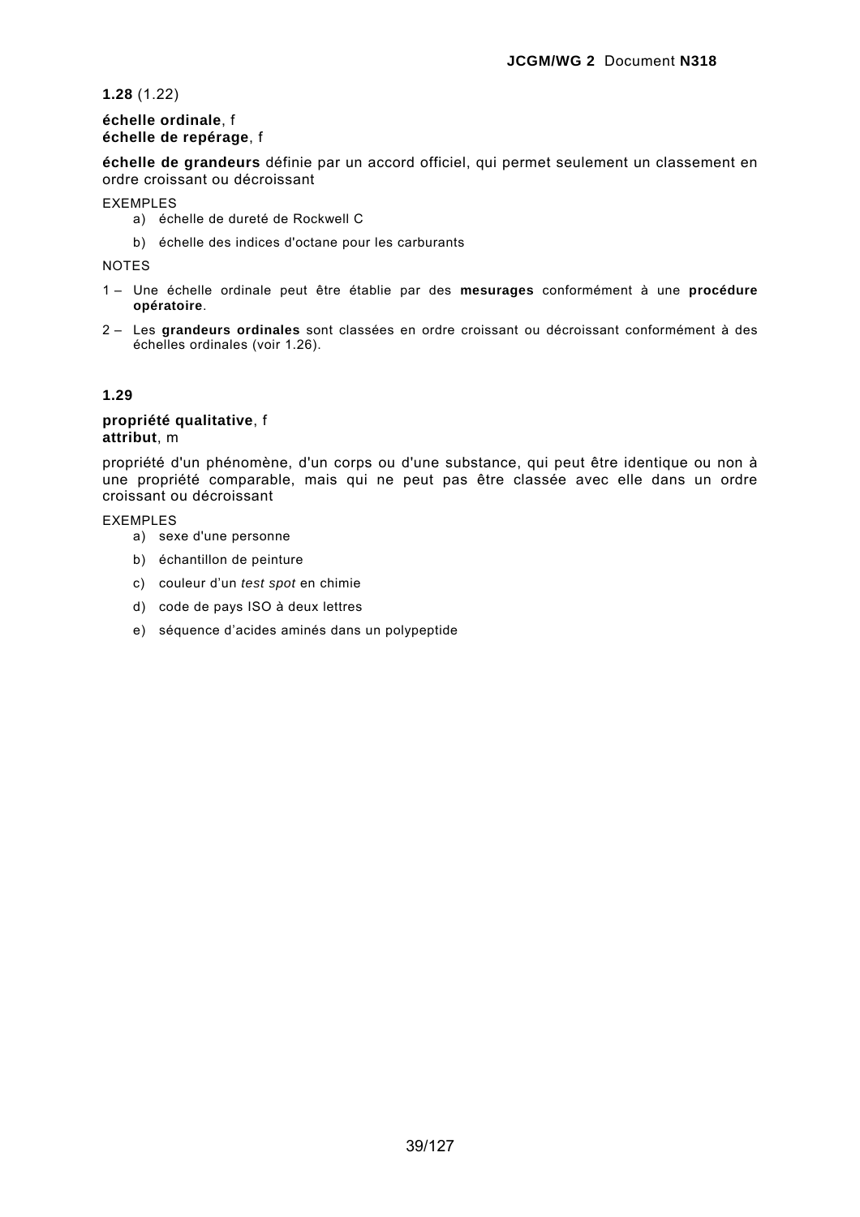**1.28** (1.22)

**échelle ordinale**, f
**échelle de repérage**, f

**échelle de grandeurs** définie par un accord officiel, qui permet seulement un classement en ordre croissant ou décroissant

EXEMPLES

a) échelle de dureté de Rockwell C

b) échelle des indices d'octane pour les carburants

NOTES

1 – Une échelle ordinale peut être établie par des **mesurages** conformément à une **procédure opératoire**.

2 – Les **grandeurs ordinales** sont classées en ordre croissant ou décroissant conformément à des échelles ordinales (voir 1.26).

**1.29**

**propriété qualitative**, f
**attribut**, m

propriété d'un phénomène, d'un corps ou d'une substance, qui peut être identique ou non à une propriété comparable, mais qui ne peut pas être classée avec elle dans un ordre croissant ou décroissant

EXEMPLES

a) sexe d'une personne

b) échantillon de peinture

c) couleur d'un *test spot* en chimie

d) code de pays ISO à deux lettres

e) séquence d'acides aminés dans un polypeptide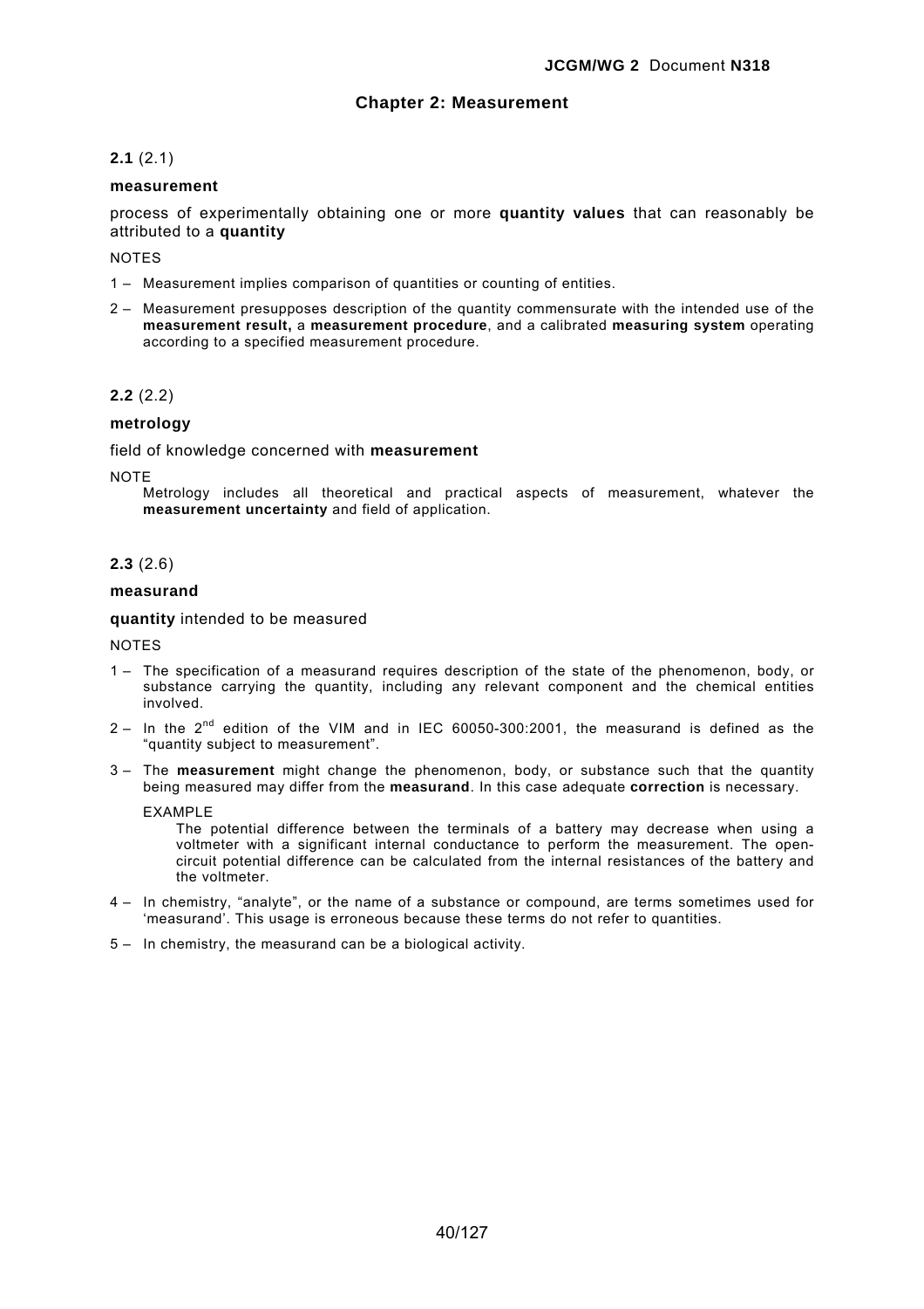## Chapter 2: Measurement

**2.1** (2.1)

**measurement**

process of experimentally obtaining one or more **quantity values** that can reasonably be attributed to a **quantity**

NOTES

1 – Measurement implies comparison of quantities or counting of entities.

2 – Measurement presupposes description of the quantity commensurate with the intended use of the **measurement result,** a **measurement procedure**, and a calibrated **measuring system** operating according to a specified measurement procedure.

**2.2** (2.2)

**metrology**

field of knowledge concerned with **measurement**

NOTE

Metrology includes all theoretical and practical aspects of measurement, whatever the **measurement uncertainty** and field of application.

**2.3** (2.6)

**measurand**

**quantity** intended to be measured

NOTES

1 – The specification of a measurand requires description of the state of the phenomenon, body, or substance carrying the quantity, including any relevant component and the chemical entities involved.

2 – In the 2nd edition of the VIM and in IEC 60050-300:2001, the measurand is defined as the "quantity subject to measurement".

3 – The **measurement** might change the phenomenon, body, or substance such that the quantity being measured may differ from the **measurand**. In this case adequate **correction** is necessary.

EXAMPLE

The potential difference between the terminals of a battery may decrease when using a voltmeter with a significant internal conductance to perform the measurement. The open-circuit potential difference can be calculated from the internal resistances of the battery and the voltmeter.

4 – In chemistry, "analyte", or the name of a substance or compound, are terms sometimes used for 'measurand'. This usage is erroneous because these terms do not refer to quantities.

5 – In chemistry, the measurand can be a biological activity.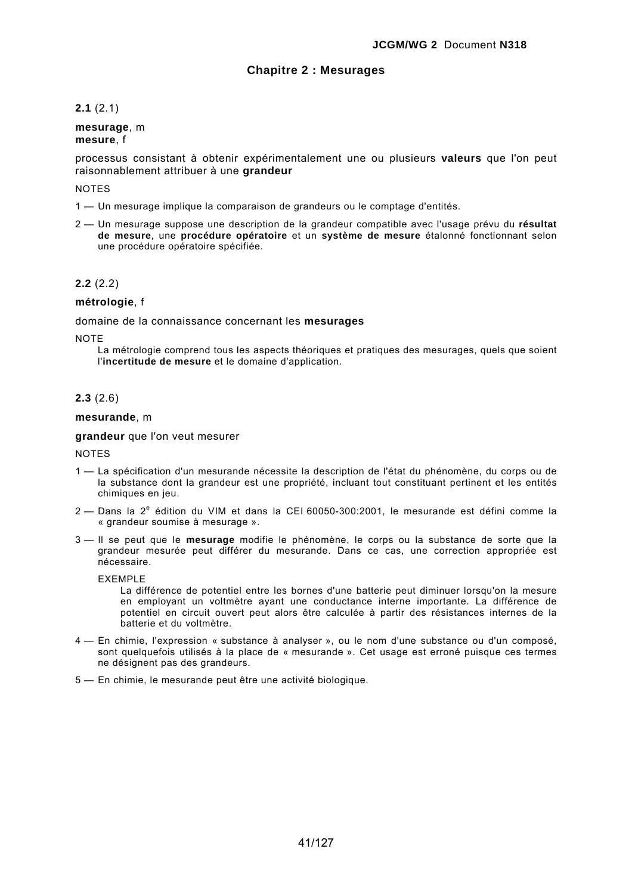## Chapitre 2 : Mesurages

**2.1** (2.1)

**mesurage**, m
**mesure**, f

processus consistant à obtenir expérimentalement une ou plusieurs **valeurs** que l'on peut raisonnablement attribuer à une **grandeur**

NOTES

1 — Un mesurage implique la comparaison de grandeurs ou le comptage d'entités.

2 — Un mesurage suppose une description de la grandeur compatible avec l'usage prévu du **résultat de mesure**, une **procédure opératoire** et un **système de mesure** étalonné fonctionnant selon une procédure opératoire spécifiée.

**2.2** (2.2)

**métrologie**, f

domaine de la connaissance concernant les **mesurages**

NOTE

La métrologie comprend tous les aspects théoriques et pratiques des mesurages, quels que soient l'**incertitude de mesure** et le domaine d'application.

**2.3** (2.6)

**mesurande**, m

**grandeur** que l'on veut mesurer

NOTES

1 — La spécification d'un mesurande nécessite la description de l'état du phénomène, du corps ou de la substance dont la grandeur est une propriété, incluant tout constituant pertinent et les entités chimiques en jeu.

2 — Dans la 2e édition du VIM et dans la CEI 60050-300:2001, le mesurande est défini comme la « grandeur soumise à mesurage ».

3 — Il se peut que le **mesurage** modifie le phénomène, le corps ou la substance de sorte que la grandeur mesurée peut différer du mesurande. Dans ce cas, une correction appropriée est nécessaire.

EXEMPLE

La différence de potentiel entre les bornes d'une batterie peut diminuer lorsqu'on la mesure en employant un voltmètre ayant une conductance interne importante. La différence de potentiel en circuit ouvert peut alors être calculée à partir des résistances internes de la batterie et du voltmètre.

4 — En chimie, l'expression « substance à analyser », ou le nom d'une substance ou d'un composé, sont quelquefois utilisés à la place de « mesurande ». Cet usage est erroné puisque ces termes ne désignent pas des grandeurs.

5 — En chimie, le mesurande peut être une activité biologique.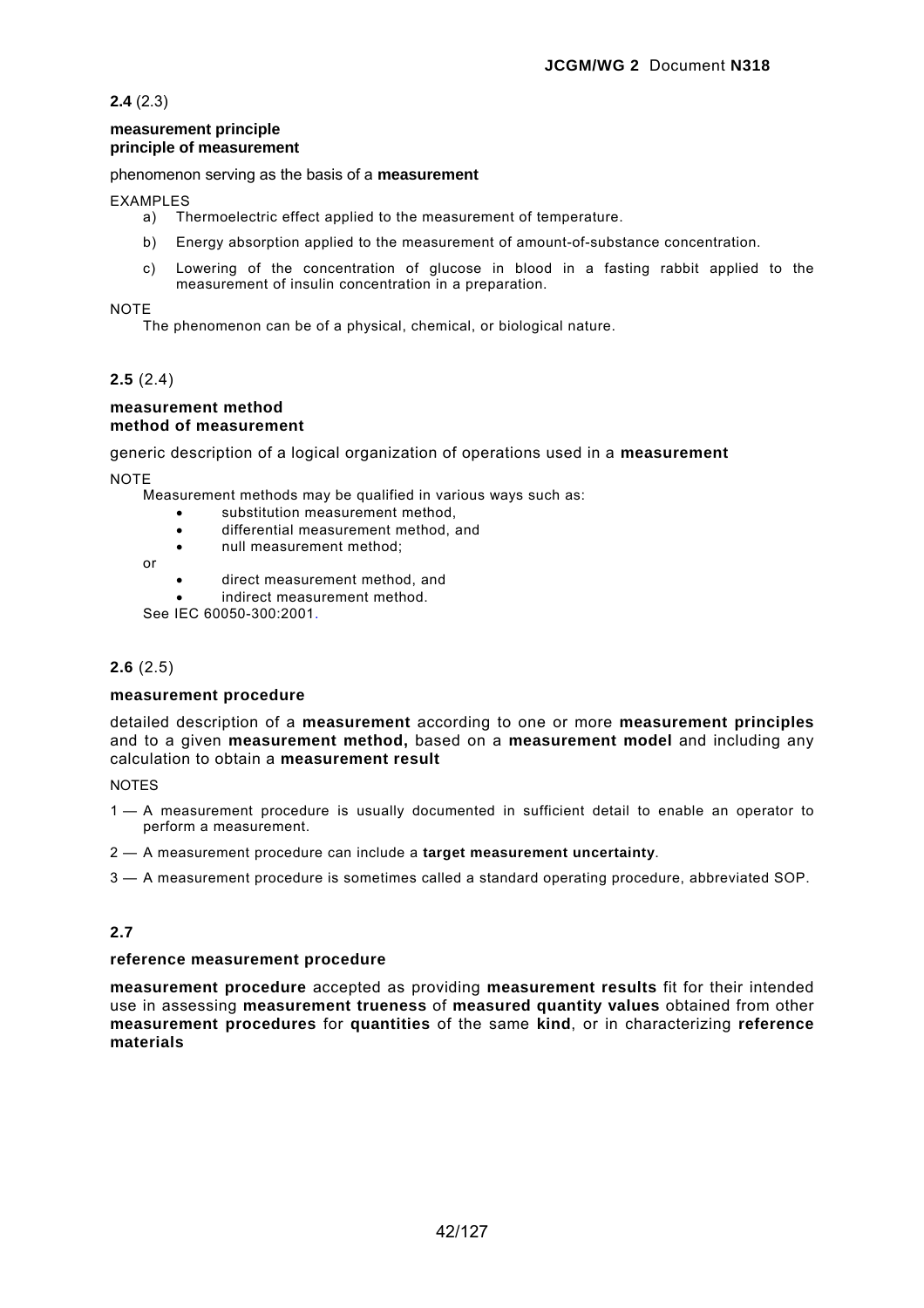**2.4** (2.3)

**measurement principle**
**principle of measurement**

phenomenon serving as the basis of a **measurement**

EXAMPLES

a) Thermoelectric effect applied to the measurement of temperature.

b) Energy absorption applied to the measurement of amount-of-substance concentration.

c) Lowering of the concentration of glucose in blood in a fasting rabbit applied to the measurement of insulin concentration in a preparation.

NOTE

The phenomenon can be of a physical, chemical, or biological nature.

**2.5** (2.4)

**measurement method**
**method of measurement**

generic description of a logical organization of operations used in a **measurement**

NOTE

Measurement methods may be qualified in various ways such as:

- substitution measurement method,
- differential measurement method, and
- null measurement method;

or

- direct measurement method, and
- indirect measurement method.

See IEC 60050-300:2001.

**2.6** (2.5)

**measurement procedure**

detailed description of a **measurement** according to one or more **measurement principles** and to a given **measurement method,** based on a **measurement model** and including any calculation to obtain a **measurement result**

NOTES

1 — A measurement procedure is usually documented in sufficient detail to enable an operator to perform a measurement.

2 — A measurement procedure can include a **target measurement uncertainty**.

3 — A measurement procedure is sometimes called a standard operating procedure, abbreviated SOP.

**2.7**

**reference measurement procedure**

**measurement procedure** accepted as providing **measurement results** fit for their intended use in assessing **measurement trueness** of **measured quantity values** obtained from other **measurement procedures** for **quantities** of the same **kind**, or in characterizing **reference materials**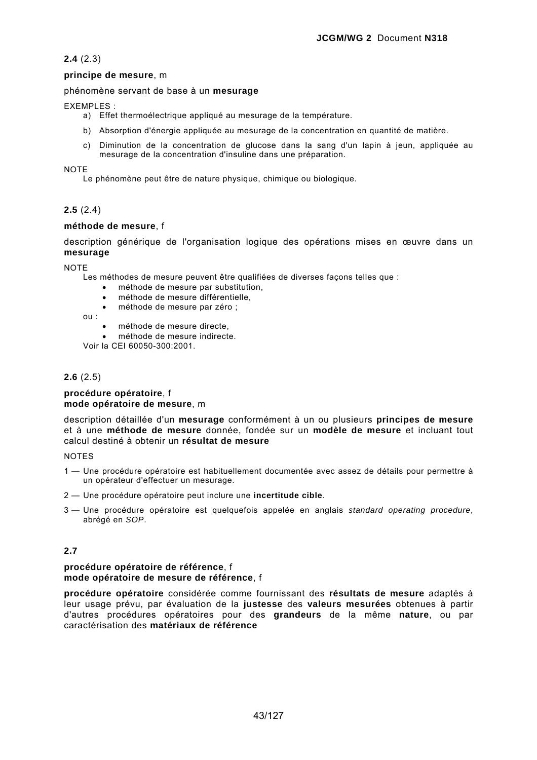**2.4** (2.3)

**principe de mesure**, m

phénomène servant de base à un **mesurage**

EXEMPLES :

a) Effet thermoélectrique appliqué au mesurage de la température.

b) Absorption d'énergie appliquée au mesurage de la concentration en quantité de matière.

c) Diminution de la concentration de glucose dans la sang d'un lapin à jeun, appliquée au mesurage de la concentration d'insuline dans une préparation.

NOTE

Le phénomène peut être de nature physique, chimique ou biologique.

**2.5** (2.4)

**méthode de mesure**, f

description générique de l'organisation logique des opérations mises en œuvre dans un **mesurage**

NOTE

Les méthodes de mesure peuvent être qualifiées de diverses façons telles que :

- méthode de mesure par substitution,
- méthode de mesure différentielle,
- méthode de mesure par zéro ;

ou :

- méthode de mesure directe,
- méthode de mesure indirecte.

Voir la CEI 60050-300:2001.

**2.6** (2.5)

**procédure opératoire**, f
**mode opératoire de mesure**, m

description détaillée d'un **mesurage** conformément à un ou plusieurs **principes de mesure** et à une **méthode de mesure** donnée, fondée sur un **modèle de mesure** et incluant tout calcul destiné à obtenir un **résultat de mesure**

NOTES

1 — Une procédure opératoire est habituellement documentée avec assez de détails pour permettre à un opérateur d'effectuer un mesurage.

2 — Une procédure opératoire peut inclure une **incertitude cible**.

3 — Une procédure opératoire est quelquefois appelée en anglais *standard operating procedure*, abrégé en *SOP*.

**2.7**

**procédure opératoire de référence**, f
**mode opératoire de mesure de référence**, f

**procédure opératoire** considérée comme fournissant des **résultats de mesure** adaptés à leur usage prévu, par évaluation de la **justesse** des **valeurs mesurées** obtenues à partir d'autres procédures opératoires pour des **grandeurs** de la même **nature**, ou par caractérisation des **matériaux de référence**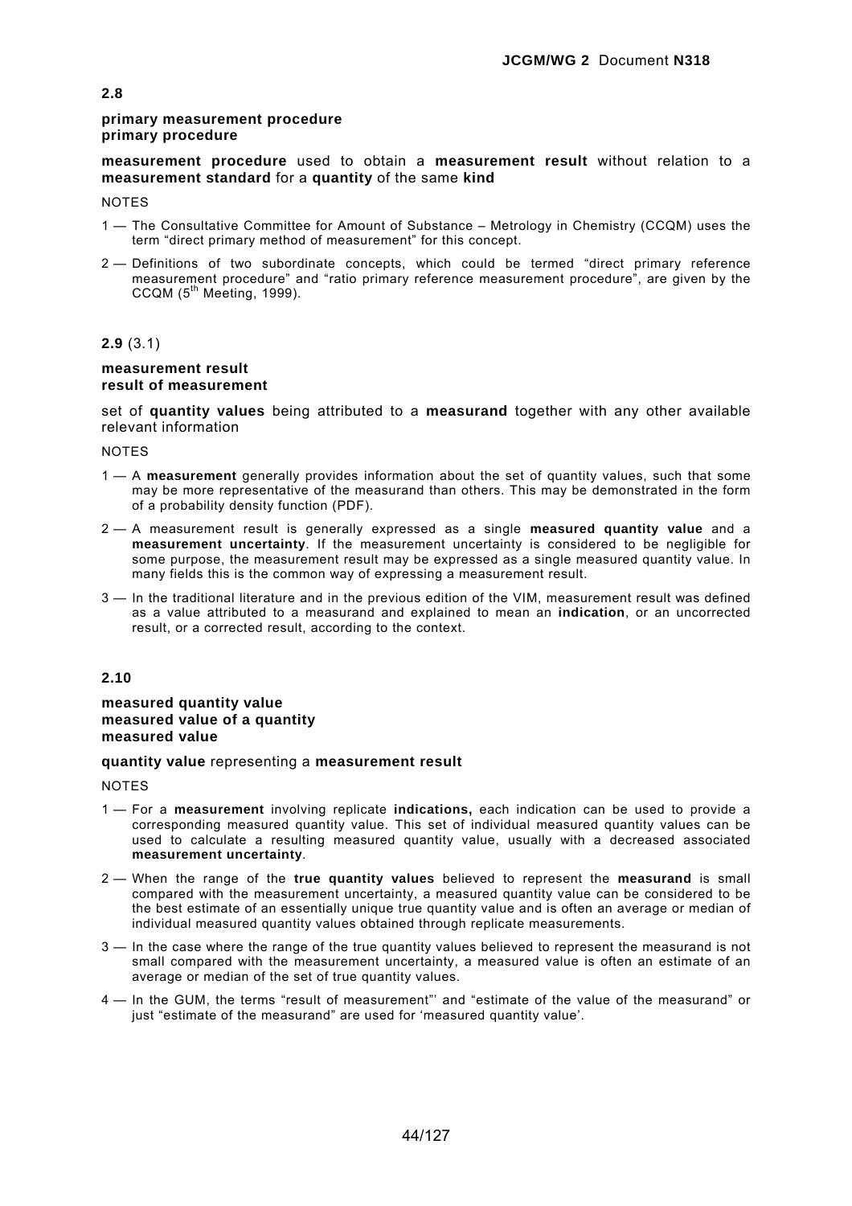**2.8**

**primary measurement procedure**
**primary procedure**

**measurement procedure** used to obtain a **measurement result** without relation to a **measurement standard** for a **quantity** of the same **kind**

NOTES

1 — The Consultative Committee for Amount of Substance – Metrology in Chemistry (CCQM) uses the term “direct primary method of measurement” for this concept.

2 — Definitions of two subordinate concepts, which could be termed “direct primary reference measurement procedure” and “ratio primary reference measurement procedure”, are given by the CCQM (5th Meeting, 1999).

**2.9** (3.1)

**measurement result**
**result of measurement**

set of **quantity values** being attributed to a **measurand** together with any other available relevant information

NOTES

1 — A **measurement** generally provides information about the set of quantity values, such that some may be more representative of the measurand than others. This may be demonstrated in the form of a probability density function (PDF).

2 — A measurement result is generally expressed as a single **measured quantity value** and a **measurement uncertainty**. If the measurement uncertainty is considered to be negligible for some purpose, the measurement result may be expressed as a single measured quantity value. In many fields this is the common way of expressing a measurement result.

3 — In the traditional literature and in the previous edition of the VIM, measurement result was defined as a value attributed to a measurand and explained to mean an **indication**, or an uncorrected result, or a corrected result, according to the context.

**2.10**

**measured quantity value**
**measured value of a quantity**
**measured value**

**quantity value** representing a **measurement result**

NOTES

1 — For a **measurement** involving replicate **indications,** each indication can be used to provide a corresponding measured quantity value. This set of individual measured quantity values can be used to calculate a resulting measured quantity value, usually with a decreased associated **measurement uncertainty**.

2 — When the range of the **true quantity values** believed to represent the **measurand** is small compared with the measurement uncertainty, a measured quantity value can be considered to be the best estimate of an essentially unique true quantity value and is often an average or median of individual measured quantity values obtained through replicate measurements.

3 — In the case where the range of the true quantity values believed to represent the measurand is not small compared with the measurement uncertainty, a measured value is often an estimate of an average or median of the set of true quantity values.

4 — In the GUM, the terms “result of measurement”' and “estimate of the value of the measurand” or just “estimate of the measurand” are used for ‘measured quantity value’.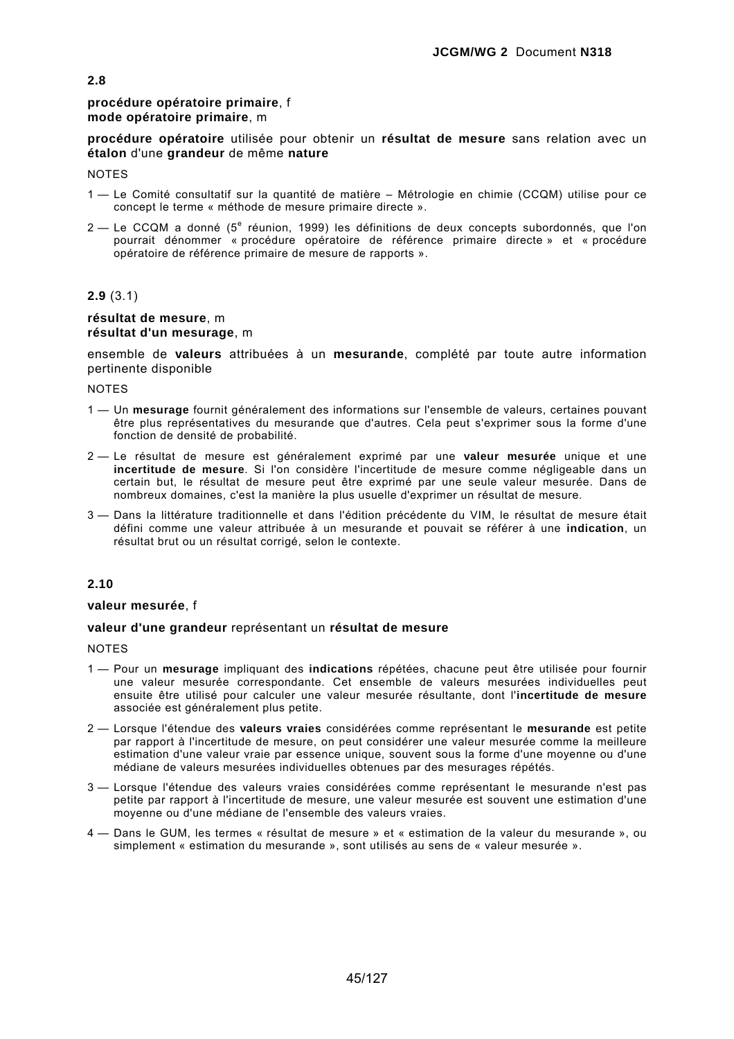**2.8**

**procédure opératoire primaire**, f
**mode opératoire primaire**, m

**procédure opératoire** utilisée pour obtenir un **résultat de mesure** sans relation avec un **étalon** d'une **grandeur** de même **nature**

NOTES

1 — Le Comité consultatif sur la quantité de matière – Métrologie en chimie (CCQM) utilise pour ce concept le terme « méthode de mesure primaire directe ».

2 — Le CCQM a donné (5e réunion, 1999) les définitions de deux concepts subordonnés, que l'on pourrait dénommer « procédure opératoire de référence primaire directe » et « procédure opératoire de référence primaire de mesure de rapports ».

**2.9** (3.1)

**résultat de mesure**, m
**résultat d'un mesurage**, m

ensemble de **valeurs** attribuées à un **mesurande**, complété par toute autre information pertinente disponible

NOTES

1 — Un **mesurage** fournit généralement des informations sur l'ensemble de valeurs, certaines pouvant être plus représentatives du mesurande que d'autres. Cela peut s'exprimer sous la forme d'une fonction de densité de probabilité.

2 — Le résultat de mesure est généralement exprimé par une **valeur mesurée** unique et une **incertitude de mesure**. Si l'on considère l'incertitude de mesure comme négligeable dans un certain but, le résultat de mesure peut être exprimé par une seule valeur mesurée. Dans de nombreux domaines, c'est la manière la plus usuelle d'exprimer un résultat de mesure.

3 — Dans la littérature traditionnelle et dans l'édition précédente du VIM, le résultat de mesure était défini comme une valeur attribuée à un mesurande et pouvait se référer à une **indication**, un résultat brut ou un résultat corrigé, selon le contexte.

**2.10**

**valeur mesurée**, f

**valeur d'une grandeur** représentant un **résultat de mesure**

NOTES

1 — Pour un **mesurage** impliquant des **indications** répétées, chacune peut être utilisée pour fournir une valeur mesurée correspondante. Cet ensemble de valeurs mesurées individuelles peut ensuite être utilisé pour calculer une valeur mesurée résultante, dont l'**incertitude de mesure** associée est généralement plus petite.

2 — Lorsque l'étendue des **valeurs vraies** considérées comme représentant le **mesurande** est petite par rapport à l'incertitude de mesure, on peut considérer une valeur mesurée comme la meilleure estimation d'une valeur vraie par essence unique, souvent sous la forme d'une moyenne ou d'une médiane de valeurs mesurées individuelles obtenues par des mesurages répétés.

3 — Lorsque l'étendue des valeurs vraies considérées comme représentant le mesurande n'est pas petite par rapport à l'incertitude de mesure, une valeur mesurée est souvent une estimation d'une moyenne ou d'une médiane de l'ensemble des valeurs vraies.

4 — Dans le GUM, les termes « résultat de mesure » et « estimation de la valeur du mesurande », ou simplement « estimation du mesurande », sont utilisés au sens de « valeur mesurée ».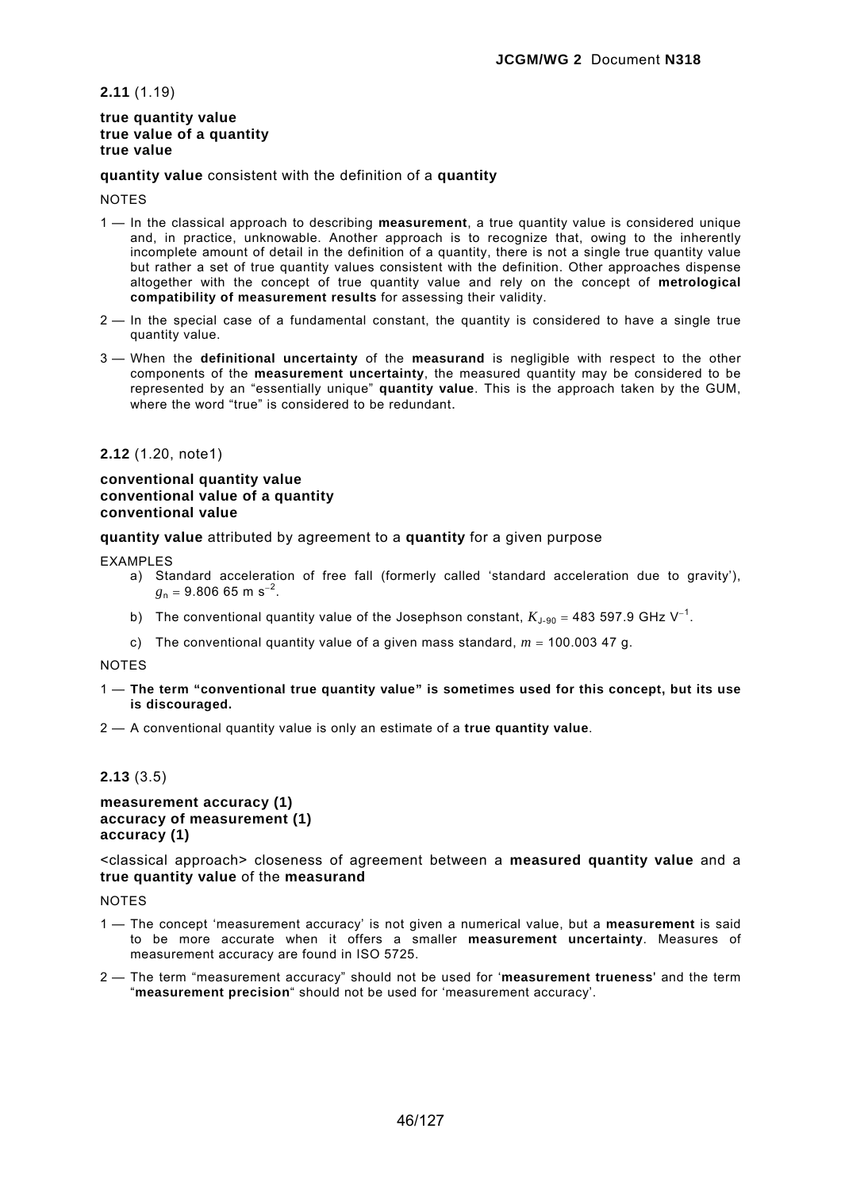**2.11** (1.19)

**true quantity value**
**true value of a quantity**
**true value**

**quantity value** consistent with the definition of a **quantity**

NOTES

1 — In the classical approach to describing **measurement**, a true quantity value is considered unique and, in practice, unknowable. Another approach is to recognize that, owing to the inherently incomplete amount of detail in the definition of a quantity, there is not a single true quantity value but rather a set of true quantity values consistent with the definition. Other approaches dispense altogether with the concept of true quantity value and rely on the concept of **metrological compatibility of measurement results** for assessing their validity.

2 — In the special case of a fundamental constant, the quantity is considered to have a single true quantity value.

3 — When the **definitional uncertainty** of the **measurand** is negligible with respect to the other components of the **measurement uncertainty**, the measured quantity may be considered to be represented by an "essentially unique" **quantity value**. This is the approach taken by the GUM, where the word "true" is considered to be redundant.

**2.12** (1.20, note1)

**conventional quantity value**
**conventional value of a quantity**
**conventional value**

**quantity value** attributed by agreement to a **quantity** for a given purpose

EXAMPLES

a) Standard acceleration of free fall (formerly called 'standard acceleration due to gravity'), $g_n = 9.806\ 65$ m s$^{-2}$.

b) The conventional quantity value of the Josephson constant, $K_{J\text{-}90} = 483\ 597.9$ GHz V$^{-1}$.

c) The conventional quantity value of a given mass standard, $m = 100.003\ 47$ g.

NOTES

1 — **The term "conventional true quantity value" is sometimes used for this concept, but its use is discouraged.**

2 — A conventional quantity value is only an estimate of a **true quantity value**.

**2.13** (3.5)

**measurement accuracy (1)**
**accuracy of measurement (1)**
**accuracy (1)**

<classical approach> closeness of agreement between a **measured quantity value** and a **true quantity value** of the **measurand**

NOTES

1 — The concept 'measurement accuracy' is not given a numerical value, but a **measurement** is said to be more accurate when it offers a smaller **measurement uncertainty**. Measures of measurement accuracy are found in ISO 5725.

2 — The term "measurement accuracy" should not be used for '**measurement trueness**' and the term "**measurement precision**" should not be used for 'measurement accuracy'.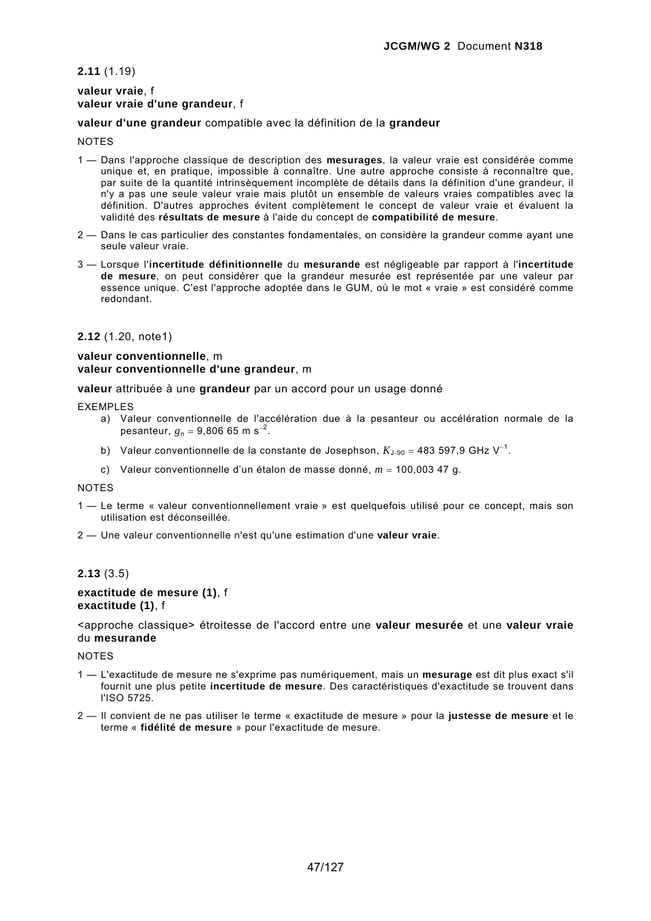**2.11** (1.19)

**valeur vraie**, f
**valeur vraie d'une grandeur**, f

**valeur d'une grandeur** compatible avec la définition de la **grandeur**

NOTES

1 — Dans l'approche classique de description des **mesurages**, la valeur vraie est considérée comme unique et, en pratique, impossible à connaître. Une autre approche consiste à reconnaître que, par suite de la quantité intrinsèquement incomplète de détails dans la définition d'une grandeur, il n'y a pas une seule valeur vraie mais plutôt un ensemble de valeurs vraies compatibles avec la définition. D'autres approches évitent complètement le concept de valeur vraie et évaluent la validité des **résultats de mesure** à l'aide du concept de **compatibilité de mesure**.

2 — Dans le cas particulier des constantes fondamentales, on considère la grandeur comme ayant une seule valeur vraie.

3 — Lorsque l'**incertitude définitionnelle** du **mesurande** est négligeable par rapport à l'**incertitude de mesure**, on peut considérer que la grandeur mesurée est représentée par une valeur par essence unique. C'est l'approche adoptée dans le GUM, où le mot « vraie » est considéré comme redondant.

**2.12** (1.20, note1)

**valeur conventionnelle**, m
**valeur conventionnelle d'une grandeur**, m

**valeur** attribuée à une **grandeur** par un accord pour un usage donné

EXEMPLES

a) Valeur conventionnelle de l'accélération due à la pesanteur ou accélération normale de la pesanteur, $g_n$ = 9,806 65 m s$^{-2}$.

b) Valeur conventionnelle de la constante de Josephson, $K_{J\text{-}90}$ = 483 597,9 GHz V$^{-1}$.

c) Valeur conventionnelle d'un étalon de masse donné, $m$ = 100,003 47 g.

NOTES

1 — Le terme « valeur conventionnellement vraie » est quelquefois utilisé pour ce concept, mais son utilisation est déconseillée.

2 — Une valeur conventionnelle n'est qu'une estimation d'une **valeur vraie**.

**2.13** (3.5)

**exactitude de mesure (1)**, f
**exactitude (1)**, f

<approche classique> étroitesse de l'accord entre une **valeur mesurée** et une **valeur vraie** du **mesurande**

NOTES

1 — L'exactitude de mesure ne s'exprime pas numériquement, mais un **mesurage** est dit plus exact s'il fournit une plus petite **incertitude de mesure**. Des caractéristiques d'exactitude se trouvent dans l'ISO 5725.

2 — Il convient de ne pas utiliser le terme « exactitude de mesure » pour la **justesse de mesure** et le terme « **fidélité de mesure** » pour l'exactitude de mesure.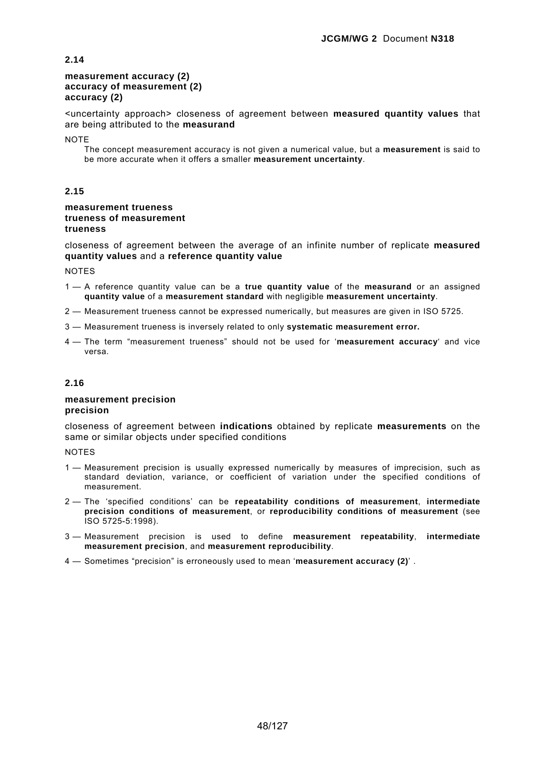## 2.14

**measurement accuracy (2)**
**accuracy of measurement (2)**
**accuracy (2)**

<uncertainty approach> closeness of agreement between **measured quantity values** that are being attributed to the **measurand**

NOTE

The concept measurement accuracy is not given a numerical value, but a **measurement** is said to be more accurate when it offers a smaller **measurement uncertainty**.

## 2.15

**measurement trueness**
**trueness of measurement**
**trueness**

closeness of agreement between the average of an infinite number of replicate **measured quantity values** and a **reference quantity value**

NOTES

1 — A reference quantity value can be a **true quantity value** of the **measurand** or an assigned **quantity value** of a **measurement standard** with negligible **measurement uncertainty**.

2 — Measurement trueness cannot be expressed numerically, but measures are given in ISO 5725.

3 — Measurement trueness is inversely related to only **systematic measurement error.**

4 — The term "measurement trueness" should not be used for '**measurement accuracy**' and vice versa.

## 2.16

**measurement precision**
**precision**

closeness of agreement between **indications** obtained by replicate **measurements** on the same or similar objects under specified conditions

NOTES

1 — Measurement precision is usually expressed numerically by measures of imprecision, such as standard deviation, variance, or coefficient of variation under the specified conditions of measurement.

2 — The 'specified conditions' can be **repeatability conditions of measurement**, **intermediate precision conditions of measurement**, or **reproducibility conditions of measurement** (see ISO 5725-5:1998).

3 — Measurement precision is used to define **measurement repeatability**, **intermediate measurement precision**, and **measurement reproducibility**.

4 — Sometimes "precision" is erroneously used to mean '**measurement accuracy (2)**' .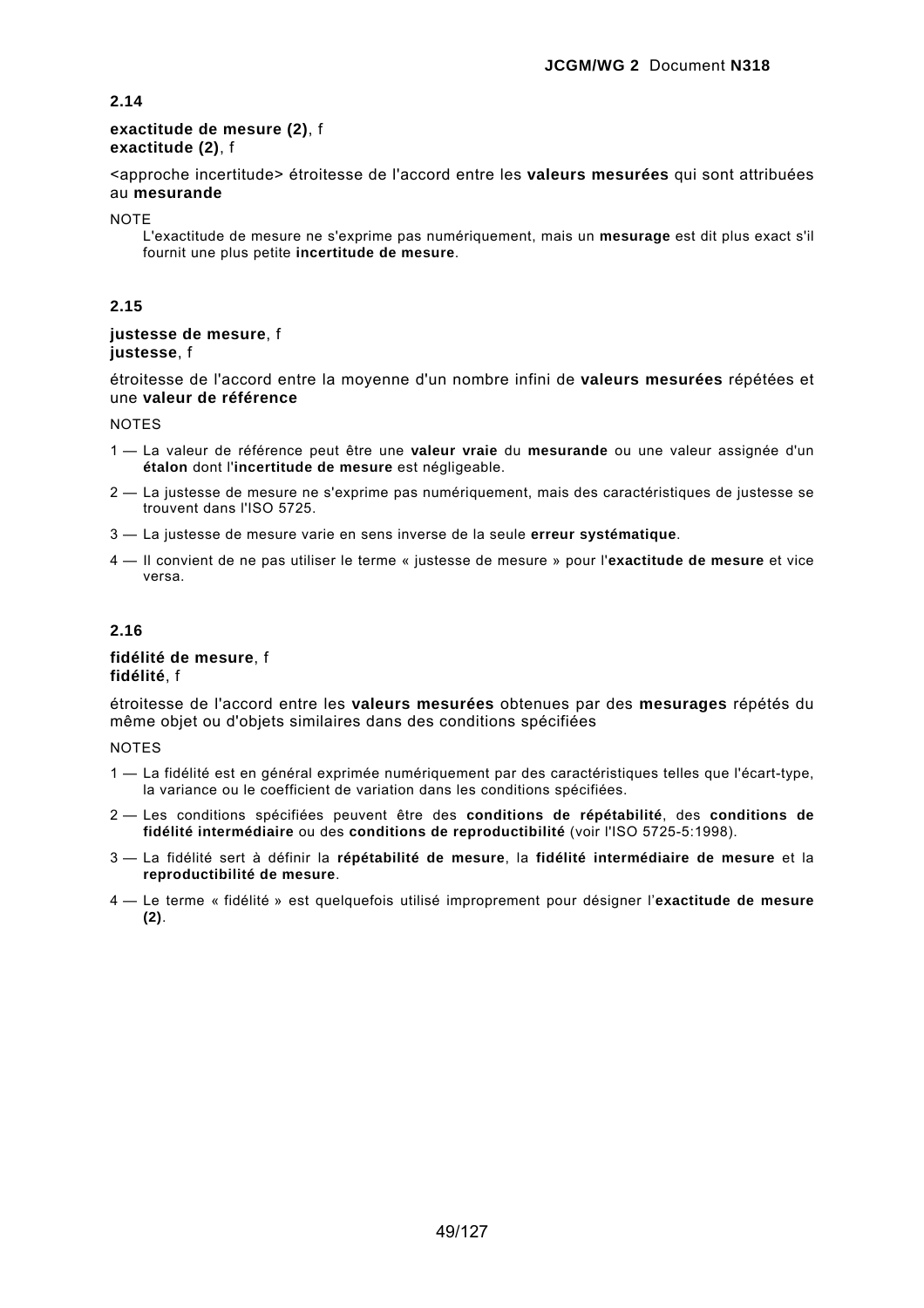## 2.14

**exactitude de mesure (2)**, f
**exactitude (2)**, f

<approche incertitude> étroitesse de l'accord entre les **valeurs mesurées** qui sont attribuées au **mesurande**

NOTE

L'exactitude de mesure ne s'exprime pas numériquement, mais un **mesurage** est dit plus exact s'il fournit une plus petite **incertitude de mesure**.

## 2.15

**justesse de mesure**, f
**justesse**, f

étroitesse de l'accord entre la moyenne d'un nombre infini de **valeurs mesurées** répétées et une **valeur de référence**

NOTES

1 — La valeur de référence peut être une **valeur vraie** du **mesurande** ou une valeur assignée d'un **étalon** dont l'**incertitude de mesure** est négligeable.

2 — La justesse de mesure ne s'exprime pas numériquement, mais des caractéristiques de justesse se trouvent dans l'ISO 5725.

3 — La justesse de mesure varie en sens inverse de la seule **erreur systématique**.

4 — Il convient de ne pas utiliser le terme « justesse de mesure » pour l'**exactitude de mesure** et vice versa.

## 2.16

**fidélité de mesure**, f
**fidélité**, f

étroitesse de l'accord entre les **valeurs mesurées** obtenues par des **mesurages** répétés du même objet ou d'objets similaires dans des conditions spécifiées

NOTES

1 — La fidélité est en général exprimée numériquement par des caractéristiques telles que l'écart-type, la variance ou le coefficient de variation dans les conditions spécifiées.

2 — Les conditions spécifiées peuvent être des **conditions de répétabilité**, des **conditions de fidélité intermédiaire** ou des **conditions de reproductibilité** (voir l'ISO 5725-5:1998).

3 — La fidélité sert à définir la **répétabilité de mesure**, la **fidélité intermédiaire de mesure** et la **reproductibilité de mesure**.

4 — Le terme « fidélité » est quelquefois utilisé improprement pour désigner l'**exactitude de mesure (2)**.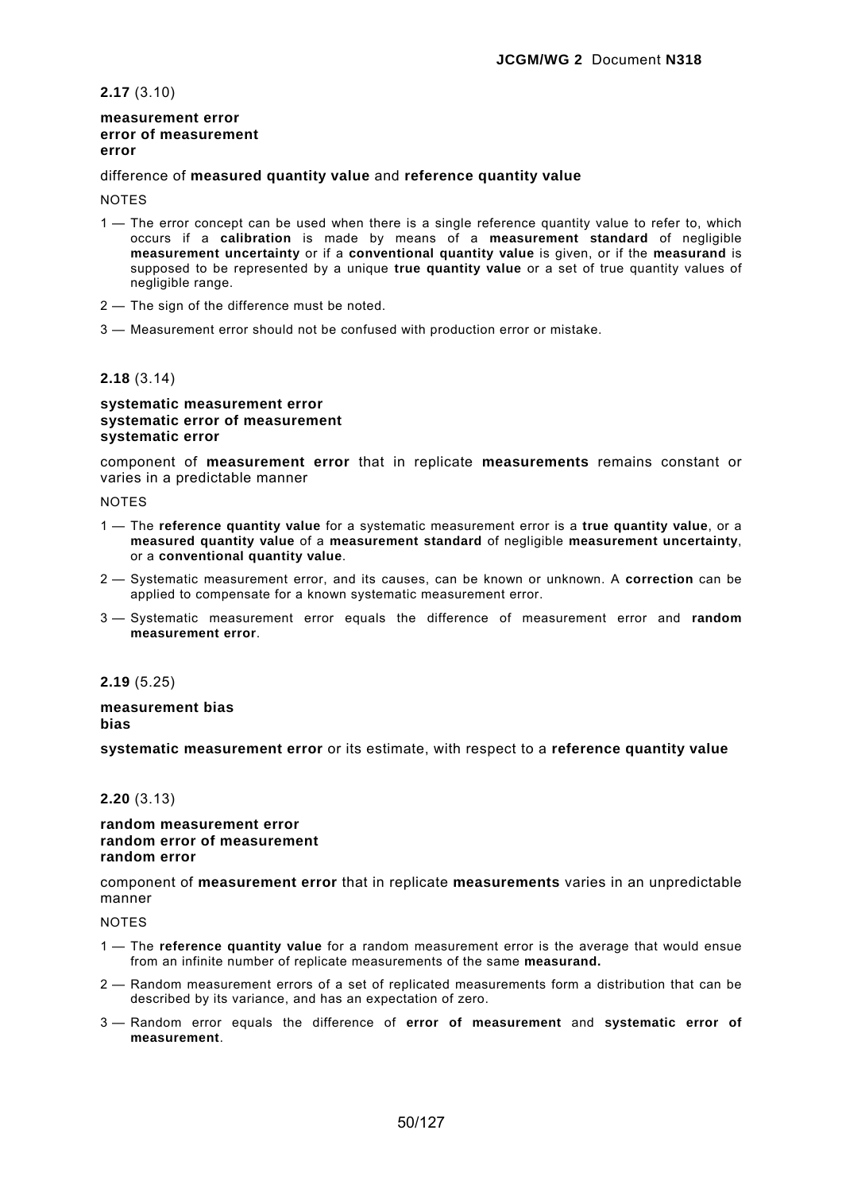**2.17** (3.10)

**measurement error**
**error of measurement**
**error**

difference of **measured quantity value** and **reference quantity value**

NOTES

1 — The error concept can be used when there is a single reference quantity value to refer to, which occurs if a **calibration** is made by means of a **measurement standard** of negligible **measurement uncertainty** or if a **conventional quantity value** is given, or if the **measurand** is supposed to be represented by a unique **true quantity value** or a set of true quantity values of negligible range.

2 — The sign of the difference must be noted.

3 — Measurement error should not be confused with production error or mistake.

**2.18** (3.14)

**systematic measurement error**
**systematic error of measurement**
**systematic error**

component of **measurement error** that in replicate **measurements** remains constant or varies in a predictable manner

NOTES

1 — The **reference quantity value** for a systematic measurement error is a **true quantity value**, or a **measured quantity value** of a **measurement standard** of negligible **measurement uncertainty**, or a **conventional quantity value**.

2 — Systematic measurement error, and its causes, can be known or unknown. A **correction** can be applied to compensate for a known systematic measurement error.

3 — Systematic measurement error equals the difference of measurement error and **random measurement error**.

**2.19** (5.25)

**measurement bias**
**bias**

**systematic measurement error** or its estimate, with respect to a **reference quantity value**

**2.20** (3.13)

**random measurement error**
**random error of measurement**
**random error**

component of **measurement error** that in replicate **measurements** varies in an unpredictable manner

NOTES

1 — The **reference quantity value** for a random measurement error is the average that would ensue from an infinite number of replicate measurements of the same **measurand.**

2 — Random measurement errors of a set of replicated measurements form a distribution that can be described by its variance, and has an expectation of zero.

3 — Random error equals the difference of **error of measurement** and **systematic error of measurement**.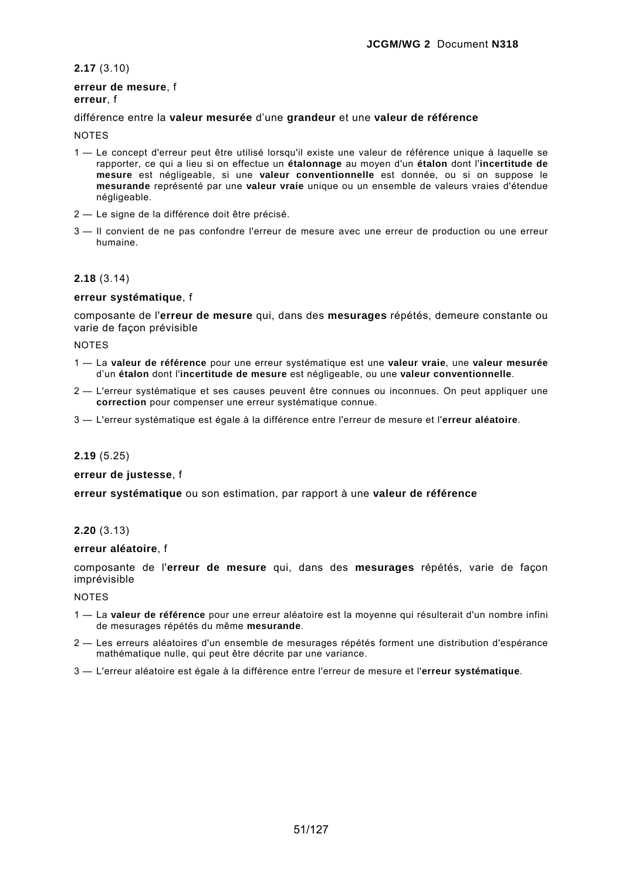**2.17** (3.10)

**erreur de mesure**, f
**erreur**, f

différence entre la **valeur mesurée** d'une **grandeur** et une **valeur de référence**

NOTES

1 — Le concept d'erreur peut être utilisé lorsqu'il existe une valeur de référence unique à laquelle se rapporter, ce qui a lieu si on effectue un **étalonnage** au moyen d'un **étalon** dont l'**incertitude de mesure** est négligeable, si une **valeur conventionnelle** est donnée, ou si on suppose le **mesurande** représenté par une **valeur vraie** unique ou un ensemble de valeurs vraies d'étendue négligeable.

2 — Le signe de la différence doit être précisé.

3 — Il convient de ne pas confondre l'erreur de mesure avec une erreur de production ou une erreur humaine.

**2.18** (3.14)

**erreur systématique**, f

composante de l'**erreur de mesure** qui, dans des **mesurages** répétés, demeure constante ou varie de façon prévisible

NOTES

1 — La **valeur de référence** pour une erreur systématique est une **valeur vraie**, une **valeur mesurée** d'un **étalon** dont l'**incertitude de mesure** est négligeable, ou une **valeur conventionnelle**.

2 — L'erreur systématique et ses causes peuvent être connues ou inconnues. On peut appliquer une **correction** pour compenser une erreur systématique connue.

3 — L'erreur systématique est égale à la différence entre l'erreur de mesure et l'**erreur aléatoire**.

**2.19** (5.25)

**erreur de justesse**, f

**erreur systématique** ou son estimation, par rapport à une **valeur de référence**

**2.20** (3.13)

**erreur aléatoire**, f

composante de l'**erreur de mesure** qui, dans des **mesurages** répétés, varie de façon imprévisible

NOTES

1 — La **valeur de référence** pour une erreur aléatoire est la moyenne qui résulterait d'un nombre infini de mesurages répétés du même **mesurande**.

2 — Les erreurs aléatoires d'un ensemble de mesurages répétés forment une distribution d'espérance mathématique nulle, qui peut être décrite par une variance.

3 — L'erreur aléatoire est égale à la différence entre l'erreur de mesure et l'**erreur systématique**.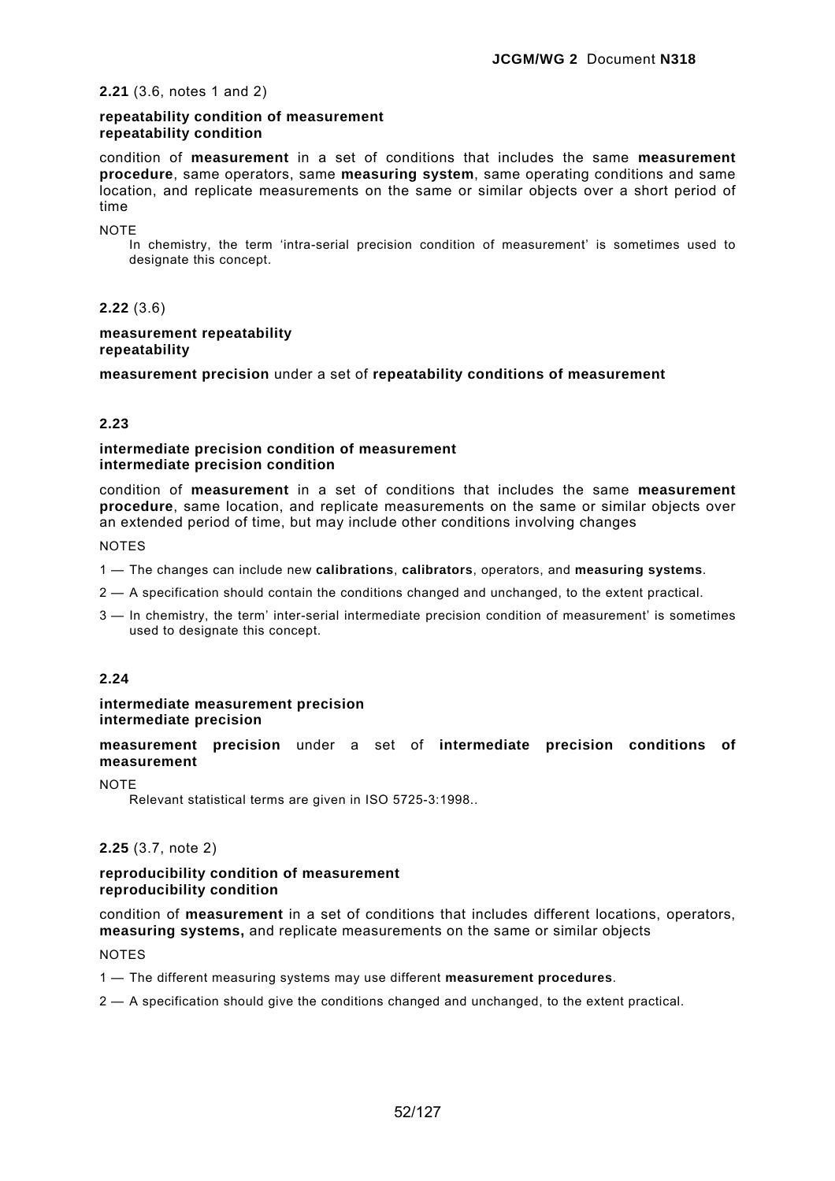**2.21** (3.6, notes 1 and 2)

**repeatability condition of measurement**
**repeatability condition**

condition of **measurement** in a set of conditions that includes the same **measurement procedure**, same operators, same **measuring system**, same operating conditions and same location, and replicate measurements on the same or similar objects over a short period of time

NOTE

In chemistry, the term 'intra-serial precision condition of measurement' is sometimes used to designate this concept.

**2.22** (3.6)

**measurement repeatability**
**repeatability**

**measurement precision** under a set of **repeatability conditions of measurement**

**2.23**

**intermediate precision condition of measurement**
**intermediate precision condition**

condition of **measurement** in a set of conditions that includes the same **measurement procedure**, same location, and replicate measurements on the same or similar objects over an extended period of time, but may include other conditions involving changes

NOTES

1 — The changes can include new **calibrations**, **calibrators**, operators, and **measuring systems**.

2 — A specification should contain the conditions changed and unchanged, to the extent practical.

3 — In chemistry, the term' inter-serial intermediate precision condition of measurement' is sometimes used to designate this concept.

**2.24**

**intermediate measurement precision**
**intermediate precision**

**measurement precision** under a set of **intermediate precision conditions of measurement**

NOTE

Relevant statistical terms are given in ISO 5725-3:1998..

**2.25** (3.7, note 2)

**reproducibility condition of measurement**
**reproducibility condition**

condition of **measurement** in a set of conditions that includes different locations, operators, **measuring systems,** and replicate measurements on the same or similar objects

NOTES

1 — The different measuring systems may use different **measurement procedures**.

2 — A specification should give the conditions changed and unchanged, to the extent practical.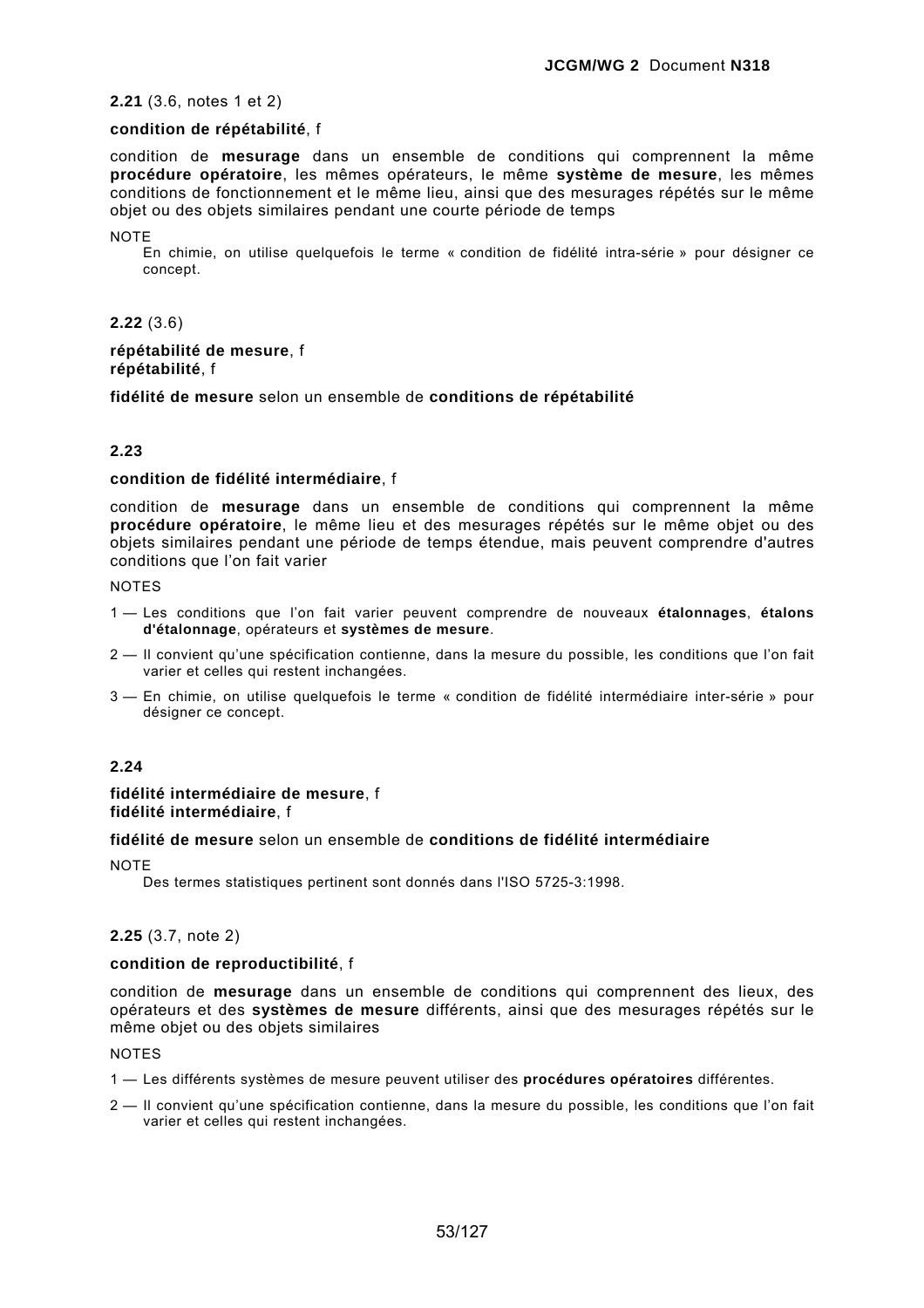**2.21** (3.6, notes 1 et 2)

**condition de répétabilité**, f

condition de **mesurage** dans un ensemble de conditions qui comprennent la même **procédure opératoire**, les mêmes opérateurs, le même **système de mesure**, les mêmes conditions de fonctionnement et le même lieu, ainsi que des mesurages répétés sur le même objet ou des objets similaires pendant une courte période de temps

NOTE
En chimie, on utilise quelquefois le terme « condition de fidélité intra-série » pour désigner ce concept.

**2.22** (3.6)

**répétabilité de mesure**, f
**répétabilité**, f

**fidélité de mesure** selon un ensemble de **conditions de répétabilité**

**2.23**

**condition de fidélité intermédiaire**, f

condition de **mesurage** dans un ensemble de conditions qui comprennent la même **procédure opératoire**, le même lieu et des mesurages répétés sur le même objet ou des objets similaires pendant une période de temps étendue, mais peuvent comprendre d'autres conditions que l'on fait varier

NOTES

1 — Les conditions que l'on fait varier peuvent comprendre de nouveaux **étalonnages**, **étalons d'étalonnage**, opérateurs et **systèmes de mesure**.

2 — Il convient qu'une spécification contienne, dans la mesure du possible, les conditions que l'on fait varier et celles qui restent inchangées.

3 — En chimie, on utilise quelquefois le terme « condition de fidélité intermédiaire inter-série » pour désigner ce concept.

**2.24**

**fidélité intermédiaire de mesure**, f
**fidélité intermédiaire**, f

**fidélité de mesure** selon un ensemble de **conditions de fidélité intermédiaire**

NOTE
Des termes statistiques pertinent sont donnés dans l'ISO 5725-3:1998.

**2.25** (3.7, note 2)

**condition de reproductibilité**, f

condition de **mesurage** dans un ensemble de conditions qui comprennent des lieux, des opérateurs et des **systèmes de mesure** différents, ainsi que des mesurages répétés sur le même objet ou des objets similaires

NOTES

1 — Les différents systèmes de mesure peuvent utiliser des **procédures opératoires** différentes.

2 — Il convient qu'une spécification contienne, dans la mesure du possible, les conditions que l'on fait varier et celles qui restent inchangées.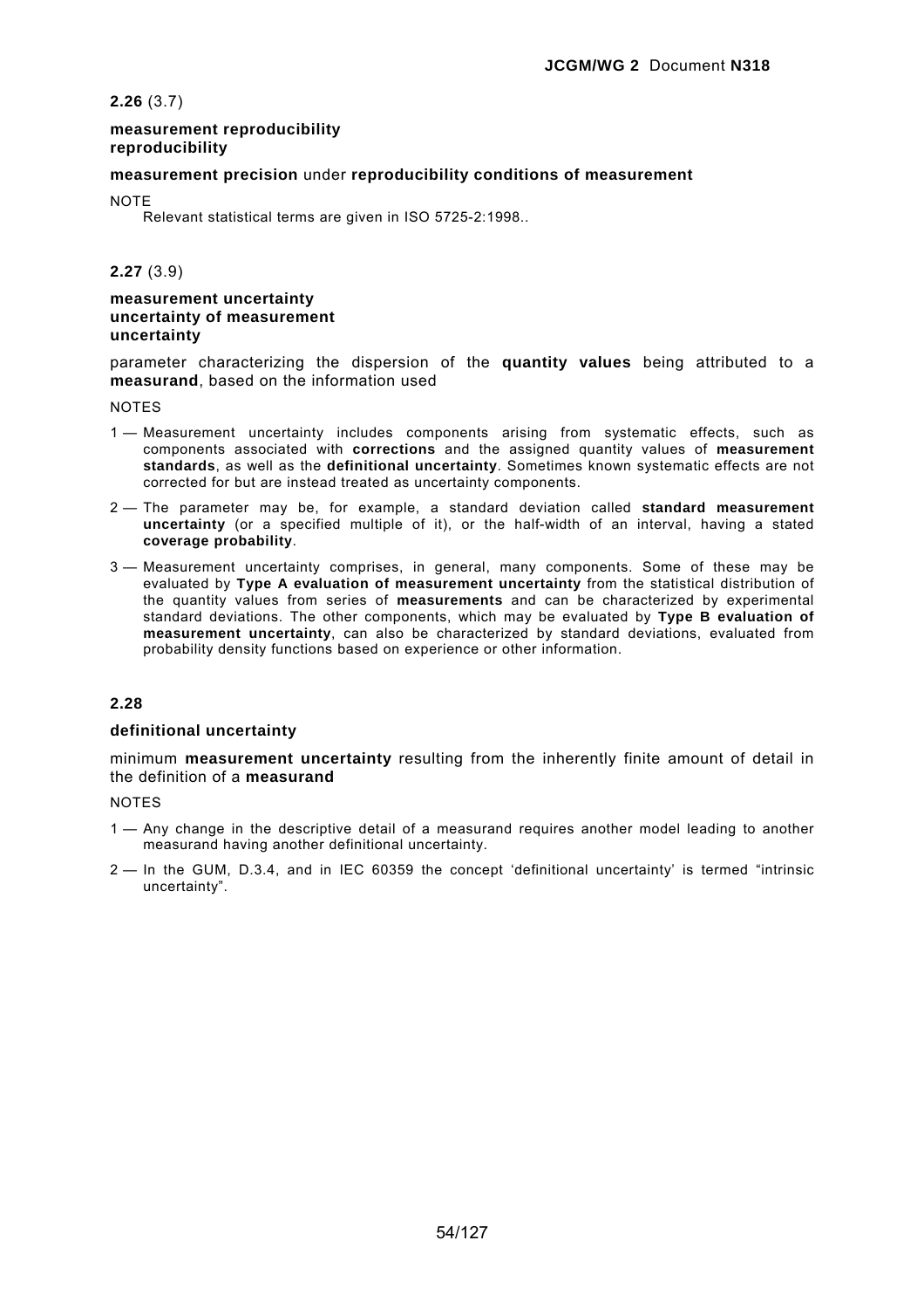**2.26** (3.7)

**measurement reproducibility**
**reproducibility**

**measurement precision** under **reproducibility conditions of measurement**

NOTE

Relevant statistical terms are given in ISO 5725-2:1998..

**2.27** (3.9)

**measurement uncertainty**
**uncertainty of measurement**
**uncertainty**

parameter characterizing the dispersion of the **quantity values** being attributed to a **measurand**, based on the information used

NOTES

1 — Measurement uncertainty includes components arising from systematic effects, such as components associated with **corrections** and the assigned quantity values of **measurement standards**, as well as the **definitional uncertainty**. Sometimes known systematic effects are not corrected for but are instead treated as uncertainty components.

2 — The parameter may be, for example, a standard deviation called **standard measurement uncertainty** (or a specified multiple of it), or the half-width of an interval, having a stated **coverage probability**.

3 — Measurement uncertainty comprises, in general, many components. Some of these may be evaluated by **Type A evaluation of measurement uncertainty** from the statistical distribution of the quantity values from series of **measurements** and can be characterized by experimental standard deviations. The other components, which may be evaluated by **Type B evaluation of measurement uncertainty**, can also be characterized by standard deviations, evaluated from probability density functions based on experience or other information.

**2.28**

**definitional uncertainty**

minimum **measurement uncertainty** resulting from the inherently finite amount of detail in the definition of a **measurand**

NOTES

1 — Any change in the descriptive detail of a measurand requires another model leading to another measurand having another definitional uncertainty.

2 — In the GUM, D.3.4, and in IEC 60359 the concept 'definitional uncertainty' is termed "intrinsic uncertainty".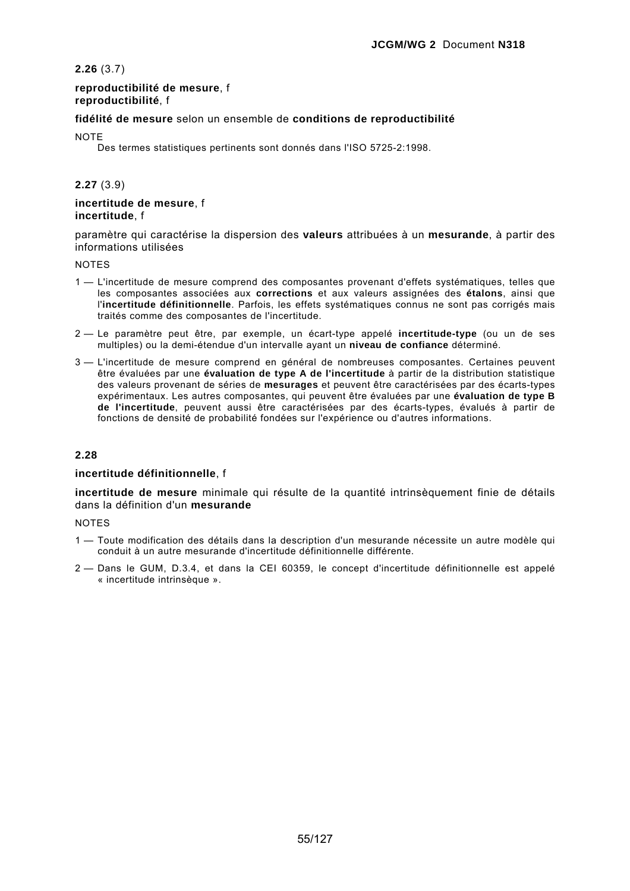**2.26** (3.7)

**reproductibilité de mesure**, f
**reproductibilité**, f

**fidélité de mesure** selon un ensemble de **conditions de reproductibilité**

NOTE
Des termes statistiques pertinents sont donnés dans l'ISO 5725-2:1998.

**2.27** (3.9)

**incertitude de mesure**, f
**incertitude**, f

paramètre qui caractérise la dispersion des **valeurs** attribuées à un **mesurande**, à partir des informations utilisées

NOTES

1 — L'incertitude de mesure comprend des composantes provenant d'effets systématiques, telles que les composantes associées aux **corrections** et aux valeurs assignées des **étalons**, ainsi que l'**incertitude définitionnelle**. Parfois, les effets systématiques connus ne sont pas corrigés mais traités comme des composantes de l'incertitude.

2 — Le paramètre peut être, par exemple, un écart-type appelé **incertitude-type** (ou un de ses multiples) ou la demi-étendue d'un intervalle ayant un **niveau de confiance** déterminé.

3 — L'incertitude de mesure comprend en général de nombreuses composantes. Certaines peuvent être évaluées par une **évaluation de type A de l'incertitude** à partir de la distribution statistique des valeurs provenant de séries de **mesurages** et peuvent être caractérisées par des écarts-types expérimentaux. Les autres composantes, qui peuvent être évaluées par une **évaluation de type B de l'incertitude**, peuvent aussi être caractérisées par des écarts-types, évalués à partir de fonctions de densité de probabilité fondées sur l'expérience ou d'autres informations.

**2.28**

**incertitude définitionnelle**, f

**incertitude de mesure** minimale qui résulte de la quantité intrinsèquement finie de détails dans la définition d'un **mesurande**

NOTES

1 — Toute modification des détails dans la description d'un mesurande nécessite un autre modèle qui conduit à un autre mesurande d'incertitude définitionnelle différente.

2 — Dans le GUM, D.3.4, et dans la CEI 60359, le concept d'incertitude définitionnelle est appelé « incertitude intrinsèque ».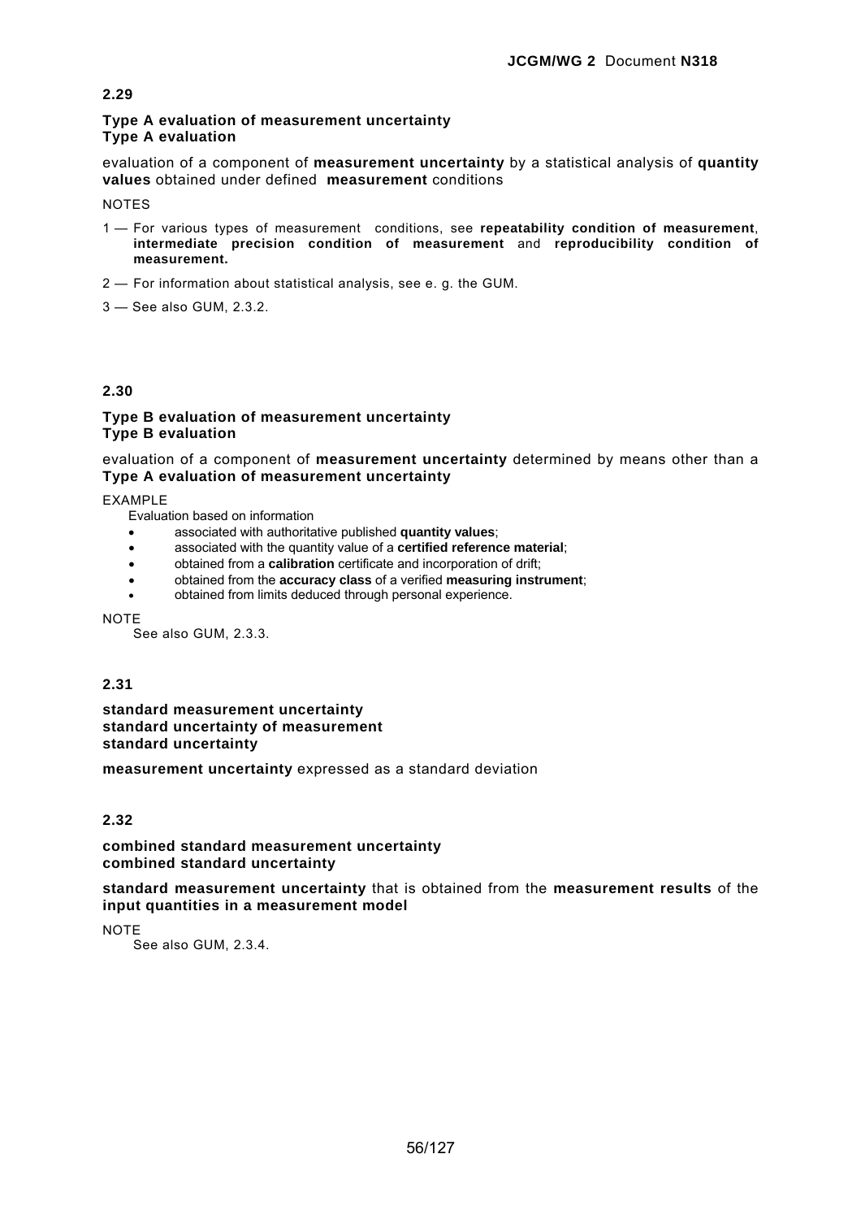**2.29**

**Type A evaluation of measurement uncertainty**
**Type A evaluation**

evaluation of a component of **measurement uncertainty** by a statistical analysis of **quantity values** obtained under defined **measurement** conditions

NOTES

1 — For various types of measurement conditions, see **repeatability condition of measurement**, **intermediate precision condition of measurement** and **reproducibility condition of measurement.**

2 — For information about statistical analysis, see e. g. the GUM.

3 — See also GUM, 2.3.2.

**2.30**

**Type B evaluation of measurement uncertainty**
**Type B evaluation**

evaluation of a component of **measurement uncertainty** determined by means other than a **Type A evaluation of measurement uncertainty**

EXAMPLE

Evaluation based on information

- associated with authoritative published **quantity values**;
- associated with the quantity value of a **certified reference material**;
- obtained from a **calibration** certificate and incorporation of drift;
- obtained from the **accuracy class** of a verified **measuring instrument**;
- obtained from limits deduced through personal experience.

NOTE

See also GUM, 2.3.3.

**2.31**

**standard measurement uncertainty**
**standard uncertainty of measurement**
**standard uncertainty**

**measurement uncertainty** expressed as a standard deviation

**2.32**

**combined standard measurement uncertainty**
**combined standard uncertainty**

**standard measurement uncertainty** that is obtained from the **measurement results** of the **input quantities in a measurement model**

NOTE

See also GUM, 2.3.4.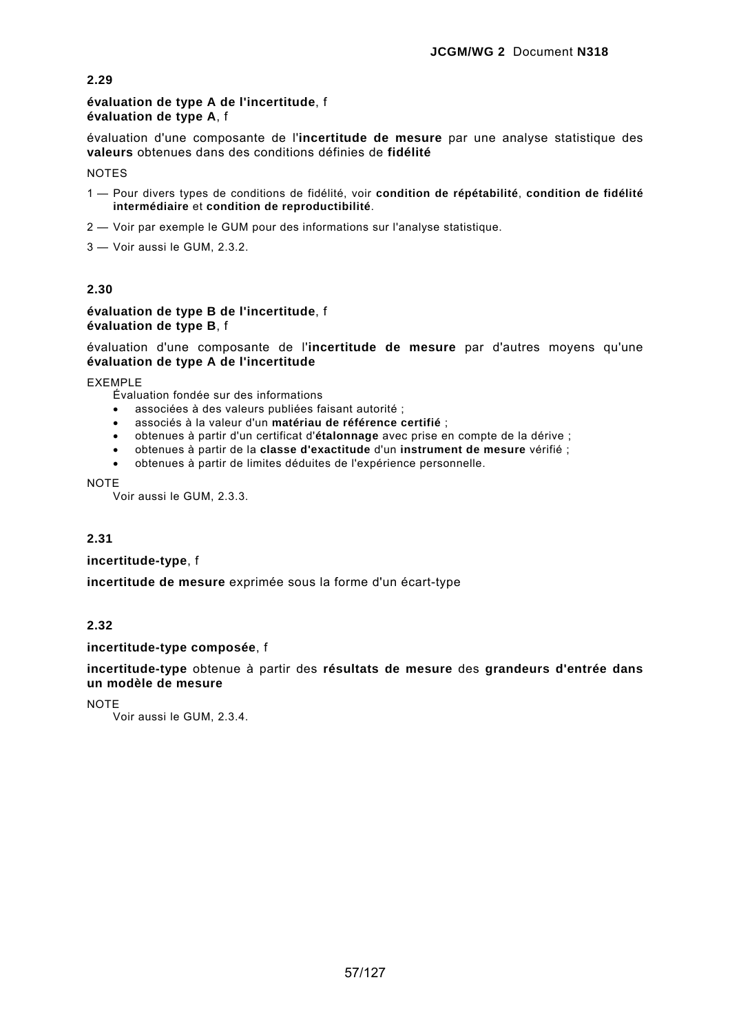**2.29**

**évaluation de type A de l'incertitude**, f
**évaluation de type A**, f

évaluation d'une composante de l'**incertitude de mesure** par une analyse statistique des **valeurs** obtenues dans des conditions définies de **fidélité**

NOTES

1 — Pour divers types de conditions de fidélité, voir **condition de répétabilité**, **condition de fidélité intermédiaire** et **condition de reproductibilité**.

2 — Voir par exemple le GUM pour des informations sur l'analyse statistique.

3 — Voir aussi le GUM, 2.3.2.

**2.30**

**évaluation de type B de l'incertitude**, f
**évaluation de type B**, f

évaluation d'une composante de l'**incertitude de mesure** par d'autres moyens qu'une **évaluation de type A de l'incertitude**

EXEMPLE

Évaluation fondée sur des informations

- associées à des valeurs publiées faisant autorité ;
- associés à la valeur d'un **matériau de référence certifié** ;
- obtenues à partir d'un certificat d'**étalonnage** avec prise en compte de la dérive ;
- obtenues à partir de la **classe d'exactitude** d'un **instrument de mesure** vérifié ;
- obtenues à partir de limites déduites de l'expérience personnelle.

NOTE

Voir aussi le GUM, 2.3.3.

**2.31**

**incertitude-type**, f

**incertitude de mesure** exprimée sous la forme d'un écart-type

**2.32**

**incertitude-type composée**, f

**incertitude-type** obtenue à partir des **résultats de mesure** des **grandeurs d'entrée dans un modèle de mesure**

NOTE

Voir aussi le GUM, 2.3.4.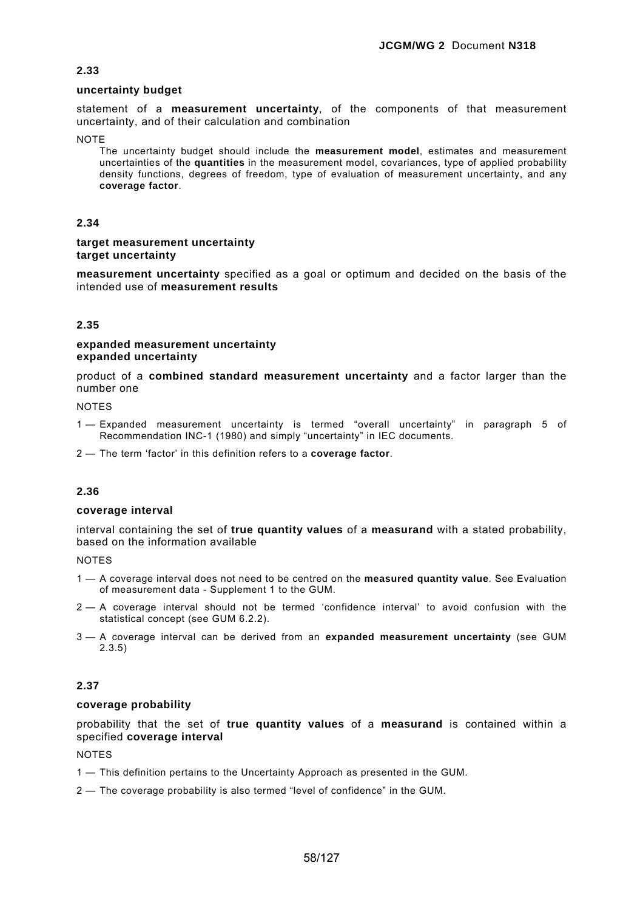### 2.33

**uncertainty budget**

statement of a **measurement uncertainty**, of the components of that measurement uncertainty, and of their calculation and combination

NOTE

The uncertainty budget should include the **measurement model**, estimates and measurement uncertainties of the **quantities** in the measurement model, covariances, type of applied probability density functions, degrees of freedom, type of evaluation of measurement uncertainty, and any **coverage factor**.

### 2.34

**target measurement uncertainty**
**target uncertainty**

**measurement uncertainty** specified as a goal or optimum and decided on the basis of the intended use of **measurement results**

### 2.35

**expanded measurement uncertainty**
**expanded uncertainty**

product of a **combined standard measurement uncertainty** and a factor larger than the number one

NOTES

1 — Expanded measurement uncertainty is termed "overall uncertainty" in paragraph 5 of Recommendation INC-1 (1980) and simply "uncertainty" in IEC documents.

2 — The term 'factor' in this definition refers to a **coverage factor**.

### 2.36

**coverage interval**

interval containing the set of **true quantity values** of a **measurand** with a stated probability, based on the information available

NOTES

1 — A coverage interval does not need to be centred on the **measured quantity value**. See Evaluation of measurement data - Supplement 1 to the GUM.

2 — A coverage interval should not be termed 'confidence interval' to avoid confusion with the statistical concept (see GUM 6.2.2).

3 — A coverage interval can be derived from an **expanded measurement uncertainty** (see GUM 2.3.5)

### 2.37

**coverage probability**

probability that the set of **true quantity values** of a **measurand** is contained within a specified **coverage interval**

NOTES

1 — This definition pertains to the Uncertainty Approach as presented in the GUM.

2 — The coverage probability is also termed "level of confidence" in the GUM.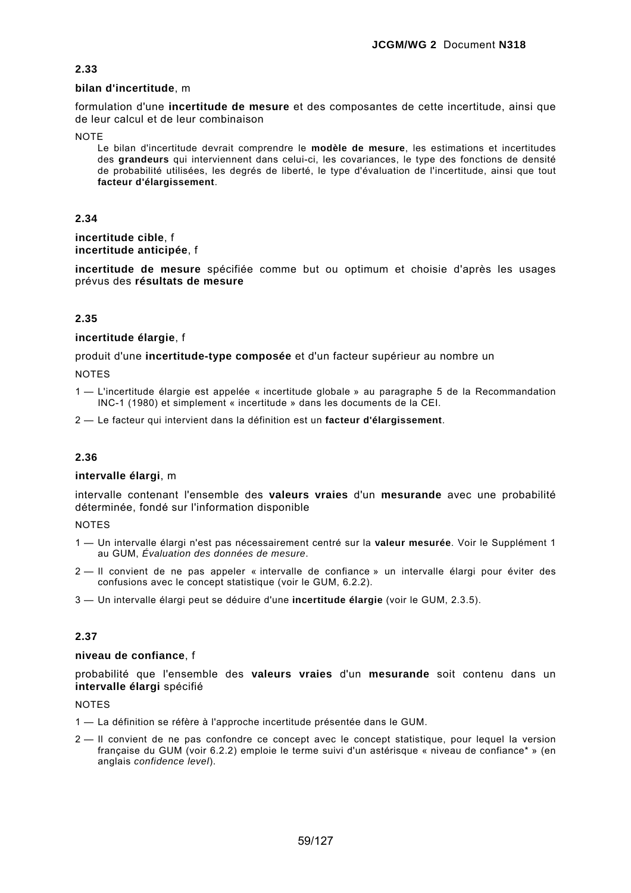### 2.33

**bilan d'incertitude**, m

formulation d'une **incertitude de mesure** et des composantes de cette incertitude, ainsi que de leur calcul et de leur combinaison

NOTE

Le bilan d'incertitude devrait comprendre le **modèle de mesure**, les estimations et incertitudes des **grandeurs** qui interviennent dans celui-ci, les covariances, le type des fonctions de densité de probabilité utilisées, les degrés de liberté, le type d'évaluation de l'incertitude, ainsi que tout **facteur d'élargissement**.

### 2.34

**incertitude cible**, f
**incertitude anticipée**, f

**incertitude de mesure** spécifiée comme but ou optimum et choisie d'après les usages prévus des **résultats de mesure**

### 2.35

**incertitude élargie**, f

produit d'une **incertitude-type composée** et d'un facteur supérieur au nombre un

NOTES

1 — L'incertitude élargie est appelée « incertitude globale » au paragraphe 5 de la Recommandation INC-1 (1980) et simplement « incertitude » dans les documents de la CEI.

2 — Le facteur qui intervient dans la définition est un **facteur d'élargissement**.

### 2.36

**intervalle élargi**, m

intervalle contenant l'ensemble des **valeurs vraies** d'un **mesurande** avec une probabilité déterminée, fondé sur l'information disponible

NOTES

1 — Un intervalle élargi n'est pas nécessairement centré sur la **valeur mesurée**. Voir le Supplément 1 au GUM, *Évaluation des données de mesure*.

2 — Il convient de ne pas appeler « intervalle de confiance » un intervalle élargi pour éviter des confusions avec le concept statistique (voir le GUM, 6.2.2).

3 — Un intervalle élargi peut se déduire d'une **incertitude élargie** (voir le GUM, 2.3.5).

### 2.37

**niveau de confiance**, f

probabilité que l'ensemble des **valeurs vraies** d'un **mesurande** soit contenu dans un **intervalle élargi** spécifié

NOTES

1 — La définition se réfère à l'approche incertitude présentée dans le GUM.

2 — Il convient de ne pas confondre ce concept avec le concept statistique, pour lequel la version française du GUM (voir 6.2.2) emploie le terme suivi d'un astérisque « niveau de confiance* » (en anglais *confidence level*).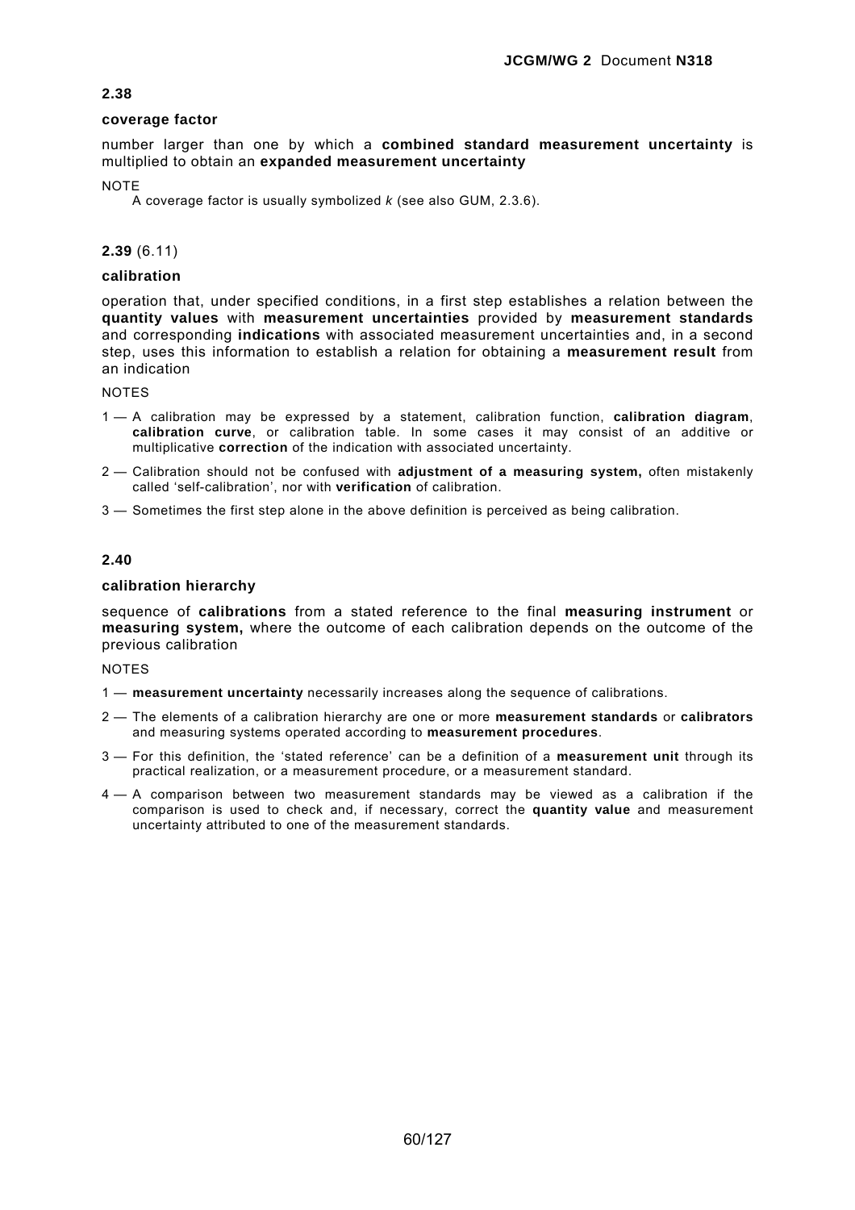**2.38**

**coverage factor**

number larger than one by which a **combined standard measurement uncertainty** is multiplied to obtain an **expanded measurement uncertainty**

NOTE

A coverage factor is usually symbolized *k* (see also GUM, 2.3.6).

**2.39** (6.11)

**calibration**

operation that, under specified conditions, in a first step establishes a relation between the **quantity values** with **measurement uncertainties** provided by **measurement standards** and corresponding **indications** with associated measurement uncertainties and, in a second step, uses this information to establish a relation for obtaining a **measurement result** from an indication

NOTES

1 — A calibration may be expressed by a statement, calibration function, **calibration diagram**, **calibration curve**, or calibration table. In some cases it may consist of an additive or multiplicative **correction** of the indication with associated uncertainty.

2 — Calibration should not be confused with **adjustment of a measuring system,** often mistakenly called 'self-calibration', nor with **verification** of calibration.

3 — Sometimes the first step alone in the above definition is perceived as being calibration.

**2.40**

**calibration hierarchy**

sequence of **calibrations** from a stated reference to the final **measuring instrument** or **measuring system,** where the outcome of each calibration depends on the outcome of the previous calibration

NOTES

1 — **measurement uncertainty** necessarily increases along the sequence of calibrations.

2 — The elements of a calibration hierarchy are one or more **measurement standards** or **calibrators** and measuring systems operated according to **measurement procedures**.

3 — For this definition, the 'stated reference' can be a definition of a **measurement unit** through its practical realization, or a measurement procedure, or a measurement standard.

4 — A comparison between two measurement standards may be viewed as a calibration if the comparison is used to check and, if necessary, correct the **quantity value** and measurement uncertainty attributed to one of the measurement standards.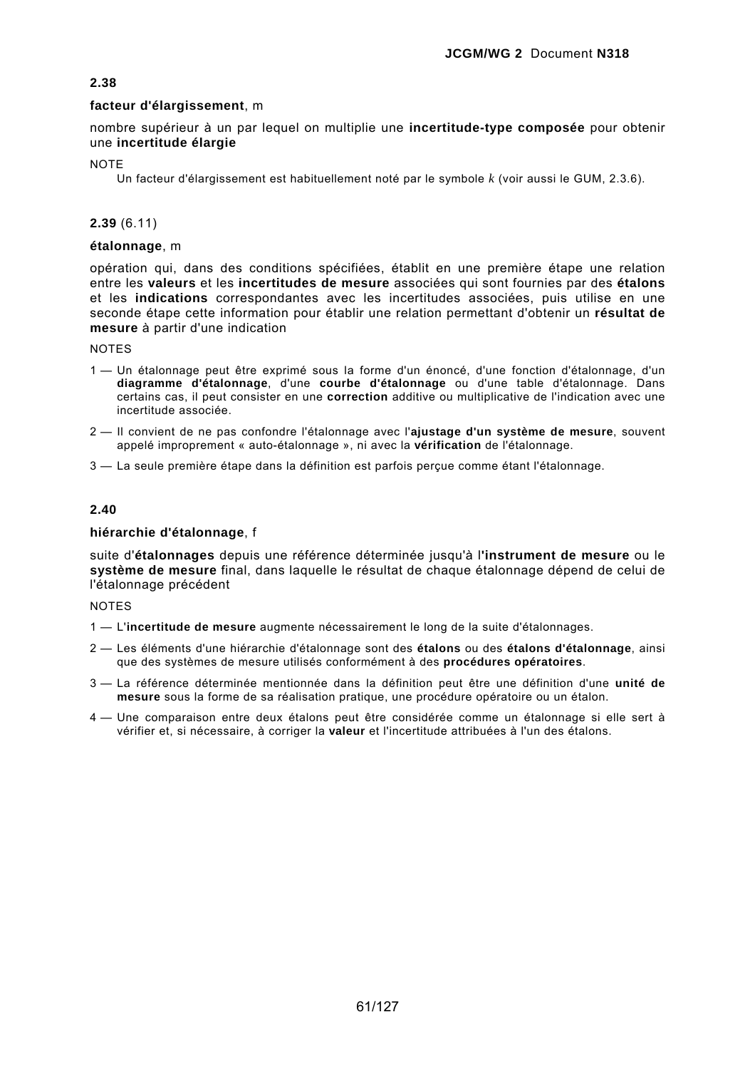**2.38**

**facteur d'élargissement**, m

nombre supérieur à un par lequel on multiplie une **incertitude-type composée** pour obtenir une **incertitude élargie**

NOTE

Un facteur d'élargissement est habituellement noté par le symbole $k$ (voir aussi le GUM, 2.3.6).

**2.39** (6.11)

**étalonnage**, m

opération qui, dans des conditions spécifiées, établit en une première étape une relation entre les **valeurs** et les **incertitudes de mesure** associées qui sont fournies par des **étalons** et les **indications** correspondantes avec les incertitudes associées, puis utilise en une seconde étape cette information pour établir une relation permettant d'obtenir un **résultat de mesure** à partir d'une indication

NOTES

1 — Un étalonnage peut être exprimé sous la forme d'un énoncé, d'une fonction d'étalonnage, d'un **diagramme d'étalonnage**, d'une **courbe d'étalonnage** ou d'une table d'étalonnage. Dans certains cas, il peut consister en une **correction** additive ou multiplicative de l'indication avec une incertitude associée.

2 — Il convient de ne pas confondre l'étalonnage avec l'**ajustage d'un système de mesure**, souvent appelé improprement « auto-étalonnage », ni avec la **vérification** de l'étalonnage.

3 — La seule première étape dans la définition est parfois perçue comme étant l'étalonnage.

**2.40**

**hiérarchie d'étalonnage**, f

suite d'**étalonnages** depuis une référence déterminée jusqu'à l'**instrument de mesure** ou le **système de mesure** final, dans laquelle le résultat de chaque étalonnage dépend de celui de l'étalonnage précédent

NOTES

1 — L'**incertitude de mesure** augmente nécessairement le long de la suite d'étalonnages.

2 — Les éléments d'une hiérarchie d'étalonnage sont des **étalons** ou des **étalons d'étalonnage**, ainsi que des systèmes de mesure utilisés conformément à des **procédures opératoires**.

3 — La référence déterminée mentionnée dans la définition peut être une définition d'une **unité de mesure** sous la forme de sa réalisation pratique, une procédure opératoire ou un étalon.

4 — Une comparaison entre deux étalons peut être considérée comme un étalonnage si elle sert à vérifier et, si nécessaire, à corriger la **valeur** et l'incertitude attribuées à l'un des étalons.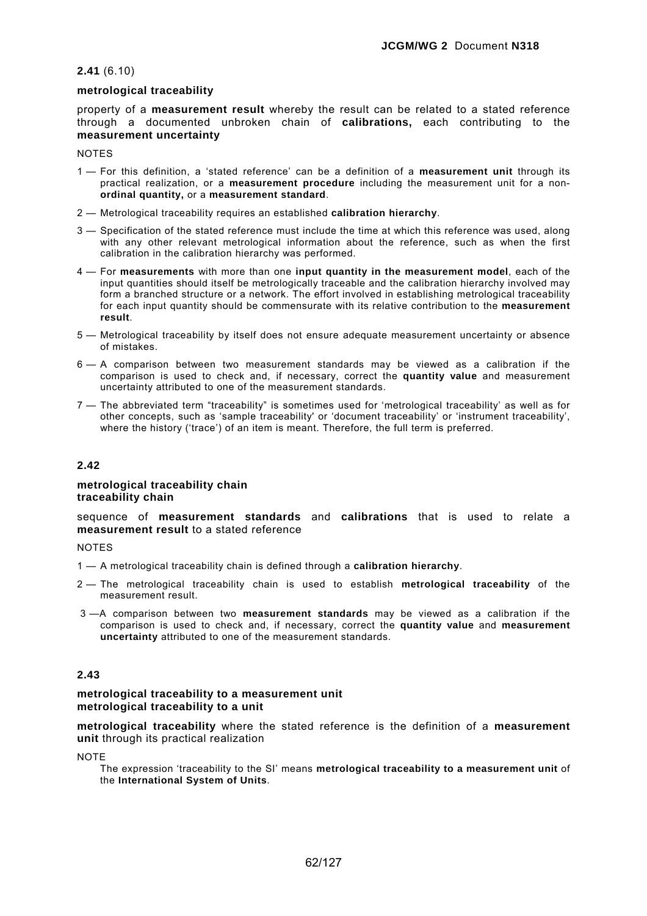**2.41** (6.10)

**metrological traceability**

property of a **measurement result** whereby the result can be related to a stated reference through a documented unbroken chain of **calibrations,** each contributing to the **measurement uncertainty**

NOTES

1 — For this definition, a 'stated reference' can be a definition of a **measurement unit** through its practical realization, or a **measurement procedure** including the measurement unit for a non-**ordinal quantity,** or a **measurement standard**.

2 — Metrological traceability requires an established **calibration hierarchy**.

3 — Specification of the stated reference must include the time at which this reference was used, along with any other relevant metrological information about the reference, such as when the first calibration in the calibration hierarchy was performed.

4 — For **measurements** with more than one **input quantity in the measurement model**, each of the input quantities should itself be metrologically traceable and the calibration hierarchy involved may form a branched structure or a network. The effort involved in establishing metrological traceability for each input quantity should be commensurate with its relative contribution to the **measurement result**.

5 — Metrological traceability by itself does not ensure adequate measurement uncertainty or absence of mistakes.

6 — A comparison between two measurement standards may be viewed as a calibration if the comparison is used to check and, if necessary, correct the **quantity value** and measurement uncertainty attributed to one of the measurement standards.

7 — The abbreviated term "traceability" is sometimes used for 'metrological traceability' as well as for other concepts, such as 'sample traceability' or 'document traceability' or 'instrument traceability', where the history ('trace') of an item is meant. Therefore, the full term is preferred.

**2.42**

**metrological traceability chain**
**traceability chain**

sequence of **measurement standards** and **calibrations** that is used to relate a **measurement result** to a stated reference

NOTES

1 — A metrological traceability chain is defined through a **calibration hierarchy**.

2 — The metrological traceability chain is used to establish **metrological traceability** of the measurement result.

3 — A comparison between two **measurement standards** may be viewed as a calibration if the comparison is used to check and, if necessary, correct the **quantity value** and **measurement uncertainty** attributed to one of the measurement standards.

**2.43**

**metrological traceability to a measurement unit**
**metrological traceability to a unit**

**metrological traceability** where the stated reference is the definition of a **measurement unit** through its practical realization

NOTE

The expression 'traceability to the SI' means **metrological traceability to a measurement unit** of the **International System of Units**.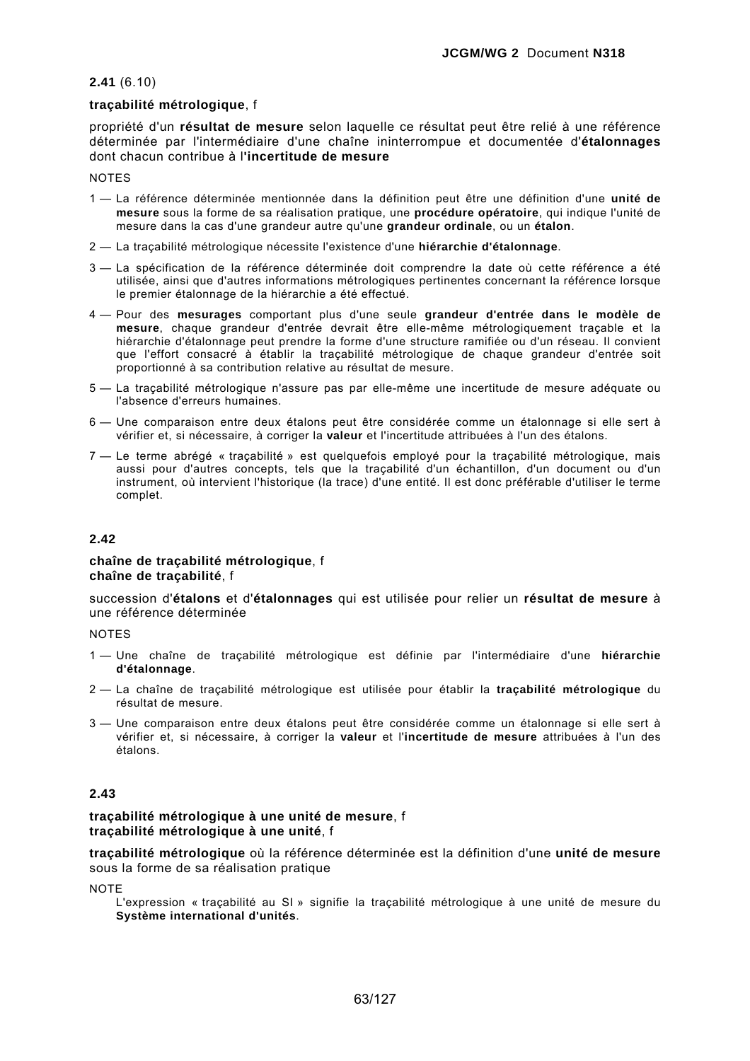**2.41** (6.10)

**traçabilité métrologique**, f

propriété d'un **résultat de mesure** selon laquelle ce résultat peut être relié à une référence déterminée par l'intermédiaire d'une chaîne ininterrompue et documentée d'**étalonnages** dont chacun contribue à l'**incertitude de mesure**

NOTES

1 — La référence déterminée mentionnée dans la définition peut être une définition d'une **unité de mesure** sous la forme de sa réalisation pratique, une **procédure opératoire**, qui indique l'unité de mesure dans la cas d'une grandeur autre qu'une **grandeur ordinale**, ou un **étalon**.

2 — La traçabilité métrologique nécessite l'existence d'une **hiérarchie d'étalonnage**.

3 — La spécification de la référence déterminée doit comprendre la date où cette référence a été utilisée, ainsi que d'autres informations métrologiques pertinentes concernant la référence lorsque le premier étalonnage de la hiérarchie a été effectué.

4 — Pour des **mesurages** comportant plus d'une seule **grandeur d'entrée dans le modèle de mesure**, chaque grandeur d'entrée devrait être elle-même métrologiquement traçable et la hiérarchie d'étalonnage peut prendre la forme d'une structure ramifiée ou d'un réseau. Il convient que l'effort consacré à établir la traçabilité métrologique de chaque grandeur d'entrée soit proportionné à sa contribution relative au résultat de mesure.

5 — La traçabilité métrologique n'assure pas par elle-même une incertitude de mesure adéquate ou l'absence d'erreurs humaines.

6 — Une comparaison entre deux étalons peut être considérée comme un étalonnage si elle sert à vérifier et, si nécessaire, à corriger la **valeur** et l'incertitude attribuées à l'un des étalons.

7 — Le terme abrégé « traçabilité » est quelquefois employé pour la traçabilité métrologique, mais aussi pour d'autres concepts, tels que la traçabilité d'un échantillon, d'un document ou d'un instrument, où intervient l'historique (la trace) d'une entité. Il est donc préférable d'utiliser le terme complet.

**2.42**

**chaîne de traçabilité métrologique**, f
**chaîne de traçabilité**, f

succession d'**étalons** et d'**étalonnages** qui est utilisée pour relier un **résultat de mesure** à une référence déterminée

NOTES

1 — Une chaîne de traçabilité métrologique est définie par l'intermédiaire d'une **hiérarchie d'étalonnage**.

2 — La chaîne de traçabilité métrologique est utilisée pour établir la **traçabilité métrologique** du résultat de mesure.

3 — Une comparaison entre deux étalons peut être considérée comme un étalonnage si elle sert à vérifier et, si nécessaire, à corriger la **valeur** et l'**incertitude de mesure** attribuées à l'un des étalons.

**2.43**

**traçabilité métrologique à une unité de mesure**, f
**traçabilité métrologique à une unité**, f

**traçabilité métrologique** où la référence déterminée est la définition d'une **unité de mesure** sous la forme de sa réalisation pratique

NOTE

L'expression « traçabilité au SI » signifie la traçabilité métrologique à une unité de mesure du **Système international d'unités**.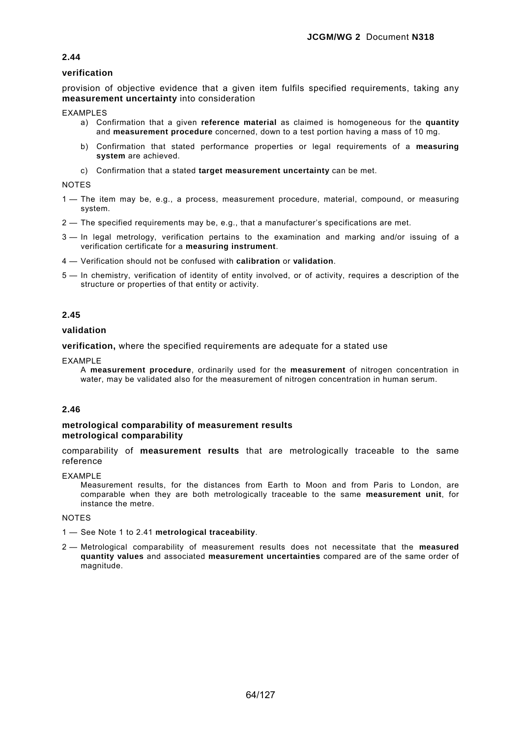**2.44**

**verification**

provision of objective evidence that a given item fulfils specified requirements, taking any **measurement uncertainty** into consideration

EXAMPLES

a) Confirmation that a given **reference material** as claimed is homogeneous for the **quantity** and **measurement procedure** concerned, down to a test portion having a mass of 10 mg.

b) Confirmation that stated performance properties or legal requirements of a **measuring system** are achieved.

c) Confirmation that a stated **target measurement uncertainty** can be met.

NOTES

1 — The item may be, e.g., a process, measurement procedure, material, compound, or measuring system.

2 — The specified requirements may be, e.g., that a manufacturer's specifications are met.

3 — In legal metrology, verification pertains to the examination and marking and/or issuing of a verification certificate for a **measuring instrument**.

4 — Verification should not be confused with **calibration** or **validation**.

5 — In chemistry, verification of identity of entity involved, or of activity, requires a description of the structure or properties of that entity or activity.

**2.45**

**validation**

**verification,** where the specified requirements are adequate for a stated use

EXAMPLE

A **measurement procedure**, ordinarily used for the **measurement** of nitrogen concentration in water, may be validated also for the measurement of nitrogen concentration in human serum.

**2.46**

**metrological comparability of measurement results**
**metrological comparability**

comparability of **measurement results** that are metrologically traceable to the same reference

EXAMPLE

Measurement results, for the distances from Earth to Moon and from Paris to London, are comparable when they are both metrologically traceable to the same **measurement unit**, for instance the metre.

NOTES

1 — See Note 1 to 2.41 **metrological traceability**.

2 — Metrological comparability of measurement results does not necessitate that the **measured quantity values** and associated **measurement uncertainties** compared are of the same order of magnitude.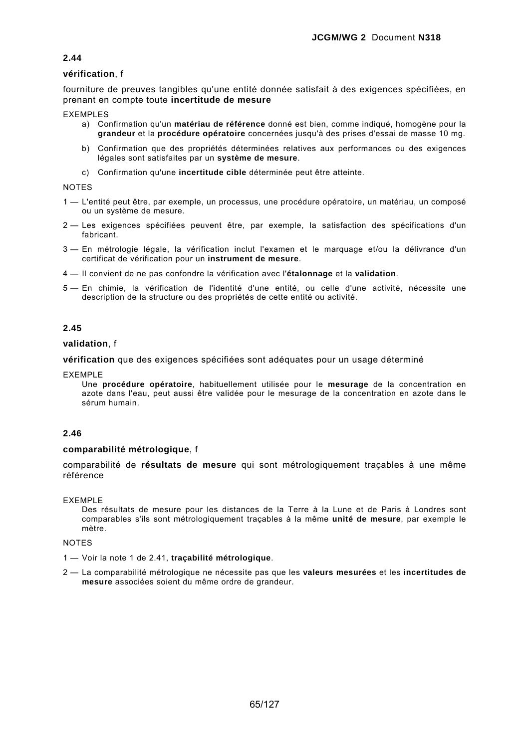### 2.44

**vérification**, f

fourniture de preuves tangibles qu'une entité donnée satisfait à des exigences spécifiées, en prenant en compte toute **incertitude de mesure**

EXEMPLES

a) Confirmation qu'un **matériau de référence** donné est bien, comme indiqué, homogène pour la **grandeur** et la **procédure opératoire** concernées jusqu'à des prises d'essai de masse 10 mg.

b) Confirmation que des propriétés déterminées relatives aux performances ou des exigences légales sont satisfaites par un **système de mesure**.

c) Confirmation qu'une **incertitude cible** déterminée peut être atteinte.

NOTES

1 — L'entité peut être, par exemple, un processus, une procédure opératoire, un matériau, un composé ou un système de mesure.

2 — Les exigences spécifiées peuvent être, par exemple, la satisfaction des spécifications d'un fabricant.

3 — En métrologie légale, la vérification inclut l'examen et le marquage et/ou la délivrance d'un certificat de vérification pour un **instrument de mesure**.

4 — Il convient de ne pas confondre la vérification avec l'**étalonnage** et la **validation**.

5 — En chimie, la vérification de l'identité d'une entité, ou celle d'une activité, nécessite une description de la structure ou des propriétés de cette entité ou activité.

### 2.45

**validation**, f

**vérification** que des exigences spécifiées sont adéquates pour un usage déterminé

EXEMPLE

Une **procédure opératoire**, habituellement utilisée pour le **mesurage** de la concentration en azote dans l'eau, peut aussi être validée pour le mesurage de la concentration en azote dans le sérum humain.

### 2.46

**comparabilité métrologique**, f

comparabilité de **résultats de mesure** qui sont métrologiquement traçables à une même référence

EXEMPLE

Des résultats de mesure pour les distances de la Terre à la Lune et de Paris à Londres sont comparables s'ils sont métrologiquement traçables à la même **unité de mesure**, par exemple le mètre.

NOTES

1 — Voir la note 1 de 2.41, **traçabilité métrologique**.

2 — La comparabilité métrologique ne nécessite pas que les **valeurs mesurées** et les **incertitudes de mesure** associées soient du même ordre de grandeur.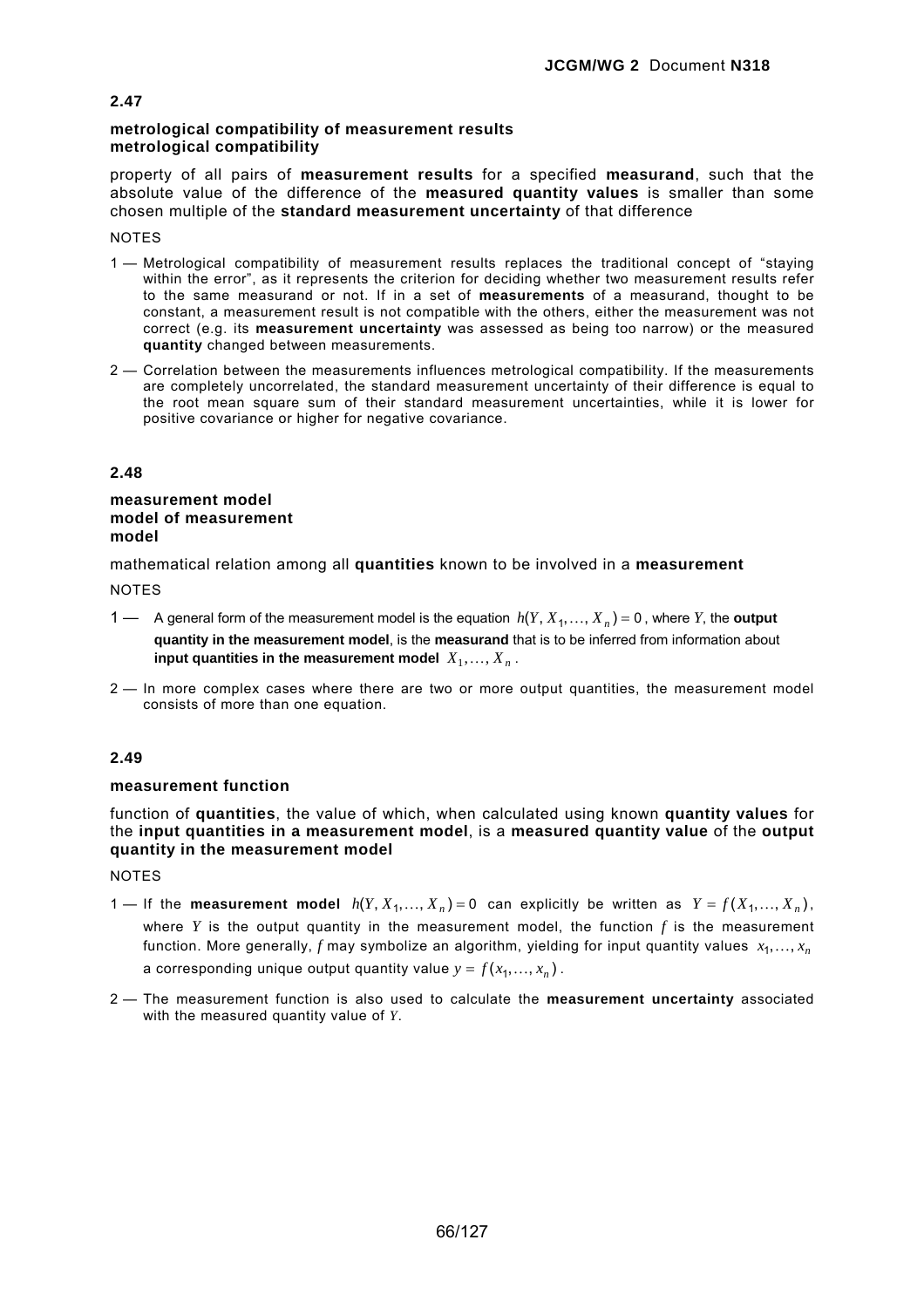**2.47**

**metrological compatibility of measurement results**
**metrological compatibility**

property of all pairs of **measurement results** for a specified **measurand**, such that the absolute value of the difference of the **measured quantity values** is smaller than some chosen multiple of the **standard measurement uncertainty** of that difference

NOTES

1 — Metrological compatibility of measurement results replaces the traditional concept of "staying within the error", as it represents the criterion for deciding whether two measurement results refer to the same measurand or not. If in a set of **measurements** of a measurand, thought to be constant, a measurement result is not compatible with the others, either the measurement was not correct (e.g. its **measurement uncertainty** was assessed as being too narrow) or the measured **quantity** changed between measurements.

2 — Correlation between the measurements influences metrological compatibility. If the measurements are completely uncorrelated, the standard measurement uncertainty of their difference is equal to the root mean square sum of their standard measurement uncertainties, while it is lower for positive covariance or higher for negative covariance.

**2.48**

**measurement model**
**model of measurement**
**model**

mathematical relation among all **quantities** known to be involved in a **measurement**

NOTES

1 — A general form of the measurement model is the equation $h(Y, X_1, \ldots, X_n) = 0$, where $Y$, the **output quantity in the measurement model**, is the **measurand** that is to be inferred from information about **input quantities in the measurement model** $X_1, \ldots, X_n$.

2 — In more complex cases where there are two or more output quantities, the measurement model consists of more than one equation.

**2.49**

**measurement function**

function of **quantities**, the value of which, when calculated using known **quantity values** for the **input quantities in a measurement model**, is a **measured quantity value** of the **output quantity in the measurement model**

NOTES

1 — If the **measurement model** $h(Y, X_1, \ldots, X_n) = 0$ can explicitly be written as $Y = f(X_1, \ldots, X_n)$, where $Y$ is the output quantity in the measurement model, the function $f$ is the measurement function. More generally, $f$ may symbolize an algorithm, yielding for input quantity values $x_1, \ldots, x_n$ a corresponding unique output quantity value $y = f(x_1, \ldots, x_n)$.

2 — The measurement function is also used to calculate the **measurement uncertainty** associated with the measured quantity value of $Y$.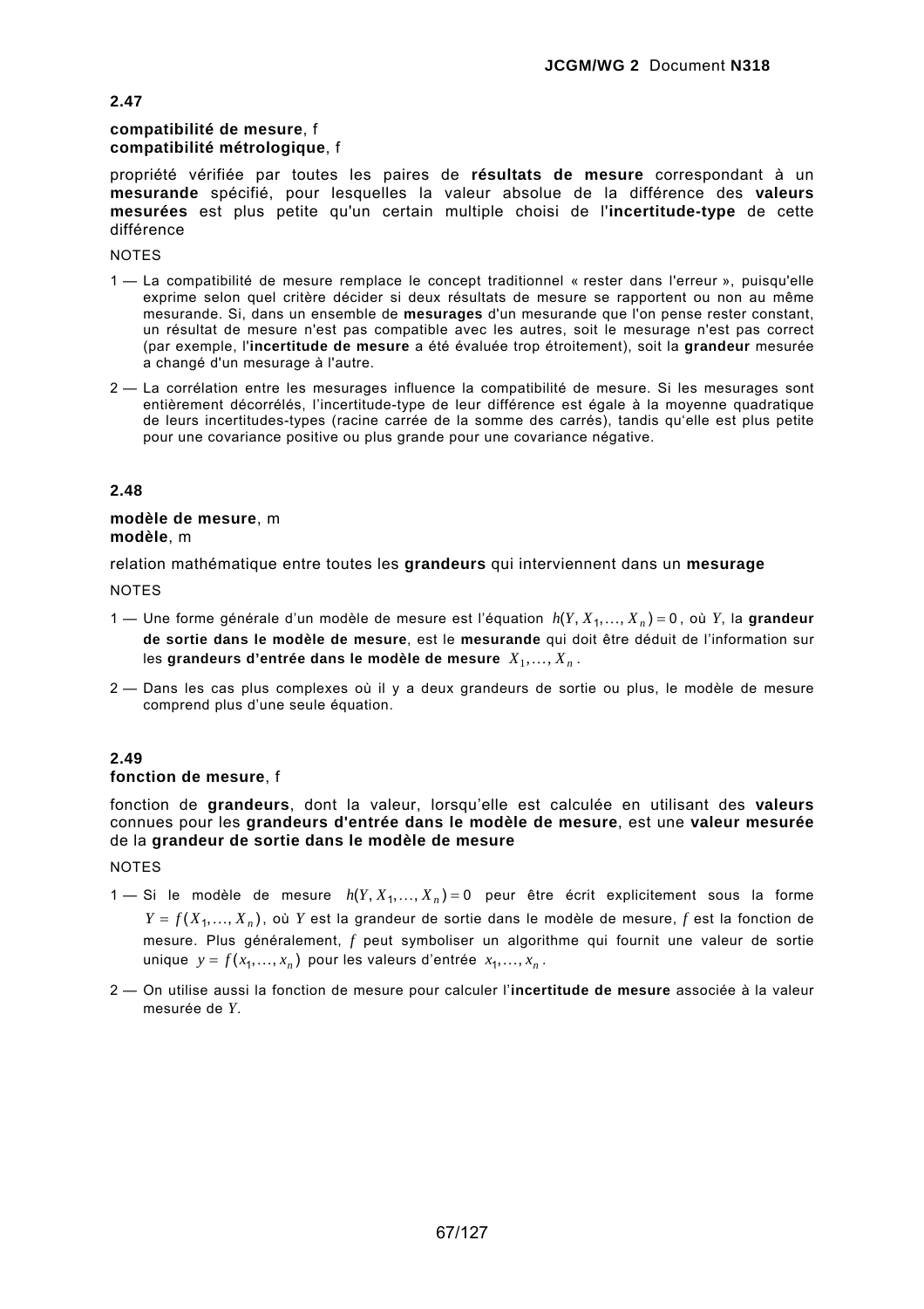**2.47**

**compatibilité de mesure**, f
**compatibilité métrologique**, f

propriété vérifiée par toutes les paires de **résultats de mesure** correspondant à un **mesurande** spécifié, pour lesquelles la valeur absolue de la différence des **valeurs mesurées** est plus petite qu'un certain multiple choisi de l'**incertitude-type** de cette différence

NOTES

1 — La compatibilité de mesure remplace le concept traditionnel « rester dans l'erreur », puisqu'elle exprime selon quel critère décider si deux résultats de mesure se rapportent ou non au même mesurande. Si, dans un ensemble de **mesurages** d'un mesurande que l'on pense rester constant, un résultat de mesure n'est pas compatible avec les autres, soit le mesurage n'est pas correct (par exemple, l'**incertitude de mesure** a été évaluée trop étroitement), soit la **grandeur** mesurée a changé d'un mesurage à l'autre.

2 — La corrélation entre les mesurages influence la compatibilité de mesure. Si les mesurages sont entièrement décorrélés, l'incertitude-type de leur différence est égale à la moyenne quadratique de leurs incertitudes-types (racine carrée de la somme des carrés), tandis qu'elle est plus petite pour une covariance positive ou plus grande pour une covariance négative.

**2.48**

**modèle de mesure**, m
**modèle**, m

relation mathématique entre toutes les **grandeurs** qui interviennent dans un **mesurage**

NOTES

1 — Une forme générale d'un modèle de mesure est l'équation $h(Y, X_1, \ldots, X_n) = 0$, où $Y$, la **grandeur de sortie dans le modèle de mesure**, est le **mesurande** qui doit être déduit de l'information sur les **grandeurs d'entrée dans le modèle de mesure** $X_1, \ldots, X_n$.

2 — Dans les cas plus complexes où il y a deux grandeurs de sortie ou plus, le modèle de mesure comprend plus d'une seule équation.

**2.49**

**fonction de mesure**, f

fonction de **grandeurs**, dont la valeur, lorsqu'elle est calculée en utilisant des **valeurs** connues pour les **grandeurs d'entrée dans le modèle de mesure**, est une **valeur mesurée** de la **grandeur de sortie dans le modèle de mesure**

NOTES

1 — Si le modèle de mesure $h(Y, X_1, \ldots, X_n) = 0$ peur être écrit explicitement sous la forme $Y = f(X_1, \ldots, X_n)$, où $Y$ est la grandeur de sortie dans le modèle de mesure, $f$ est la fonction de mesure. Plus généralement, $f$ peut symboliser un algorithme qui fournit une valeur de sortie unique $y = f(x_1, \ldots, x_n)$ pour les valeurs d'entrée $x_1, \ldots, x_n$.

2 — On utilise aussi la fonction de mesure pour calculer l'**incertitude de mesure** associée à la valeur mesurée de $Y$.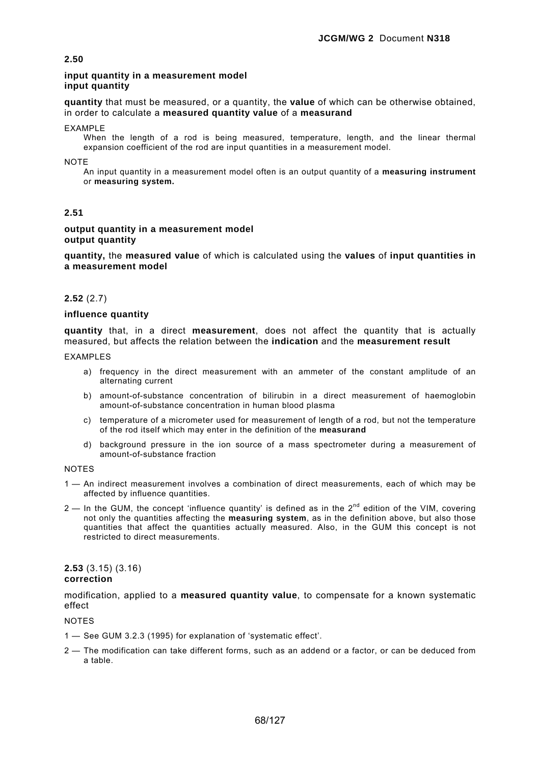**2.50**

**input quantity in a measurement model**
**input quantity**

**quantity** that must be measured, or a quantity, the **value** of which can be otherwise obtained, in order to calculate a **measured quantity value** of a **measurand**

EXAMPLE

When the length of a rod is being measured, temperature, length, and the linear thermal expansion coefficient of the rod are input quantities in a measurement model.

NOTE

An input quantity in a measurement model often is an output quantity of a **measuring instrument** or **measuring system.**

**2.51**

**output quantity in a measurement model**
**output quantity**

**quantity,** the **measured value** of which is calculated using the **values** of **input quantities in a measurement model**

**2.52** (2.7)

**influence quantity**

**quantity** that, in a direct **measurement**, does not affect the quantity that is actually measured, but affects the relation between the **indication** and the **measurement result**

EXAMPLES

a) frequency in the direct measurement with an ammeter of the constant amplitude of an alternating current

b) amount-of-substance concentration of bilirubin in a direct measurement of haemoglobin amount-of-substance concentration in human blood plasma

c) temperature of a micrometer used for measurement of length of a rod, but not the temperature of the rod itself which may enter in the definition of the **measurand**

d) background pressure in the ion source of a mass spectrometer during a measurement of amount-of-substance fraction

NOTES

1 — An indirect measurement involves a combination of direct measurements, each of which may be affected by influence quantities.

2 — In the GUM, the concept 'influence quantity' is defined as in the 2nd edition of the VIM, covering not only the quantities affecting the **measuring system**, as in the definition above, but also those quantities that affect the quantities actually measured. Also, in the GUM this concept is not restricted to direct measurements.

**2.53** (3.15) (3.16)
**correction**

modification, applied to a **measured quantity value**, to compensate for a known systematic effect

NOTES

1 — See GUM 3.2.3 (1995) for explanation of 'systematic effect'.

2 — The modification can take different forms, such as an addend or a factor, or can be deduced from a table.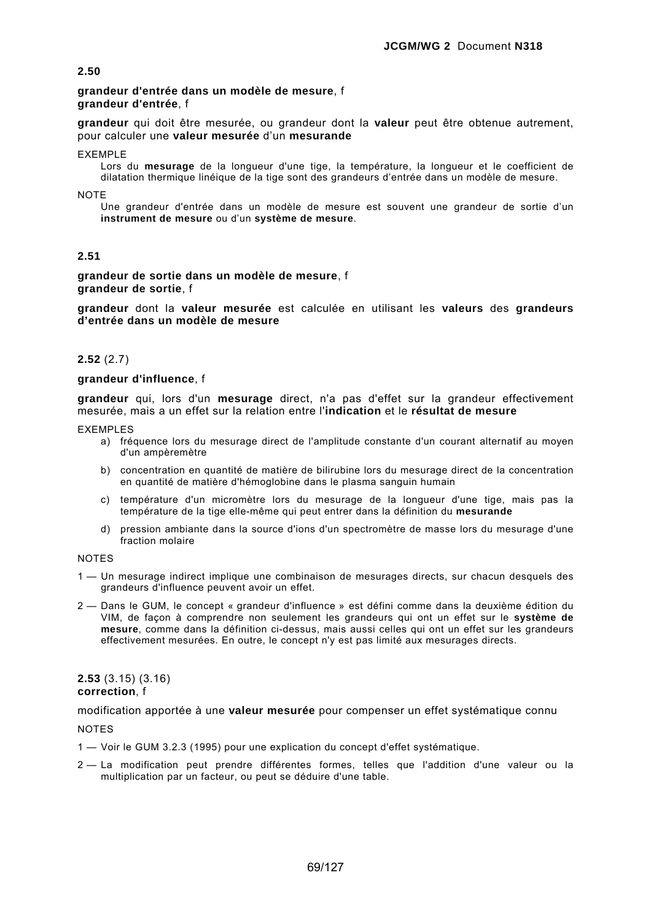**2.50**

**grandeur d'entrée dans un modèle de mesure**, f
**grandeur d'entrée**, f

**grandeur** qui doit être mesurée, ou grandeur dont la **valeur** peut être obtenue autrement, pour calculer une **valeur mesurée** d'un **mesurande**

EXEMPLE

Lors du **mesurage** de la longueur d'une tige, la température, la longueur et le coefficient de dilatation thermique linéique de la tige sont des grandeurs d'entrée dans un modèle de mesure.

NOTE

Une grandeur d'entrée dans un modèle de mesure est souvent une grandeur de sortie d'un **instrument de mesure** ou d'un **système de mesure**.

**2.51**

**grandeur de sortie dans un modèle de mesure**, f
**grandeur de sortie**, f

**grandeur** dont la **valeur mesurée** est calculée en utilisant les **valeurs** des **grandeurs d'entrée dans un modèle de mesure**

**2.52** (2.7)

**grandeur d'influence**, f

**grandeur** qui, lors d'un **mesurage** direct, n'a pas d'effet sur la grandeur effectivement mesurée, mais a un effet sur la relation entre l'**indication** et le **résultat de mesure**

EXEMPLES

a) fréquence lors du mesurage direct de l'amplitude constante d'un courant alternatif au moyen d'un ampèremètre

b) concentration en quantité de matière de bilirubine lors du mesurage direct de la concentration en quantité de matière d'hémoglobine dans le plasma sanguin humain

c) température d'un micromètre lors du mesurage de la longueur d'une tige, mais pas la température de la tige elle-même qui peut entrer dans la définition du **mesurande**

d) pression ambiante dans la source d'ions d'un spectromètre de masse lors du mesurage d'une fraction molaire

NOTES

1 — Un mesurage indirect implique une combinaison de mesurages directs, sur chacun desquels des grandeurs d'influence peuvent avoir un effet.

2 — Dans le GUM, le concept « grandeur d'influence » est défini comme dans la deuxième édition du VIM, de façon à comprendre non seulement les grandeurs qui ont un effet sur le **système de mesure**, comme dans la définition ci-dessus, mais aussi celles qui ont un effet sur les grandeurs effectivement mesurées. En outre, le concept n'y est pas limité aux mesurages directs.

**2.53** (3.15) (3.16)
**correction**, f

modification apportée à une **valeur mesurée** pour compenser un effet systématique connu

NOTES

1 — Voir le GUM 3.2.3 (1995) pour une explication du concept d'effet systématique.

2 — La modification peut prendre différentes formes, telles que l'addition d'une valeur ou la multiplication par un facteur, ou peut se déduire d'une table.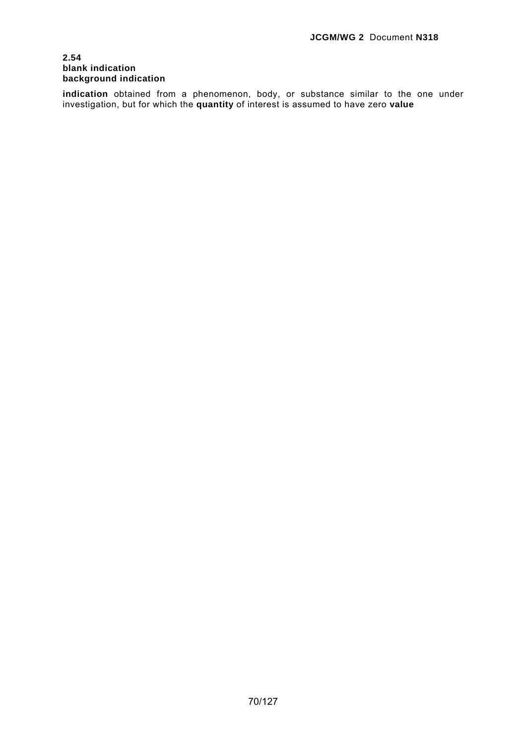**2.54**
**blank indication**
**background indication**

**indication** obtained from a phenomenon, body, or substance similar to the one under investigation, but for which the **quantity** of interest is assumed to have zero **value**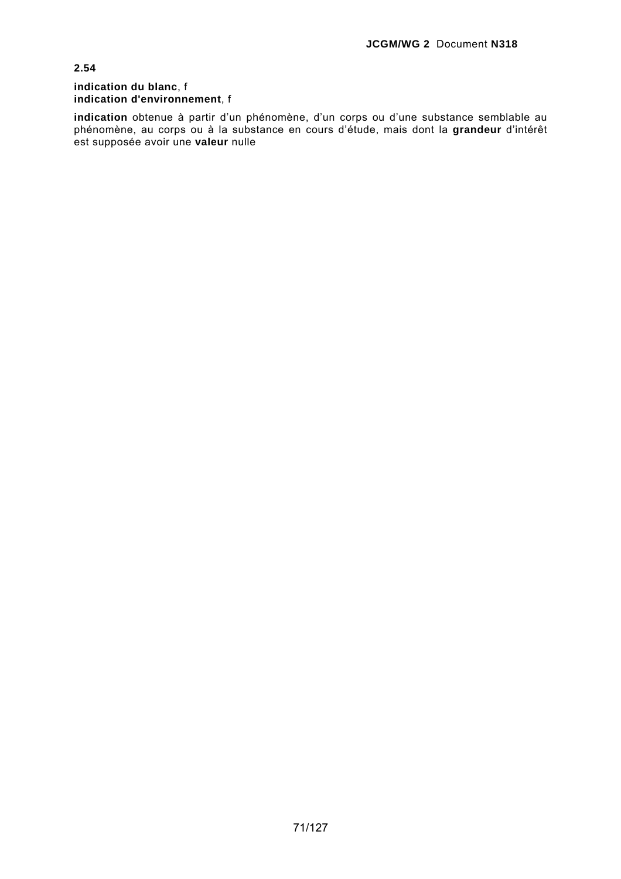**2.54**

**indication du blanc**, f
**indication d'environnement**, f

**indication** obtenue à partir d'un phénomène, d'un corps ou d'une substance semblable au phénomène, au corps ou à la substance en cours d'étude, mais dont la **grandeur** d'intérêt est supposée avoir une **valeur** nulle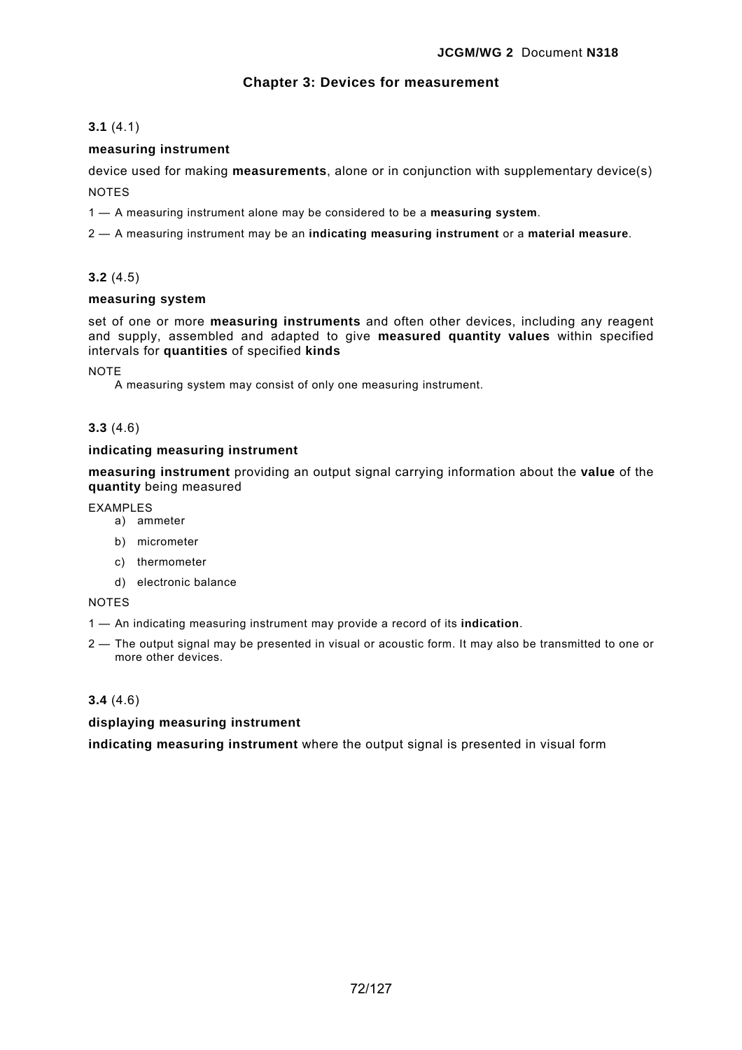## Chapter 3: Devices for measurement

**3.1** (4.1)

**measuring instrument**

device used for making **measurements**, alone or in conjunction with supplementary device(s)

NOTES

1 — A measuring instrument alone may be considered to be a **measuring system**.

2 — A measuring instrument may be an **indicating measuring instrument** or a **material measure**.

**3.2** (4.5)

**measuring system**

set of one or more **measuring instruments** and often other devices, including any reagent and supply, assembled and adapted to give **measured quantity values** within specified intervals for **quantities** of specified **kinds**

NOTE

A measuring system may consist of only one measuring instrument.

**3.3** (4.6)

**indicating measuring instrument**

**measuring instrument** providing an output signal carrying information about the **value** of the **quantity** being measured

EXAMPLES

a) ammeter

b) micrometer

c) thermometer

d) electronic balance

NOTES

1 — An indicating measuring instrument may provide a record of its **indication**.

2 — The output signal may be presented in visual or acoustic form. It may also be transmitted to one or more other devices.

**3.4** (4.6)

**displaying measuring instrument**

**indicating measuring instrument** where the output signal is presented in visual form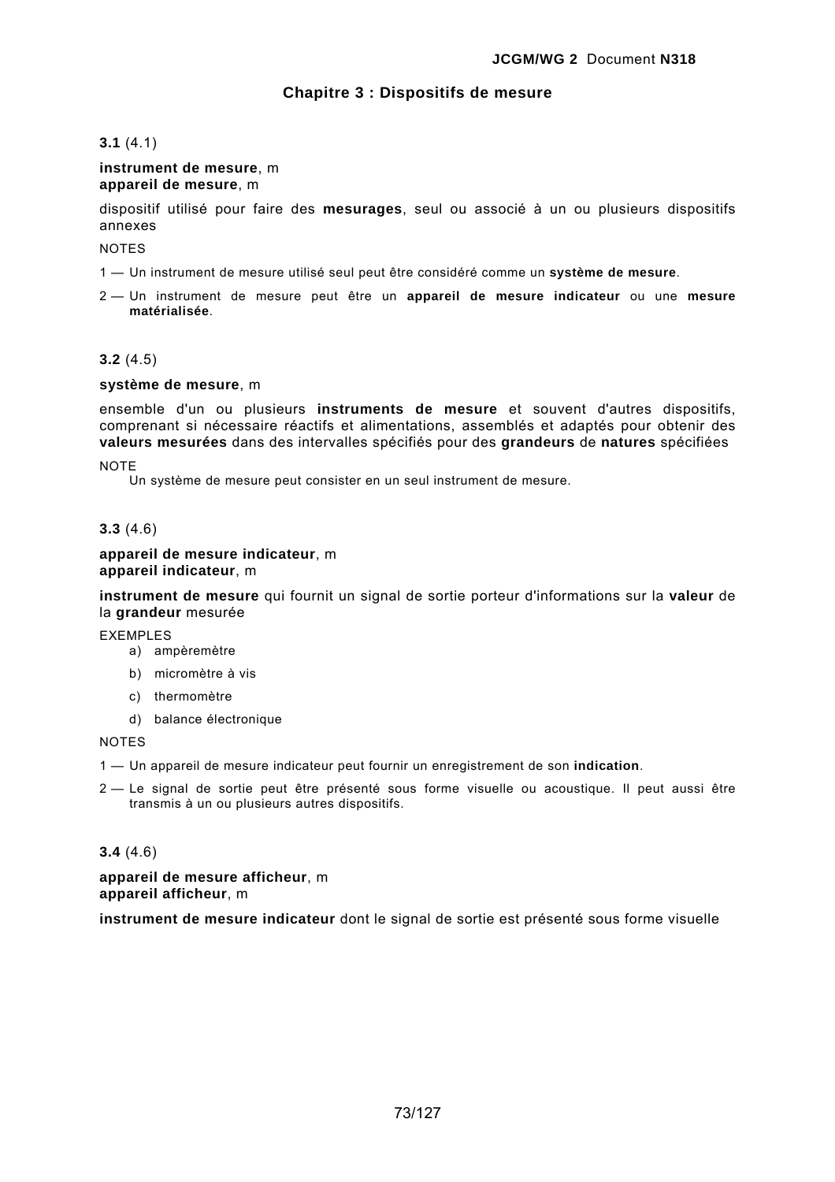## Chapitre 3 : Dispositifs de mesure

**3.1** (4.1)

**instrument de mesure**, m
**appareil de mesure**, m

dispositif utilisé pour faire des **mesurages**, seul ou associé à un ou plusieurs dispositifs annexes

NOTES

1 — Un instrument de mesure utilisé seul peut être considéré comme un **système de mesure**.

2 — Un instrument de mesure peut être un **appareil de mesure indicateur** ou une **mesure matérialisée**.

**3.2** (4.5)

**système de mesure**, m

ensemble d'un ou plusieurs **instruments de mesure** et souvent d'autres dispositifs, comprenant si nécessaire réactifs et alimentations, assemblés et adaptés pour obtenir des **valeurs mesurées** dans des intervalles spécifiés pour des **grandeurs** de **natures** spécifiées

NOTE
Un système de mesure peut consister en un seul instrument de mesure.

**3.3** (4.6)

**appareil de mesure indicateur**, m
**appareil indicateur**, m

**instrument de mesure** qui fournit un signal de sortie porteur d'informations sur la **valeur** de la **grandeur** mesurée

EXEMPLES

a) ampèremètre

b) micromètre à vis

c) thermomètre

d) balance électronique

NOTES

1 — Un appareil de mesure indicateur peut fournir un enregistrement de son **indication**.

2 — Le signal de sortie peut être présenté sous forme visuelle ou acoustique. Il peut aussi être transmis à un ou plusieurs autres dispositifs.

**3.4** (4.6)

**appareil de mesure afficheur**, m
**appareil afficheur**, m

**instrument de mesure indicateur** dont le signal de sortie est présenté sous forme visuelle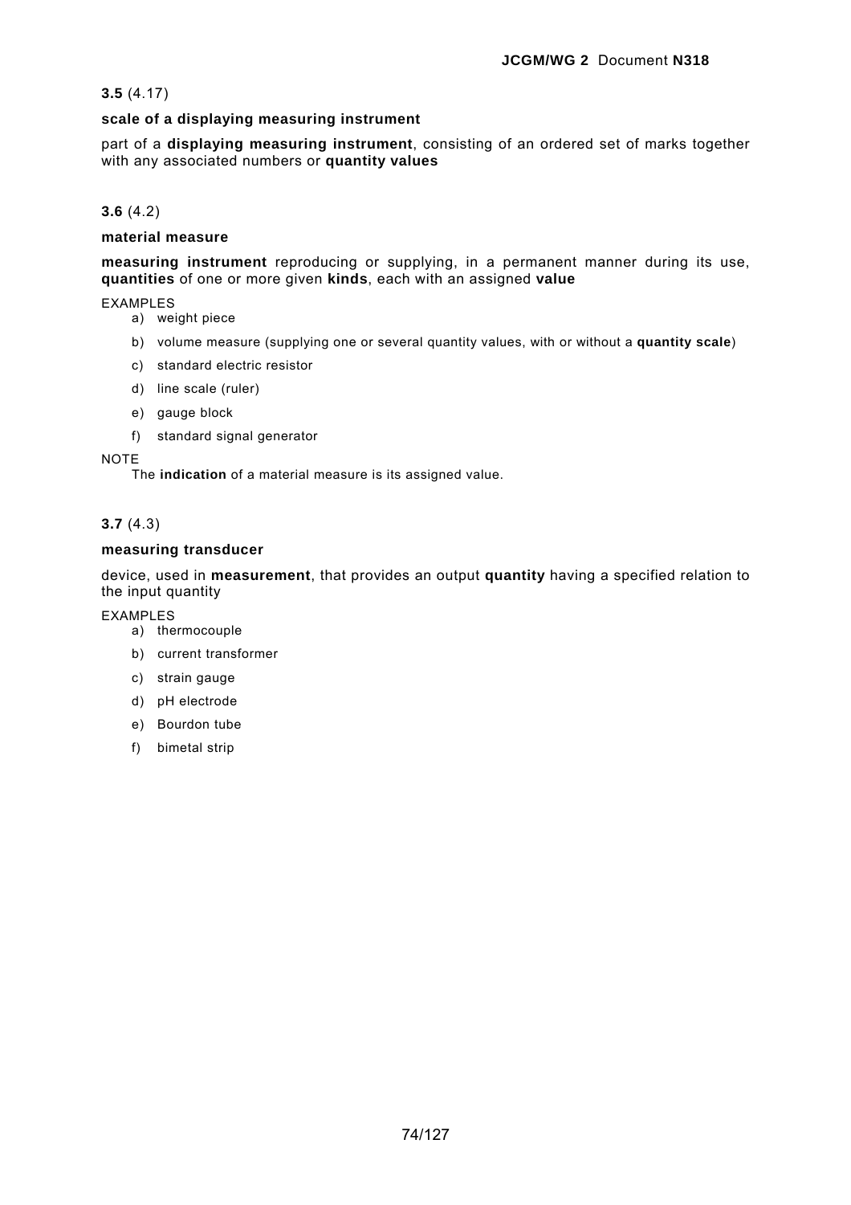**3.5** (4.17)

**scale of a displaying measuring instrument**

part of a **displaying measuring instrument**, consisting of an ordered set of marks together with any associated numbers or **quantity values**

**3.6** (4.2)

**material measure**

**measuring instrument** reproducing or supplying, in a permanent manner during its use, **quantities** of one or more given **kinds**, each with an assigned **value**

EXAMPLES

a) weight piece

b) volume measure (supplying one or several quantity values, with or without a **quantity scale**)

c) standard electric resistor

d) line scale (ruler)

e) gauge block

f) standard signal generator

NOTE

The **indication** of a material measure is its assigned value.

**3.7** (4.3)

**measuring transducer**

device, used in **measurement**, that provides an output **quantity** having a specified relation to the input quantity

EXAMPLES

a) thermocouple

b) current transformer

c) strain gauge

d) pH electrode

e) Bourdon tube

f) bimetal strip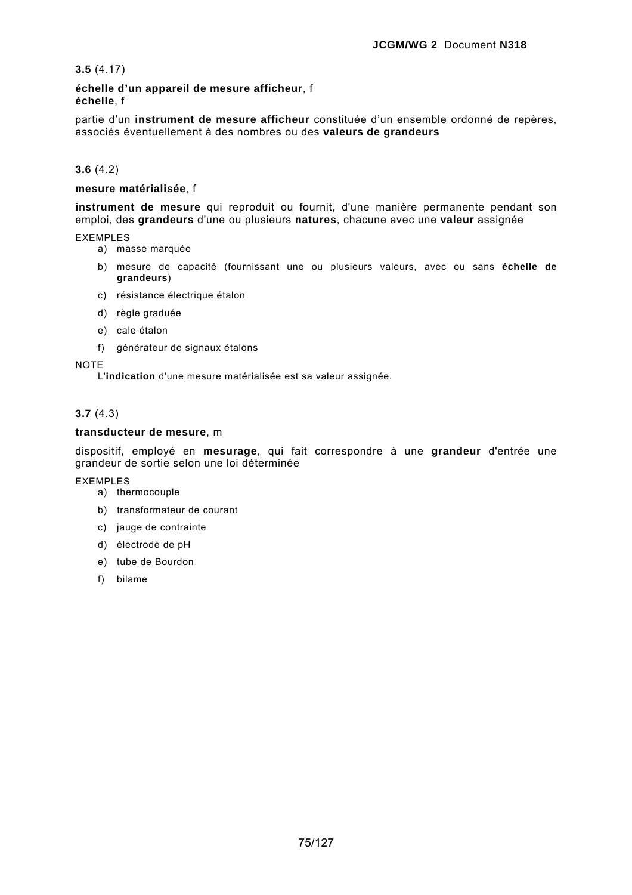**3.5** (4.17)

**échelle d'un appareil de mesure afficheur**, f
**échelle**, f

partie d'un **instrument de mesure afficheur** constituée d'un ensemble ordonné de repères, associés éventuellement à des nombres ou des **valeurs de grandeurs**

**3.6** (4.2)

**mesure matérialisée**, f

**instrument de mesure** qui reproduit ou fournit, d'une manière permanente pendant son emploi, des **grandeurs** d'une ou plusieurs **natures**, chacune avec une **valeur** assignée

EXEMPLES

a) masse marquée

b) mesure de capacité (fournissant une ou plusieurs valeurs, avec ou sans **échelle de grandeurs**)

c) résistance électrique étalon

d) règle graduée

e) cale étalon

f) générateur de signaux étalons

NOTE
L'**indication** d'une mesure matérialisée est sa valeur assignée.

**3.7** (4.3)

**transducteur de mesure**, m

dispositif, employé en **mesurage**, qui fait correspondre à une **grandeur** d'entrée une grandeur de sortie selon une loi déterminée

EXEMPLES

a) thermocouple

b) transformateur de courant

c) jauge de contrainte

d) électrode de pH

e) tube de Bourdon

f) bilame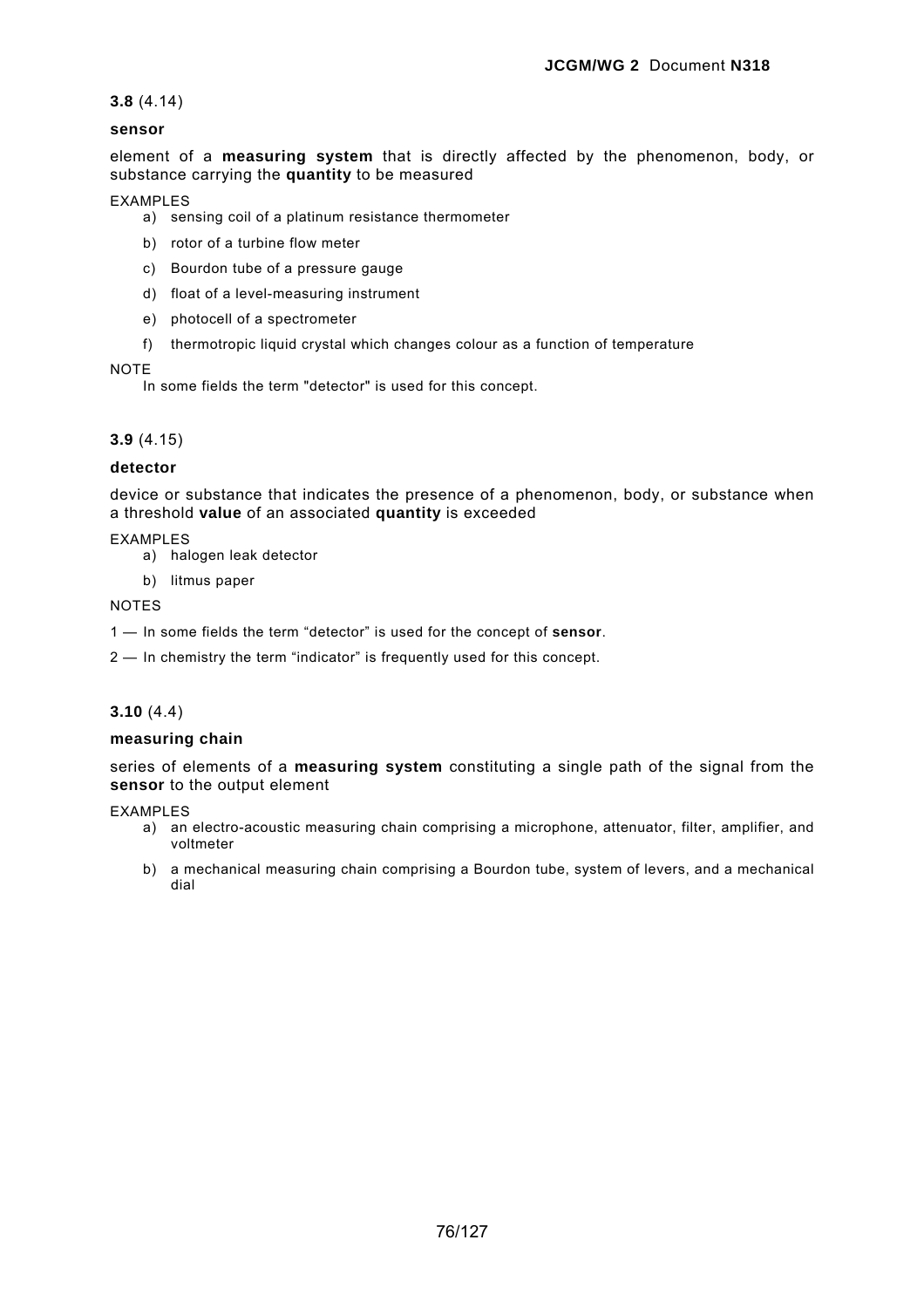**3.8** (4.14)

**sensor**

element of a **measuring system** that is directly affected by the phenomenon, body, or substance carrying the **quantity** to be measured

EXAMPLES

a) sensing coil of a platinum resistance thermometer

b) rotor of a turbine flow meter

c) Bourdon tube of a pressure gauge

d) float of a level-measuring instrument

e) photocell of a spectrometer

f) thermotropic liquid crystal which changes colour as a function of temperature

NOTE

In some fields the term "detector" is used for this concept.

**3.9** (4.15)

**detector**

device or substance that indicates the presence of a phenomenon, body, or substance when a threshold **value** of an associated **quantity** is exceeded

EXAMPLES

a) halogen leak detector

b) litmus paper

NOTES

1 — In some fields the term “detector” is used for the concept of **sensor**.

2 — In chemistry the term “indicator” is frequently used for this concept.

**3.10** (4.4)

**measuring chain**

series of elements of a **measuring system** constituting a single path of the signal from the **sensor** to the output element

EXAMPLES

a) an electro-acoustic measuring chain comprising a microphone, attenuator, filter, amplifier, and voltmeter

b) a mechanical measuring chain comprising a Bourdon tube, system of levers, and a mechanical dial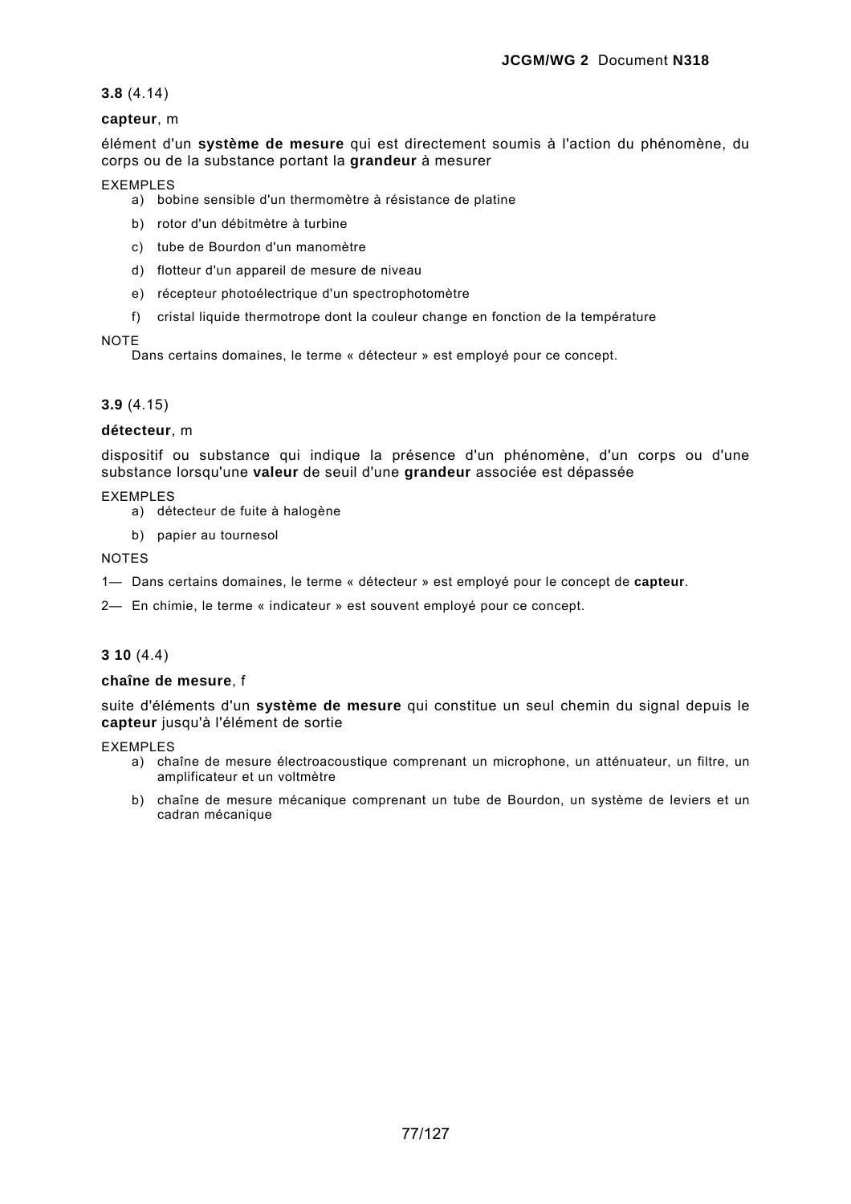**3.8** (4.14)

**capteur**, m

élément d'un **système de mesure** qui est directement soumis à l'action du phénomène, du corps ou de la substance portant la **grandeur** à mesurer

EXEMPLES

a) bobine sensible d'un thermomètre à résistance de platine

b) rotor d'un débitmètre à turbine

c) tube de Bourdon d'un manomètre

d) flotteur d'un appareil de mesure de niveau

e) récepteur photoélectrique d'un spectrophotomètre

f) cristal liquide thermotrope dont la couleur change en fonction de la température

NOTE

Dans certains domaines, le terme « détecteur » est employé pour ce concept.

**3.9** (4.15)

**détecteur**, m

dispositif ou substance qui indique la présence d'un phénomène, d'un corps ou d'une substance lorsqu'une **valeur** de seuil d'une **grandeur** associée est dépassée

EXEMPLES

a) détecteur de fuite à halogène

b) papier au tournesol

NOTES

1— Dans certains domaines, le terme « détecteur » est employé pour le concept de **capteur**.

2— En chimie, le terme « indicateur » est souvent employé pour ce concept.

**3 10** (4.4)

**chaîne de mesure**, f

suite d'éléments d'un **système de mesure** qui constitue un seul chemin du signal depuis le **capteur** jusqu'à l'élément de sortie

EXEMPLES

a) chaîne de mesure électroacoustique comprenant un microphone, un atténuateur, un filtre, un amplificateur et un voltmètre

b) chaîne de mesure mécanique comprenant un tube de Bourdon, un système de leviers et un cadran mécanique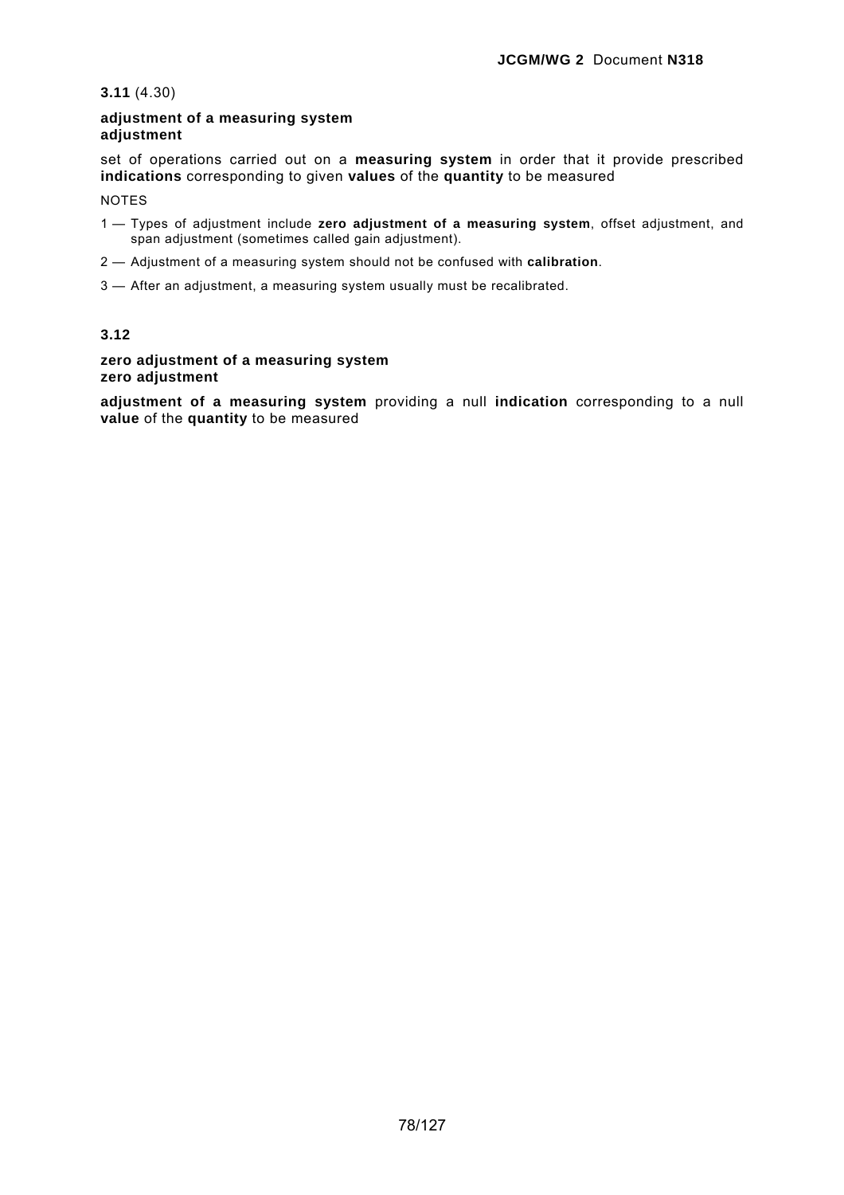**3.11** (4.30)

**adjustment of a measuring system**
**adjustment**

set of operations carried out on a **measuring system** in order that it provide prescribed **indications** corresponding to given **values** of the **quantity** to be measured

NOTES

1 — Types of adjustment include **zero adjustment of a measuring system**, offset adjustment, and span adjustment (sometimes called gain adjustment).

2 — Adjustment of a measuring system should not be confused with **calibration**.

3 — After an adjustment, a measuring system usually must be recalibrated.

**3.12**

**zero adjustment of a measuring system**
**zero adjustment**

**adjustment of a measuring system** providing a null **indication** corresponding to a null **value** of the **quantity** to be measured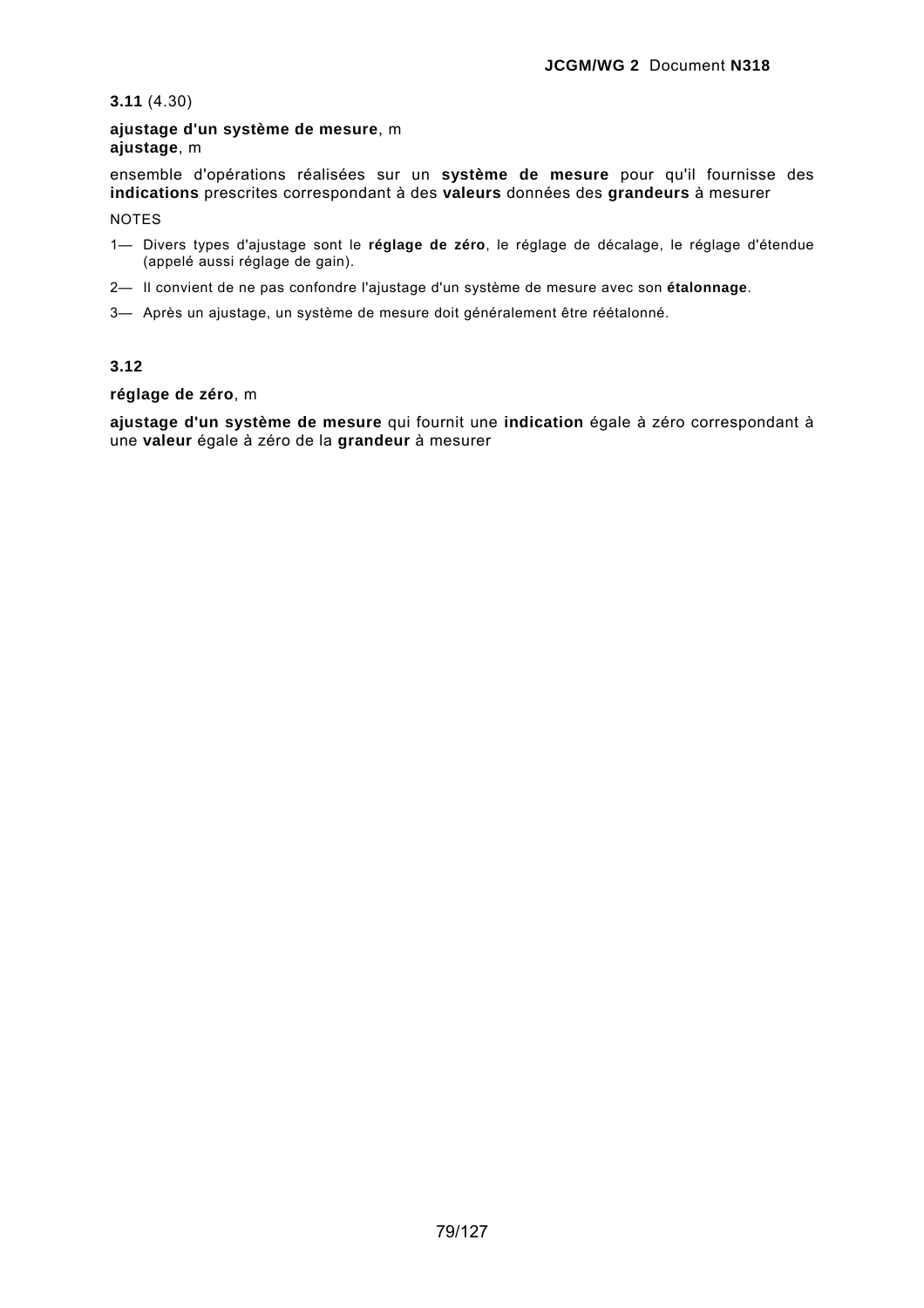**3.11** (4.30)

**ajustage d'un système de mesure**, m
**ajustage**, m

ensemble d'opérations réalisées sur un **système de mesure** pour qu'il fournisse des **indications** prescrites correspondant à des **valeurs** données des **grandeurs** à mesurer

NOTES

1— Divers types d'ajustage sont le **réglage de zéro**, le réglage de décalage, le réglage d'étendue (appelé aussi réglage de gain).

2— Il convient de ne pas confondre l'ajustage d'un système de mesure avec son **étalonnage**.

3— Après un ajustage, un système de mesure doit généralement être réétalonné.

**3.12**

**réglage de zéro**, m

**ajustage d'un système de mesure** qui fournit une **indication** égale à zéro correspondant à une **valeur** égale à zéro de la **grandeur** à mesurer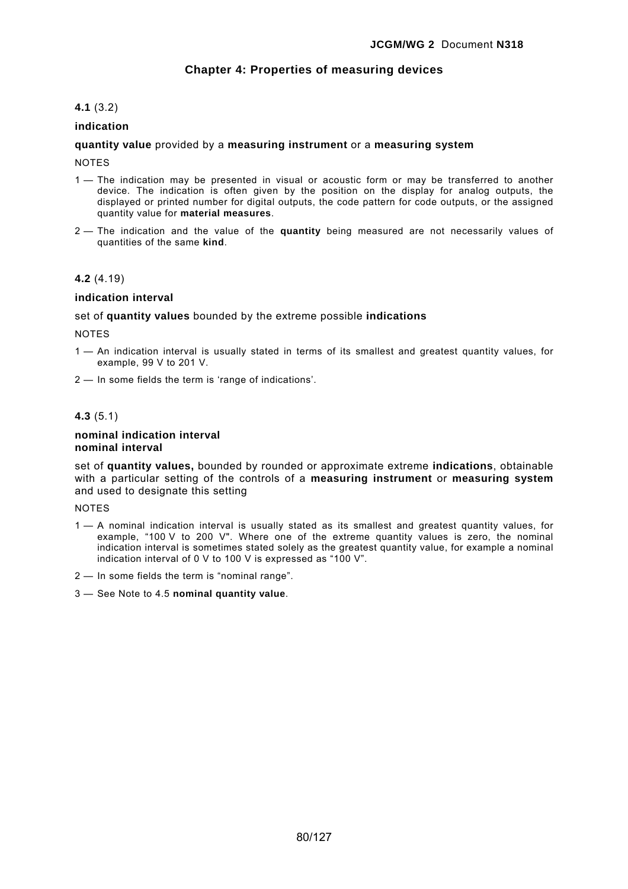## Chapter 4: Properties of measuring devices

**4.1** (3.2)

**indication**

**quantity value** provided by a **measuring instrument** or a **measuring system**

NOTES

1 — The indication may be presented in visual or acoustic form or may be transferred to another device. The indication is often given by the position on the display for analog outputs, the displayed or printed number for digital outputs, the code pattern for code outputs, or the assigned quantity value for **material measures**.

2 — The indication and the value of the **quantity** being measured are not necessarily values of quantities of the same **kind**.

**4.2** (4.19)

**indication interval**

set of **quantity values** bounded by the extreme possible **indications**

NOTES

1 — An indication interval is usually stated in terms of its smallest and greatest quantity values, for example, 99 V to 201 V.

2 — In some fields the term is 'range of indications'.

**4.3** (5.1)

**nominal indication interval**
**nominal interval**

set of **quantity values,** bounded by rounded or approximate extreme **indications**, obtainable with a particular setting of the controls of a **measuring instrument** or **measuring system** and used to designate this setting

NOTES

1 — A nominal indication interval is usually stated as its smallest and greatest quantity values, for example, "100 V to 200 V". Where one of the extreme quantity values is zero, the nominal indication interval is sometimes stated solely as the greatest quantity value, for example a nominal indication interval of 0 V to 100 V is expressed as "100 V".

2 — In some fields the term is "nominal range".

3 — See Note to 4.5 **nominal quantity value**.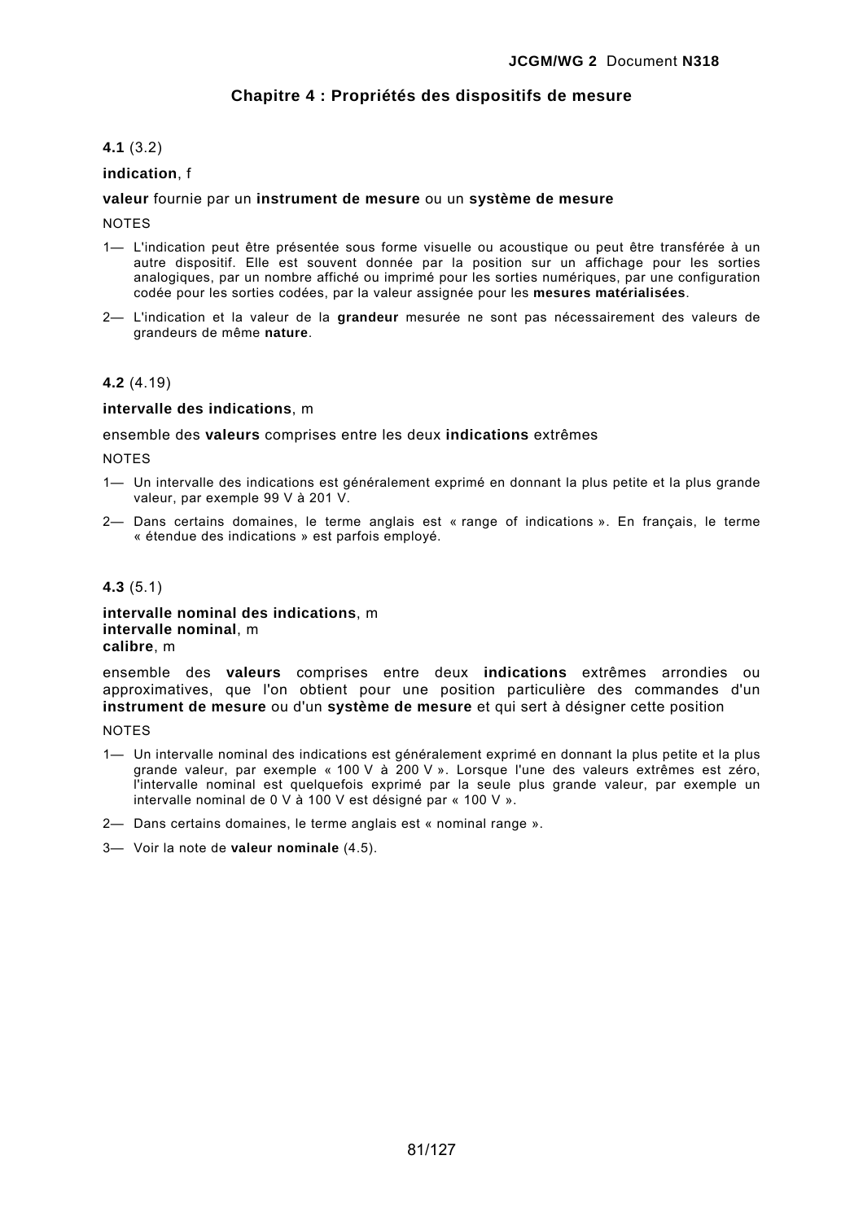## Chapitre 4 : Propriétés des dispositifs de mesure

**4.1** (3.2)

**indication**, f

**valeur** fournie par un **instrument de mesure** ou un **système de mesure**

NOTES

1— L'indication peut être présentée sous forme visuelle ou acoustique ou peut être transférée à un autre dispositif. Elle est souvent donnée par la position sur un affichage pour les sorties analogiques, par un nombre affiché ou imprimé pour les sorties numériques, par une configuration codée pour les sorties codées, par la valeur assignée pour les **mesures matérialisées**.

2— L'indication et la valeur de la **grandeur** mesurée ne sont pas nécessairement des valeurs de grandeurs de même **nature**.

**4.2** (4.19)

**intervalle des indications**, m

ensemble des **valeurs** comprises entre les deux **indications** extrêmes

NOTES

1— Un intervalle des indications est généralement exprimé en donnant la plus petite et la plus grande valeur, par exemple 99 V à 201 V.

2— Dans certains domaines, le terme anglais est « range of indications ». En français, le terme « étendue des indications » est parfois employé.

**4.3** (5.1)

**intervalle nominal des indications**, m
**intervalle nominal**, m
**calibre**, m

ensemble des **valeurs** comprises entre deux **indications** extrêmes arrondies ou approximatives, que l'on obtient pour une position particulière des commandes d'un **instrument de mesure** ou d'un **système de mesure** et qui sert à désigner cette position

NOTES

1— Un intervalle nominal des indications est généralement exprimé en donnant la plus petite et la plus grande valeur, par exemple « 100 V à 200 V ». Lorsque l'une des valeurs extrêmes est zéro, l'intervalle nominal est quelquefois exprimé par la seule plus grande valeur, par exemple un intervalle nominal de 0 V à 100 V est désigné par « 100 V ».

2— Dans certains domaines, le terme anglais est « nominal range ».

3— Voir la note de **valeur nominale** (4.5).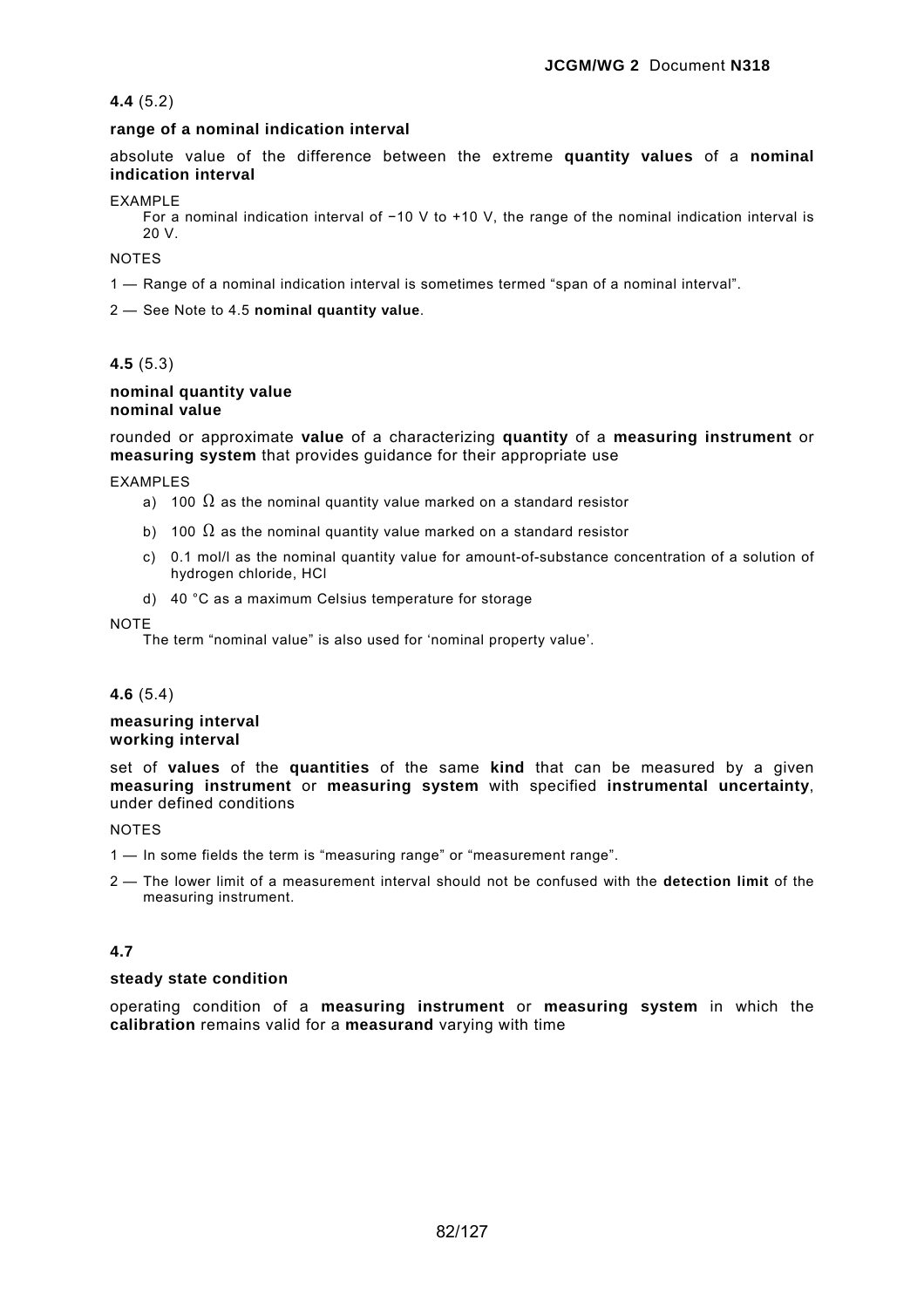**4.4** (5.2)

**range of a nominal indication interval**

absolute value of the difference between the extreme **quantity values** of a **nominal indication interval**

EXAMPLE

For a nominal indication interval of −10 V to +10 V, the range of the nominal indication interval is 20 V.

NOTES

1 — Range of a nominal indication interval is sometimes termed “span of a nominal interval”.

2 — See Note to 4.5 **nominal quantity value**.

**4.5** (5.3)

**nominal quantity value**
**nominal value**

rounded or approximate **value** of a characterizing **quantity** of a **measuring instrument** or **measuring system** that provides guidance for their appropriate use

EXAMPLES

a) 100 Ω as the nominal quantity value marked on a standard resistor

b) 100 Ω as the nominal quantity value marked on a standard resistor

c) 0.1 mol/l as the nominal quantity value for amount-of-substance concentration of a solution of hydrogen chloride, HCl

d) 40 °C as a maximum Celsius temperature for storage

NOTE

The term “nominal value” is also used for ‘nominal property value’.

**4.6** (5.4)

**measuring interval**
**working interval**

set of **values** of the **quantities** of the same **kind** that can be measured by a given **measuring instrument** or **measuring system** with specified **instrumental uncertainty**, under defined conditions

NOTES

1 — In some fields the term is “measuring range” or “measurement range”.

2 — The lower limit of a measurement interval should not be confused with the **detection limit** of the measuring instrument.

**4.7**

**steady state condition**

operating condition of a **measuring instrument** or **measuring system** in which the **calibration** remains valid for a **measurand** varying with time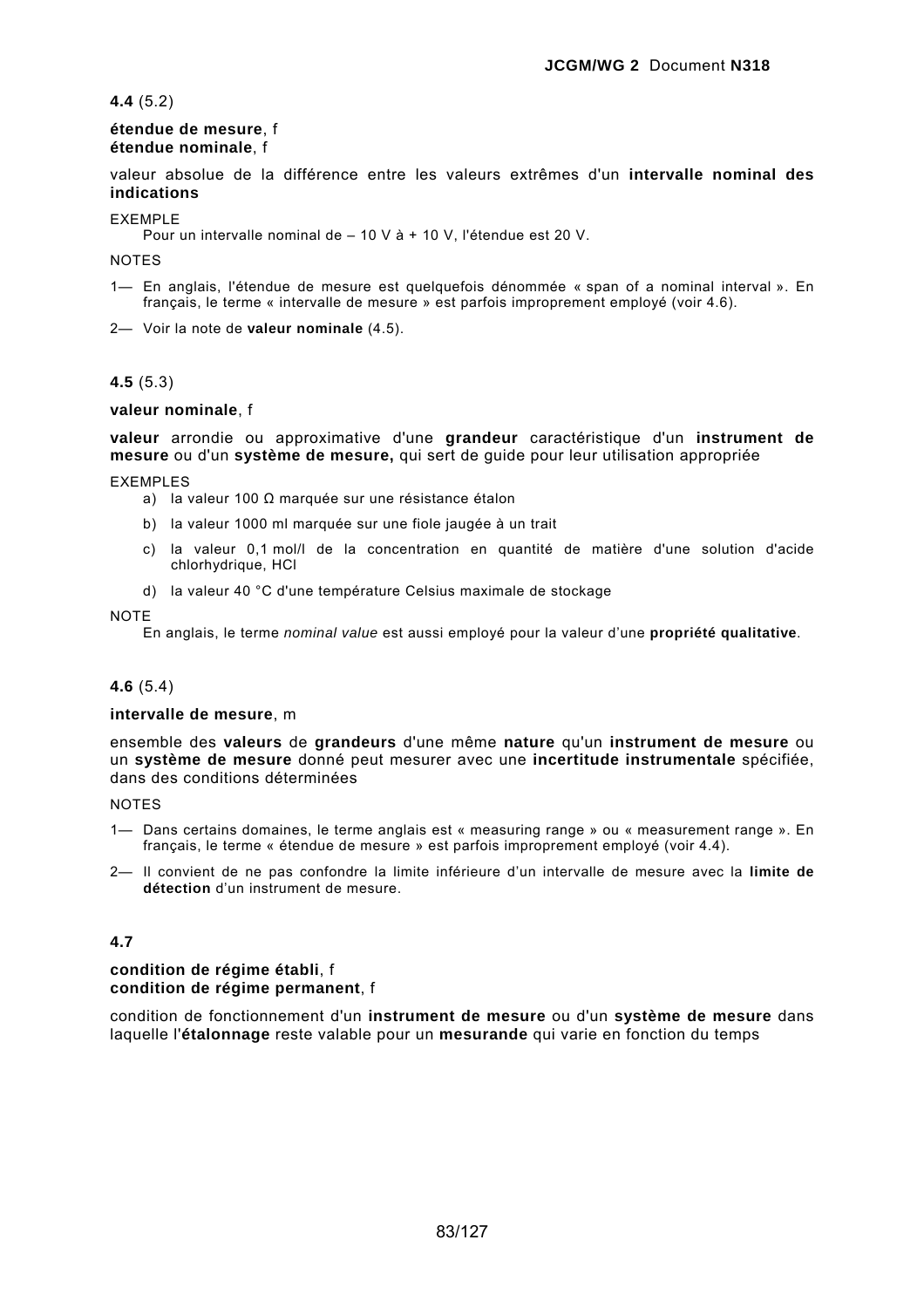**4.4** (5.2)

**étendue de mesure**, f
**étendue nominale**, f

valeur absolue de la différence entre les valeurs extrêmes d'un **intervalle nominal des indications**

EXEMPLE

Pour un intervalle nominal de – 10 V à + 10 V, l'étendue est 20 V.

NOTES

1— En anglais, l'étendue de mesure est quelquefois dénommée « span of a nominal interval ». En français, le terme « intervalle de mesure » est parfois improprement employé (voir 4.6).

2— Voir la note de **valeur nominale** (4.5).

**4.5** (5.3)

**valeur nominale**, f

**valeur** arrondie ou approximative d'une **grandeur** caractéristique d'un **instrument de mesure** ou d'un **système de mesure,** qui sert de guide pour leur utilisation appropriée

EXEMPLES

a) la valeur 100 Ω marquée sur une résistance étalon

b) la valeur 1000 ml marquée sur une fiole jaugée à un trait

c) la valeur 0,1 mol/l de la concentration en quantité de matière d'une solution d'acide chlorhydrique, HCl

d) la valeur 40 °C d'une température Celsius maximale de stockage

NOTE

En anglais, le terme *nominal value* est aussi employé pour la valeur d'une **propriété qualitative**.

**4.6** (5.4)

**intervalle de mesure**, m

ensemble des **valeurs** de **grandeurs** d'une même **nature** qu'un **instrument de mesure** ou un **système de mesure** donné peut mesurer avec une **incertitude instrumentale** spécifiée, dans des conditions déterminées

NOTES

1— Dans certains domaines, le terme anglais est « measuring range » ou « measurement range ». En français, le terme « étendue de mesure » est parfois improprement employé (voir 4.4).

2— Il convient de ne pas confondre la limite inférieure d'un intervalle de mesure avec la **limite de détection** d'un instrument de mesure.

**4.7**

**condition de régime établi**, f
**condition de régime permanent**, f

condition de fonctionnement d'un **instrument de mesure** ou d'un **système de mesure** dans laquelle l'**étalonnage** reste valable pour un **mesurande** qui varie en fonction du temps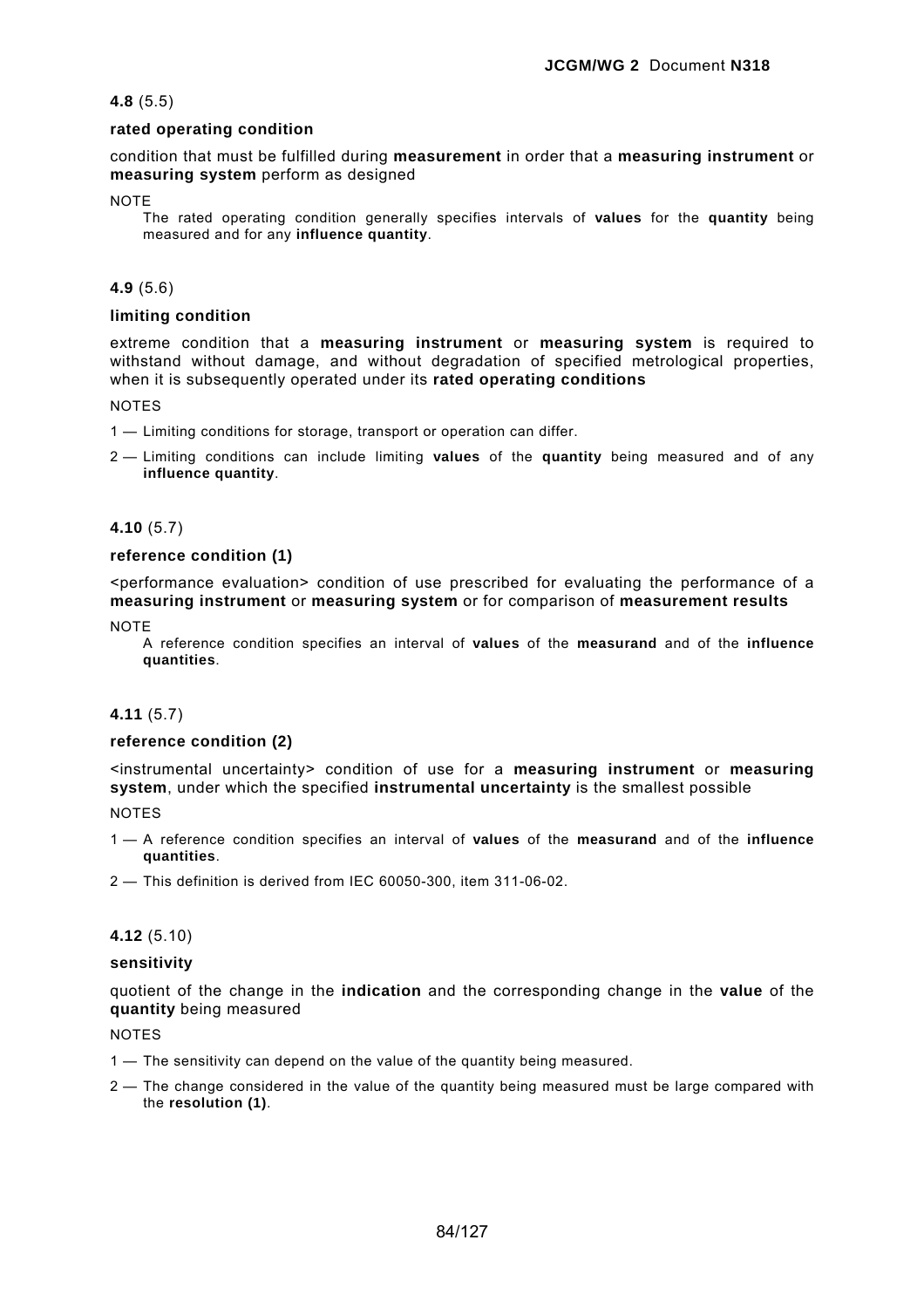**4.8** (5.5)

**rated operating condition**

condition that must be fulfilled during **measurement** in order that a **measuring instrument** or **measuring system** perform as designed

NOTE

The rated operating condition generally specifies intervals of **values** for the **quantity** being measured and for any **influence quantity**.

**4.9** (5.6)

**limiting condition**

extreme condition that a **measuring instrument** or **measuring system** is required to withstand without damage, and without degradation of specified metrological properties, when it is subsequently operated under its **rated operating conditions**

NOTES

1 — Limiting conditions for storage, transport or operation can differ.

2 — Limiting conditions can include limiting **values** of the **quantity** being measured and of any **influence quantity**.

**4.10** (5.7)

**reference condition (1)**

<performance evaluation> condition of use prescribed for evaluating the performance of a **measuring instrument** or **measuring system** or for comparison of **measurement results**

NOTE

A reference condition specifies an interval of **values** of the **measurand** and of the **influence quantities**.

**4.11** (5.7)

**reference condition (2)**

<instrumental uncertainty> condition of use for a **measuring instrument** or **measuring system**, under which the specified **instrumental uncertainty** is the smallest possible

NOTES

1 — A reference condition specifies an interval of **values** of the **measurand** and of the **influence quantities**.

2 — This definition is derived from IEC 60050-300, item 311-06-02.

**4.12** (5.10)

**sensitivity**

quotient of the change in the **indication** and the corresponding change in the **value** of the **quantity** being measured

NOTES

1 — The sensitivity can depend on the value of the quantity being measured.

2 — The change considered in the value of the quantity being measured must be large compared with the **resolution (1)**.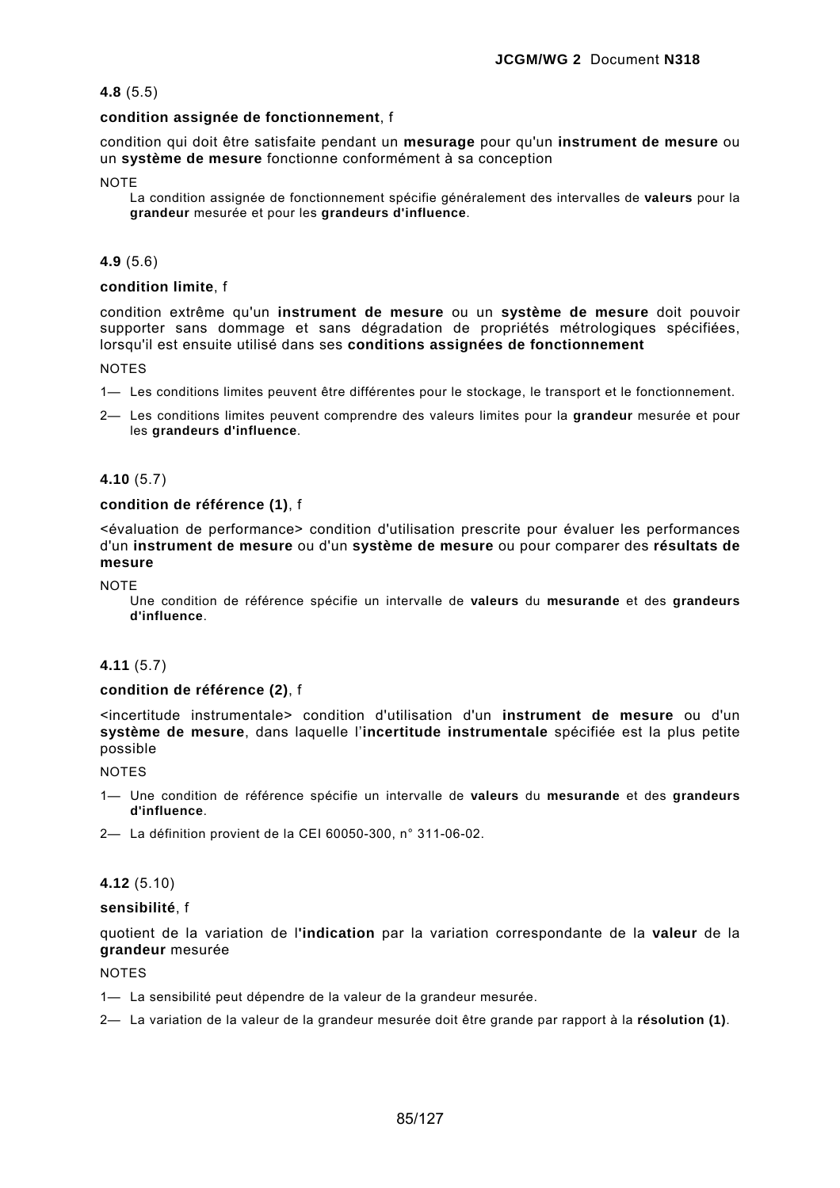**4.8** (5.5)

**condition assignée de fonctionnement**, f

condition qui doit être satisfaite pendant un **mesurage** pour qu'un **instrument de mesure** ou un **système de mesure** fonctionne conformément à sa conception

NOTE

La condition assignée de fonctionnement spécifie généralement des intervalles de **valeurs** pour la **grandeur** mesurée et pour les **grandeurs d'influence**.

**4.9** (5.6)

**condition limite**, f

condition extrême qu'un **instrument de mesure** ou un **système de mesure** doit pouvoir supporter sans dommage et sans dégradation de propriétés métrologiques spécifiées, lorsqu'il est ensuite utilisé dans ses **conditions assignées de fonctionnement**

NOTES

1— Les conditions limites peuvent être différentes pour le stockage, le transport et le fonctionnement.

2— Les conditions limites peuvent comprendre des valeurs limites pour la **grandeur** mesurée et pour les **grandeurs d'influence**.

**4.10** (5.7)

**condition de référence (1)**, f

<évaluation de performance> condition d'utilisation prescrite pour évaluer les performances d'un **instrument de mesure** ou d'un **système de mesure** ou pour comparer des **résultats de mesure**

NOTE

Une condition de référence spécifie un intervalle de **valeurs** du **mesurande** et des **grandeurs d'influence**.

**4.11** (5.7)

**condition de référence (2)**, f

<incertitude instrumentale> condition d'utilisation d'un **instrument de mesure** ou d'un **système de mesure**, dans laquelle l'**incertitude instrumentale** spécifiée est la plus petite possible

NOTES

1— Une condition de référence spécifie un intervalle de **valeurs** du **mesurande** et des **grandeurs d'influence**.

2— La définition provient de la CEI 60050-300, n° 311-06-02.

**4.12** (5.10)

**sensibilité**, f

quotient de la variation de l'**indication** par la variation correspondante de la **valeur** de la **grandeur** mesurée

NOTES

1— La sensibilité peut dépendre de la valeur de la grandeur mesurée.

2— La variation de la valeur de la grandeur mesurée doit être grande par rapport à la **résolution (1)**.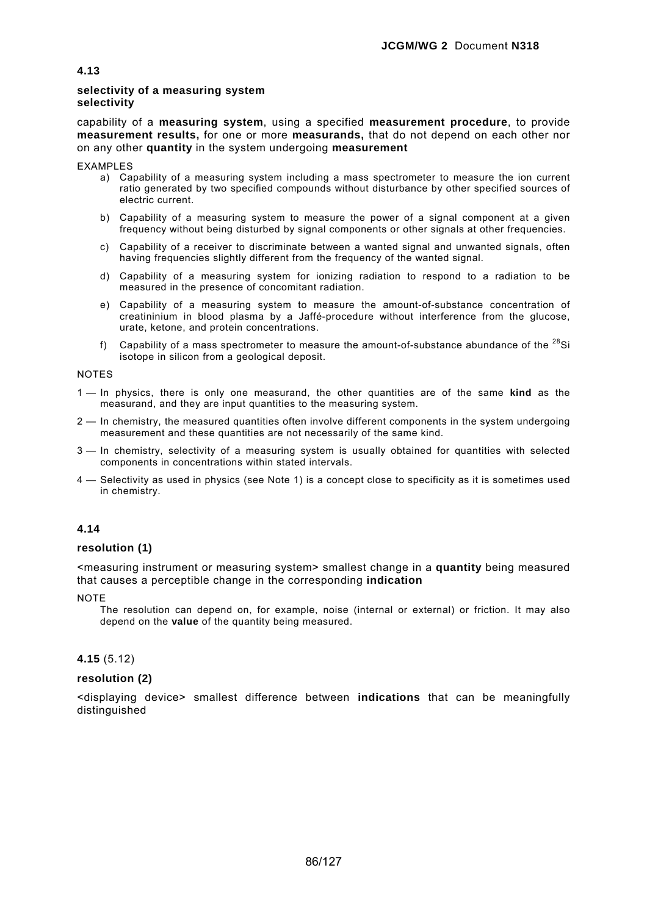**4.13**

**selectivity of a measuring system**
**selectivity**

capability of a **measuring system**, using a specified **measurement procedure**, to provide **measurement results,** for one or more **measurands,** that do not depend on each other nor on any other **quantity** in the system undergoing **measurement**

EXAMPLES

a) Capability of a measuring system including a mass spectrometer to measure the ion current ratio generated by two specified compounds without disturbance by other specified sources of electric current.

b) Capability of a measuring system to measure the power of a signal component at a given frequency without being disturbed by signal components or other signals at other frequencies.

c) Capability of a receiver to discriminate between a wanted signal and unwanted signals, often having frequencies slightly different from the frequency of the wanted signal.

d) Capability of a measuring system for ionizing radiation to respond to a radiation to be measured in the presence of concomitant radiation.

e) Capability of a measuring system to measure the amount-of-substance concentration of creatininium in blood plasma by a Jaffé-procedure without interference from the glucose, urate, ketone, and protein concentrations.

f) Capability of a mass spectrometer to measure the amount-of-substance abundance of the $^{28}Si$ isotope in silicon from a geological deposit.

NOTES

1 — In physics, there is only one measurand, the other quantities are of the same **kind** as the measurand, and they are input quantities to the measuring system.

2 — In chemistry, the measured quantities often involve different components in the system undergoing measurement and these quantities are not necessarily of the same kind.

3 — In chemistry, selectivity of a measuring system is usually obtained for quantities with selected components in concentrations within stated intervals.

4 — Selectivity as used in physics (see Note 1) is a concept close to specificity as it is sometimes used in chemistry.

**4.14**

**resolution (1)**

<measuring instrument or measuring system> smallest change in a **quantity** being measured that causes a perceptible change in the corresponding **indication**

NOTE

The resolution can depend on, for example, noise (internal or external) or friction. It may also depend on the **value** of the quantity being measured.

**4.15** (5.12)

**resolution (2)**

<displaying device> smallest difference between **indications** that can be meaningfully distinguished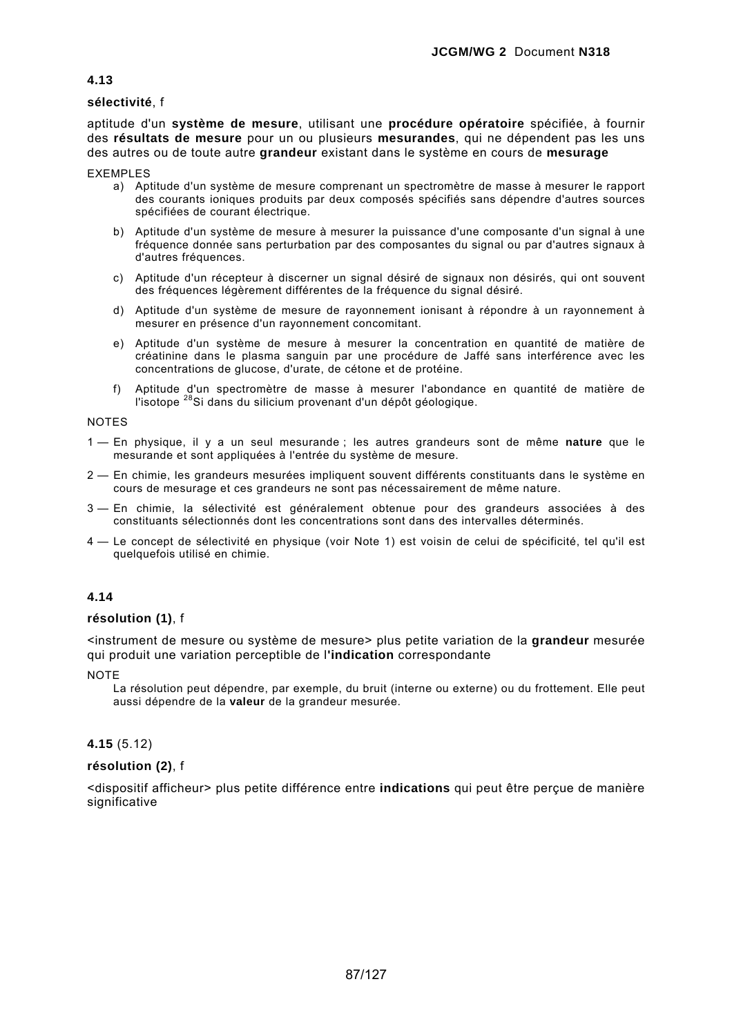### 4.13

**sélectivité**, f

aptitude d'un **système de mesure**, utilisant une **procédure opératoire** spécifiée, à fournir des **résultats de mesure** pour un ou plusieurs **mesurandes**, qui ne dépendent pas les uns des autres ou de toute autre **grandeur** existant dans le système en cours de **mesurage**

EXEMPLES

a) Aptitude d'un système de mesure comprenant un spectromètre de masse à mesurer le rapport des courants ioniques produits par deux composés spécifiés sans dépendre d'autres sources spécifiées de courant électrique.

b) Aptitude d'un système de mesure à mesurer la puissance d'une composante d'un signal à une fréquence donnée sans perturbation par des composantes du signal ou par d'autres signaux à d'autres fréquences.

c) Aptitude d'un récepteur à discerner un signal désiré de signaux non désirés, qui ont souvent des fréquences légèrement différentes de la fréquence du signal désiré.

d) Aptitude d'un système de mesure de rayonnement ionisant à répondre à un rayonnement à mesurer en présence d'un rayonnement concomitant.

e) Aptitude d'un système de mesure à mesurer la concentration en quantité de matière de créatinine dans le plasma sanguin par une procédure de Jaffé sans interférence avec les concentrations de glucose, d'urate, de cétone et de protéine.

f) Aptitude d'un spectromètre de masse à mesurer l'abondance en quantité de matière de l'isotope $^{28}Si$ dans du silicium provenant d'un dépôt géologique.

NOTES

1 — En physique, il y a un seul mesurande ; les autres grandeurs sont de même **nature** que le mesurande et sont appliquées à l'entrée du système de mesure.

2 — En chimie, les grandeurs mesurées impliquent souvent différents constituants dans le système en cours de mesurage et ces grandeurs ne sont pas nécessairement de même nature.

3 — En chimie, la sélectivité est généralement obtenue pour des grandeurs associées à des constituants sélectionnés dont les concentrations sont dans des intervalles déterminés.

4 — Le concept de sélectivité en physique (voir Note 1) est voisin de celui de spécificité, tel qu'il est quelquefois utilisé en chimie.

### 4.14

**résolution (1)**, f

<instrument de mesure ou système de mesure> plus petite variation de la **grandeur** mesurée qui produit une variation perceptible de l'**indication** correspondante

NOTE

La résolution peut dépendre, par exemple, du bruit (interne ou externe) ou du frottement. Elle peut aussi dépendre de la **valeur** de la grandeur mesurée.

### 4.15 (5.12)

**résolution (2)**, f

<dispositif afficheur> plus petite différence entre **indications** qui peut être perçue de manière significative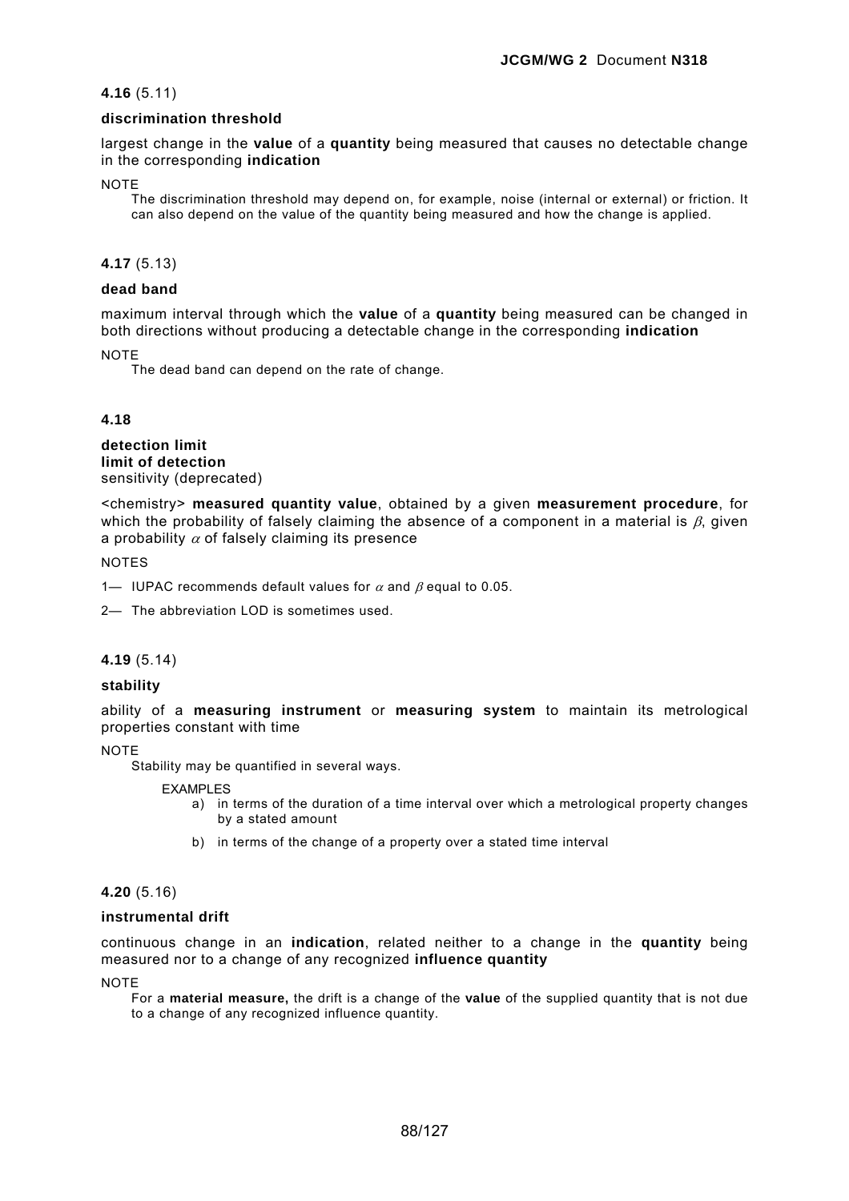**4.16** (5.11)

**discrimination threshold**

largest change in the **value** of a **quantity** being measured that causes no detectable change in the corresponding **indication**

NOTE

The discrimination threshold may depend on, for example, noise (internal or external) or friction. It can also depend on the value of the quantity being measured and how the change is applied.

**4.17** (5.13)

**dead band**

maximum interval through which the **value** of a **quantity** being measured can be changed in both directions without producing a detectable change in the corresponding **indication**

NOTE

The dead band can depend on the rate of change.

**4.18**

**detection limit**
**limit of detection**
sensitivity (deprecated)

<chemistry> **measured quantity value**, obtained by a given **measurement procedure**, for which the probability of falsely claiming the absence of a component in a material is $\beta$, given a probability $\alpha$ of falsely claiming its presence

NOTES

1— IUPAC recommends default values for $\alpha$ and $\beta$ equal to 0.05.

2— The abbreviation LOD is sometimes used.

**4.19** (5.14)

**stability**

ability of a **measuring instrument** or **measuring system** to maintain its metrological properties constant with time

NOTE

Stability may be quantified in several ways.

EXAMPLES

a) in terms of the duration of a time interval over which a metrological property changes by a stated amount

b) in terms of the change of a property over a stated time interval

**4.20** (5.16)

**instrumental drift**

continuous change in an **indication**, related neither to a change in the **quantity** being measured nor to a change of any recognized **influence quantity**

NOTE

For a **material measure,** the drift is a change of the **value** of the supplied quantity that is not due to a change of any recognized influence quantity.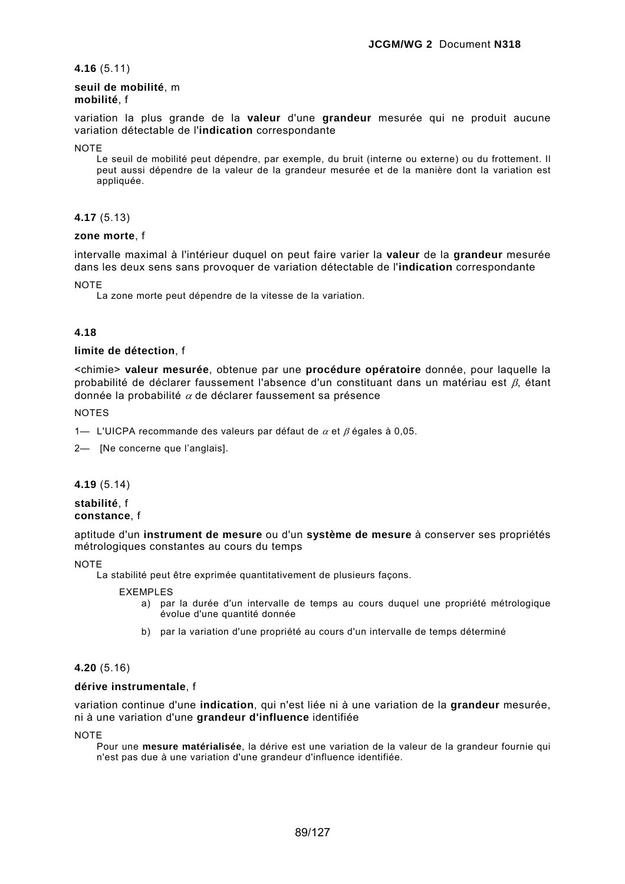**4.16** (5.11)

**seuil de mobilité**, m
**mobilité**, f

variation la plus grande de la **valeur** d'une **grandeur** mesurée qui ne produit aucune variation détectable de l'**indication** correspondante

NOTE
Le seuil de mobilité peut dépendre, par exemple, du bruit (interne ou externe) ou du frottement. Il peut aussi dépendre de la valeur de la grandeur mesurée et de la manière dont la variation est appliquée.

**4.17** (5.13)

**zone morte**, f

intervalle maximal à l'intérieur duquel on peut faire varier la **valeur** de la **grandeur** mesurée dans les deux sens sans provoquer de variation détectable de l'**indication** correspondante

NOTE
La zone morte peut dépendre de la vitesse de la variation.

**4.18**

**limite de détection**, f

<chimie> **valeur mesurée**, obtenue par une **procédure opératoire** donnée, pour laquelle la probabilité de déclarer faussement l'absence d'un constituant dans un matériau est $\beta$, étant donnée la probabilité $\alpha$ de déclarer faussement sa présence

NOTES

1— L'UICPA recommande des valeurs par défaut de $\alpha$ et $\beta$ égales à 0,05.

2— [Ne concerne que l'anglais].

**4.19** (5.14)

**stabilité**, f
**constance**, f

aptitude d'un **instrument de mesure** ou d'un **système de mesure** à conserver ses propriétés métrologiques constantes au cours du temps

NOTE
La stabilité peut être exprimée quantitativement de plusieurs façons.

EXEMPLES

a) par la durée d'un intervalle de temps au cours duquel une propriété métrologique évolue d'une quantité donnée

b) par la variation d'une propriété au cours d'un intervalle de temps déterminé

**4.20** (5.16)

**dérive instrumentale**, f

variation continue d'une **indication**, qui n'est liée ni à une variation de la **grandeur** mesurée, ni à une variation d'une **grandeur d'influence** identifiée

NOTE
Pour une **mesure matérialisée**, la dérive est une variation de la valeur de la grandeur fournie qui n'est pas due à une variation d'une grandeur d'influence identifiée.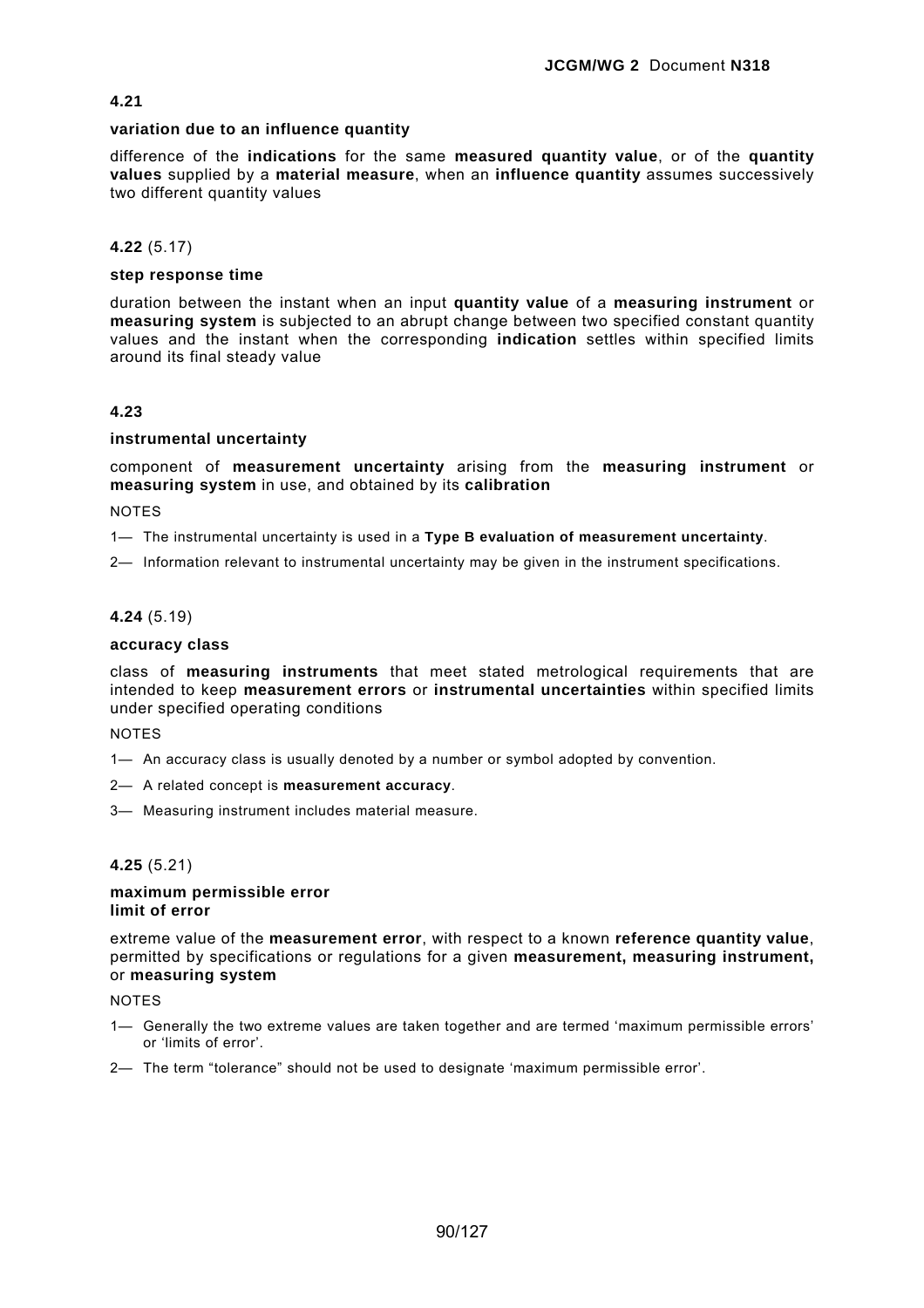**4.21**

**variation due to an influence quantity**

difference of the **indications** for the same **measured quantity value**, or of the **quantity values** supplied by a **material measure**, when an **influence quantity** assumes successively two different quantity values

**4.22** (5.17)

**step response time**

duration between the instant when an input **quantity value** of a **measuring instrument** or **measuring system** is subjected to an abrupt change between two specified constant quantity values and the instant when the corresponding **indication** settles within specified limits around its final steady value

**4.23**

**instrumental uncertainty**

component of **measurement uncertainty** arising from the **measuring instrument** or **measuring system** in use, and obtained by its **calibration**

NOTES

1— The instrumental uncertainty is used in a **Type B evaluation of measurement uncertainty**.

2— Information relevant to instrumental uncertainty may be given in the instrument specifications.

**4.24** (5.19)

**accuracy class**

class of **measuring instruments** that meet stated metrological requirements that are intended to keep **measurement errors** or **instrumental uncertainties** within specified limits under specified operating conditions

NOTES

1— An accuracy class is usually denoted by a number or symbol adopted by convention.

2— A related concept is **measurement accuracy**.

3— Measuring instrument includes material measure.

**4.25** (5.21)

**maximum permissible error**
**limit of error**

extreme value of the **measurement error**, with respect to a known **reference quantity value**, permitted by specifications or regulations for a given **measurement, measuring instrument,** or **measuring system**

NOTES

1— Generally the two extreme values are taken together and are termed 'maximum permissible errors' or 'limits of error'.

2— The term "tolerance" should not be used to designate 'maximum permissible error'.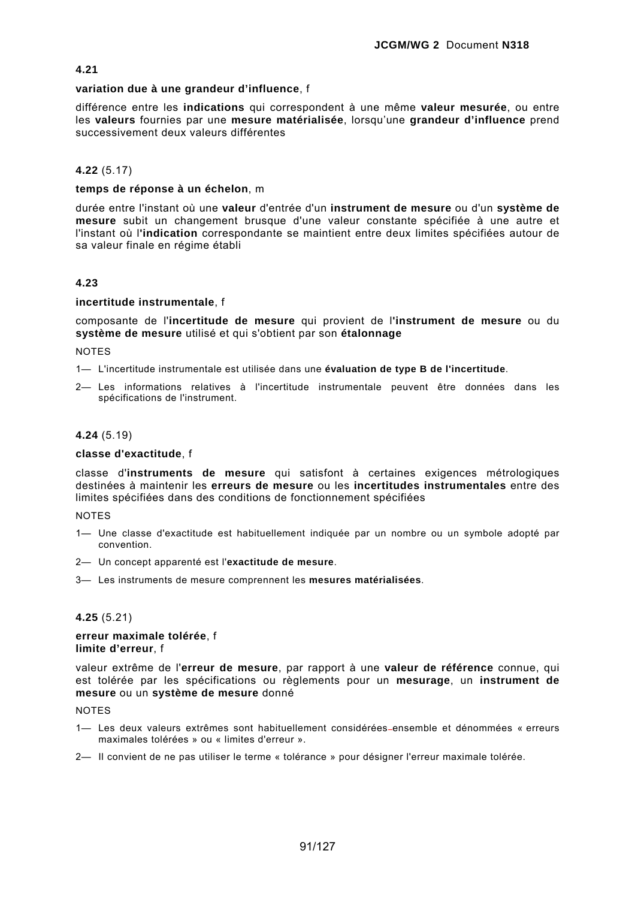**4.21**

**variation due à une grandeur d'influence**, f

différence entre les **indications** qui correspondent à une même **valeur mesurée**, ou entre les **valeurs** fournies par une **mesure matérialisée**, lorsqu'une **grandeur d'influence** prend successivement deux valeurs différentes

**4.22** (5.17)

**temps de réponse à un échelon**, m

durée entre l'instant où une **valeur** d'entrée d'un **instrument de mesure** ou d'un **système de mesure** subit un changement brusque d'une valeur constante spécifiée à une autre et l'instant où l'**indication** correspondante se maintient entre deux limites spécifiées autour de sa valeur finale en régime établi

**4.23**

**incertitude instrumentale**, f

composante de l'**incertitude de mesure** qui provient de l'**instrument de mesure** ou du **système de mesure** utilisé et qui s'obtient par son **étalonnage**

NOTES

1— L'incertitude instrumentale est utilisée dans une **évaluation de type B de l'incertitude**.

2— Les informations relatives à l'incertitude instrumentale peuvent être données dans les spécifications de l'instrument.

**4.24** (5.19)

**classe d'exactitude**, f

classe d'**instruments de mesure** qui satisfont à certaines exigences métrologiques destinées à maintenir les **erreurs de mesure** ou les **incertitudes instrumentales** entre des limites spécifiées dans des conditions de fonctionnement spécifiées

NOTES

1— Une classe d'exactitude est habituellement indiquée par un nombre ou un symbole adopté par convention.

2— Un concept apparenté est l'**exactitude de mesure**.

3— Les instruments de mesure comprennent les **mesures matérialisées**.

**4.25** (5.21)

**erreur maximale tolérée**, f
**limite d'erreur**, f

valeur extrême de l'**erreur de mesure**, par rapport à une **valeur de référence** connue, qui est tolérée par les spécifications ou règlements pour un **mesurage**, un **instrument de mesure** ou un **système de mesure** donné

NOTES

1— Les deux valeurs extrêmes sont habituellement considérées ensemble et dénommées « erreurs maximales tolérées » ou « limites d'erreur ».

2— Il convient de ne pas utiliser le terme « tolérance » pour désigner l'erreur maximale tolérée.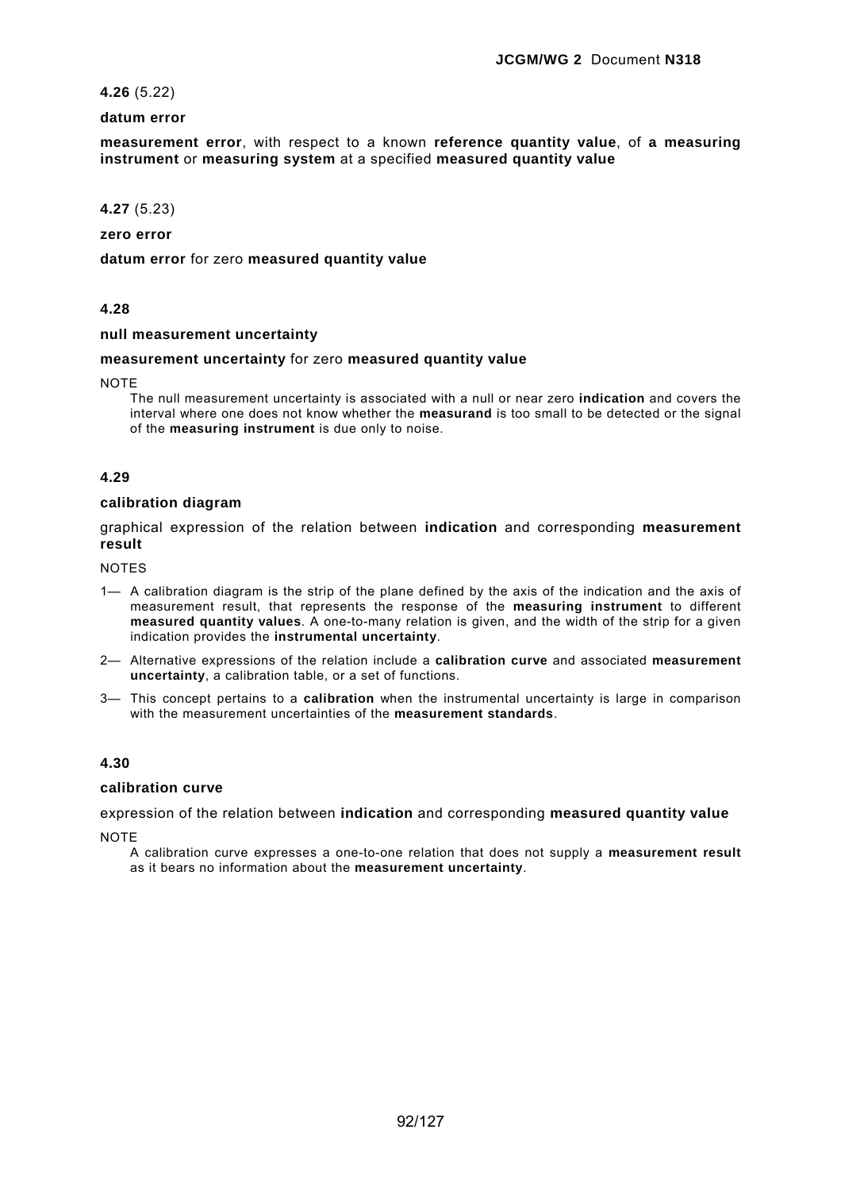**4.26** (5.22)

**datum error**

**measurement error**, with respect to a known **reference quantity value**, of **a measuring instrument** or **measuring system** at a specified **measured quantity value**

**4.27** (5.23)

**zero error**

**datum error** for zero **measured quantity value**

**4.28**

**null measurement uncertainty**

**measurement uncertainty** for zero **measured quantity value**

NOTE

The null measurement uncertainty is associated with a null or near zero **indication** and covers the interval where one does not know whether the **measurand** is too small to be detected or the signal of the **measuring instrument** is due only to noise.

**4.29**

**calibration diagram**

graphical expression of the relation between **indication** and corresponding **measurement result**

NOTES

1— A calibration diagram is the strip of the plane defined by the axis of the indication and the axis of measurement result, that represents the response of the **measuring instrument** to different **measured quantity values**. A one-to-many relation is given, and the width of the strip for a given indication provides the **instrumental uncertainty**.

2— Alternative expressions of the relation include a **calibration curve** and associated **measurement uncertainty**, a calibration table, or a set of functions.

3— This concept pertains to a **calibration** when the instrumental uncertainty is large in comparison with the measurement uncertainties of the **measurement standards**.

**4.30**

**calibration curve**

expression of the relation between **indication** and corresponding **measured quantity value**

NOTE

A calibration curve expresses a one-to-one relation that does not supply a **measurement result** as it bears no information about the **measurement uncertainty**.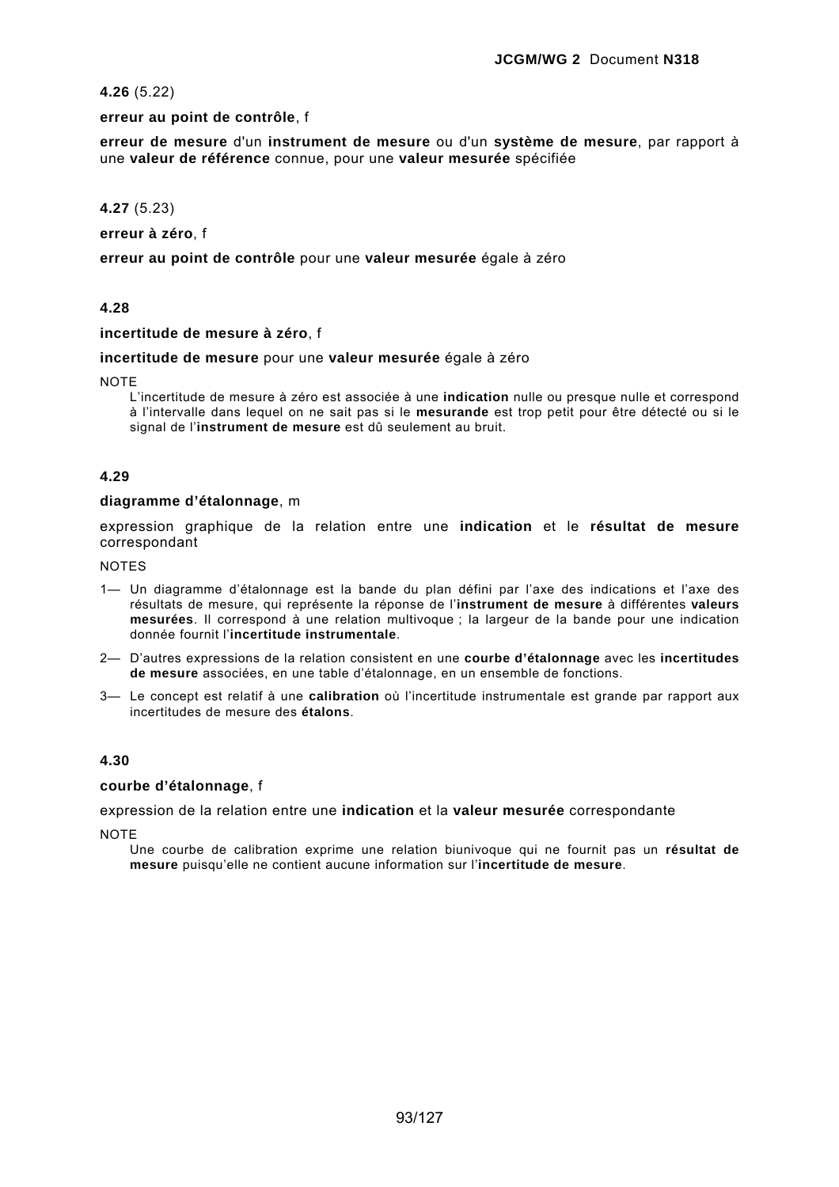**4.26** (5.22)

**erreur au point de contrôle**, f

**erreur de mesure** d'un **instrument de mesure** ou d'un **système de mesure**, par rapport à une **valeur de référence** connue, pour une **valeur mesurée** spécifiée

**4.27** (5.23)

**erreur à zéro**, f

**erreur au point de contrôle** pour une **valeur mesurée** égale à zéro

**4.28**

**incertitude de mesure à zéro**, f

**incertitude de mesure** pour une **valeur mesurée** égale à zéro

NOTE

L'incertitude de mesure à zéro est associée à une **indication** nulle ou presque nulle et correspond à l'intervalle dans lequel on ne sait pas si le **mesurande** est trop petit pour être détecté ou si le signal de l'**instrument de mesure** est dû seulement au bruit.

**4.29**

**diagramme d'étalonnage**, m

expression graphique de la relation entre une **indication** et le **résultat de mesure** correspondant

NOTES

1— Un diagramme d'étalonnage est la bande du plan défini par l'axe des indications et l'axe des résultats de mesure, qui représente la réponse de l'**instrument de mesure** à différentes **valeurs mesurées**. Il correspond à une relation multivoque ; la largeur de la bande pour une indication donnée fournit l'**incertitude instrumentale**.

2— D'autres expressions de la relation consistent en une **courbe d'étalonnage** avec les **incertitudes de mesure** associées, en une table d'étalonnage, en un ensemble de fonctions.

3— Le concept est relatif à une **calibration** où l'incertitude instrumentale est grande par rapport aux incertitudes de mesure des **étalons**.

**4.30**

**courbe d'étalonnage**, f

expression de la relation entre une **indication** et la **valeur mesurée** correspondante

NOTE

Une courbe de calibration exprime une relation biunivoque qui ne fournit pas un **résultat de mesure** puisqu'elle ne contient aucune information sur l'**incertitude de mesure**.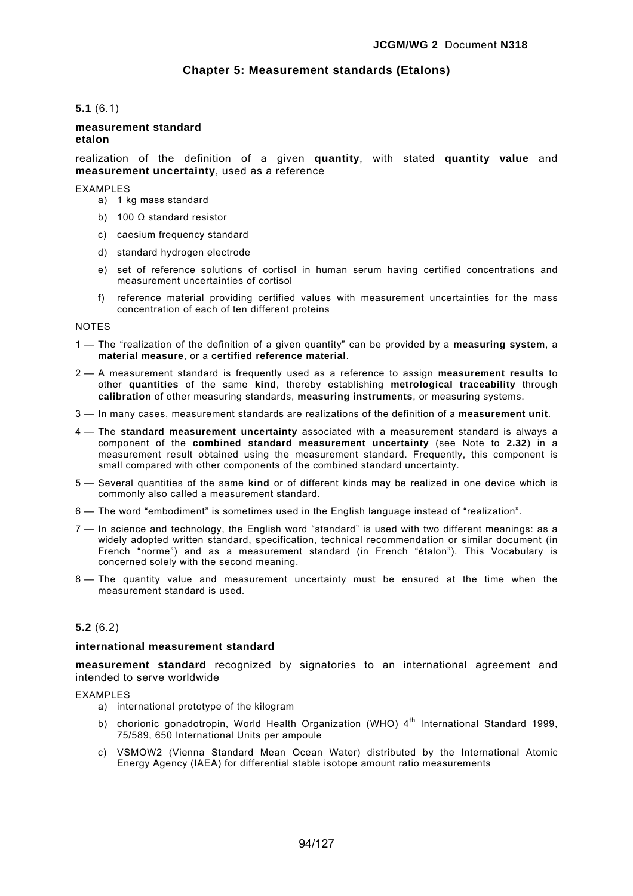## Chapter 5: Measurement standards (Etalons)

**5.1** (6.1)

**measurement standard**
**etalon**

realization of the definition of a given **quantity**, with stated **quantity value** and **measurement uncertainty**, used as a reference

EXAMPLES

a) 1 kg mass standard

b) 100 Ω standard resistor

c) caesium frequency standard

d) standard hydrogen electrode

e) set of reference solutions of cortisol in human serum having certified concentrations and measurement uncertainties of cortisol

f) reference material providing certified values with measurement uncertainties for the mass concentration of each of ten different proteins

NOTES

1 — The "realization of the definition of a given quantity" can be provided by a **measuring system**, a **material measure**, or a **certified reference material**.

2 — A measurement standard is frequently used as a reference to assign **measurement results** to other **quantities** of the same **kind**, thereby establishing **metrological traceability** through **calibration** of other measuring standards, **measuring instruments**, or measuring systems.

3 — In many cases, measurement standards are realizations of the definition of a **measurement unit**.

4 — The **standard measurement uncertainty** associated with a measurement standard is always a component of the **combined standard measurement uncertainty** (see Note to **2.32**) in a measurement result obtained using the measurement standard. Frequently, this component is small compared with other components of the combined standard uncertainty.

5 — Several quantities of the same **kind** or of different kinds may be realized in one device which is commonly also called a measurement standard.

6 — The word "embodiment" is sometimes used in the English language instead of "realization".

7 — In science and technology, the English word "standard" is used with two different meanings: as a widely adopted written standard, specification, technical recommendation or similar document (in French "norme") and as a measurement standard (in French "étalon"). This Vocabulary is concerned solely with the second meaning.

8 — The quantity value and measurement uncertainty must be ensured at the time when the measurement standard is used.

**5.2** (6.2)

**international measurement standard**

**measurement standard** recognized by signatories to an international agreement and intended to serve worldwide

EXAMPLES

a) international prototype of the kilogram

b) chorionic gonadotropin, World Health Organization (WHO) 4th International Standard 1999, 75/589, 650 International Units per ampoule

c) VSMOW2 (Vienna Standard Mean Ocean Water) distributed by the International Atomic Energy Agency (IAEA) for differential stable isotope amount ratio measurements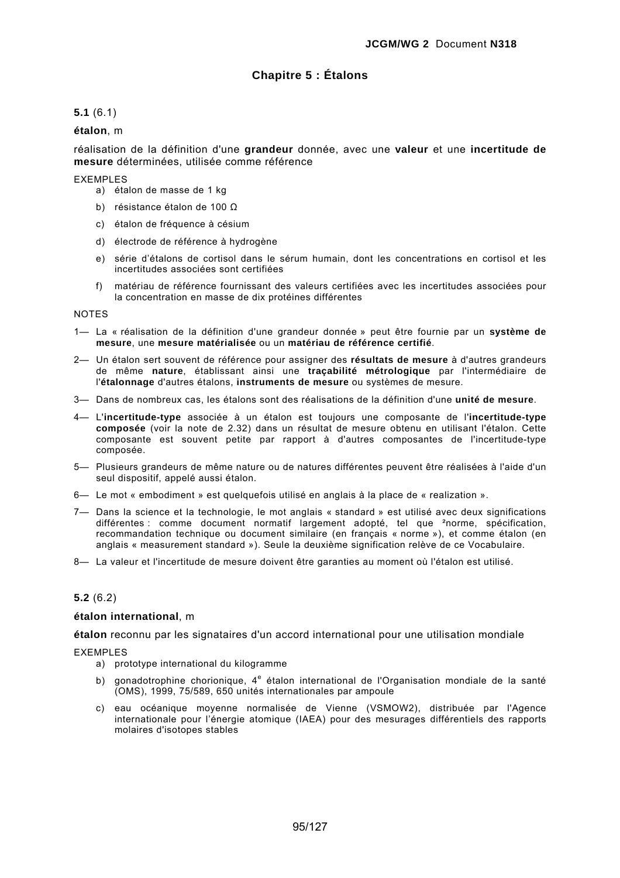# Chapitre 5 : Étalons

**5.1** (6.1)

**étalon**, m

réalisation de la définition d'une **grandeur** donnée, avec une **valeur** et une **incertitude de mesure** déterminées, utilisée comme référence

EXEMPLES

a) étalon de masse de 1 kg

b) résistance étalon de 100 Ω

c) étalon de fréquence à césium

d) électrode de référence à hydrogène

e) série d'étalons de cortisol dans le sérum humain, dont les concentrations en cortisol et les incertitudes associées sont certifiées

f) matériau de référence fournissant des valeurs certifiées avec les incertitudes associées pour la concentration en masse de dix protéines différentes

NOTES

1— La « réalisation de la définition d'une grandeur donnée » peut être fournie par un **système de mesure**, une **mesure matérialisée** ou un **matériau de référence certifié**.

2— Un étalon sert souvent de référence pour assigner des **résultats de mesure** à d'autres grandeurs de même **nature**, établissant ainsi une **traçabilité métrologique** par l'intermédiaire de l'**étalonnage** d'autres étalons, **instruments de mesure** ou systèmes de mesure.

3— Dans de nombreux cas, les étalons sont des réalisations de la définition d'une **unité de mesure**.

4— L'**incertitude-type** associée à un étalon est toujours une composante de l'**incertitude-type composée** (voir la note de 2.32) dans un résultat de mesure obtenu en utilisant l'étalon. Cette composante est souvent petite par rapport à d'autres composantes de l'incertitude-type composée.

5— Plusieurs grandeurs de même nature ou de natures différentes peuvent être réalisées à l'aide d'un seul dispositif, appelé aussi étalon.

6— Le mot « embodiment » est quelquefois utilisé en anglais à la place de « realization ».

7— Dans la science et la technologie, le mot anglais « standard » est utilisé avec deux significations différentes : comme document normatif largement adopté, tel que ²norme, spécification, recommandation technique ou document similaire (en français « norme »), et comme étalon (en anglais « measurement standard »). Seule la deuxième signification relève de ce Vocabulaire.

8— La valeur et l'incertitude de mesure doivent être garanties au moment où l'étalon est utilisé.

**5.2** (6.2)

**étalon international**, m

**étalon** reconnu par les signataires d'un accord international pour une utilisation mondiale

EXEMPLES

a) prototype international du kilogramme

b) gonadotrophine chorionique, 4e étalon international de l'Organisation mondiale de la santé (OMS), 1999, 75/589, 650 unités internationales par ampoule

c) eau océanique moyenne normalisée de Vienne (VSMOW2), distribuée par l'Agence internationale pour l'énergie atomique (IAEA) pour des mesurages différentiels des rapports molaires d'isotopes stables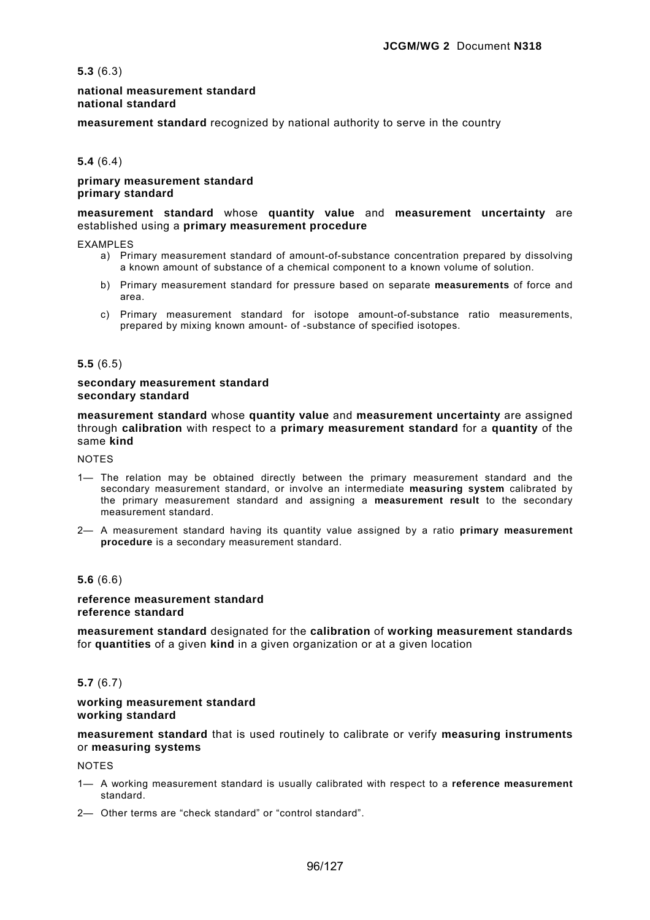**5.3** (6.3)

**national measurement standard**
**national standard**

**measurement standard** recognized by national authority to serve in the country

**5.4** (6.4)

**primary measurement standard**
**primary standard**

**measurement standard** whose **quantity value** and **measurement uncertainty** are established using a **primary measurement procedure**

EXAMPLES

a) Primary measurement standard of amount-of-substance concentration prepared by dissolving a known amount of substance of a chemical component to a known volume of solution.

b) Primary measurement standard for pressure based on separate **measurements** of force and area.

c) Primary measurement standard for isotope amount-of-substance ratio measurements, prepared by mixing known amount- of -substance of specified isotopes.

**5.5** (6.5)

**secondary measurement standard**
**secondary standard**

**measurement standard** whose **quantity value** and **measurement uncertainty** are assigned through **calibration** with respect to a **primary measurement standard** for a **quantity** of the same **kind**

NOTES

1— The relation may be obtained directly between the primary measurement standard and the secondary measurement standard, or involve an intermediate **measuring system** calibrated by the primary measurement standard and assigning a **measurement result** to the secondary measurement standard.

2— A measurement standard having its quantity value assigned by a ratio **primary measurement procedure** is a secondary measurement standard.

**5.6** (6.6)

**reference measurement standard**
**reference standard**

**measurement standard** designated for the **calibration** of **working measurement standards** for **quantities** of a given **kind** in a given organization or at a given location

**5.7** (6.7)

**working measurement standard**
**working standard**

**measurement standard** that is used routinely to calibrate or verify **measuring instruments** or **measuring systems**

NOTES

1— A working measurement standard is usually calibrated with respect to a **reference measurement** standard.

2— Other terms are "check standard" or "control standard".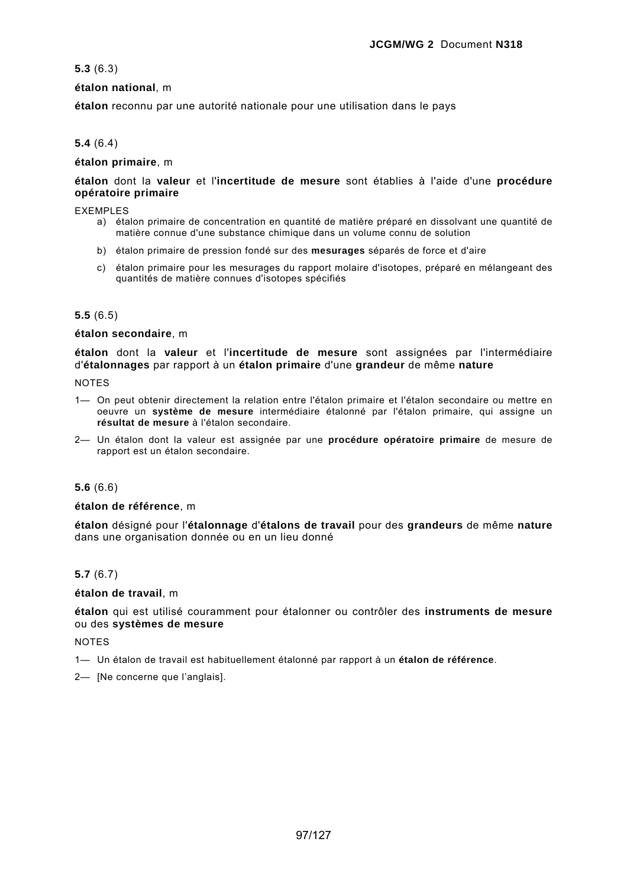**5.3** (6.3)

**étalon national**, m

**étalon** reconnu par une autorité nationale pour une utilisation dans le pays

**5.4** (6.4)

**étalon primaire**, m

**étalon** dont la **valeur** et l'**incertitude de mesure** sont établies à l'aide d'une **procédure opératoire primaire**

EXEMPLES

a) étalon primaire de concentration en quantité de matière préparé en dissolvant une quantité de matière connue d'une substance chimique dans un volume connu de solution

b) étalon primaire de pression fondé sur des **mesurages** séparés de force et d'aire

c) étalon primaire pour les mesurages du rapport molaire d'isotopes, préparé en mélangeant des quantités de matière connues d'isotopes spécifiés

**5.5** (6.5)

**étalon secondaire**, m

**étalon** dont la **valeur** et l'**incertitude de mesure** sont assignées par l'intermédiaire d'**étalonnages** par rapport à un **étalon primaire** d'une **grandeur** de même **nature**

NOTES

1— On peut obtenir directement la relation entre l'étalon primaire et l'étalon secondaire ou mettre en oeuvre un **système de mesure** intermédiaire étalonné par l'étalon primaire, qui assigne un **résultat de mesure** à l'étalon secondaire.

2— Un étalon dont la valeur est assignée par une **procédure opératoire primaire** de mesure de rapport est un étalon secondaire.

**5.6** (6.6)

**étalon de référence**, m

**étalon** désigné pour l'**étalonnage** d'**étalons de travail** pour des **grandeurs** de même **nature** dans une organisation donnée ou en un lieu donné

**5.7** (6.7)

**étalon de travail**, m

**étalon** qui est utilisé couramment pour étalonner ou contrôler des **instruments de mesure** ou des **systèmes de mesure**

NOTES

1— Un étalon de travail est habituellement étalonné par rapport à un **étalon de référence**.

2— [Ne concerne que l'anglais].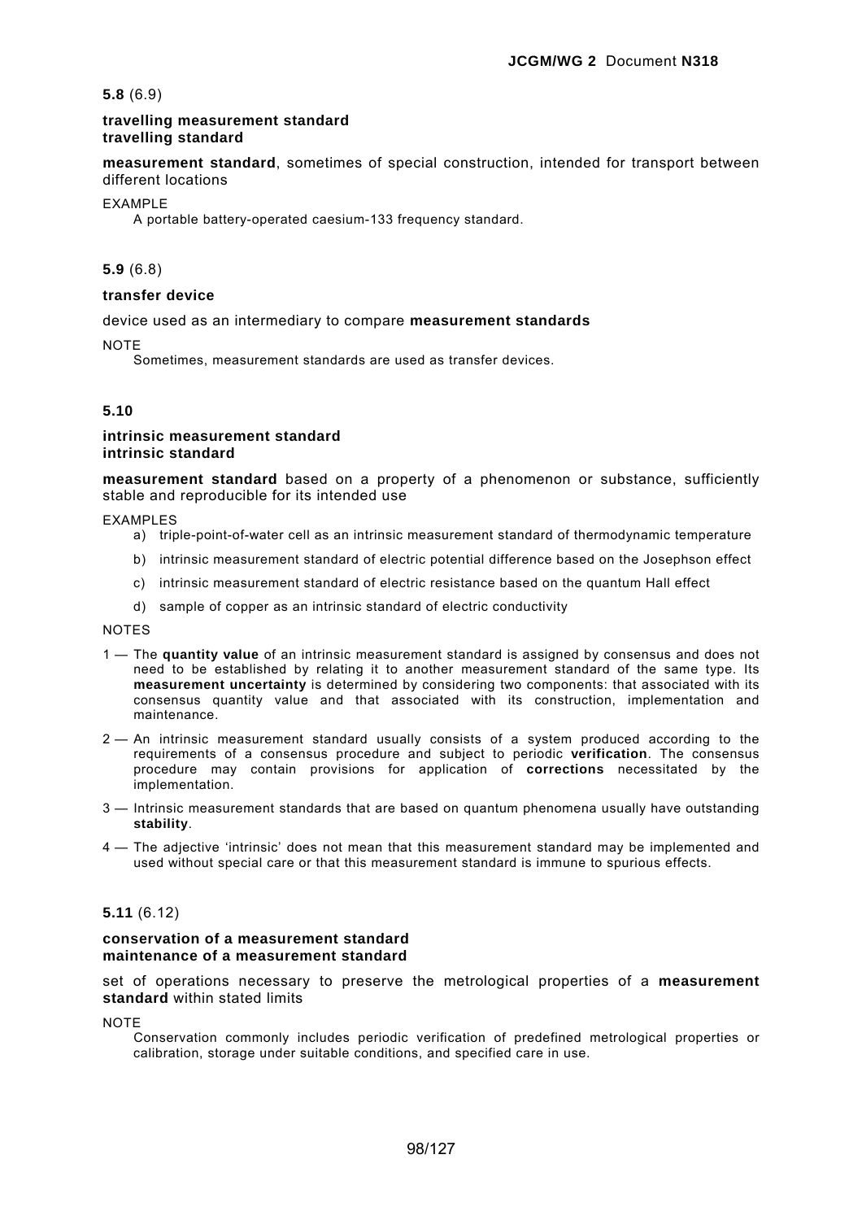**5.8** (6.9)

**travelling measurement standard**
**travelling standard**

**measurement standard**, sometimes of special construction, intended for transport between different locations

EXAMPLE

A portable battery-operated caesium-133 frequency standard.

**5.9** (6.8)

**transfer device**

device used as an intermediary to compare **measurement standards**

NOTE

Sometimes, measurement standards are used as transfer devices.

**5.10**

**intrinsic measurement standard**
**intrinsic standard**

**measurement standard** based on a property of a phenomenon or substance, sufficiently stable and reproducible for its intended use

EXAMPLES

a) triple-point-of-water cell as an intrinsic measurement standard of thermodynamic temperature

b) intrinsic measurement standard of electric potential difference based on the Josephson effect

c) intrinsic measurement standard of electric resistance based on the quantum Hall effect

d) sample of copper as an intrinsic standard of electric conductivity

NOTES

1 — The **quantity value** of an intrinsic measurement standard is assigned by consensus and does not need to be established by relating it to another measurement standard of the same type. Its **measurement uncertainty** is determined by considering two components: that associated with its consensus quantity value and that associated with its construction, implementation and maintenance.

2 — An intrinsic measurement standard usually consists of a system produced according to the requirements of a consensus procedure and subject to periodic **verification**. The consensus procedure may contain provisions for application of **corrections** necessitated by the implementation.

3 — Intrinsic measurement standards that are based on quantum phenomena usually have outstanding **stability**.

4 — The adjective 'intrinsic' does not mean that this measurement standard may be implemented and used without special care or that this measurement standard is immune to spurious effects.

**5.11** (6.12)

**conservation of a measurement standard**
**maintenance of a measurement standard**

set of operations necessary to preserve the metrological properties of a **measurement standard** within stated limits

NOTE

Conservation commonly includes periodic verification of predefined metrological properties or calibration, storage under suitable conditions, and specified care in use.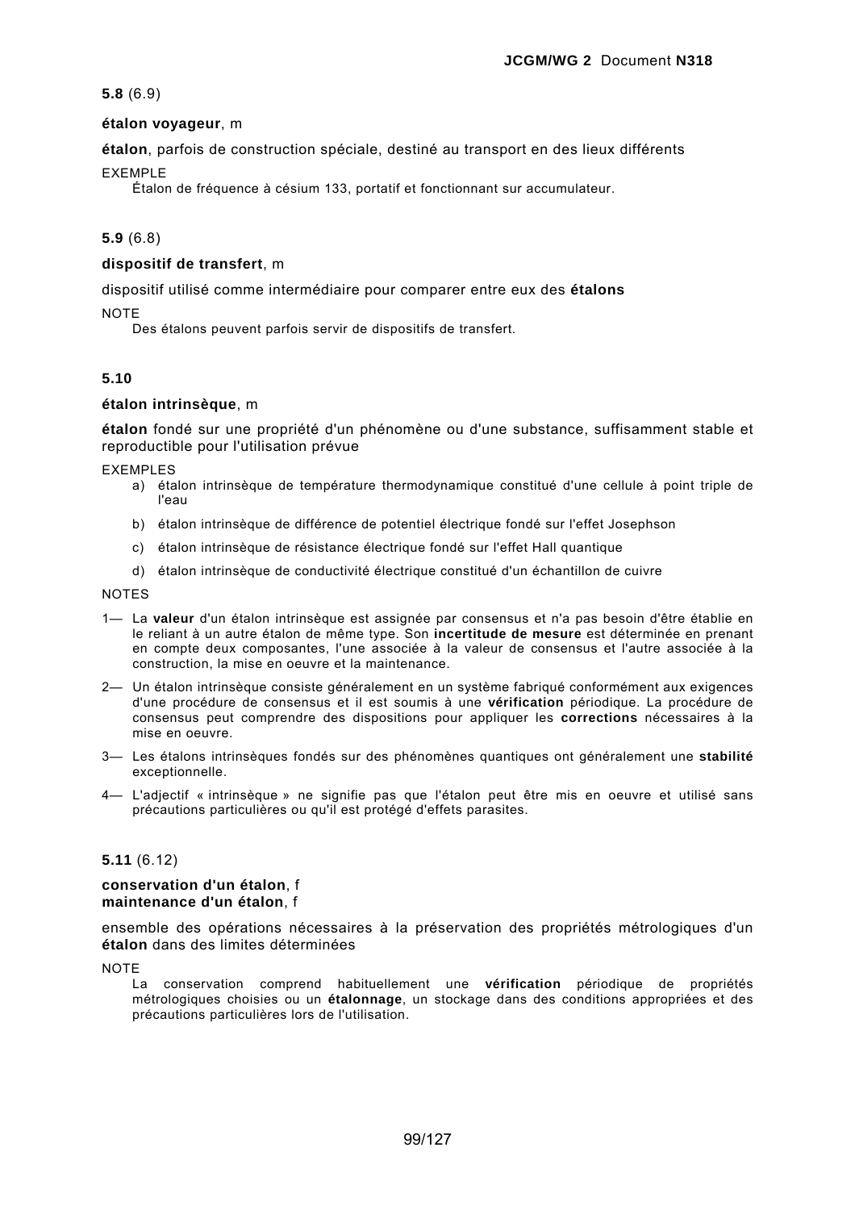**5.8** (6.9)

**étalon voyageur**, m

**étalon**, parfois de construction spéciale, destiné au transport en des lieux différents

EXEMPLE

Étalon de fréquence à césium 133, portatif et fonctionnant sur accumulateur.

**5.9** (6.8)

**dispositif de transfert**, m

dispositif utilisé comme intermédiaire pour comparer entre eux des **étalons**

NOTE

Des étalons peuvent parfois servir de dispositifs de transfert.

**5.10**

**étalon intrinsèque**, m

**étalon** fondé sur une propriété d'un phénomène ou d'une substance, suffisamment stable et reproductible pour l'utilisation prévue

EXEMPLES

a) étalon intrinsèque de température thermodynamique constitué d'une cellule à point triple de l'eau

b) étalon intrinsèque de différence de potentiel électrique fondé sur l'effet Josephson

c) étalon intrinsèque de résistance électrique fondé sur l'effet Hall quantique

d) étalon intrinsèque de conductivité électrique constitué d'un échantillon de cuivre

NOTES

1— La **valeur** d'un étalon intrinsèque est assignée par consensus et n'a pas besoin d'être établie en le reliant à un autre étalon de même type. Son **incertitude de mesure** est déterminée en prenant en compte deux composantes, l'une associée à la valeur de consensus et l'autre associée à la construction, la mise en oeuvre et la maintenance.

2— Un étalon intrinsèque consiste généralement en un système fabriqué conformément aux exigences d'une procédure de consensus et il est soumis à une **vérification** périodique. La procédure de consensus peut comprendre des dispositions pour appliquer les **corrections** nécessaires à la mise en oeuvre.

3— Les étalons intrinsèques fondés sur des phénomènes quantiques ont généralement une **stabilité** exceptionnelle.

4— L'adjectif « intrinsèque » ne signifie pas que l'étalon peut être mis en oeuvre et utilisé sans précautions particulières ou qu'il est protégé d'effets parasites.

**5.11** (6.12)

**conservation d'un étalon**, f
**maintenance d'un étalon**, f

ensemble des opérations nécessaires à la préservation des propriétés métrologiques d'un **étalon** dans des limites déterminées

NOTE

La conservation comprend habituellement une **vérification** périodique de propriétés métrologiques choisies ou un **étalonnage**, un stockage dans des conditions appropriées et des précautions particulières lors de l'utilisation.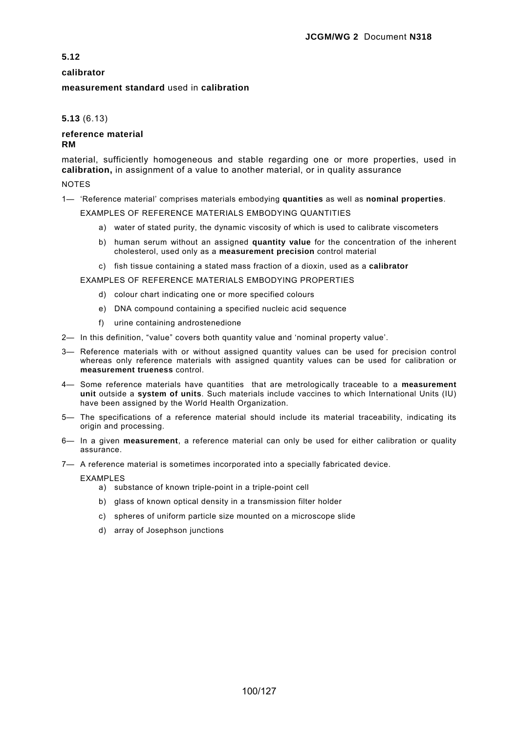**5.12**

**calibrator**

**measurement standard** used in **calibration**

**5.13** (6.13)

**reference material**
**RM**

material, sufficiently homogeneous and stable regarding one or more properties, used in **calibration,** in assignment of a value to another material, or in quality assurance

NOTES

1— 'Reference material' comprises materials embodying **quantities** as well as **nominal properties**.

EXAMPLES OF REFERENCE MATERIALS EMBODYING QUANTITIES

a) water of stated purity, the dynamic viscosity of which is used to calibrate viscometers

b) human serum without an assigned **quantity value** for the concentration of the inherent cholesterol, used only as a **measurement precision** control material

c) fish tissue containing a stated mass fraction of a dioxin, used as a **calibrator**

EXAMPLES OF REFERENCE MATERIALS EMBODYING PROPERTIES

d) colour chart indicating one or more specified colours

e) DNA compound containing a specified nucleic acid sequence

f) urine containing androstenedione

2— In this definition, "value" covers both quantity value and 'nominal property value'.

3— Reference materials with or without assigned quantity values can be used for precision control whereas only reference materials with assigned quantity values can be used for calibration or **measurement trueness** control.

4— Some reference materials have quantities that are metrologically traceable to a **measurement unit** outside a **system of units**. Such materials include vaccines to which International Units (IU) have been assigned by the World Health Organization.

5— The specifications of a reference material should include its material traceability, indicating its origin and processing.

6— In a given **measurement**, a reference material can only be used for either calibration or quality assurance.

7— A reference material is sometimes incorporated into a specially fabricated device.

EXAMPLES

a) substance of known triple-point in a triple-point cell

b) glass of known optical density in a transmission filter holder

c) spheres of uniform particle size mounted on a microscope slide

d) array of Josephson junctions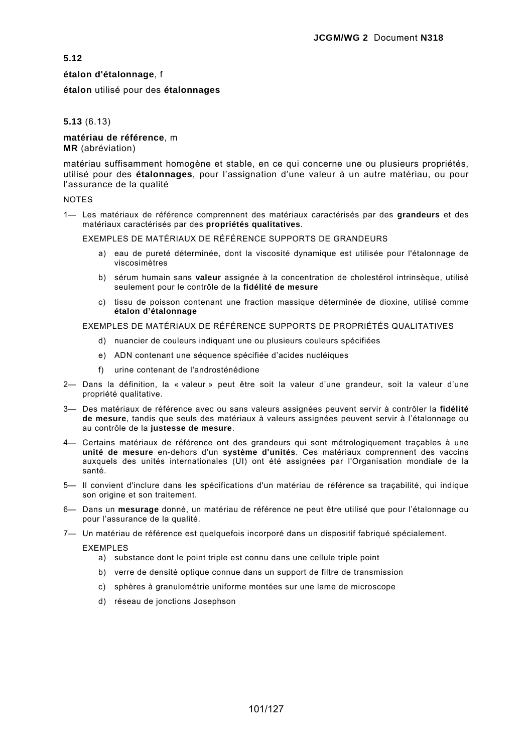**5.12**

**étalon d'étalonnage**, f

**étalon** utilisé pour des **étalonnages**

**5.13** (6.13)

**matériau de référence**, m
**MR** (abréviation)

matériau suffisamment homogène et stable, en ce qui concerne une ou plusieurs propriétés, utilisé pour des **étalonnages**, pour l'assignation d'une valeur à un autre matériau, ou pour l'assurance de la qualité

NOTES

1— Les matériaux de référence comprennent des matériaux caractérisés par des **grandeurs** et des matériaux caractérisés par des **propriétés qualitatives**.

EXEMPLES DE MATÉRIAUX DE RÉFÉRENCE SUPPORTS DE GRANDEURS

a) eau de pureté déterminée, dont la viscosité dynamique est utilisée pour l'étalonnage de viscosimètres

b) sérum humain sans **valeur** assignée à la concentration de cholestérol intrinsèque, utilisé seulement pour le contrôle de la **fidélité de mesure**

c) tissu de poisson contenant une fraction massique déterminée de dioxine, utilisé comme **étalon d'étalonnage**

EXEMPLES DE MATÉRIAUX DE RÉFÉRENCE SUPPORTS DE PROPRIÉTÉS QUALITATIVES

d) nuancier de couleurs indiquant une ou plusieurs couleurs spécifiées

e) ADN contenant une séquence spécifiée d'acides nucléiques

f) urine contenant de l'androsténédione

2— Dans la définition, la « valeur » peut être soit la valeur d'une grandeur, soit la valeur d'une propriété qualitative.

3— Des matériaux de référence avec ou sans valeurs assignées peuvent servir à contrôler la **fidélité de mesure**, tandis que seuls des matériaux à valeurs assignées peuvent servir à l'étalonnage ou au contrôle de la **justesse de mesure**.

4— Certains matériaux de référence ont des grandeurs qui sont métrologiquement traçables à une **unité de mesure** en-dehors d'un **système d'unités**. Ces matériaux comprennent des vaccins auxquels des unités internationales (UI) ont été assignées par l'Organisation mondiale de la santé.

5— Il convient d'inclure dans les spécifications d'un matériau de référence sa traçabilité, qui indique son origine et son traitement.

6— Dans un **mesurage** donné, un matériau de référence ne peut être utilisé que pour l'étalonnage ou pour l'assurance de la qualité.

7— Un matériau de référence est quelquefois incorporé dans un dispositif fabriqué spécialement.

EXEMPLES

a) substance dont le point triple est connu dans une cellule triple point

b) verre de densité optique connue dans un support de filtre de transmission

c) sphères à granulométrie uniforme montées sur une lame de microscope

d) réseau de jonctions Josephson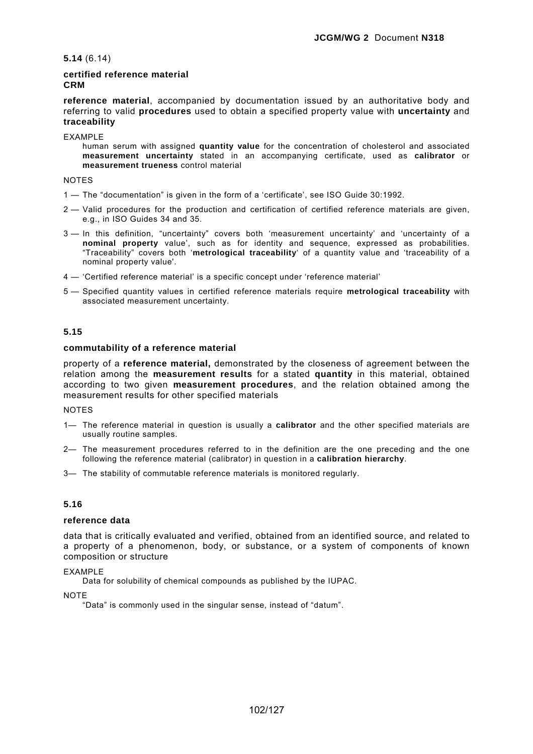**5.14** (6.14)

**certified reference material**
**CRM**

**reference material**, accompanied by documentation issued by an authoritative body and referring to valid **procedures** used to obtain a specified property value with **uncertainty** and **traceability**

EXAMPLE

human serum with assigned **quantity value** for the concentration of cholesterol and associated **measurement uncertainty** stated in an accompanying certificate, used as **calibrator** or **measurement trueness** control material

NOTES

1 — The "documentation" is given in the form of a 'certificate', see ISO Guide 30:1992.

2 — Valid procedures for the production and certification of certified reference materials are given, e.g., in ISO Guides 34 and 35.

3 — In this definition, "uncertainty" covers both 'measurement uncertainty' and 'uncertainty of a **nominal property** value', such as for identity and sequence, expressed as probabilities. "Traceability" covers both '**metrological traceability**' of a quantity value and 'traceability of a nominal property value'.

4 — 'Certified reference material' is a specific concept under 'reference material'

5 — Specified quantity values in certified reference materials require **metrological traceability** with associated measurement uncertainty.

**5.15**

**commutability of a reference material**

property of a **reference material,** demonstrated by the closeness of agreement between the relation among the **measurement results** for a stated **quantity** in this material, obtained according to two given **measurement procedures**, and the relation obtained among the measurement results for other specified materials

NOTES

1— The reference material in question is usually a **calibrator** and the other specified materials are usually routine samples.

2— The measurement procedures referred to in the definition are the one preceding and the one following the reference material (calibrator) in question in a **calibration hierarchy**.

3— The stability of commutable reference materials is monitored regularly.

**5.16**

**reference data**

data that is critically evaluated and verified, obtained from an identified source, and related to a property of a phenomenon, body, or substance, or a system of components of known composition or structure

EXAMPLE

Data for solubility of chemical compounds as published by the IUPAC.

NOTE

"Data" is commonly used in the singular sense, instead of "datum".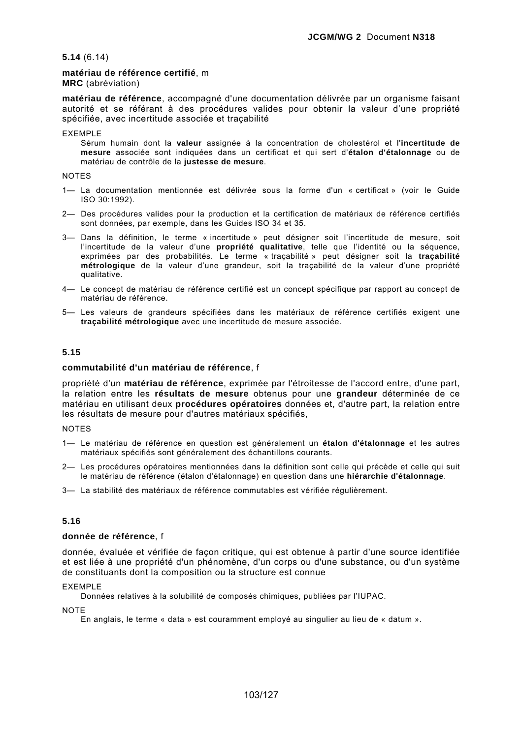**5.14** (6.14)

**matériau de référence certifié**, m
**MRC** (abréviation)

**matériau de référence**, accompagné d'une documentation délivrée par un organisme faisant autorité et se référant à des procédures valides pour obtenir la valeur d'une propriété spécifiée, avec incertitude associée et traçabilité

EXEMPLE

Sérum humain dont la **valeur** assignée à la concentration de cholestérol et l'**incertitude de mesure** associée sont indiquées dans un certificat et qui sert d'**étalon d'étalonnage** ou de matériau de contrôle de la **justesse de mesure**.

NOTES

1— La documentation mentionnée est délivrée sous la forme d'un « certificat » (voir le Guide ISO 30:1992).

2— Des procédures valides pour la production et la certification de matériaux de référence certifiés sont données, par exemple, dans les Guides ISO 34 et 35.

3— Dans la définition, le terme « incertitude » peut désigner soit l'incertitude de mesure, soit l'incertitude de la valeur d'une **propriété qualitative**, telle que l'identité ou la séquence, exprimées par des probabilités. Le terme « traçabilité » peut désigner soit la **traçabilité métrologique** de la valeur d'une grandeur, soit la traçabilité de la valeur d'une propriété qualitative.

4— Le concept de matériau de référence certifié est un concept spécifique par rapport au concept de matériau de référence.

5— Les valeurs de grandeurs spécifiées dans les matériaux de référence certifiés exigent une **traçabilité métrologique** avec une incertitude de mesure associée.

**5.15**

**commutabilité d'un matériau de référence**, f

propriété d'un **matériau de référence**, exprimée par l'étroitesse de l'accord entre, d'une part, la relation entre les **résultats de mesure** obtenus pour une **grandeur** déterminée de ce matériau en utilisant deux **procédures opératoires** données et, d'autre part, la relation entre les résultats de mesure pour d'autres matériaux spécifiés,

NOTES

1— Le matériau de référence en question est généralement un **étalon d'étalonnage** et les autres matériaux spécifiés sont généralement des échantillons courants.

2— Les procédures opératoires mentionnées dans la définition sont celle qui précède et celle qui suit le matériau de référence (étalon d'étalonnage) en question dans une **hiérarchie d'étalonnage**.

3— La stabilité des matériaux de référence commutables est vérifiée régulièrement.

**5.16**

**donnée de référence**, f

donnée, évaluée et vérifiée de façon critique, qui est obtenue à partir d'une source identifiée et est liée à une propriété d'un phénomène, d'un corps ou d'une substance, ou d'un système de constituants dont la composition ou la structure est connue

EXEMPLE

Données relatives à la solubilité de composés chimiques, publiées par l'IUPAC.

NOTE

En anglais, le terme « data » est couramment employé au singulier au lieu de « datum ».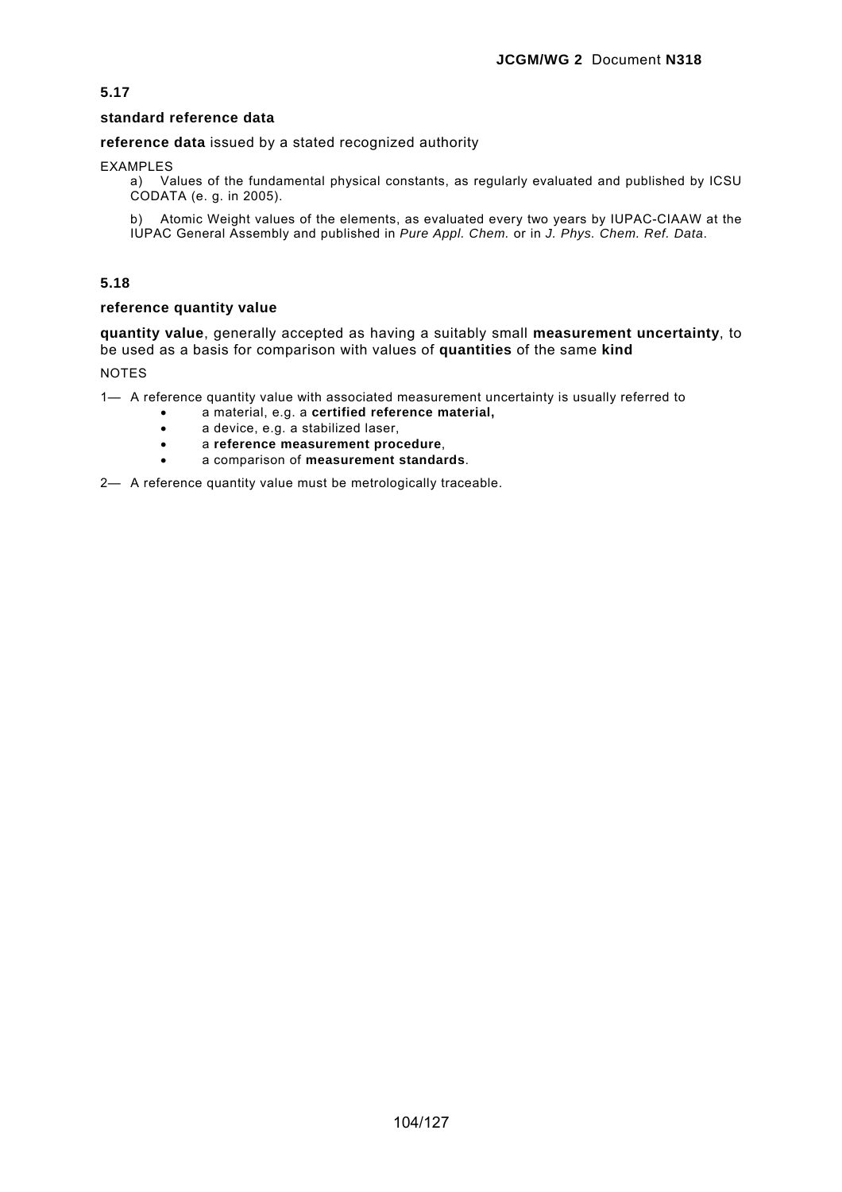**5.17**

**standard reference data**

**reference data** issued by a stated recognized authority

EXAMPLES

a) Values of the fundamental physical constants, as regularly evaluated and published by ICSU CODATA (e. g. in 2005).

b) Atomic Weight values of the elements, as evaluated every two years by IUPAC-CIAAW at the IUPAC General Assembly and published in *Pure Appl. Chem.* or in *J. Phys. Chem. Ref. Data*.

**5.18**

**reference quantity value**

**quantity value**, generally accepted as having a suitably small **measurement uncertainty**, to be used as a basis for comparison with values of **quantities** of the same **kind**

NOTES

1— A reference quantity value with associated measurement uncertainty is usually referred to

- a material, e.g. a **certified reference material,**
- a device, e.g. a stabilized laser,
- a **reference measurement procedure**,
- a comparison of **measurement standards**.

2— A reference quantity value must be metrologically traceable.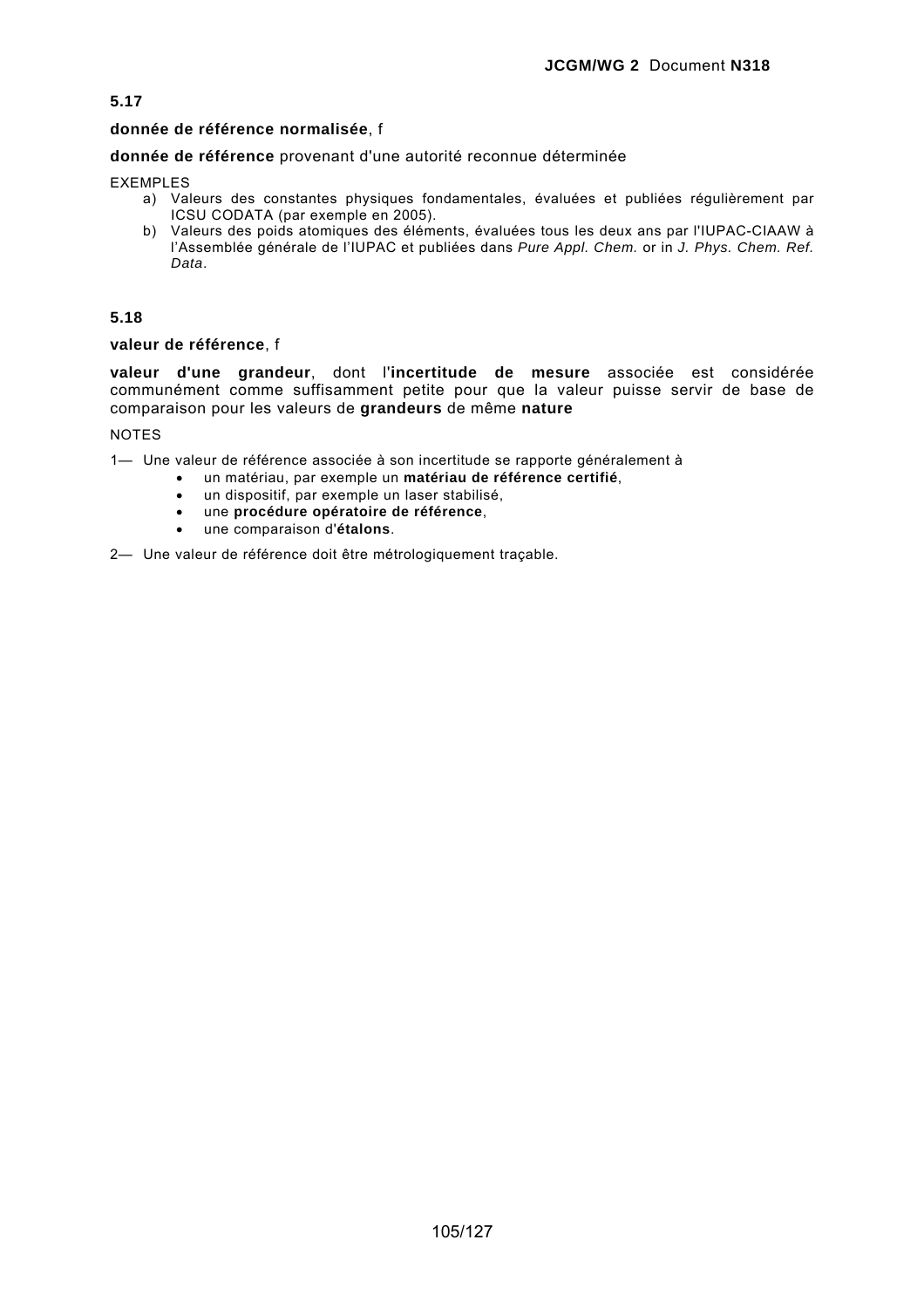**5.17**

**donnée de référence normalisée**, f

**donnée de référence** provenant d'une autorité reconnue déterminée

EXEMPLES

a) Valeurs des constantes physiques fondamentales, évaluées et publiées régulièrement par ICSU CODATA (par exemple en 2005).
b) Valeurs des poids atomiques des éléments, évaluées tous les deux ans par l'IUPAC-CIAAW à l'Assemblée générale de l'IUPAC et publiées dans *Pure Appl. Chem.* or in *J. Phys. Chem. Ref. Data*.

**5.18**

**valeur de référence**, f

**valeur d'une grandeur**, dont l'**incertitude de mesure** associée est considérée communément comme suffisamment petite pour que la valeur puisse servir de base de comparaison pour les valeurs de **grandeurs** de même **nature**

NOTES

1— Une valeur de référence associée à son incertitude se rapporte généralement à

- un matériau, par exemple un **matériau de référence certifié**,
- un dispositif, par exemple un laser stabilisé,
- une **procédure opératoire de référence**,
- une comparaison d'**étalons**.

2— Une valeur de référence doit être métrologiquement traçable.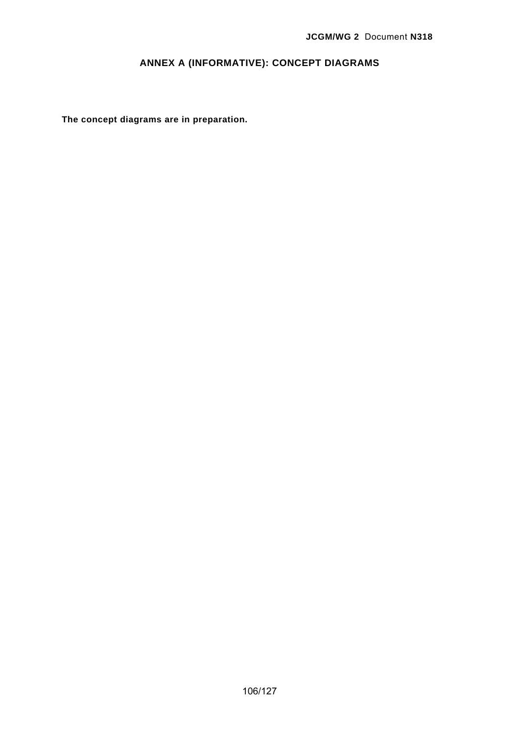# ANNEX A (INFORMATIVE): CONCEPT DIAGRAMS

**The concept diagrams are in preparation.**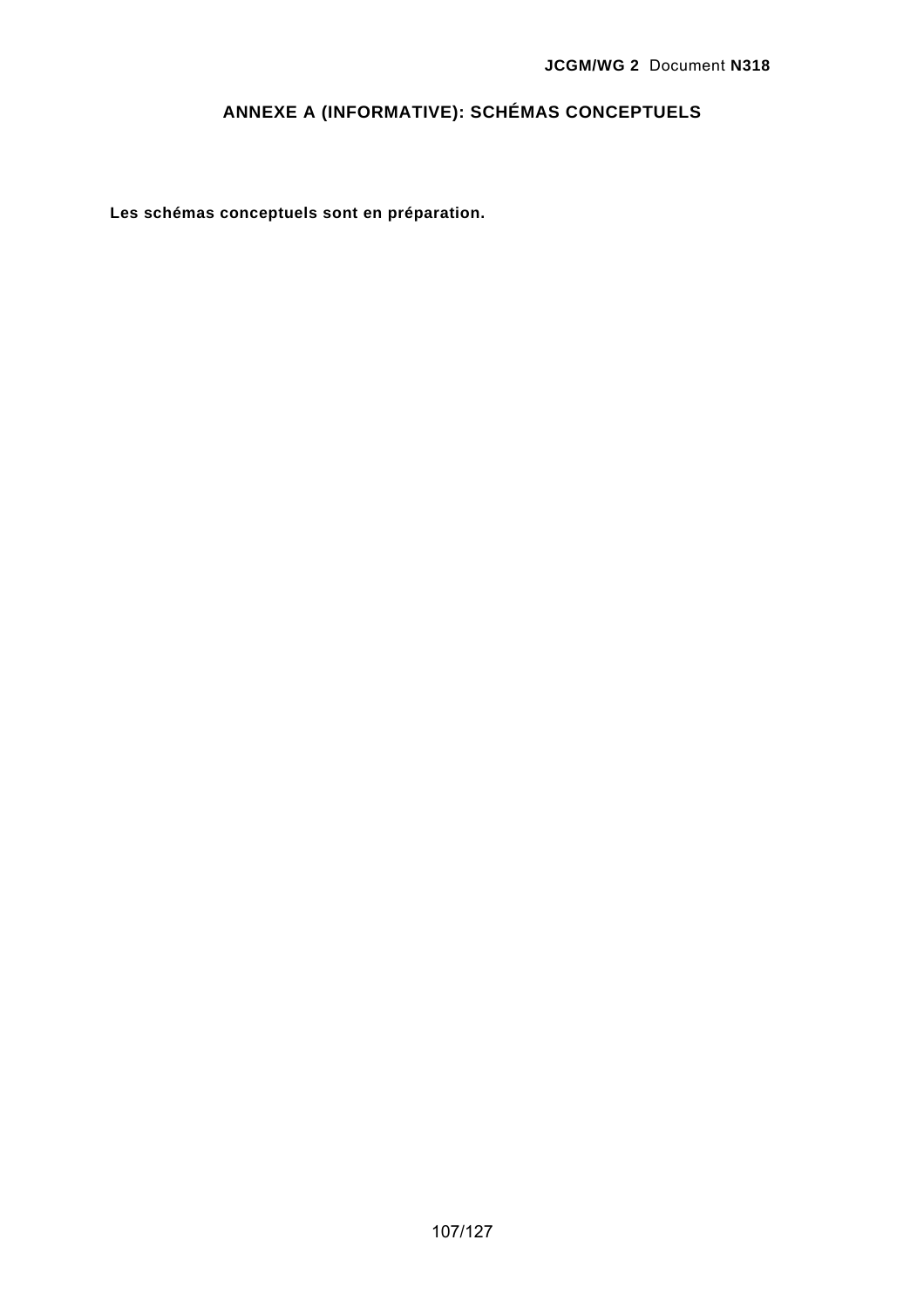# ANNEXE A (INFORMATIVE): SCHÉMAS CONCEPTUELS

**Les schémas conceptuels sont en préparation.**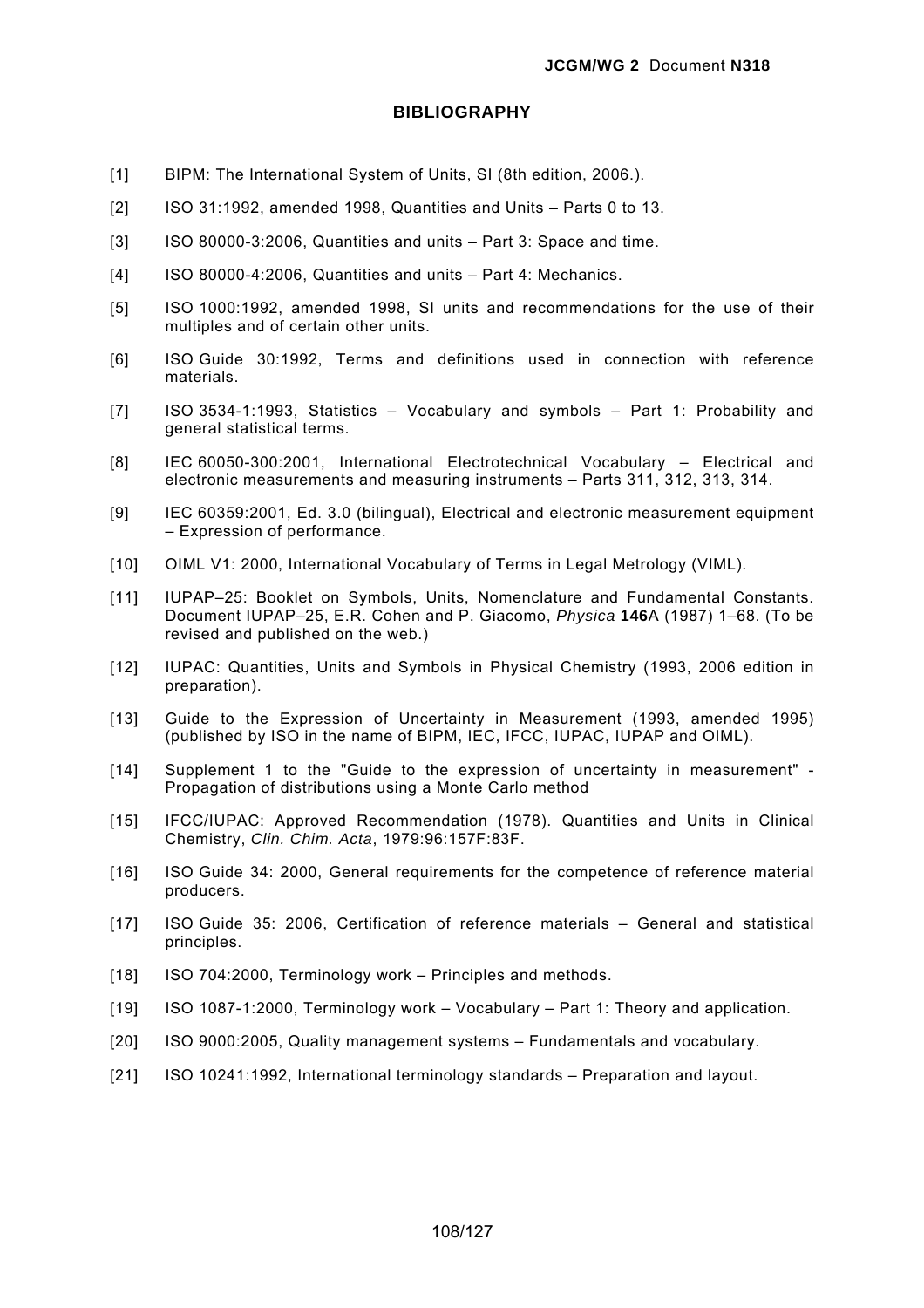## BIBLIOGRAPHY

[1] BIPM: The International System of Units, SI (8th edition, 2006.).

[2] ISO 31:1992, amended 1998, Quantities and Units – Parts 0 to 13.

[3] ISO 80000-3:2006, Quantities and units – Part 3: Space and time.

[4] ISO 80000-4:2006, Quantities and units – Part 4: Mechanics.

[5] ISO 1000:1992, amended 1998, SI units and recommendations for the use of their multiples and of certain other units.

[6] ISO Guide 30:1992, Terms and definitions used in connection with reference materials.

[7] ISO 3534-1:1993, Statistics – Vocabulary and symbols – Part 1: Probability and general statistical terms.

[8] IEC 60050-300:2001, International Electrotechnical Vocabulary – Electrical and electronic measurements and measuring instruments – Parts 311, 312, 313, 314.

[9] IEC 60359:2001, Ed. 3.0 (bilingual), Electrical and electronic measurement equipment – Expression of performance.

[10] OIML V1: 2000, International Vocabulary of Terms in Legal Metrology (VIML).

[11] IUPAP–25: Booklet on Symbols, Units, Nomenclature and Fundamental Constants. Document IUPAP–25, E.R. Cohen and P. Giacomo, *Physica* **146**A (1987) 1–68. (To be revised and published on the web.)

[12] IUPAC: Quantities, Units and Symbols in Physical Chemistry (1993, 2006 edition in preparation).

[13] Guide to the Expression of Uncertainty in Measurement (1993, amended 1995) (published by ISO in the name of BIPM, IEC, IFCC, IUPAC, IUPAP and OIML).

[14] Supplement 1 to the "Guide to the expression of uncertainty in measurement" - Propagation of distributions using a Monte Carlo method

[15] IFCC/IUPAC: Approved Recommendation (1978). Quantities and Units in Clinical Chemistry, *Clin. Chim. Acta*, 1979:96:157F:83F.

[16] ISO Guide 34: 2000, General requirements for the competence of reference material producers.

[17] ISO Guide 35: 2006, Certification of reference materials – General and statistical principles.

[18] ISO 704:2000, Terminology work – Principles and methods.

[19] ISO 1087-1:2000, Terminology work – Vocabulary – Part 1: Theory and application.

[20] ISO 9000:2005, Quality management systems – Fundamentals and vocabulary.

[21] ISO 10241:1992, International terminology standards – Preparation and layout.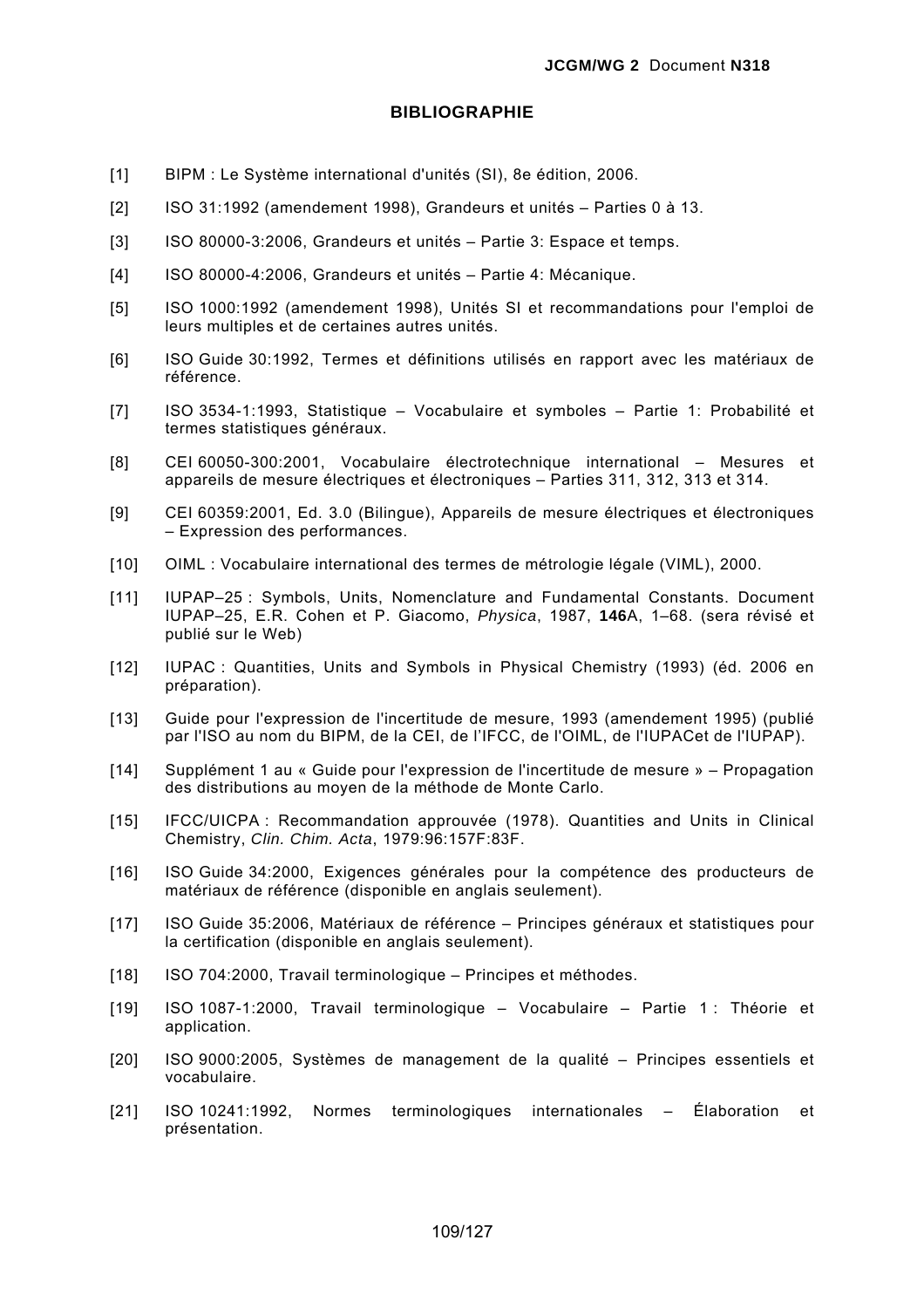# BIBLIOGRAPHIE

[1] BIPM : Le Système international d'unités (SI), 8e édition, 2006.

[2] ISO 31:1992 (amendement 1998), Grandeurs et unités – Parties 0 à 13.

[3] ISO 80000-3:2006, Grandeurs et unités – Partie 3: Espace et temps.

[4] ISO 80000-4:2006, Grandeurs et unités – Partie 4: Mécanique.

[5] ISO 1000:1992 (amendement 1998), Unités SI et recommandations pour l'emploi de leurs multiples et de certaines autres unités.

[6] ISO Guide 30:1992, Termes et définitions utilisés en rapport avec les matériaux de référence.

[7] ISO 3534-1:1993, Statistique – Vocabulaire et symboles – Partie 1: Probabilité et termes statistiques généraux.

[8] CEI 60050-300:2001, Vocabulaire électrotechnique international – Mesures et appareils de mesure électriques et électroniques – Parties 311, 312, 313 et 314.

[9] CEI 60359:2001, Ed. 3.0 (Bilingue), Appareils de mesure électriques et électroniques – Expression des performances.

[10] OIML : Vocabulaire international des termes de métrologie légale (VIML), 2000.

[11] IUPAP–25 : Symbols, Units, Nomenclature and Fundamental Constants. Document IUPAP–25, E.R. Cohen et P. Giacomo, *Physica*, 1987, **146**A, 1–68. (sera révisé et publié sur le Web)

[12] IUPAC : Quantities, Units and Symbols in Physical Chemistry (1993) (éd. 2006 en préparation).

[13] Guide pour l'expression de l'incertitude de mesure, 1993 (amendement 1995) (publié par l'ISO au nom du BIPM, de la CEI, de l'IFCC, de l'OIML, de l'IUPACet de l'IUPAP).

[14] Supplément 1 au « Guide pour l'expression de l'incertitude de mesure » – Propagation des distributions au moyen de la méthode de Monte Carlo.

[15] IFCC/UICPA : Recommandation approuvée (1978). Quantities and Units in Clinical Chemistry, *Clin. Chim. Acta*, 1979:96:157F:83F.

[16] ISO Guide 34:2000, Exigences générales pour la compétence des producteurs de matériaux de référence (disponible en anglais seulement).

[17] ISO Guide 35:2006, Matériaux de référence – Principes généraux et statistiques pour la certification (disponible en anglais seulement).

[18] ISO 704:2000, Travail terminologique – Principes et méthodes.

[19] ISO 1087-1:2000, Travail terminologique – Vocabulaire – Partie 1 : Théorie et application.

[20] ISO 9000:2005, Systèmes de management de la qualité – Principes essentiels et vocabulaire.

[21] ISO 10241:1992, Normes terminologiques internationales – Élaboration et présentation.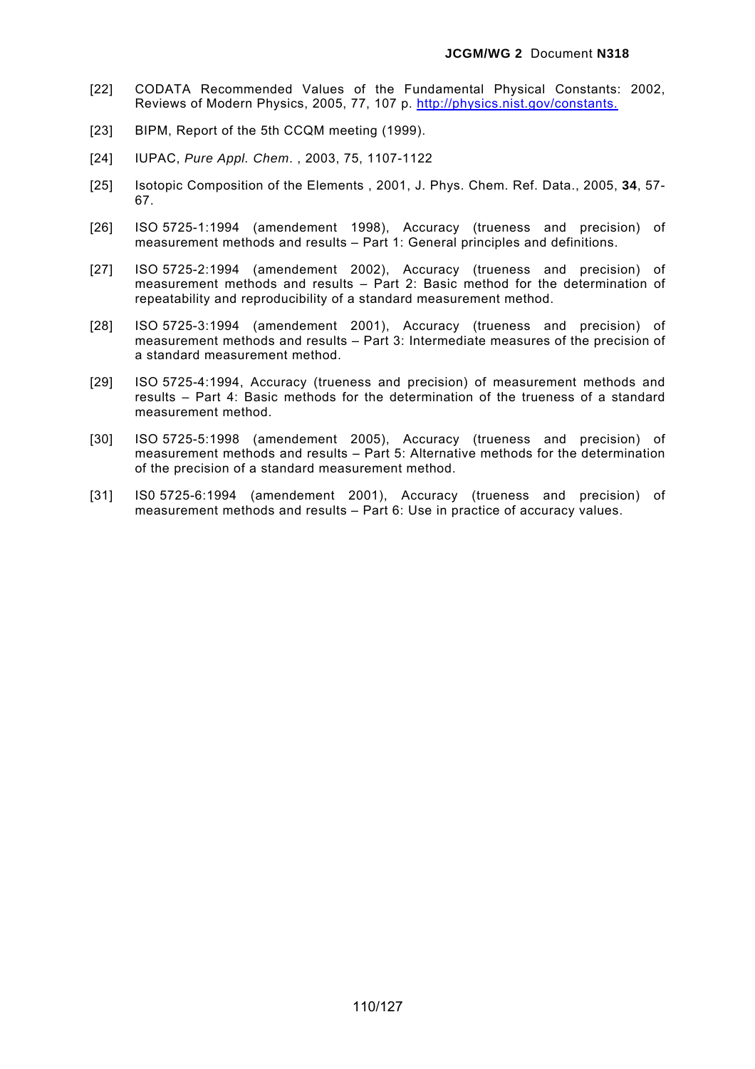[22] CODATA Recommended Values of the Fundamental Physical Constants: 2002, Reviews of Modern Physics, 2005, 77, 107 p. http://physics.nist.gov/constants.

[23] BIPM, Report of the 5th CCQM meeting (1999).

[24] IUPAC, *Pure Appl. Chem*. , 2003, 75, 1107-1122

[25] Isotopic Composition of the Elements , 2001, J. Phys. Chem. Ref. Data., 2005, **34**, 57-67.

[26] ISO 5725-1:1994 (amendement 1998), Accuracy (trueness and precision) of measurement methods and results – Part 1: General principles and definitions.

[27] ISO 5725-2:1994 (amendement 2002), Accuracy (trueness and precision) of measurement methods and results – Part 2: Basic method for the determination of repeatability and reproducibility of a standard measurement method.

[28] ISO 5725-3:1994 (amendement 2001), Accuracy (trueness and precision) of measurement methods and results – Part 3: Intermediate measures of the precision of a standard measurement method.

[29] ISO 5725-4:1994, Accuracy (trueness and precision) of measurement methods and results – Part 4: Basic methods for the determination of the trueness of a standard measurement method.

[30] ISO 5725-5:1998 (amendement 2005), Accuracy (trueness and precision) of measurement methods and results – Part 5: Alternative methods for the determination of the precision of a standard measurement method.

[31] IS0 5725-6:1994 (amendement 2001), Accuracy (trueness and precision) of measurement methods and results – Part 6: Use in practice of accuracy values.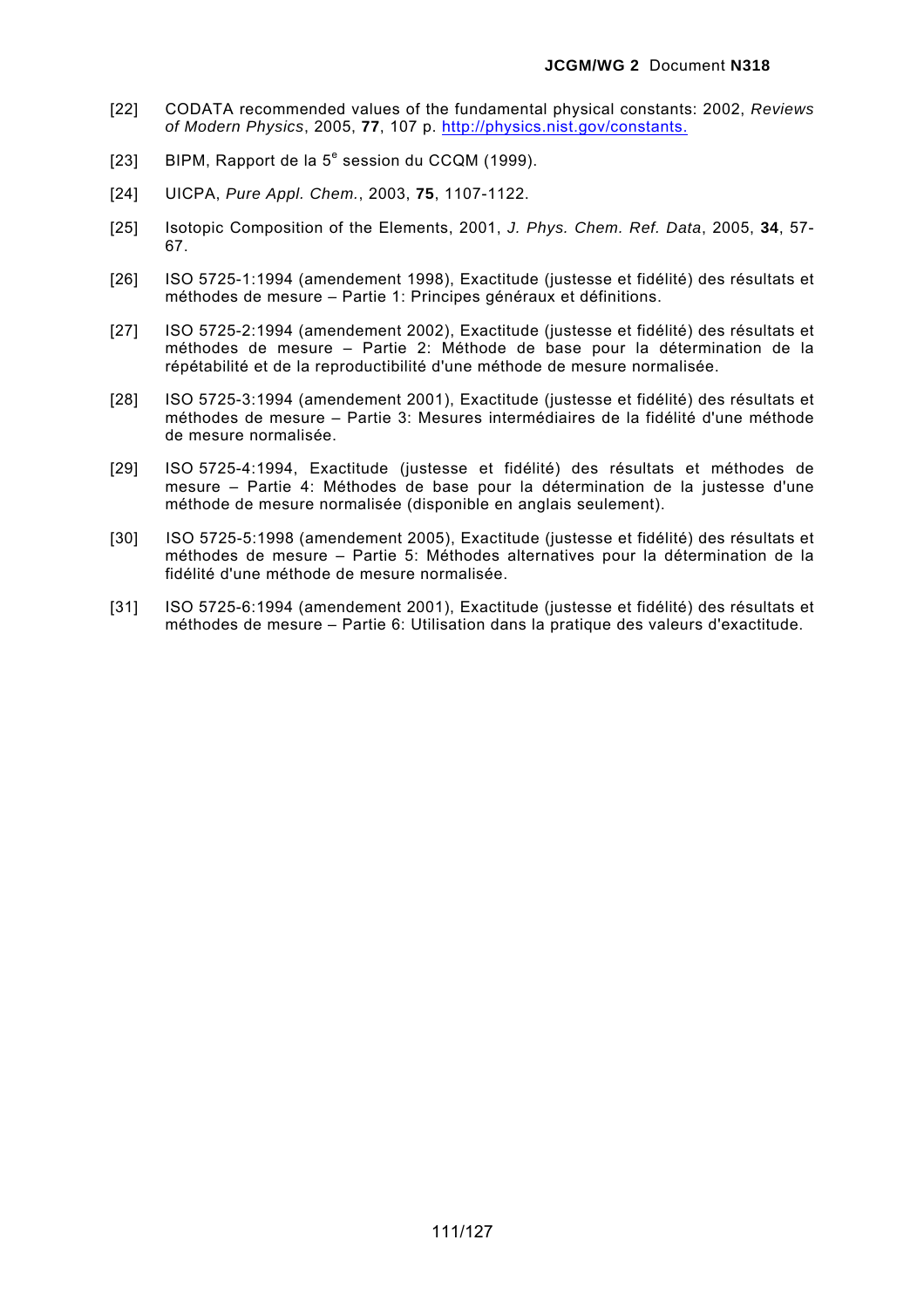[22] CODATA recommended values of the fundamental physical constants: 2002, *Reviews of Modern Physics*, 2005, **77**, 107 p. http://physics.nist.gov/constants.

[23] BIPM, Rapport de la 5e session du CCQM (1999).

[24] UICPA, *Pure Appl. Chem.*, 2003, **75**, 1107-1122.

[25] Isotopic Composition of the Elements, 2001, *J. Phys. Chem. Ref. Data*, 2005, **34**, 57-67.

[26] ISO 5725-1:1994 (amendement 1998), Exactitude (justesse et fidélité) des résultats et méthodes de mesure – Partie 1: Principes généraux et définitions.

[27] ISO 5725-2:1994 (amendement 2002), Exactitude (justesse et fidélité) des résultats et méthodes de mesure – Partie 2: Méthode de base pour la détermination de la répétabilité et de la reproductibilité d'une méthode de mesure normalisée.

[28] ISO 5725-3:1994 (amendement 2001), Exactitude (justesse et fidélité) des résultats et méthodes de mesure – Partie 3: Mesures intermédiaires de la fidélité d'une méthode de mesure normalisée.

[29] ISO 5725-4:1994, Exactitude (justesse et fidélité) des résultats et méthodes de mesure – Partie 4: Méthodes de base pour la détermination de la justesse d'une méthode de mesure normalisée (disponible en anglais seulement).

[30] ISO 5725-5:1998 (amendement 2005), Exactitude (justesse et fidélité) des résultats et méthodes de mesure – Partie 5: Méthodes alternatives pour la détermination de la fidélité d'une méthode de mesure normalisée.

[31] ISO 5725-6:1994 (amendement 2001), Exactitude (justesse et fidélité) des résultats et méthodes de mesure – Partie 6: Utilisation dans la pratique des valeurs d'exactitude.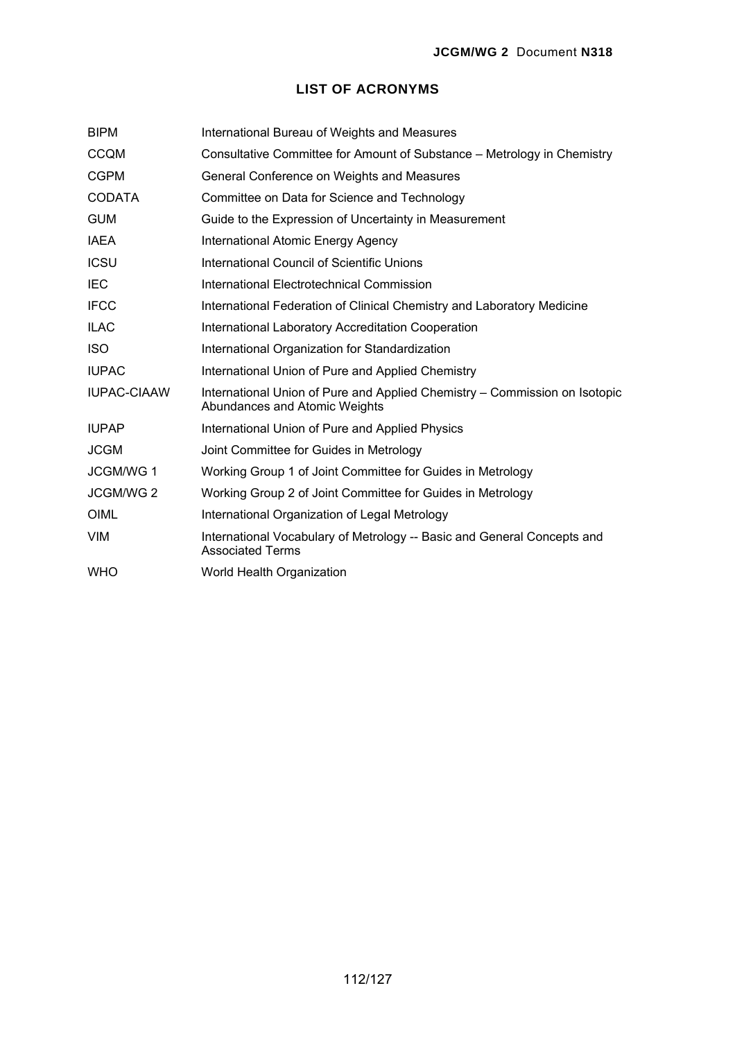## LIST OF ACRONYMS

| | |
|---|---|
| BIPM | International Bureau of Weights and Measures |
| CCQM | Consultative Committee for Amount of Substance – Metrology in Chemistry |
| CGPM | General Conference on Weights and Measures |
| CODATA | Committee on Data for Science and Technology |
| GUM | Guide to the Expression of Uncertainty in Measurement |
| IAEA | International Atomic Energy Agency |
| ICSU | International Council of Scientific Unions |
| IEC | International Electrotechnical Commission |
| IFCC | International Federation of Clinical Chemistry and Laboratory Medicine |
| ILAC | International Laboratory Accreditation Cooperation |
| ISO | International Organization for Standardization |
| IUPAC | International Union of Pure and Applied Chemistry |
| IUPAC-CIAAW | International Union of Pure and Applied Chemistry – Commission on Isotopic Abundances and Atomic Weights |
| IUPAP | International Union of Pure and Applied Physics |
| JCGM | Joint Committee for Guides in Metrology |
| JCGM/WG 1 | Working Group 1 of Joint Committee for Guides in Metrology |
| JCGM/WG 2 | Working Group 2 of Joint Committee for Guides in Metrology |
| OIML | International Organization of Legal Metrology |
| VIM | International Vocabulary of Metrology -- Basic and General Concepts and Associated Terms |
| WHO | World Health Organization |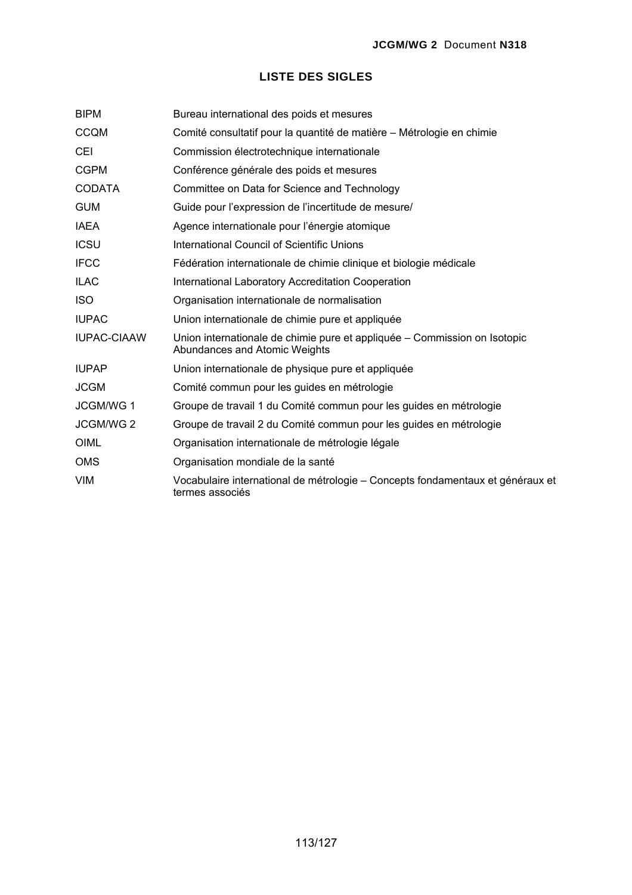# LISTE DES SIGLES

| | |
|---|---|
| BIPM | Bureau international des poids et mesures |
| CCQM | Comité consultatif pour la quantité de matière – Métrologie en chimie |
| CEI | Commission électrotechnique internationale |
| CGPM | Conférence générale des poids et mesures |
| CODATA | Committee on Data for Science and Technology |
| GUM | Guide pour l'expression de l'incertitude de mesure/ |
| IAEA | Agence internationale pour l'énergie atomique |
| ICSU | International Council of Scientific Unions |
| IFCC | Fédération internationale de chimie clinique et biologie médicale |
| ILAC | International Laboratory Accreditation Cooperation |
| ISO | Organisation internationale de normalisation |
| IUPAC | Union internationale de chimie pure et appliquée |
| IUPAC-CIAAW | Union internationale de chimie pure et appliquée – Commission on Isotopic Abundances and Atomic Weights |
| IUPAP | Union internationale de physique pure et appliquée |
| JCGM | Comité commun pour les guides en métrologie |
| JCGM/WG 1 | Groupe de travail 1 du Comité commun pour les guides en métrologie |
| JCGM/WG 2 | Groupe de travail 2 du Comité commun pour les guides en métrologie |
| OIML | Organisation internationale de métrologie légale |
| OMS | Organisation mondiale de la santé |
| VIM | Vocabulaire international de métrologie – Concepts fondamentaux et généraux et termes associés |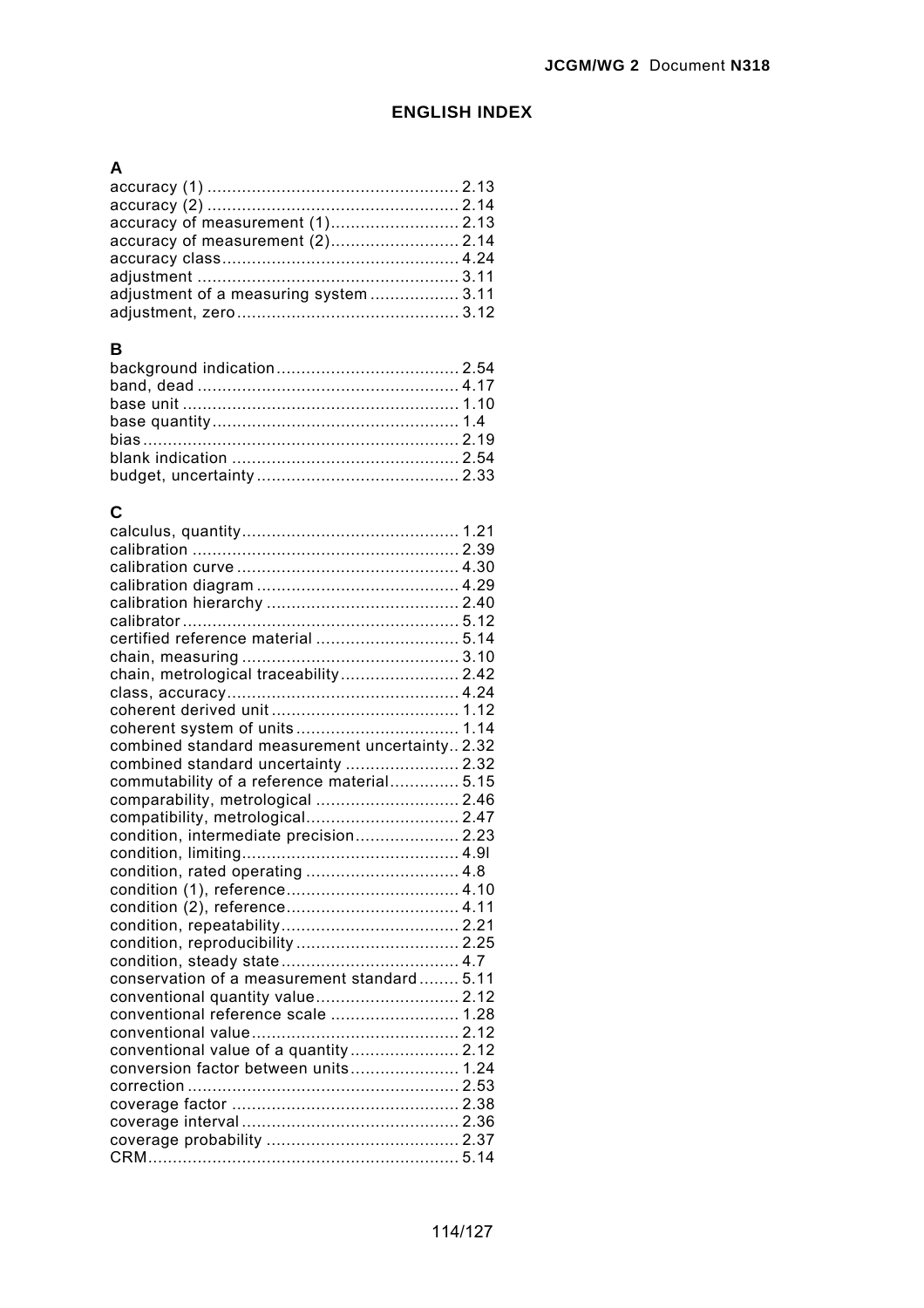# ENGLISH INDEX

## A

accuracy (1) .................................................. 2.13
accuracy (2) .................................................. 2.14
accuracy of measurement (1).......................... 2.13
accuracy of measurement (2).......................... 2.14
accuracy class............................................... 4.24
adjustment .................................................... 3.11
adjustment of a measuring system .................. 3.11
adjustment, zero............................................ 3.12

## B

background indication.................................... 2.54
band, dead .................................................... 4.17
base unit ....................................................... 1.10
base quantity................................................. 1.4
bias............................................................... 2.19
blank indication ............................................. 2.54
budget, uncertainty ........................................ 2.33

## C

calculus, quantity........................................... 1.21
calibration ..................................................... 2.39
calibration curve ............................................ 4.30
calibration diagram ........................................ 4.29
calibration hierarchy ...................................... 2.40
calibrator....................................................... 5.12
certified reference material ............................ 5.14
chain, measuring ........................................... 3.10
chain, metrological traceability........................ 2.42
class, accuracy.............................................. 4.24
coherent derived unit ..................................... 1.12
coherent system of units ................................ 1.14
combined standard measurement uncertainty.. 2.32
combined standard uncertainty ....................... 2.32
commutability of a reference material.............. 5.15
comparability, metrological ............................. 2.46
compatibility, metrological............................... 2.47
condition, intermediate precision..................... 2.23
condition, limiting........................................... 4.9l
condition, rated operating ............................... 4.8
condition (1), reference................................... 4.10
condition (2), reference................................... 4.11
condition, repeatability.................................... 2.21
condition, reproducibility ................................. 2.25
condition, steady state.................................... 4.7
conservation of a measurement standard........ 5.11
conventional quantity value............................. 2.12
conventional reference scale .......................... 1.28
conventional value.......................................... 2.12
conventional value of a quantity...................... 2.12
conversion factor between units...................... 1.24
correction ...................................................... 2.53
coverage factor ............................................. 2.38
coverage interval ........................................... 2.36
coverage probability ...................................... 2.37
CRM.............................................................. 5.14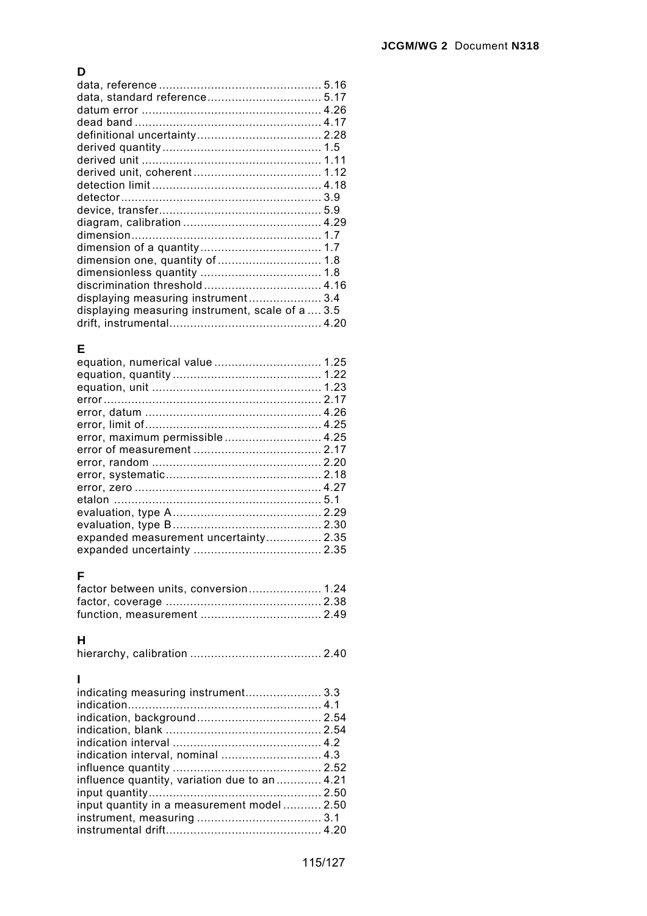## D

data, reference ............................................. 5.16
data, standard reference................................ 5.17
datum error .................................................. 4.26
dead band ..................................................... 4.17
definitional uncertainty................................... 2.28
derived quantity ............................................. 1.5
derived unit ................................................... 1.11
derived unit, coherent .................................... 1.12
detection limit ................................................ 4.18
detector......................................................... 3.9
device, transfer.............................................. 5.9
diagram, calibration ....................................... 4.29
dimension...................................................... 1.7
dimension of a quantity .................................. 1.7
dimension one, quantity of ............................. 1.8
dimensionless quantity .................................. 1.8
discrimination threshold ................................. 4.16
displaying measuring instrument .................... 3.4
displaying measuring instrument, scale of a .... 3.5
drift, instrumental........................................... 4.20

## E

equation, numerical value .............................. 1.25
equation, quantity .......................................... 1.22
equation, unit ................................................ 1.23
error.............................................................. 2.17
error, datum .................................................. 4.26
error, limit of.................................................. 4.25
error, maximum permissible ........................... 4.25
error of measurement .................................... 2.17
error, random ................................................ 2.20
error, systematic............................................ 2.18
error, zero ..................................................... 4.27
etalon ........................................................... 5.1
evaluation, type A........................................... 2.29
evaluation, type B........................................... 2.30
expanded measurement uncertainty................ 2.35
expanded uncertainty .................................... 2.35

## F

factor between units, conversion .................... 1.24
factor, coverage ............................................ 2.38
function, measurement .................................. 2.49

## H

hierarchy, calibration ..................................... 2.40

## I

indicating measuring instrument...................... 3.3
indication....................................................... 4.1
indication, background.................................... 2.54
indication, blank ............................................ 2.54
indication interval .......................................... 4.2
indication interval, nominal ............................. 4.3
influence quantity .......................................... 2.52
influence quantity, variation due to an ............. 4.21
input quantity................................................. 2.50
input quantity in a measurement model ........... 2.50
instrument, measuring ................................... 3.1
instrumental drift............................................ 4.20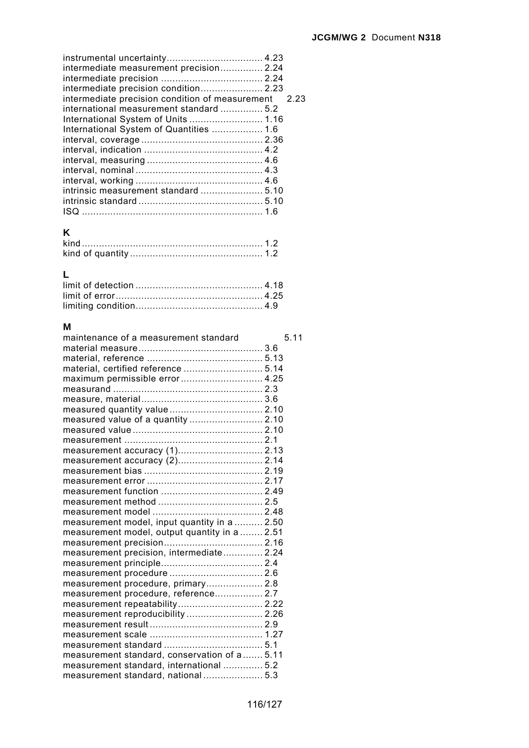instrumental uncertainty .................................. 4.23
intermediate measurement precision ............... 2.24
intermediate precision .................................... 2.24
intermediate precision condition ...................... 2.23
intermediate precision condition of measurement 2.23
international measurement standard ............... 5.2
International System of Units .......................... 1.16
International System of Quantities .................. 1.6
interval, coverage ........................................... 2.36
interval, indication .......................................... 4.2
interval, measuring .......................................... 4.6
interval, nominal ............................................. 4.3
interval, working ............................................. 4.6
intrinsic measurement standard ...................... 5.10
intrinsic standard ............................................ 5.10
ISQ ................................................................ 1.6

## K

kind ................................................................ 1.2
kind of quantity ............................................... 1.2

## L

limit of detection ............................................ 4.18
limit of error .................................................... 4.25
limiting condition ............................................. 4.9

## M

maintenance of a measurement standard 5.11
material measure ............................................ 3.6
material, reference ......................................... 5.13
material, certified reference ............................ 5.14
maximum permissible error ............................. 4.25
measurand ..................................................... 2.3
measure, material ........................................... 3.6
measured quantity value ................................. 2.10
measured value of a quantity .......................... 2.10
measured value .............................................. 2.10
measurement ................................................. 2.1
measurement accuracy (1) .............................. 2.13
measurement accuracy (2) .............................. 2.14
measurement bias .......................................... 2.19
measurement error ......................................... 2.17
measurement function .................................... 2.49
measurement method ..................................... 2.5
measurement model ....................................... 2.48
measurement model, input quantity in a .......... 2.50
measurement model, output quantity in a ........ 2.51
measurement precision ................................... 2.16
measurement precision, intermediate .............. 2.24
measurement principle .................................... 2.4
measurement procedure ................................. 2.6
measurement procedure, primary .................... 2.8
measurement procedure, reference ................. 2.7
measurement repeatability .............................. 2.22
measurement reproducibility ........................... 2.26
measurement result ........................................ 2.9
measurement scale ........................................ 1.27
measurement standard ................................... 5.1
measurement standard, conservation of a ....... 5.11
measurement standard, international .............. 5.2
measurement standard, national ..................... 5.3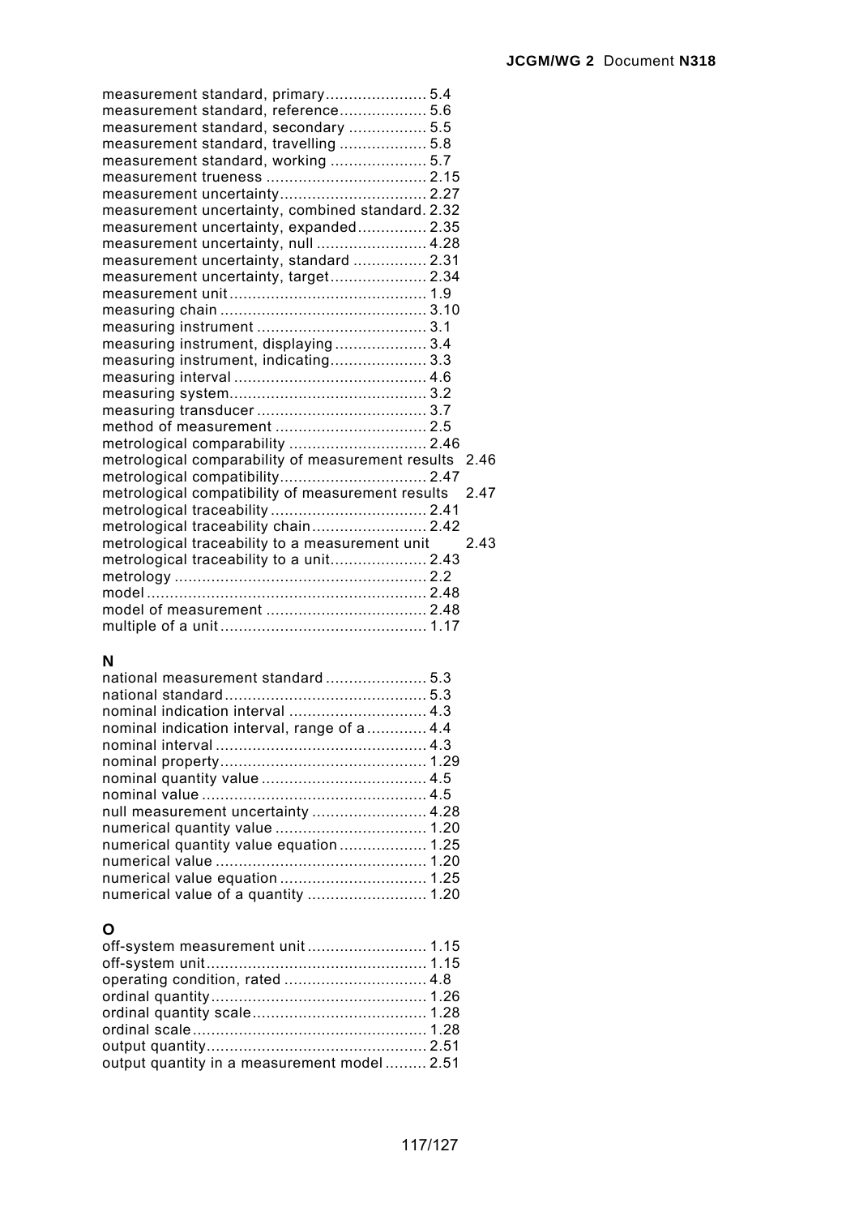measurement standard, primary ...................... 5.4
measurement standard, reference ................... 5.6
measurement standard, secondary ................. 5.5
measurement standard, travelling ................... 5.8
measurement standard, working ..................... 5.7
measurement trueness ................................... 2.15
measurement uncertainty ................................ 2.27
measurement uncertainty, combined standard. 2.32
measurement uncertainty, expanded ............... 2.35
measurement uncertainty, null ........................ 4.28
measurement uncertainty, standard ................ 2.31
measurement uncertainty, target ..................... 2.34
measurement unit .......................................... 1.9
measuring chain ............................................ 3.10
measuring instrument .................................... 3.1
measuring instrument, displaying .................... 3.4
measuring instrument, indicating ..................... 3.3
measuring interval .......................................... 4.6
measuring system ........................................... 3.2
measuring transducer ..................................... 3.7
method of measurement ................................. 2.5
metrological comparability .............................. 2.46
metrological comparability of measurement results 2.46
metrological compatibility ................................ 2.47
metrological compatibility of measurement results 2.47
metrological traceability .................................. 2.41
metrological traceability chain ......................... 2.42
metrological traceability to a measurement unit 2.43
metrological traceability to a unit ..................... 2.43
metrology ...................................................... 2.2
model ........................................................... 2.48
model of measurement ................................... 2.48
multiple of a unit ............................................ 1.17

## N

national measurement standard ...................... 5.3
national standard ........................................... 5.3
nominal indication interval .............................. 4.3
nominal indication interval, range of a ............. 4.4
nominal interval ............................................. 4.3
nominal property ............................................ 1.29
nominal quantity value .................................... 4.5
nominal value ................................................ 4.5
null measurement uncertainty ......................... 4.28
numerical quantity value ................................. 1.20
numerical quantity value equation ................... 1.25
numerical value ............................................. 1.20
numerical value equation ................................ 1.25
numerical value of a quantity .......................... 1.20

## O

off-system measurement unit .......................... 1.15
off-system unit ............................................... 1.15
operating condition, rated ............................... 4.8
ordinal quantity .............................................. 1.26
ordinal quantity scale ...................................... 1.28
ordinal scale .................................................. 1.28
output quantity ............................................... 2.51
output quantity in a measurement model ......... 2.51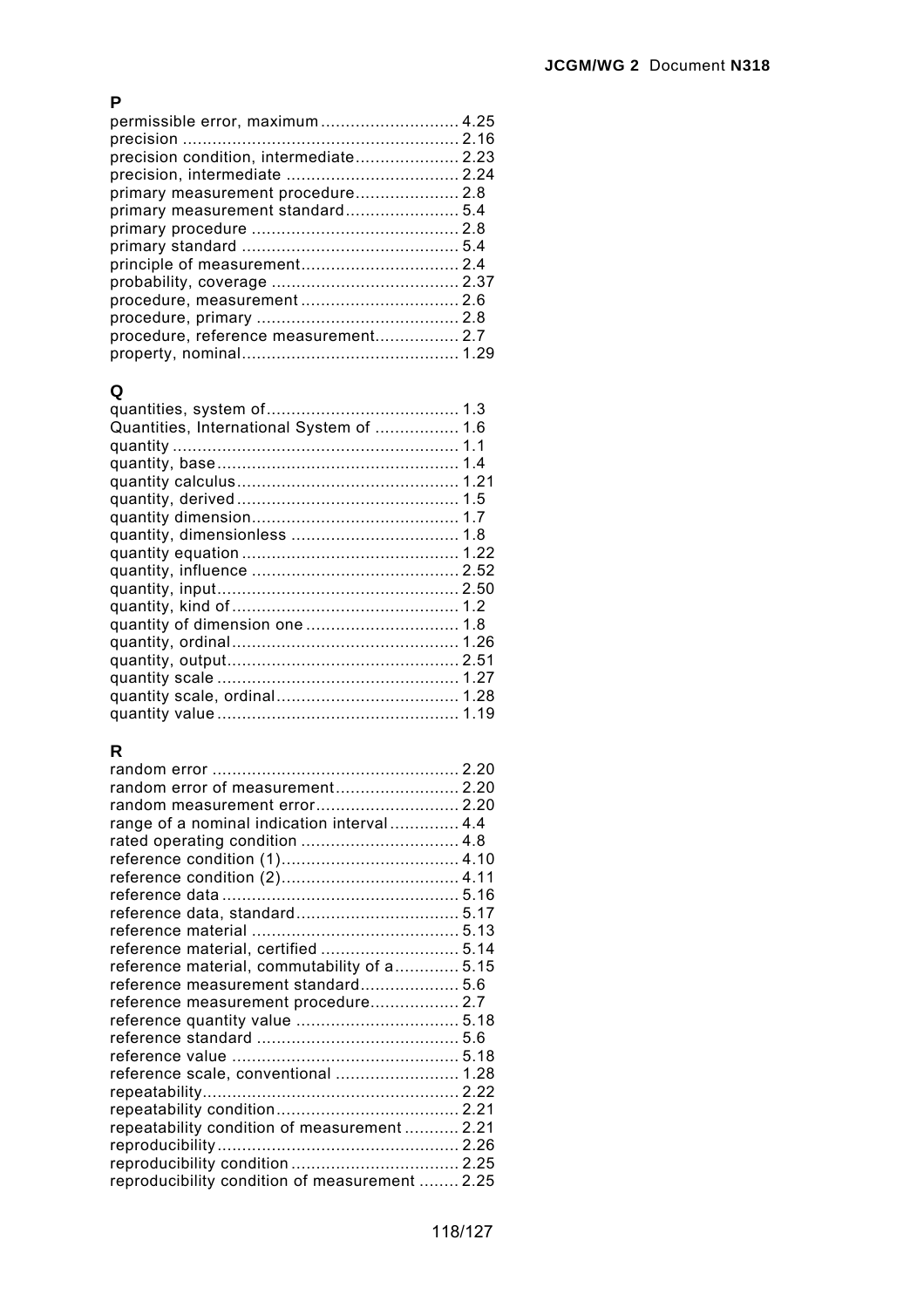## P

permissible error, maximum ............................ 4.25
precision ........................................................ 2.16
precision condition, intermediate..................... 2.23
precision, intermediate ................................... 2.24
primary measurement procedure..................... 2.8
primary measurement standard....................... 5.4
primary procedure .......................................... 2.8
primary standard ............................................ 5.4
principle of measurement................................ 2.4
probability, coverage ...................................... 2.37
procedure, measurement ................................ 2.6
procedure, primary ......................................... 2.8
procedure, reference measurement................. 2.7
property, nominal............................................ 1.29

## Q

quantities, system of....................................... 1.3
Quantities, International System of ................. 1.6
quantity .......................................................... 1.1
quantity, base................................................. 1.4
quantity calculus............................................. 1.21
quantity, derived ............................................. 1.5
quantity dimension.......................................... 1.7
quantity, dimensionless .................................. 1.8
quantity equation ............................................ 1.22
quantity, influence .......................................... 2.52
quantity, input................................................. 2.50
quantity, kind of .............................................. 1.2
quantity of dimension one ............................... 1.8
quantity, ordinal.............................................. 1.26
quantity, output............................................... 2.51
quantity scale ................................................. 1.27
quantity scale, ordinal..................................... 1.28
quantity value ................................................. 1.19

## R

random error .................................................. 2.20
random error of measurement......................... 2.20
random measurement error............................. 2.20
range of a nominal indication interval.............. 4.4
rated operating condition ................................ 4.8
reference condition (1).................................... 4.10
reference condition (2).................................... 4.11
reference data ................................................ 5.16
reference data, standard................................. 5.17
reference material .......................................... 5.13
reference material, certified ............................ 5.14
reference material, commutability of a............. 5.15
reference measurement standard.................... 5.6
reference measurement procedure.................. 2.7
reference quantity value ................................. 5.18
reference standard ......................................... 5.6
reference value .............................................. 5.18
reference scale, conventional ......................... 1.28
repeatability.................................................... 2.22
repeatability condition..................................... 2.21
repeatability condition of measurement ........... 2.21
reproducibility................................................. 2.26
reproducibility condition .................................. 2.25
reproducibility condition of measurement ........ 2.25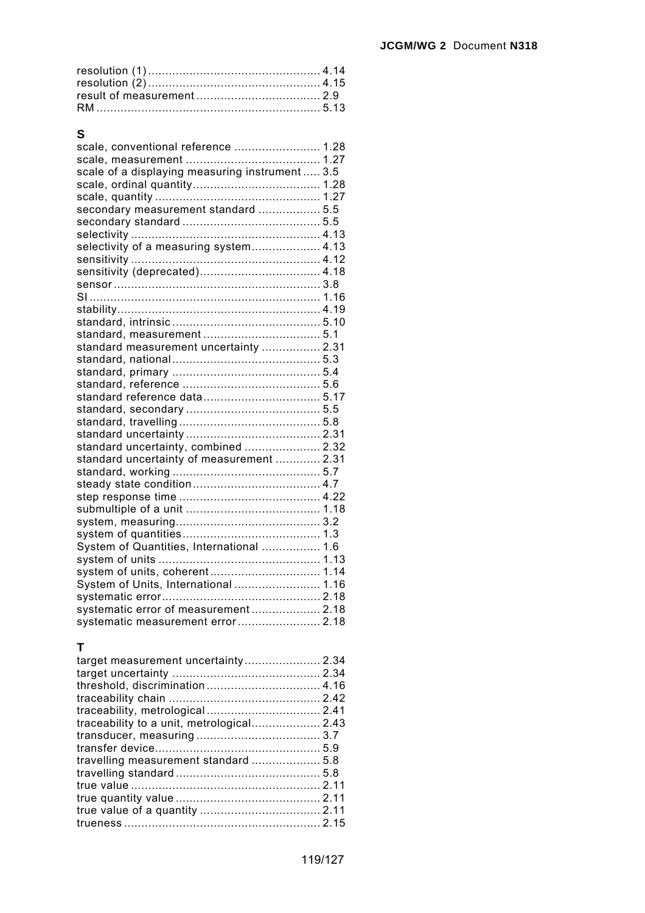resolution (1) .................................................. 4.14
resolution (2) .................................................. 4.15
result of measurement .................................... 2.9
RM ................................................................. 5.13

## S

scale, conventional reference ......................... 1.28
scale, measurement ....................................... 1.27
scale of a displaying measuring instrument ..... 3.5
scale, ordinal quantity..................................... 1.28
scale, quantity ............................................... 1.27
secondary measurement standard .................. 5.5
secondary standard ........................................ 5.5
selectivity ...................................................... 4.13
selectivity of a measuring system.................... 4.13
sensitivity ...................................................... 4.12
sensitivity (deprecated)................................... 4.18
sensor ........................................................... 3.8
SI .................................................................. 1.16
stability........................................................... 4.19
standard, intrinsic ........................................... 5.10
standard, measurement .................................. 5.1
standard measurement uncertainty ................. 2.31
standard, national........................................... 5.3
standard, primary ........................................... 5.4
standard, reference ........................................ 5.6
standard reference data.................................. 5.17
standard, secondary ....................................... 5.5
standard, travelling ......................................... 5.8
standard uncertainty ....................................... 2.31
standard uncertainty, combined ...................... 2.32
standard uncertainty of measurement ............. 2.31
standard, working ........................................... 5.7
steady state condition ..................................... 4.7
step response time ......................................... 4.22
submultiple of a unit ....................................... 1.18
system, measuring.......................................... 3.2
system of quantities........................................ 1.3
System of Quantities, International ................. 1.6
system of units ............................................... 1.13
system of units, coherent ................................ 1.14
System of Units, International ......................... 1.16
systematic error.............................................. 2.18
systematic error of measurement .................... 2.18
systematic measurement error ........................ 2.18

## T

target measurement uncertainty...................... 2.34
target uncertainty ........................................... 2.34
threshold, discrimination ................................. 4.16
traceability chain ............................................ 2.42
traceability, metrological ................................. 2.41
traceability to a unit, metrological.................... 2.43
transducer, measuring .................................... 3.7
transfer device................................................ 5.9
travelling measurement standard .................... 5.8
travelling standard .......................................... 5.8
true value ....................................................... 2.11
true quantity value .......................................... 2.11
true value of a quantity ................................... 2.11
trueness ......................................................... 2.15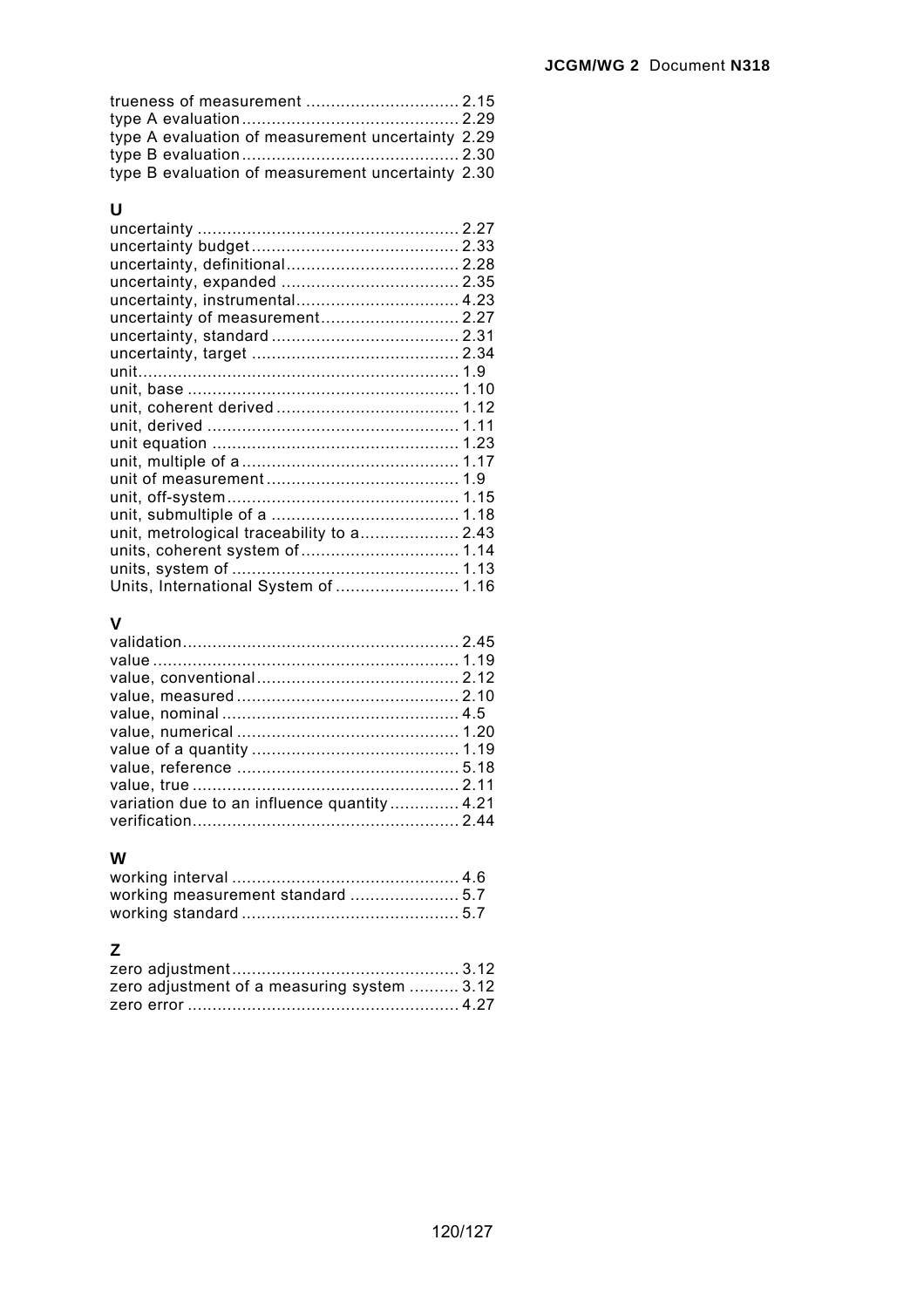trueness of measurement ................................ 2.15
type A evaluation ........................................... 2.29
type A evaluation of measurement uncertainty 2.29
type B evaluation ........................................... 2.30
type B evaluation of measurement uncertainty 2.30

## U

uncertainty .................................................... 2.27
uncertainty budget ......................................... 2.33
uncertainty, definitional .................................. 2.28
uncertainty, expanded .................................... 2.35
uncertainty, instrumental ................................. 4.23
uncertainty of measurement ............................ 2.27
uncertainty, standard ...................................... 2.31
uncertainty, target .......................................... 2.34
unit ................................................................. 1.9
unit, base ...................................................... 1.10
unit, coherent derived ..................................... 1.12
unit, derived .................................................. 1.11
unit equation .................................................. 1.23
unit, multiple of a ........................................... 1.17
unit of measurement ....................................... 1.9
unit, off-system .............................................. 1.15
unit, submultiple of a ...................................... 1.18
unit, metrological traceability to a .................... 2.43
units, coherent system of ................................ 1.14
units, system of ............................................. 1.13
Units, International System of ......................... 1.16

## V

validation ....................................................... 2.45
value ............................................................. 1.19
value, conventional ......................................... 2.12
value, measured ............................................. 2.10
value, nominal ................................................ 4.5
value, numerical ............................................. 1.20
value of a quantity .......................................... 1.19
value, reference ............................................. 5.18
value, true ...................................................... 2.11
variation due to an influence quantity .............. 4.21
verification ..................................................... 2.44

## W

working interval ............................................. 4.6
working measurement standard ...................... 5.7
working standard ........................................... 5.7

## Z

zero adjustment ............................................. 3.12
zero adjustment of a measuring system .......... 3.12
zero error ...................................................... 4.27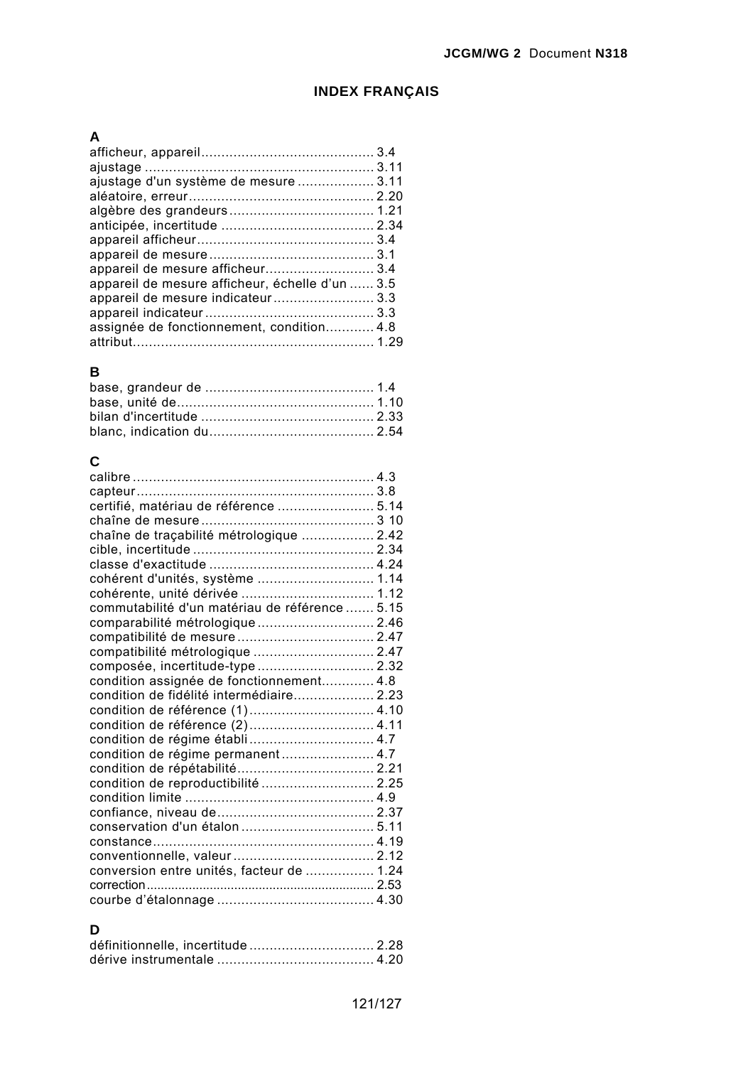# INDEX FRANÇAIS

## A

afficheur, appareil........................................... 3.4
ajustage ......................................................... 3.11
ajustage d'un système de mesure ................... 3.11
aléatoire, erreur.............................................. 2.20
algèbre des grandeurs .................................... 1.21
anticipée, incertitude ...................................... 2.34
appareil afficheur............................................ 3.4
appareil de mesure ......................................... 3.1
appareil de mesure afficheur........................... 3.4
appareil de mesure afficheur, échelle d'un ...... 3.5
appareil de mesure indicateur ......................... 3.3
appareil indicateur .......................................... 3.3
assignée de fonctionnement, condition............ 4.8
attribut............................................................ 1.29

## B

base, grandeur de .......................................... 1.4
base, unité de................................................. 1.10
bilan d'incertitude ........................................... 2.33
blanc, indication du......................................... 2.54

## C

calibre ............................................................ 4.3
capteur ........................................................... 3.8
certifié, matériau de référence ........................ 5.14
chaîne de mesure ........................................... 3 10
chaîne de traçabilité métrologique .................. 2.42
cible, incertitude ............................................. 2.34
classe d'exactitude ......................................... 4.24
cohérent d'unités, système ............................. 1.14
cohérente, unité dérivée ................................. 1.12
commutabilité d'un matériau de référence ....... 5.15
comparabilité métrologique ............................. 2.46
compatibilité de mesure .................................. 2.47
compatibilité métrologique .............................. 2.47
composée, incertitude-type ............................. 2.32
condition assignée de fonctionnement............. 4.8
condition de fidélité intermédiaire.................... 2.23
condition de référence (1)............................... 4.10
condition de référence (2)............................... 4.11
condition de régime établi ............................... 4.7
condition de régime permanent ....................... 4.7
condition de répétabilité.................................. 2.21
condition de reproductibilité ............................ 2.25
condition limite ............................................... 4.9
confiance, niveau de....................................... 2.37
conservation d'un étalon ................................. 5.11
constance....................................................... 4.19
conventionnelle, valeur ................................... 2.12
conversion entre unités, facteur de ................. 1.24
correction........................................................ 2.53
courbe d'étalonnage ....................................... 4.30

## D

définitionnelle, incertitude ............................... 2.28
dérive instrumentale ....................................... 4.20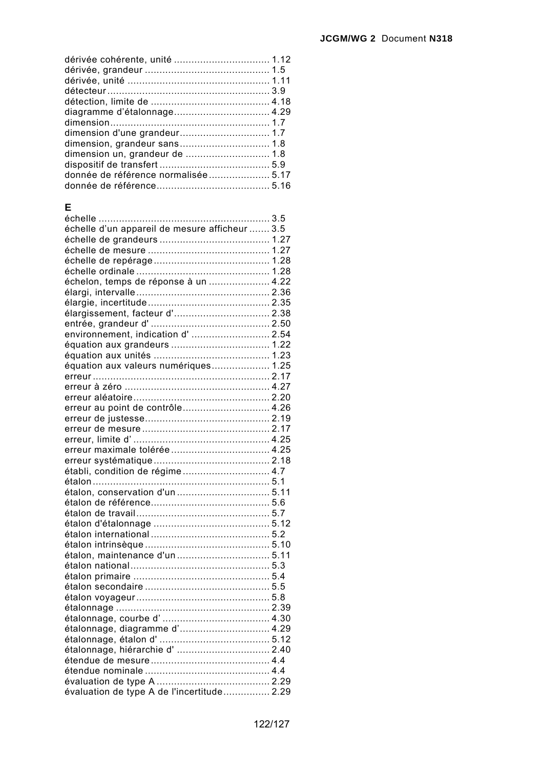dérivée cohérente, unité ................................. 1.12
dérivée, grandeur ........................................... 1.5
dérivée, unité ................................................ 1.11
détecteur ........................................................ 3.9
détection, limite de ........................................ 4.18
diagramme d'étalonnage ................................ 4.29
dimension ....................................................... 1.7
dimension d'une grandeur ............................... 1.7
dimension, grandeur sans ............................... 1.8
dimension un, grandeur de ............................. 1.8
dispositif de transfert ...................................... 5.9
donnée de référence normalisée ..................... 5.17
donnée de référence ....................................... 5.16

## E

échelle ............................................................ 3.5
échelle d'un appareil de mesure afficheur ....... 3.5
échelle de grandeurs ...................................... 1.27
échelle de mesure .......................................... 1.27
échelle de repérage ........................................ 1.28
échelle ordinale .............................................. 1.28
échelon, temps de réponse à un ..................... 4.22
élargi, intervalle .............................................. 2.36
élargie, incertitude .......................................... 2.35
élargissement, facteur d' ................................. 2.38
entrée, grandeur d' ......................................... 2.50
environnement, indication d' ........................... 2.54
équation aux grandeurs .................................. 1.22
équation aux unités ........................................ 1.23
équation aux valeurs numériques .................... 1.25
erreur ............................................................. 2.17
erreur à zéro .................................................. 4.27
erreur aléatoire ............................................... 2.20
erreur au point de contrôle .............................. 4.26
erreur de justesse ........................................... 2.19
erreur de mesure ............................................ 2.17
erreur, limite d' ............................................... 4.25
erreur maximale tolérée .................................. 4.25
erreur systématique ........................................ 2.18
établi, condition de régime .............................. 4.7
étalon ............................................................. 5.1
étalon, conservation d'un ................................ 5.11
étalon de référence ......................................... 5.6
étalon de travail .............................................. 5.7
étalon d'étalonnage ........................................ 5.12
étalon international ......................................... 5.2
étalon intrinsèque ........................................... 5.10
étalon, maintenance d'un ................................ 5.11
étalon national ................................................ 5.3
étalon primaire ............................................... 5.4
étalon secondaire ........................................... 5.5
étalon voyageur .............................................. 5.8
étalonnage ..................................................... 2.39
étalonnage, courbe d' ..................................... 4.30
étalonnage, diagramme d' ............................... 4.29
étalonnage, étalon d' ...................................... 5.12
étalonnage, hiérarchie d' ................................ 2.40
étendue de mesure ......................................... 4.4
étendue nominale ........................................... 4.4
évaluation de type A ....................................... 2.29
évaluation de type A de l'incertitude ................ 2.29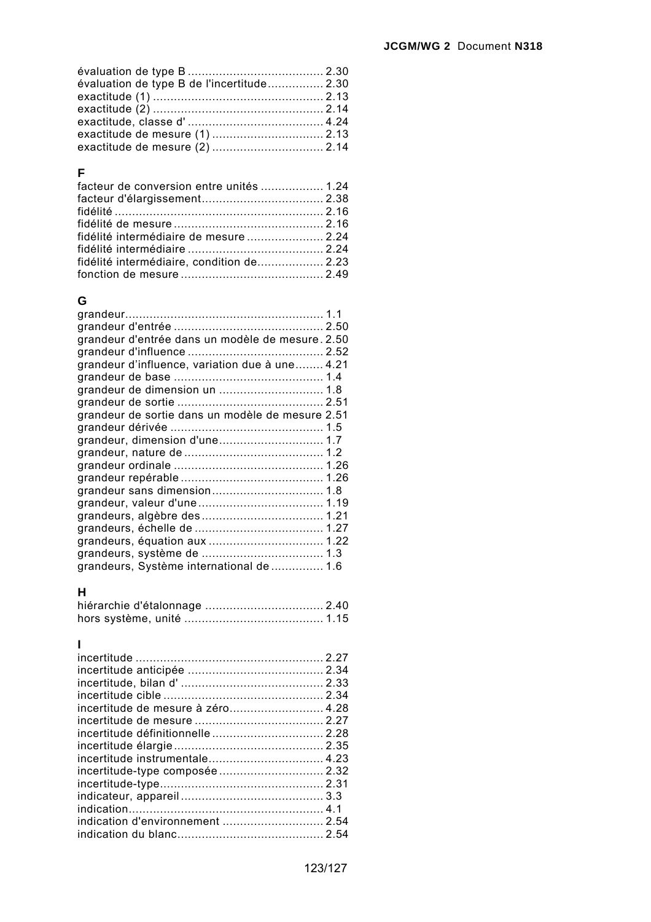évaluation de type B ....................................... 2.30
évaluation de type B de l'incertitude................ 2.30
exactitude (1) ................................................. 2.13
exactitude (2) ................................................. 2.14
exactitude, classe d' ....................................... 4.24
exactitude de mesure (1) ................................ 2.13
exactitude de mesure (2) ................................ 2.14

**F**

facteur de conversion entre unités .................. 1.24
facteur d'élargissement................................... 2.38
fidélité ............................................................ 2.16
fidélité de mesure ........................................... 2.16
fidélité intermédiaire de mesure ...................... 2.24
fidélité intermédiaire ....................................... 2.24
fidélité intermédiaire, condition de................... 2.23
fonction de mesure ......................................... 2.49

**G**

grandeur......................................................... 1.1
grandeur d'entrée ........................................... 2.50
grandeur d'entrée dans un modèle de mesure. 2.50
grandeur d'influence ....................................... 2.52
grandeur d’influence, variation due à une........ 4.21
grandeur de base ........................................... 1.4
grandeur de dimension un .............................. 1.8
grandeur de sortie .......................................... 2.51
grandeur de sortie dans un modèle de mesure 2.51
grandeur dérivée ............................................ 1.5
grandeur, dimension d'une.............................. 1.7
grandeur, nature de ........................................ 1.2
grandeur ordinale ........................................... 1.26
grandeur repérable ......................................... 1.26
grandeur sans dimension................................ 1.8
grandeur, valeur d'une.................................... 1.19
grandeurs, algèbre des................................... 1.21
grandeurs, échelle de ..................................... 1.27
grandeurs, équation aux ................................. 1.22
grandeurs, système de ................................... 1.3
grandeurs, Système international de ............... 1.6

**H**

hiérarchie d'étalonnage .................................. 2.40
hors système, unité ........................................ 1.15

**I**

incertitude ...................................................... 2.27
incertitude anticipée ....................................... 2.34
incertitude, bilan d' ......................................... 2.33
incertitude cible .............................................. 2.34
incertitude de mesure à zéro........................... 4.28
incertitude de mesure ..................................... 2.27
incertitude définitionnelle ................................ 2.28
incertitude élargie ........................................... 2.35
incertitude instrumentale................................. 4.23
incertitude-type composée .............................. 2.32
incertitude-type............................................... 2.31
indicateur, appareil ......................................... 3.3
indication........................................................ 4.1
indication d'environnement ............................. 2.54
indication du blanc.......................................... 2.54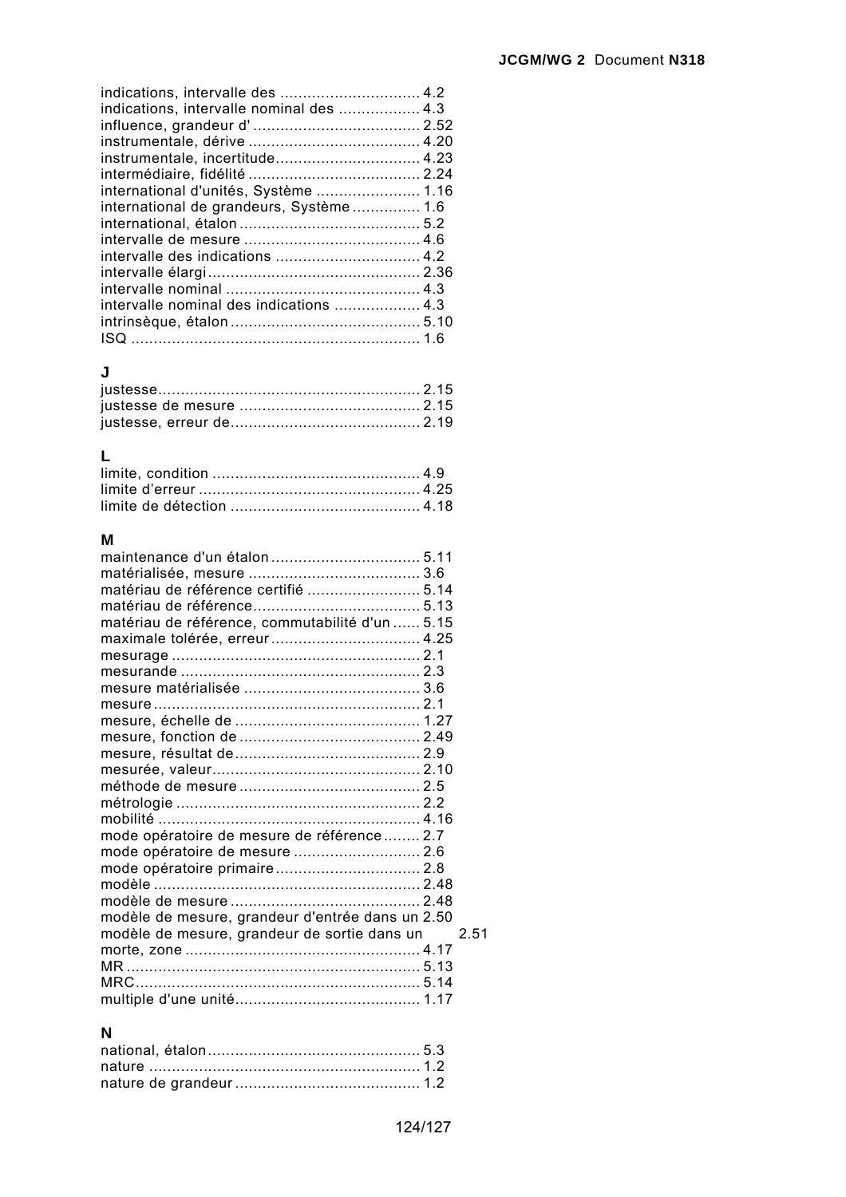indications, intervalle des ............................... 4.2
indications, intervalle nominal des .................. 4.3
influence, grandeur d' ..................................... 2.52
instrumentale, dérive ...................................... 4.20
instrumentale, incertitude................................ 4.23
intermédiaire, fidélité ...................................... 2.24
international d'unités, Système ....................... 1.16
international de grandeurs, Système ............... 1.6
international, étalon ........................................ 5.2
intervalle de mesure ....................................... 4.6
intervalle des indications ................................ 4.2
intervalle élargi ............................................... 2.36
intervalle nominal ........................................... 4.3
intervalle nominal des indications ................... 4.3
intrinsèque, étalon .......................................... 5.10
ISQ ................................................................ 1.6

## J

justesse......................................................... 2.15
justesse de mesure ........................................ 2.15
justesse, erreur de.......................................... 2.19

## L

limite, condition .............................................. 4.9
limite d'erreur ................................................. 4.25
limite de détection .......................................... 4.18

## M

maintenance d'un étalon ................................. 5.11
matérialisée, mesure ...................................... 3.6
matériau de référence certifié ......................... 5.14
matériau de référence..................................... 5.13
matériau de référence, commutabilité d'un ...... 5.15
maximale tolérée, erreur ................................. 4.25
mesurage ....................................................... 2.1
mesurande ..................................................... 2.3
mesure matérialisée ....................................... 3.6
mesure .......................................................... 2.1
mesure, échelle de ......................................... 1.27
mesure, fonction de ........................................ 2.49
mesure, résultat de......................................... 2.9
mesurée, valeur.............................................. 2.10
méthode de mesure ........................................ 2.5
métrologie ...................................................... 2.2
mobilité .......................................................... 4.16
mode opératoire de mesure de référence ........ 2.7
mode opératoire de mesure ............................ 2.6
mode opératoire primaire ................................ 2.8
modèle ........................................................... 2.48
modèle de mesure .......................................... 2.48
modèle de mesure, grandeur d'entrée dans un 2.50
modèle de mesure, grandeur de sortie dans un 2.51
morte, zone .................................................... 4.17
MR ................................................................. 5.13
MRC............................................................... 5.14
multiple d'une unité......................................... 1.17

## N

national, étalon............................................... 5.3
nature ............................................................ 1.2
nature de grandeur ......................................... 1.2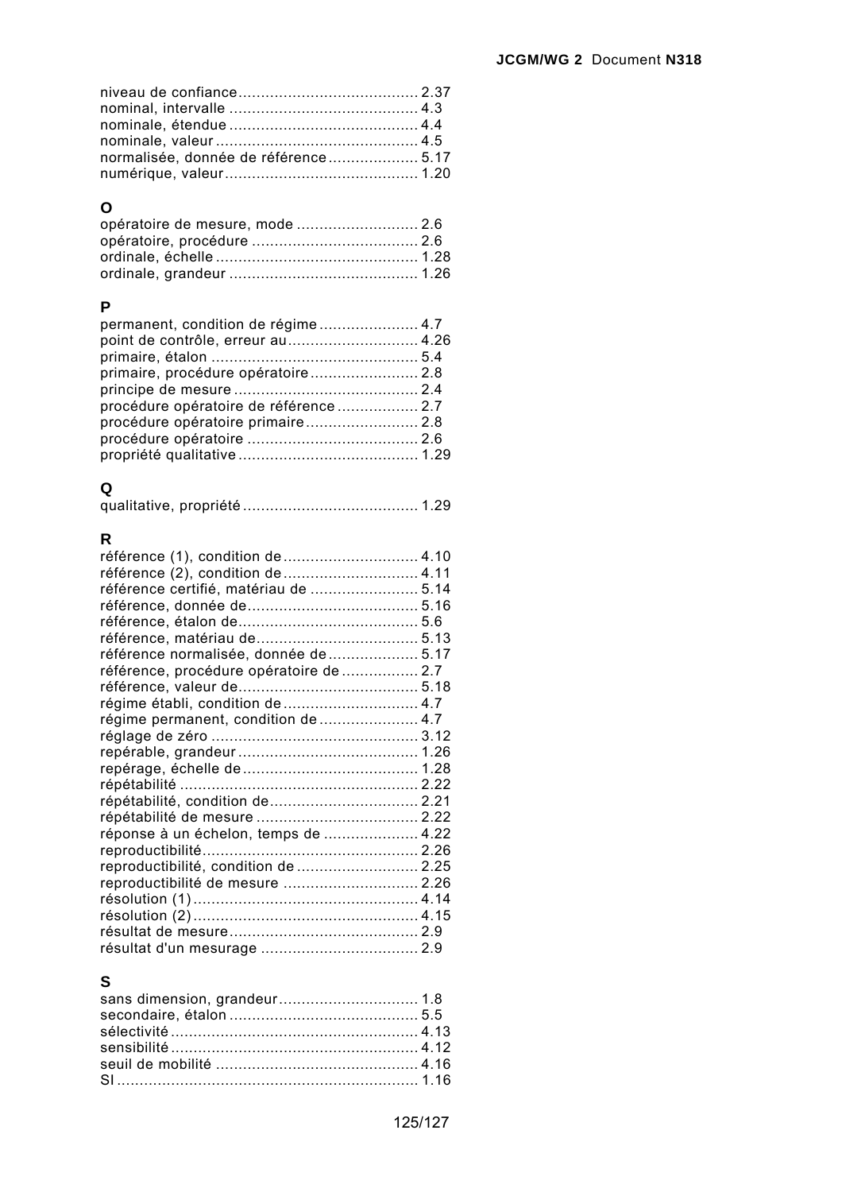niveau de confiance ........................................ 2.37
nominal, intervalle .......................................... 4.3
nominale, étendue .......................................... 4.4
nominale, valeur ............................................ 4.5
normalisée, donnée de référence .................... 5.17
numérique, valeur........................................... 1.20

**O**

opératoire de mesure, mode ........................... 2.6
opératoire, procédure ..................................... 2.6
ordinale, échelle ............................................. 1.28
ordinale, grandeur .......................................... 1.26

**P**

permanent, condition de régime ...................... 4.7
point de contrôle, erreur au............................. 4.26
primaire, étalon .............................................. 5.4
primaire, procédure opératoire ........................ 2.8
principe de mesure ......................................... 2.4
procédure opératoire de référence .................. 2.7
procédure opératoire primaire ......................... 2.8
procédure opératoire ....................................... 2.6
propriété qualitative ........................................ 1.29

**Q**

qualitative, propriété ....................................... 1.29

**R**

référence (1), condition de .............................. 4.10
référence (2), condition de .............................. 4.11
référence certifié, matériau de ........................ 5.14
référence, donnée de...................................... 5.16
référence, étalon de........................................ 5.6
référence, matériau de.................................... 5.13
référence normalisée, donnée de .................... 5.17
référence, procédure opératoire de ................. 2.7
référence, valeur de........................................ 5.18
régime établi, condition de .............................. 4.7
régime permanent, condition de ...................... 4.7
réglage de zéro .............................................. 3.12
repérable, grandeur ........................................ 1.26
repérage, échelle de ....................................... 1.28
répétabilité ..................................................... 2.22
répétabilité, condition de................................. 2.21
répétabilité de mesure .................................... 2.22
réponse à un échelon, temps de ..................... 4.22
reproductibilité................................................ 2.26
reproductibilité, condition de ........................... 2.25
reproductibilité de mesure .............................. 2.26
résolution (1) .................................................. 4.14
résolution (2) .................................................. 4.15
résultat de mesure.......................................... 2.9
résultat d'un mesurage ................................... 2.9

**S**

sans dimension, grandeur............................... 1.8
secondaire, étalon .......................................... 5.5
sélectivité ....................................................... 4.13
sensibilité ....................................................... 4.12
seuil de mobilité ............................................. 4.16
SI ................................................................... 1.16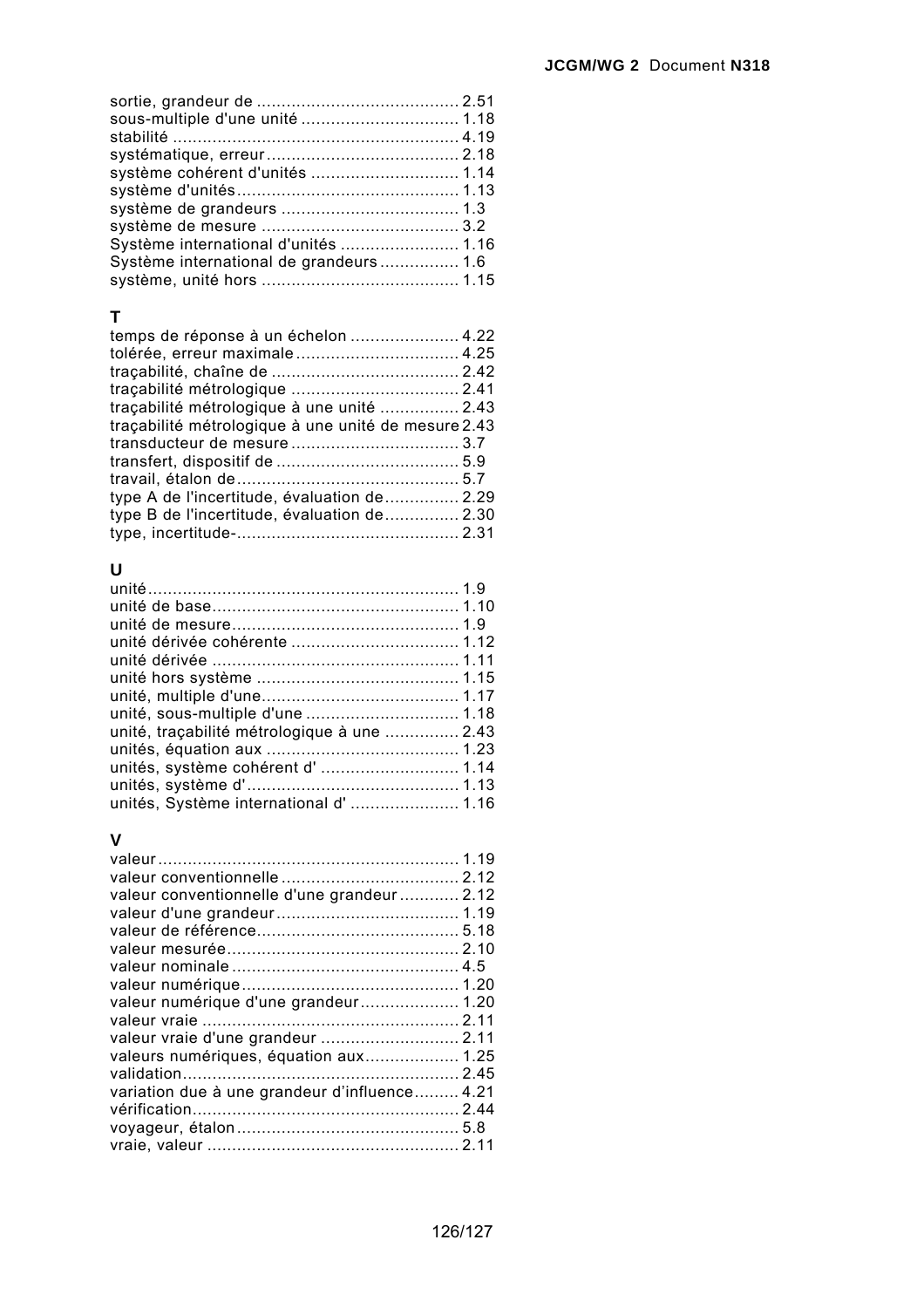sortie, grandeur de ........................................ 2.51
sous-multiple d'une unité ............................... 1.18
stabilité ......................................................... 4.19
systématique, erreur....................................... 2.18
système cohérent d'unités .............................. 1.14
système d'unités............................................ 1.13
système de grandeurs .................................... 1.3
système de mesure ........................................ 3.2
Système international d'unités ........................ 1.16
Système international de grandeurs ................ 1.6
système, unité hors ........................................ 1.15

## T

temps de réponse à un échelon ...................... 4.22
tolérée, erreur maximale ................................. 4.25
traçabilité, chaîne de ...................................... 2.42
traçabilité métrologique .................................. 2.41
traçabilité métrologique à une unité ................ 2.43
traçabilité métrologique à une unité de mesure 2.43
transducteur de mesure .................................. 3.7
transfert, dispositif de .................................... 5.9
travail, étalon de ............................................ 5.7
type A de l'incertitude, évaluation de ............... 2.29
type B de l'incertitude, évaluation de ............... 2.30
type, incertitude- ............................................ 2.31

## U

unité .............................................................. 1.9
unité de base ................................................. 1.10
unité de mesure ............................................. 1.9
unité dérivée cohérente .................................. 1.12
unité dérivée ................................................. 1.11
unité hors système ........................................ 1.15
unité, multiple d'une ....................................... 1.17
unité, sous-multiple d'une ............................... 1.18
unité, traçabilité métrologique à une ............... 2.43
unités, équation aux ....................................... 1.23
unités, système cohérent d' ............................ 1.14
unités, système d' .......................................... 1.13
unités, Système international d' ...................... 1.16

## V

valeur ............................................................ 1.19
valeur conventionnelle .................................... 2.12
valeur conventionnelle d'une grandeur ............ 2.12
valeur d'une grandeur .................................... 1.19
valeur de référence ........................................ 5.18
valeur mesurée .............................................. 2.10
valeur nominale ............................................. 4.5
valeur numérique ........................................... 1.20
valeur numérique d'une grandeur .................... 1.20
valeur vraie ................................................... 2.11
valeur vraie d'une grandeur ............................ 2.11
valeurs numériques, équation aux ................... 1.25
validation ....................................................... 2.45
variation due à une grandeur d'influence ......... 4.21
vérification ..................................................... 2.44
voyageur, étalon ............................................ 5.8
vraie, valeur .................................................. 2.11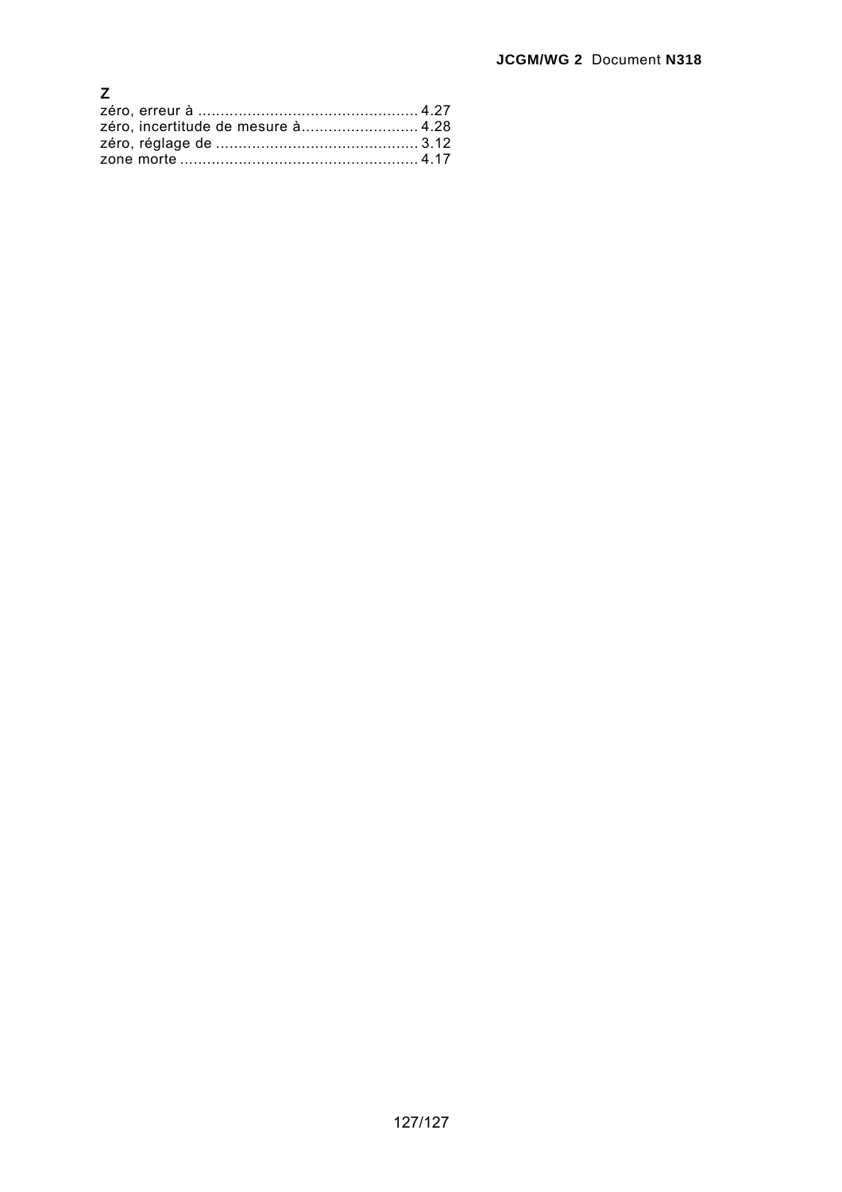## Z

zéro, erreur à ................................................ 4.27
zéro, incertitude de mesure à.......................... 4.28
zéro, réglage de ............................................ 3.12
zone morte .................................................... 4.17